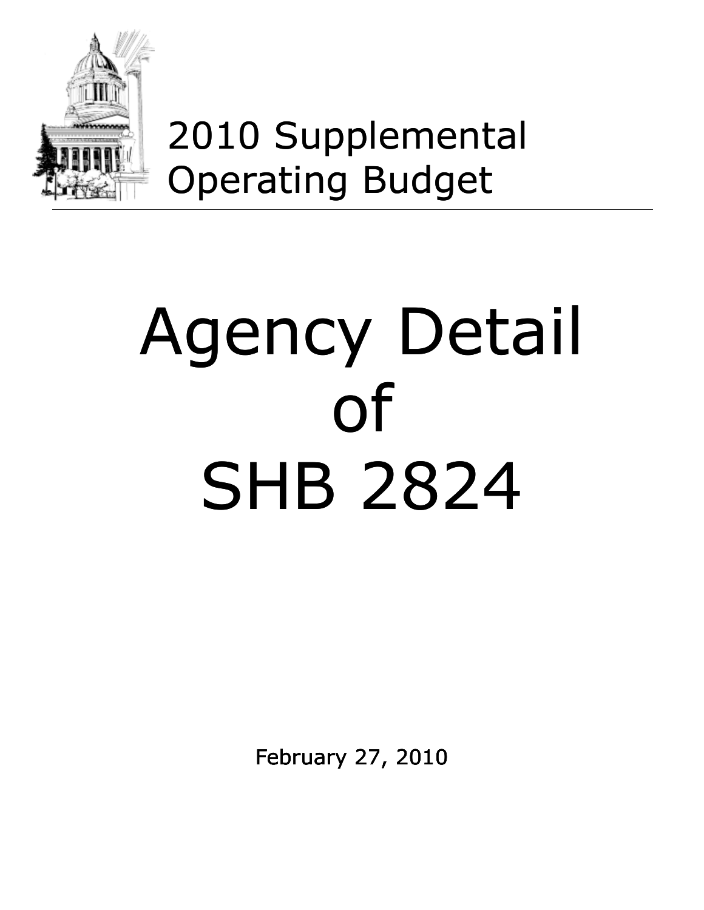# 2010 Supplemental Operating Budget

# Agency Detail of SHB 2824

February 27, 2010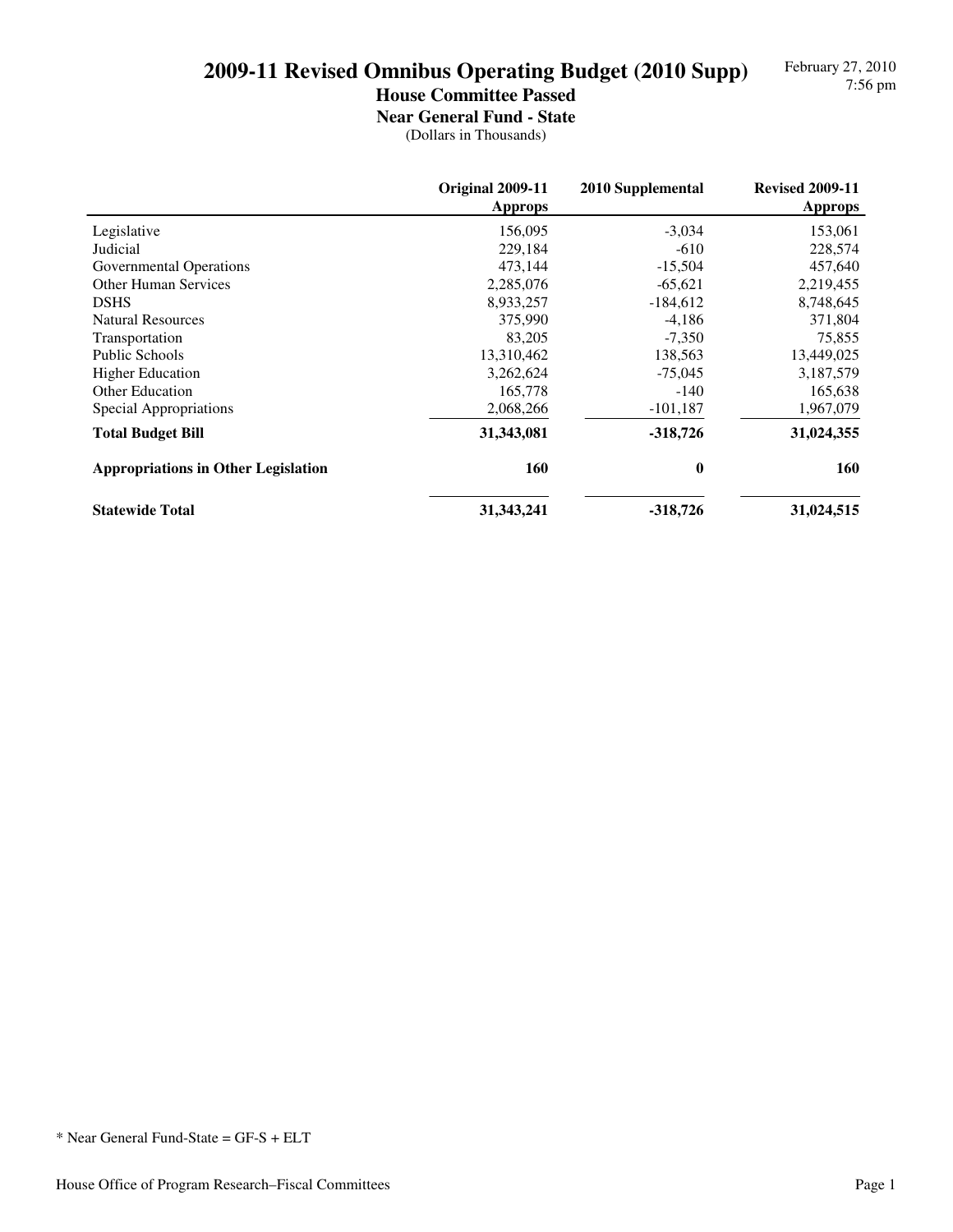# 2009-11 Revised Omnibus Operating Budget (2010 Supp)

## House Committee Passed

### Near General Fund - State

(Dollars in Thousands)

February 27, 2010
7:56 pm

| | Original 2009-11 Approps | 2010 Supplemental | Revised 2009-11 Approps |
|---|---|---|---|
| Legislative | 156,095 | -3,034 | 153,061 |
| Judicial | 229,184 | -610 | 228,574 |
| Governmental Operations | 473,144 | -15,504 | 457,640 |
| Other Human Services | 2,285,076 | -65,621 | 2,219,455 |
| DSHS | 8,933,257 | -184,612 | 8,748,645 |
| Natural Resources | 375,990 | -4,186 | 371,804 |
| Transportation | 83,205 | -7,350 | 75,855 |
| Public Schools | 13,310,462 | 138,563 | 13,449,025 |
| Higher Education | 3,262,624 | -75,045 | 3,187,579 |
| Other Education | 165,778 | -140 | 165,638 |
| Special Appropriations | 2,068,266 | -101,187 | 1,967,079 |
| **Total Budget Bill** | **31,343,081** | **-318,726** | **31,024,355** |
| **Appropriations in Other Legislation** | **160** | **0** | **160** |
| **Statewide Total** | **31,343,241** | **-318,726** | **31,024,515** |

* Near General Fund-State = GF-S + ELT

House Office of Program Research–Fiscal Committees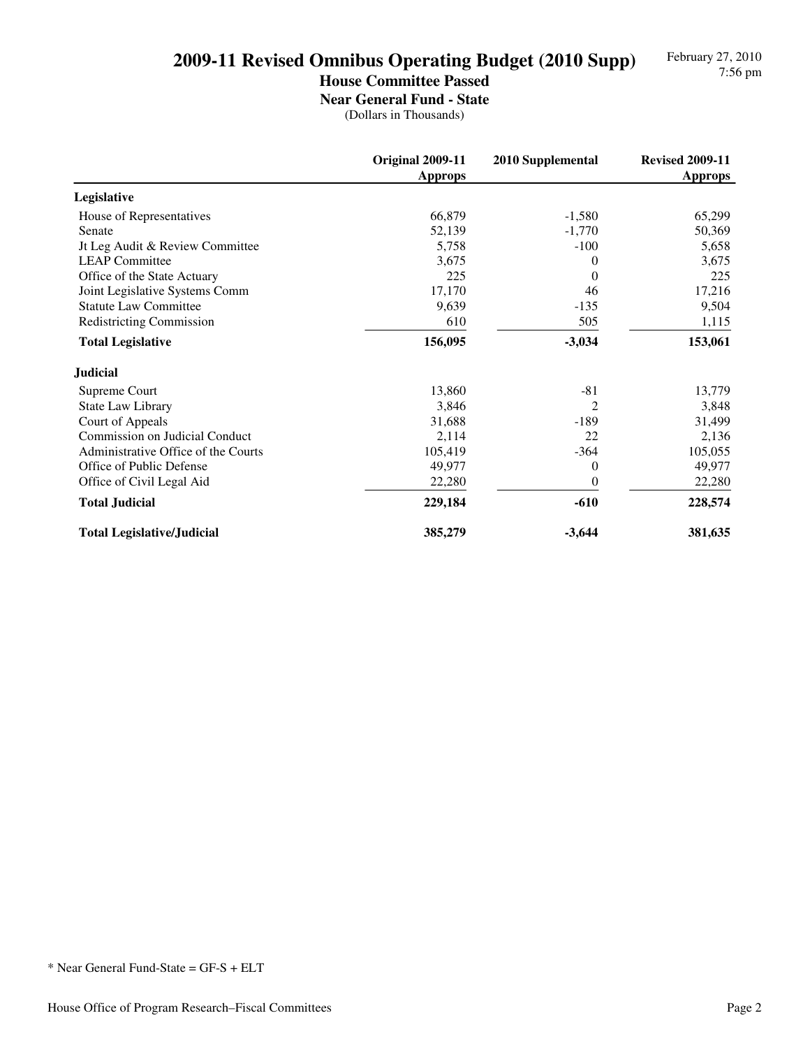# 2009-11 Revised Omnibus Operating Budget (2010 Supp)

## House Committee Passed

### Near General Fund - State

(Dollars in Thousands)

February 27, 2010
7:56 pm

| | Original 2009-11 Approps | 2010 Supplemental | Revised 2009-11 Approps |
|---|---|---|---|
| **Legislative** | | | |
| House of Representatives | 66,879 | -1,580 | 65,299 |
| Senate | 52,139 | -1,770 | 50,369 |
| Jt Leg Audit & Review Committee | 5,758 | -100 | 5,658 |
| LEAP Committee | 3,675 | 0 | 3,675 |
| Office of the State Actuary | 225 | 0 | 225 |
| Joint Legislative Systems Comm | 17,170 | 46 | 17,216 |
| Statute Law Committee | 9,639 | -135 | 9,504 |
| Redistricting Commission | 610 | 505 | 1,115 |
| **Total Legislative** | **156,095** | **-3,034** | **153,061** |
| **Judicial** | | | |
| Supreme Court | 13,860 | -81 | 13,779 |
| State Law Library | 3,846 | 2 | 3,848 |
| Court of Appeals | 31,688 | -189 | 31,499 |
| Commission on Judicial Conduct | 2,114 | 22 | 2,136 |
| Administrative Office of the Courts | 105,419 | -364 | 105,055 |
| Office of Public Defense | 49,977 | 0 | 49,977 |
| Office of Civil Legal Aid | 22,280 | 0 | 22,280 |
| **Total Judicial** | **229,184** | **-610** | **228,574** |
| **Total Legislative/Judicial** | **385,279** | **-3,644** | **381,635** |

* Near General Fund-State = GF-S + ELT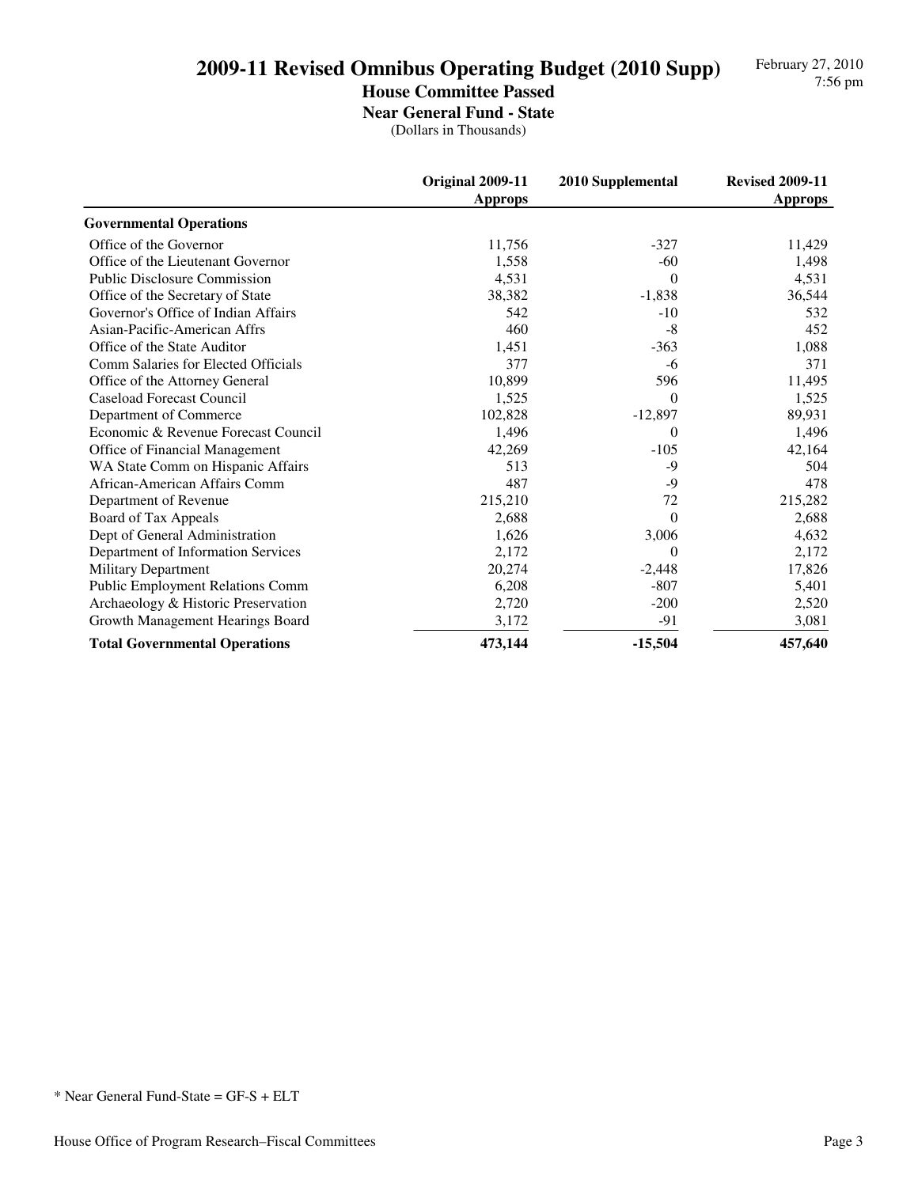# 2009-11 Revised Omnibus Operating Budget (2010 Supp)

## House Committee Passed

### Near General Fund - State

(Dollars in Thousands)

| | Original 2009-11 Approps | 2010 Supplemental | Revised 2009-11 Approps |
|---|---|---|---|
| **Governmental Operations** | | | |
| Office of the Governor | 11,756 | -327 | 11,429 |
| Office of the Lieutenant Governor | 1,558 | -60 | 1,498 |
| Public Disclosure Commission | 4,531 | 0 | 4,531 |
| Office of the Secretary of State | 38,382 | -1,838 | 36,544 |
| Governor's Office of Indian Affairs | 542 | -10 | 532 |
| Asian-Pacific-American Affrs | 460 | -8 | 452 |
| Office of the State Auditor | 1,451 | -363 | 1,088 |
| Comm Salaries for Elected Officials | 377 | -6 | 371 |
| Office of the Attorney General | 10,899 | 596 | 11,495 |
| Caseload Forecast Council | 1,525 | 0 | 1,525 |
| Department of Commerce | 102,828 | -12,897 | 89,931 |
| Economic & Revenue Forecast Council | 1,496 | 0 | 1,496 |
| Office of Financial Management | 42,269 | -105 | 42,164 |
| WA State Comm on Hispanic Affairs | 513 | -9 | 504 |
| African-American Affairs Comm | 487 | -9 | 478 |
| Department of Revenue | 215,210 | 72 | 215,282 |
| Board of Tax Appeals | 2,688 | 0 | 2,688 |
| Dept of General Administration | 1,626 | 3,006 | 4,632 |
| Department of Information Services | 2,172 | 0 | 2,172 |
| Military Department | 20,274 | -2,448 | 17,826 |
| Public Employment Relations Comm | 6,208 | -807 | 5,401 |
| Archaeology & Historic Preservation | 2,720 | -200 | 2,520 |
| Growth Management Hearings Board | 3,172 | -91 | 3,081 |
| **Total Governmental Operations** | **473,144** | **-15,504** | **457,640** |

* Near General Fund-State = GF-S + ELT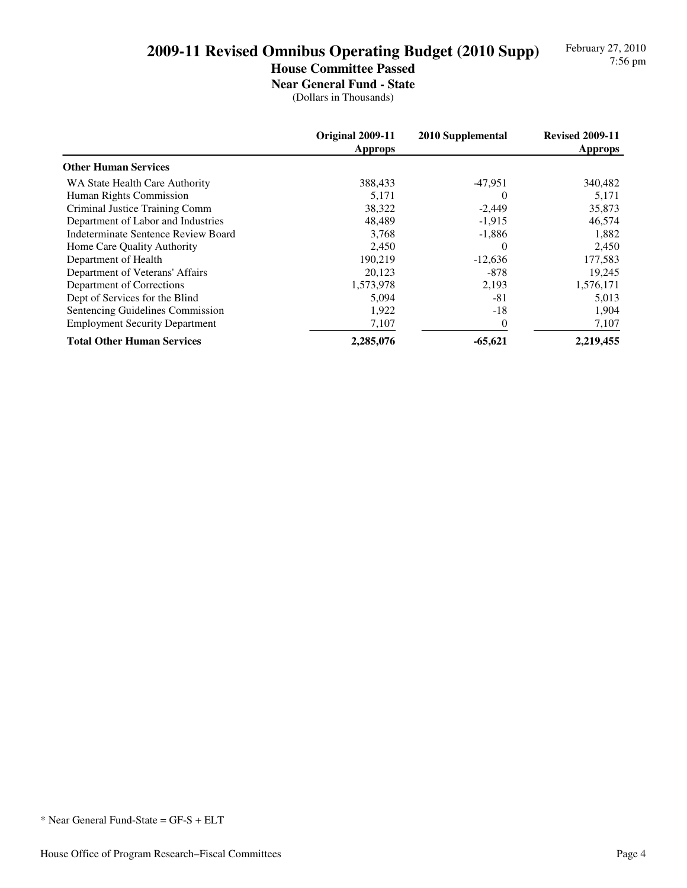# 2009-11 Revised Omnibus Operating Budget (2010 Supp)

## House Committee Passed

### Near General Fund - State

(Dollars in Thousands)

| | Original 2009-11 Approps | 2010 Supplemental | Revised 2009-11 Approps |
|---|---|---|---|
| **Other Human Services** | | | |
| WA State Health Care Authority | 388,433 | -47,951 | 340,482 |
| Human Rights Commission | 5,171 | 0 | 5,171 |
| Criminal Justice Training Comm | 38,322 | -2,449 | 35,873 |
| Department of Labor and Industries | 48,489 | -1,915 | 46,574 |
| Indeterminate Sentence Review Board | 3,768 | -1,886 | 1,882 |
| Home Care Quality Authority | 2,450 | 0 | 2,450 |
| Department of Health | 190,219 | -12,636 | 177,583 |
| Department of Veterans' Affairs | 20,123 | -878 | 19,245 |
| Department of Corrections | 1,573,978 | 2,193 | 1,576,171 |
| Dept of Services for the Blind | 5,094 | -81 | 5,013 |
| Sentencing Guidelines Commission | 1,922 | -18 | 1,904 |
| Employment Security Department | 7,107 | 0 | 7,107 |
| **Total Other Human Services** | **2,285,076** | **-65,621** | **2,219,455** |

* Near General Fund-State = GF-S + ELT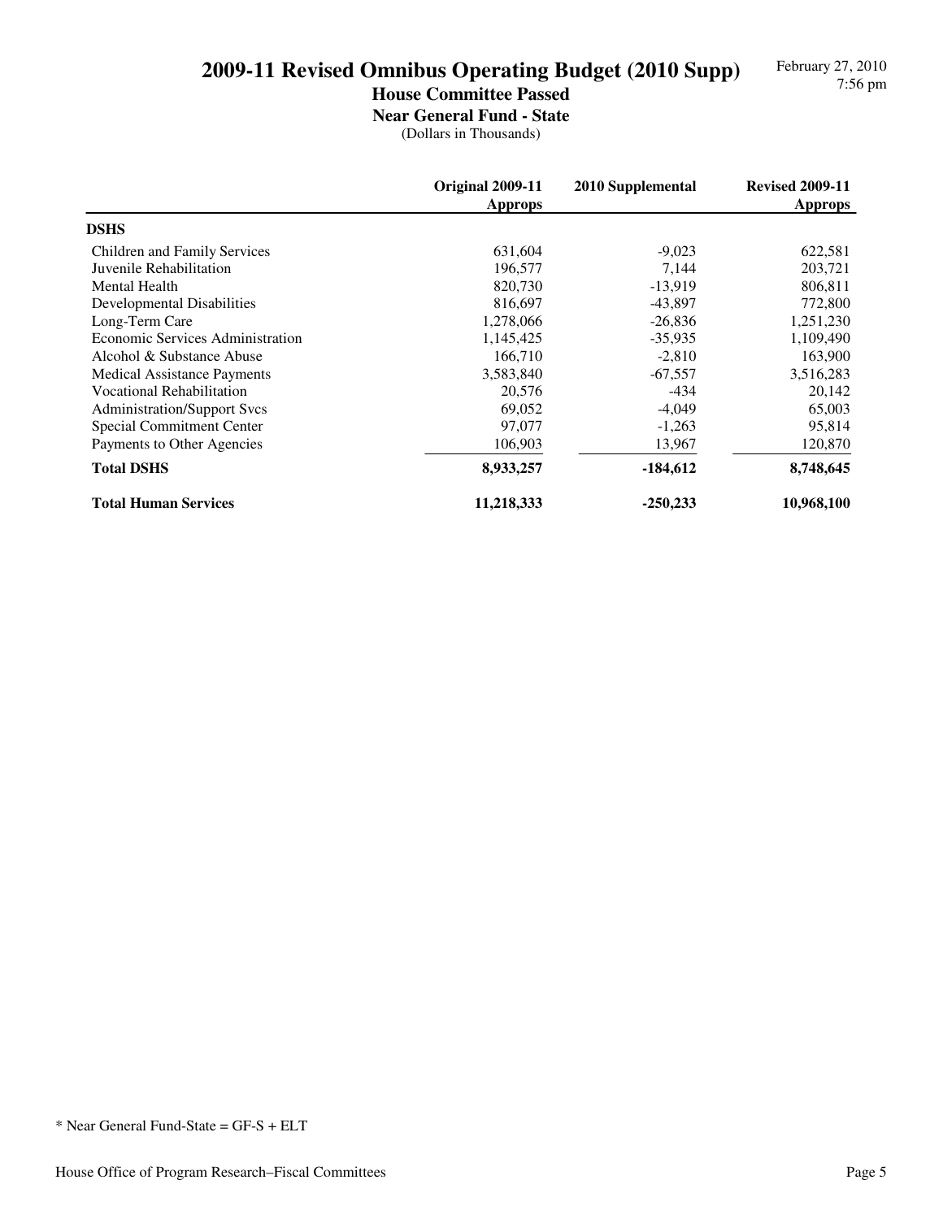# 2009-11 Revised Omnibus Operating Budget (2010 Supp)

## House Committee Passed

### Near General Fund - State

(Dollars in Thousands)

| | Original 2009-11 Approps | 2010 Supplemental | Revised 2009-11 Approps |
|---|---|---|---|
| **DSHS** | | | |
| Children and Family Services | 631,604 | -9,023 | 622,581 |
| Juvenile Rehabilitation | 196,577 | 7,144 | 203,721 |
| Mental Health | 820,730 | -13,919 | 806,811 |
| Developmental Disabilities | 816,697 | -43,897 | 772,800 |
| Long-Term Care | 1,278,066 | -26,836 | 1,251,230 |
| Economic Services Administration | 1,145,425 | -35,935 | 1,109,490 |
| Alcohol & Substance Abuse | 166,710 | -2,810 | 163,900 |
| Medical Assistance Payments | 3,583,840 | -67,557 | 3,516,283 |
| Vocational Rehabilitation | 20,576 | -434 | 20,142 |
| Administration/Support Svcs | 69,052 | -4,049 | 65,003 |
| Special Commitment Center | 97,077 | -1,263 | 95,814 |
| Payments to Other Agencies | 106,903 | 13,967 | 120,870 |
| **Total DSHS** | **8,933,257** | **-184,612** | **8,748,645** |
| **Total Human Services** | **11,218,333** | **-250,233** | **10,968,100** |

* Near General Fund-State = GF-S + ELT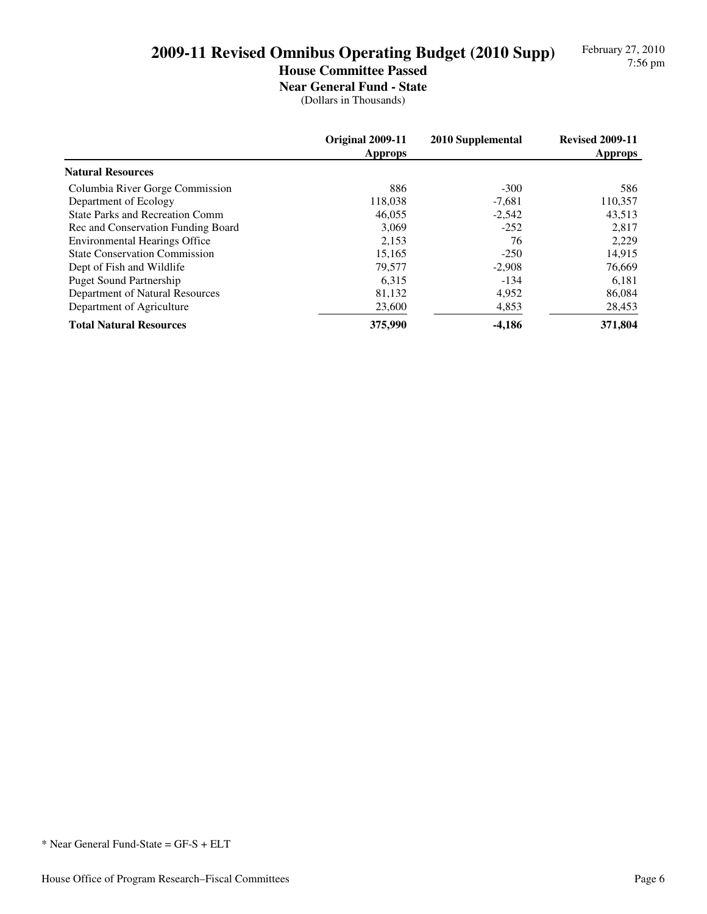# 2009-11 Revised Omnibus Operating Budget (2010 Supp)

## House Committee Passed

### Near General Fund - State

(Dollars in Thousands)

February 27, 2010
7:56 pm

| | Original 2009-11 Approps | 2010 Supplemental | Revised 2009-11 Approps |
|---|---|---|---|
| **Natural Resources** | | | |
| Columbia River Gorge Commission | 886 | -300 | 586 |
| Department of Ecology | 118,038 | -7,681 | 110,357 |
| State Parks and Recreation Comm | 46,055 | -2,542 | 43,513 |
| Rec and Conservation Funding Board | 3,069 | -252 | 2,817 |
| Environmental Hearings Office | 2,153 | 76 | 2,229 |
| State Conservation Commission | 15,165 | -250 | 14,915 |
| Dept of Fish and Wildlife | 79,577 | -2,908 | 76,669 |
| Puget Sound Partnership | 6,315 | -134 | 6,181 |
| Department of Natural Resources | 81,132 | 4,952 | 86,084 |
| Department of Agriculture | 23,600 | 4,853 | 28,453 |
| **Total Natural Resources** | **375,990** | **-4,186** | **371,804** |

* Near General Fund-State = GF-S + ELT

House Office of Program Research–Fiscal Committees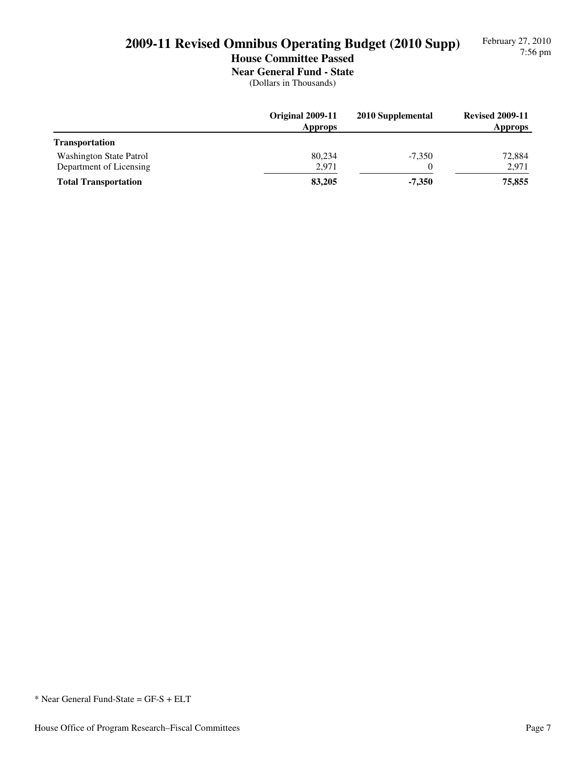# 2009-11 Revised Omnibus Operating Budget (2010 Supp)

## House Committee Passed

### Near General Fund - State

(Dollars in Thousands)

| | Original 2009-11 Approps | 2010 Supplemental | Revised 2009-11 Approps |
|---|---|---|---|
| **Transportation** | | | |
| Washington State Patrol | 80,234 | -7,350 | 72,884 |
| Department of Licensing | 2,971 | 0 | 2,971 |
| **Total Transportation** | **83,205** | **-7,350** | **75,855** |

* Near General Fund-State = GF-S + ELT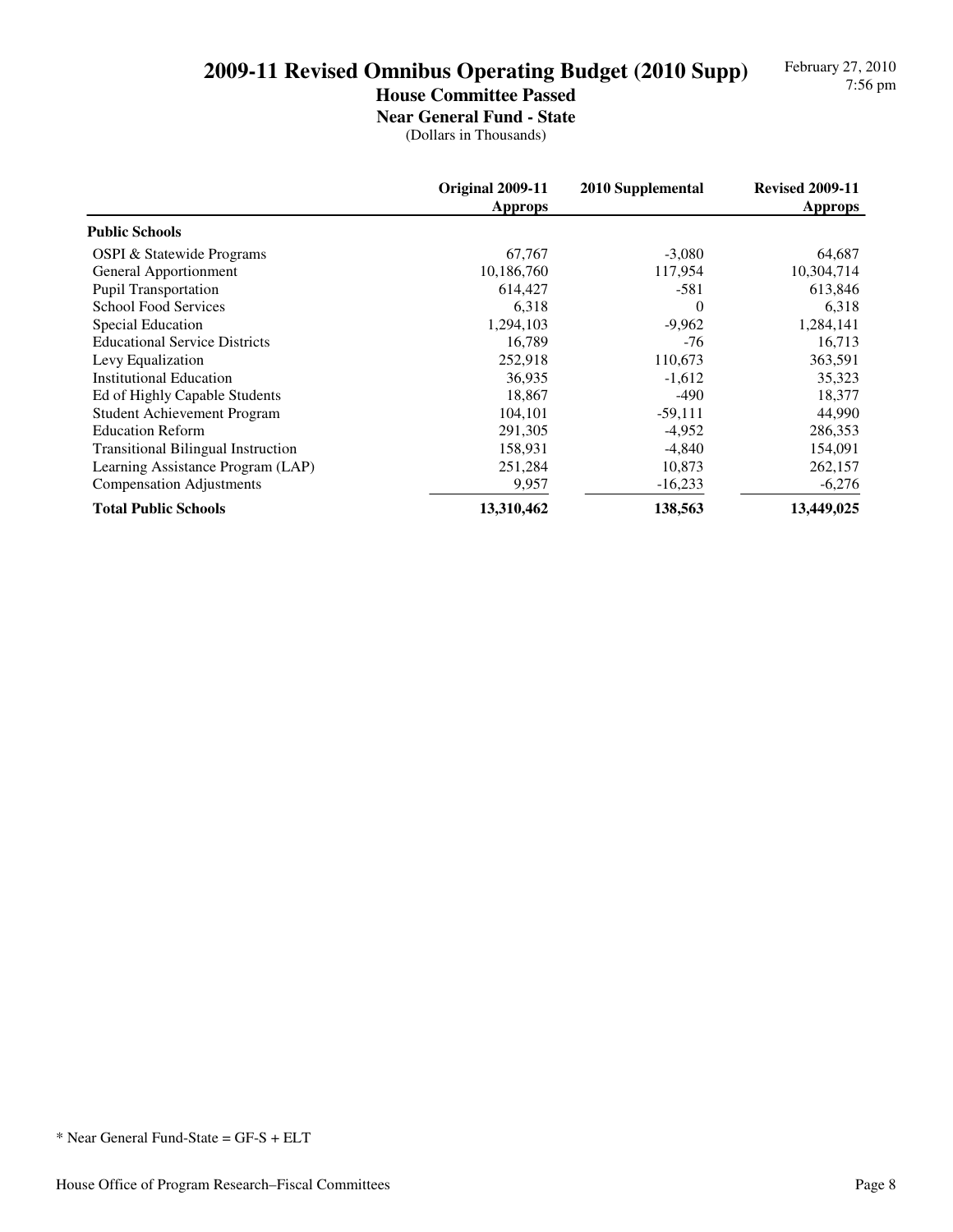# 2009-11 Revised Omnibus Operating Budget (2010 Supp)

## House Committee Passed

### Near General Fund - State

(Dollars in Thousands)

| | Original 2009-11 Approps | 2010 Supplemental | Revised 2009-11 Approps |
|---|---|---|---|
| **Public Schools** | | | |
| OSPI & Statewide Programs | 67,767 | -3,080 | 64,687 |
| General Apportionment | 10,186,760 | 117,954 | 10,304,714 |
| Pupil Transportation | 614,427 | -581 | 613,846 |
| School Food Services | 6,318 | 0 | 6,318 |
| Special Education | 1,294,103 | -9,962 | 1,284,141 |
| Educational Service Districts | 16,789 | -76 | 16,713 |
| Levy Equalization | 252,918 | 110,673 | 363,591 |
| Institutional Education | 36,935 | -1,612 | 35,323 |
| Ed of Highly Capable Students | 18,867 | -490 | 18,377 |
| Student Achievement Program | 104,101 | -59,111 | 44,990 |
| Education Reform | 291,305 | -4,952 | 286,353 |
| Transitional Bilingual Instruction | 158,931 | -4,840 | 154,091 |
| Learning Assistance Program (LAP) | 251,284 | 10,873 | 262,157 |
| Compensation Adjustments | 9,957 | -16,233 | -6,276 |
| **Total Public Schools** | **13,310,462** | **138,563** | **13,449,025** |

* Near General Fund-State = GF-S + ELT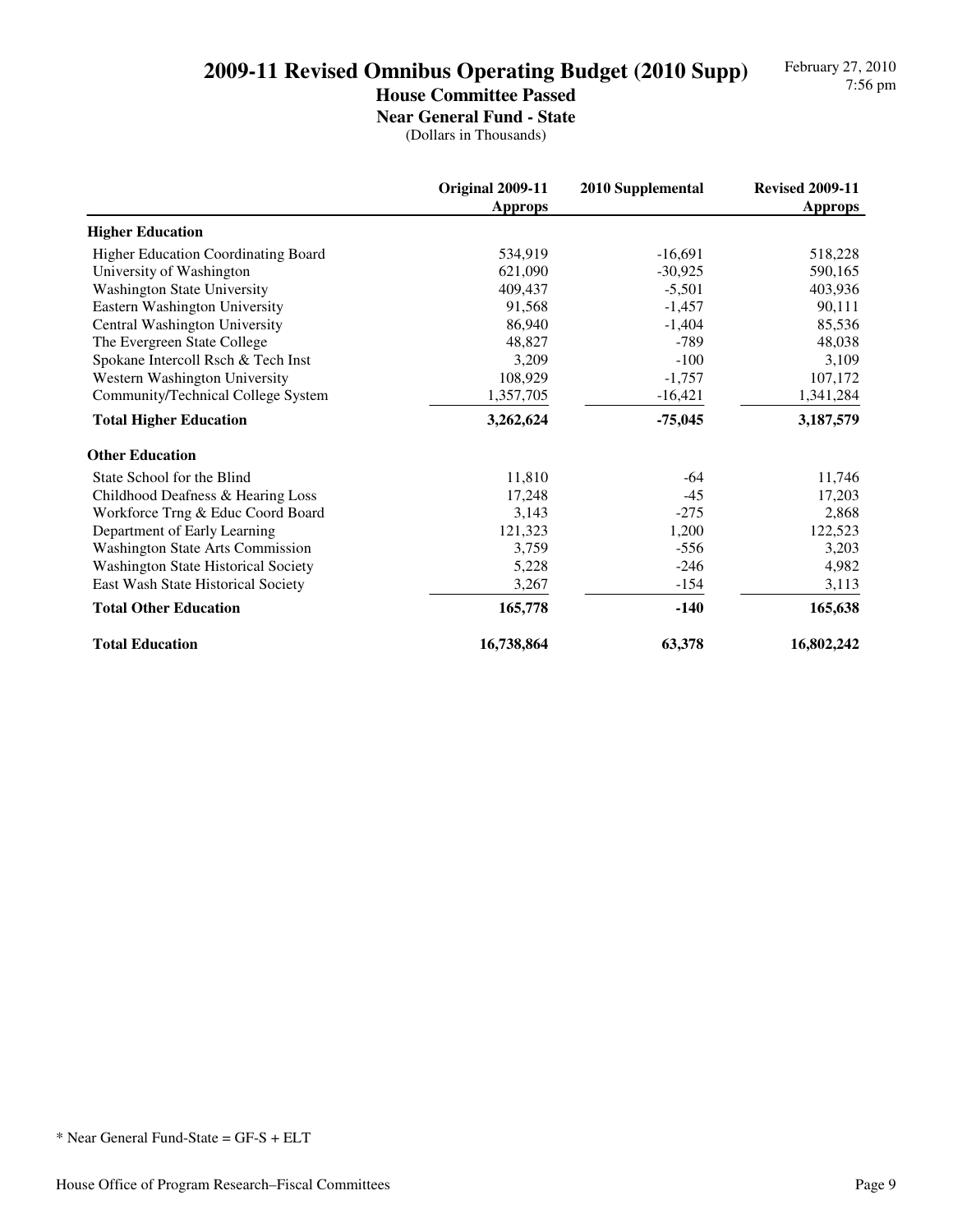# 2009-11 Revised Omnibus Operating Budget (2010 Supp)

## House Committee Passed

### Near General Fund - State

(Dollars in Thousands)

| | Original 2009-11 Approps | 2010 Supplemental | Revised 2009-11 Approps |
|---|---|---|---|
| **Higher Education** | | | |
| Higher Education Coordinating Board | 534,919 | -16,691 | 518,228 |
| University of Washington | 621,090 | -30,925 | 590,165 |
| Washington State University | 409,437 | -5,501 | 403,936 |
| Eastern Washington University | 91,568 | -1,457 | 90,111 |
| Central Washington University | 86,940 | -1,404 | 85,536 |
| The Evergreen State College | 48,827 | -789 | 48,038 |
| Spokane Intercoll Rsch & Tech Inst | 3,209 | -100 | 3,109 |
| Western Washington University | 108,929 | -1,757 | 107,172 |
| Community/Technical College System | 1,357,705 | -16,421 | 1,341,284 |
| **Total Higher Education** | **3,262,624** | **-75,045** | **3,187,579** |
| **Other Education** | | | |
| State School for the Blind | 11,810 | -64 | 11,746 |
| Childhood Deafness & Hearing Loss | 17,248 | -45 | 17,203 |
| Workforce Trng & Educ Coord Board | 3,143 | -275 | 2,868 |
| Department of Early Learning | 121,323 | 1,200 | 122,523 |
| Washington State Arts Commission | 3,759 | -556 | 3,203 |
| Washington State Historical Society | 5,228 | -246 | 4,982 |
| East Wash State Historical Society | 3,267 | -154 | 3,113 |
| **Total Other Education** | **165,778** | **-140** | **165,638** |
| **Total Education** | **16,738,864** | **63,378** | **16,802,242** |

* Near General Fund-State = GF-S + ELT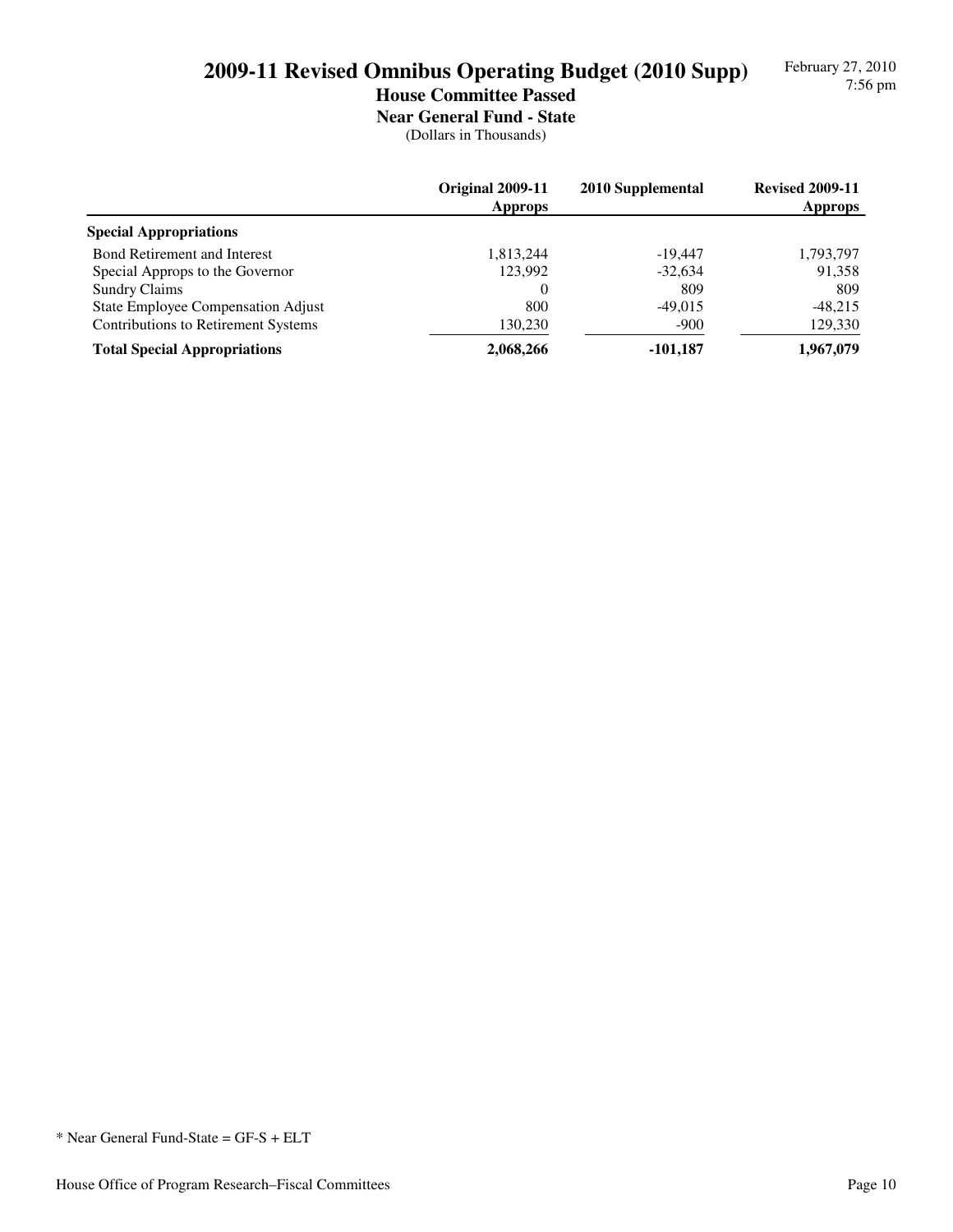# 2009-11 Revised Omnibus Operating Budget (2010 Supp)

## House Committee Passed

### Near General Fund - State

(Dollars in Thousands)

| | Original 2009-11 Approps | 2010 Supplemental | Revised 2009-11 Approps |
|---|---|---|---|
| **Special Appropriations** | | | |
| Bond Retirement and Interest | 1,813,244 | -19,447 | 1,793,797 |
| Special Approps to the Governor | 123,992 | -32,634 | 91,358 |
| Sundry Claims | 0 | 809 | 809 |
| State Employee Compensation Adjust | 800 | -49,015 | -48,215 |
| Contributions to Retirement Systems | 130,230 | -900 | 129,330 |
| **Total Special Appropriations** | **2,068,266** | **-101,187** | **1,967,079** |

* Near General Fund-State = GF-S + ELT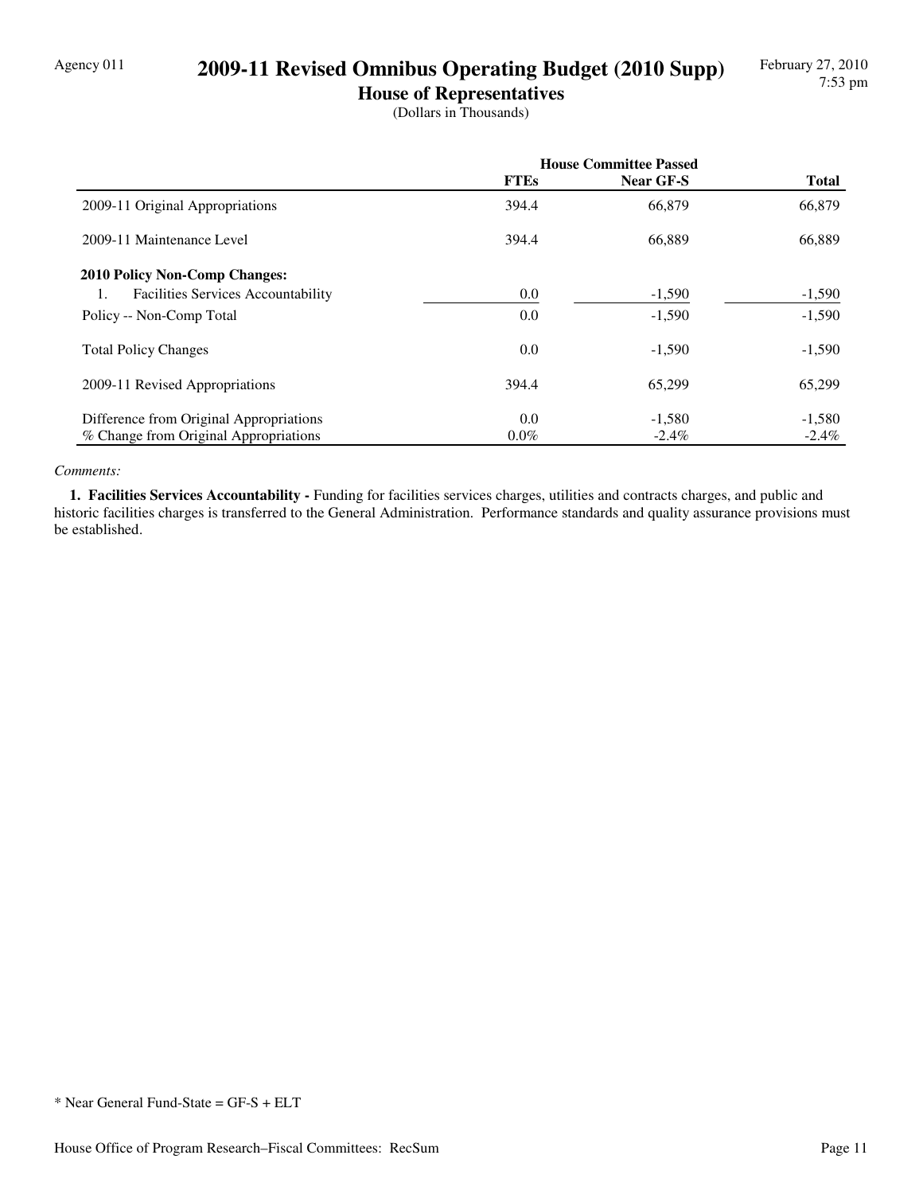Agency 011

# 2009-11 Revised Omnibus Operating Budget (2010 Supp)

## House of Representatives

(Dollars in Thousands)

| | House Committee Passed | | |
|---|---|---|---|
| | FTEs | Near GF-S | Total |
| 2009-11 Original Appropriations | 394.4 | 66,879 | 66,879 |
| 2009-11 Maintenance Level | 394.4 | 66,889 | 66,889 |
| **2010 Policy Non-Comp Changes:** | | | |
| 1. Facilities Services Accountability | 0.0 | -1,590 | -1,590 |
| Policy -- Non-Comp Total | 0.0 | -1,590 | -1,590 |
| Total Policy Changes | 0.0 | -1,590 | -1,590 |
| 2009-11 Revised Appropriations | 394.4 | 65,299 | 65,299 |
| Difference from Original Appropriations | 0.0 | -1,580 | -1,580 |
| % Change from Original Appropriations | 0.0% | -2.4% | -2.4% |

*Comments:*

**1. Facilities Services Accountability -** Funding for facilities services charges, utilities and contracts charges, and public and historic facilities charges is transferred to the General Administration. Performance standards and quality assurance provisions must be established.

* Near General Fund-State = GF-S + ELT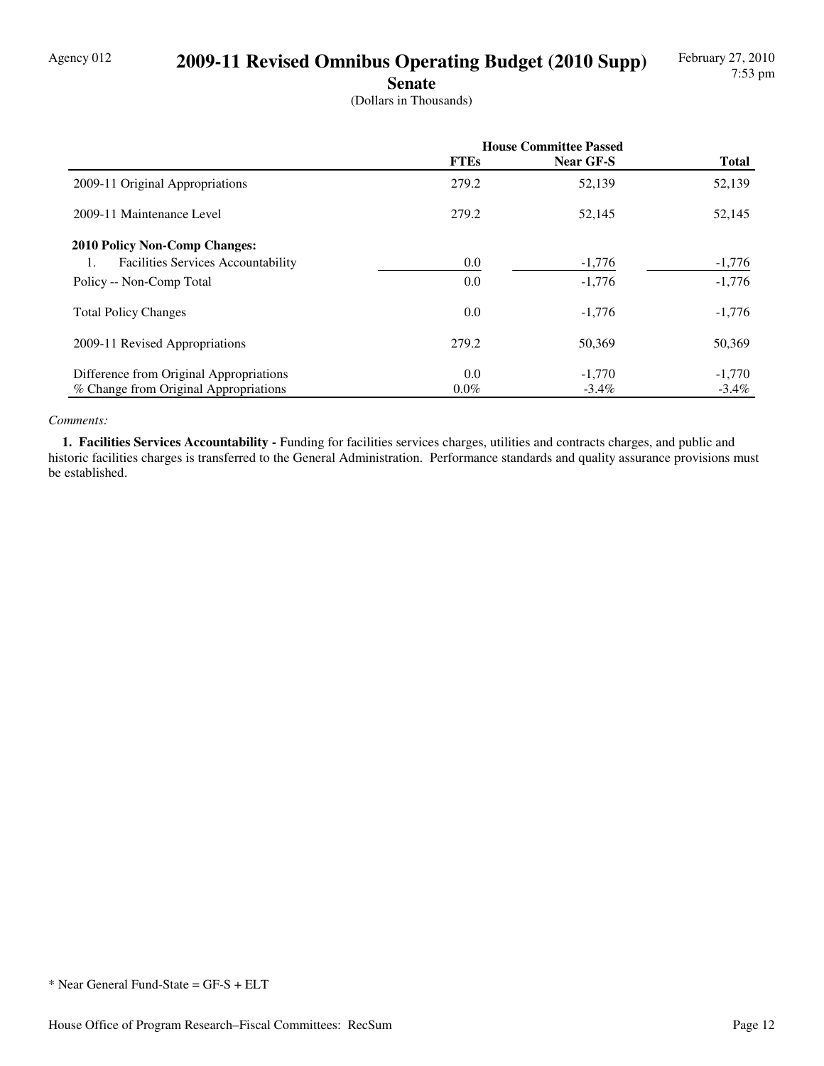Agency 012

# 2009-11 Revised Omnibus Operating Budget (2010 Supp)

## Senate

(Dollars in Thousands)

| | House Committee Passed | | |
|---|---|---|---|
| | **FTEs** | **Near GF-S** | **Total** |
| 2009-11 Original Appropriations | 279.2 | 52,139 | 52,139 |
| 2009-11 Maintenance Level | 279.2 | 52,145 | 52,145 |
| **2010 Policy Non-Comp Changes:** | | | |
| 1. Facilities Services Accountability | 0.0 | -1,776 | -1,776 |
| Policy -- Non-Comp Total | 0.0 | -1,776 | -1,776 |
| Total Policy Changes | 0.0 | -1,776 | -1,776 |
| 2009-11 Revised Appropriations | 279.2 | 50,369 | 50,369 |
| Difference from Original Appropriations | 0.0 | -1,770 | -1,770 |
| % Change from Original Appropriations | 0.0% | -3.4% | -3.4% |

*Comments:*

**1. Facilities Services Accountability -** Funding for facilities services charges, utilities and contracts charges, and public and historic facilities charges is transferred to the General Administration. Performance standards and quality assurance provisions must be established.

* Near General Fund-State = GF-S + ELT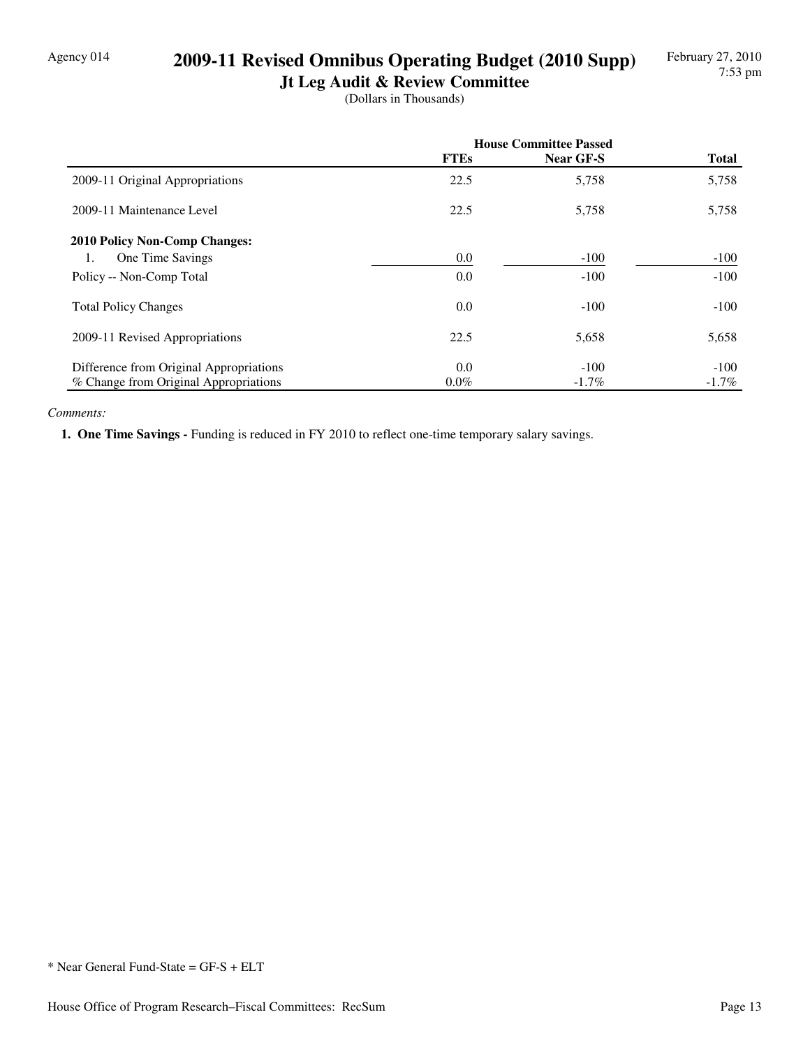Agency 014

# 2009-11 Revised Omnibus Operating Budget (2010 Supp)

## Jt Leg Audit & Review Committee

(Dollars in Thousands)

| | House Committee Passed | | |
|---|---|---|---|
| | **FTEs** | **Near GF-S** | **Total** |
| 2009-11 Original Appropriations | 22.5 | 5,758 | 5,758 |
| 2009-11 Maintenance Level | 22.5 | 5,758 | 5,758 |
| **2010 Policy Non-Comp Changes:** | | | |
| 1. One Time Savings | 0.0 | -100 | -100 |
| Policy -- Non-Comp Total | 0.0 | -100 | -100 |
| Total Policy Changes | 0.0 | -100 | -100 |
| 2009-11 Revised Appropriations | 22.5 | 5,658 | 5,658 |
| Difference from Original Appropriations | 0.0 | -100 | -100 |
| % Change from Original Appropriations | 0.0% | -1.7% | -1.7% |

*Comments:*

**1. One Time Savings -** Funding is reduced in FY 2010 to reflect one-time temporary salary savings.

* Near General Fund-State = GF-S + ELT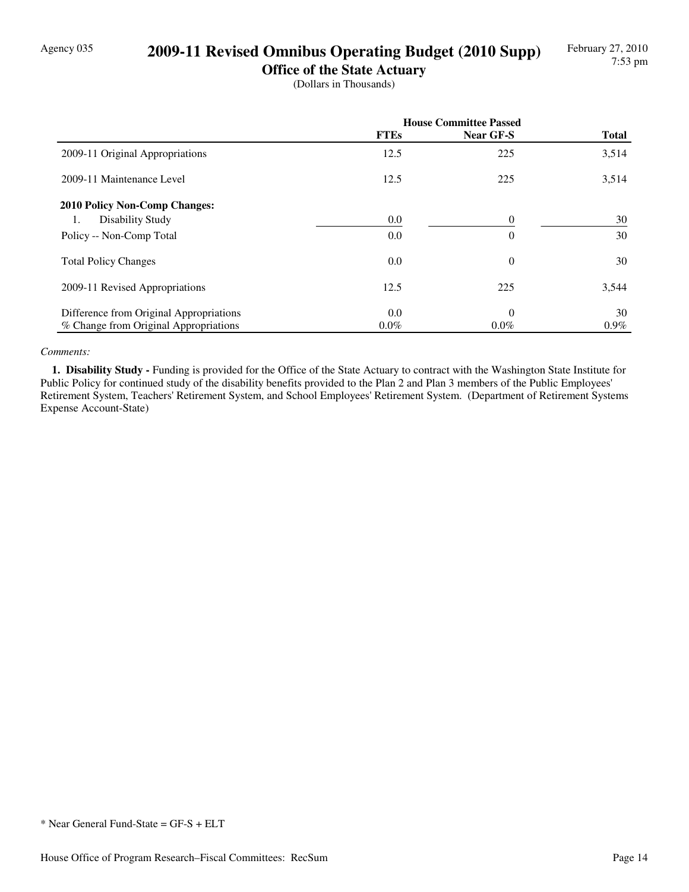Agency 035

# 2009-11 Revised Omnibus Operating Budget (2010 Supp)

## Office of the State Actuary

(Dollars in Thousands)

| | House Committee Passed | | |
|---|---|---|---|
| | FTEs | Near GF-S | Total |
| 2009-11 Original Appropriations | 12.5 | 225 | 3,514 |
| 2009-11 Maintenance Level | 12.5 | 225 | 3,514 |
| **2010 Policy Non-Comp Changes:** | | | |
| 1. Disability Study | 0.0 | 0 | 30 |
| Policy -- Non-Comp Total | 0.0 | 0 | 30 |
| Total Policy Changes | 0.0 | 0 | 30 |
| 2009-11 Revised Appropriations | 12.5 | 225 | 3,544 |
| Difference from Original Appropriations | 0.0 | 0 | 30 |
| % Change from Original Appropriations | 0.0% | 0.0% | 0.9% |

*Comments:*

**1. Disability Study -** Funding is provided for the Office of the State Actuary to contract with the Washington State Institute for Public Policy for continued study of the disability benefits provided to the Plan 2 and Plan 3 members of the Public Employees' Retirement System, Teachers' Retirement System, and School Employees' Retirement System. (Department of Retirement Systems Expense Account-State)

* Near General Fund-State = GF-S + ELT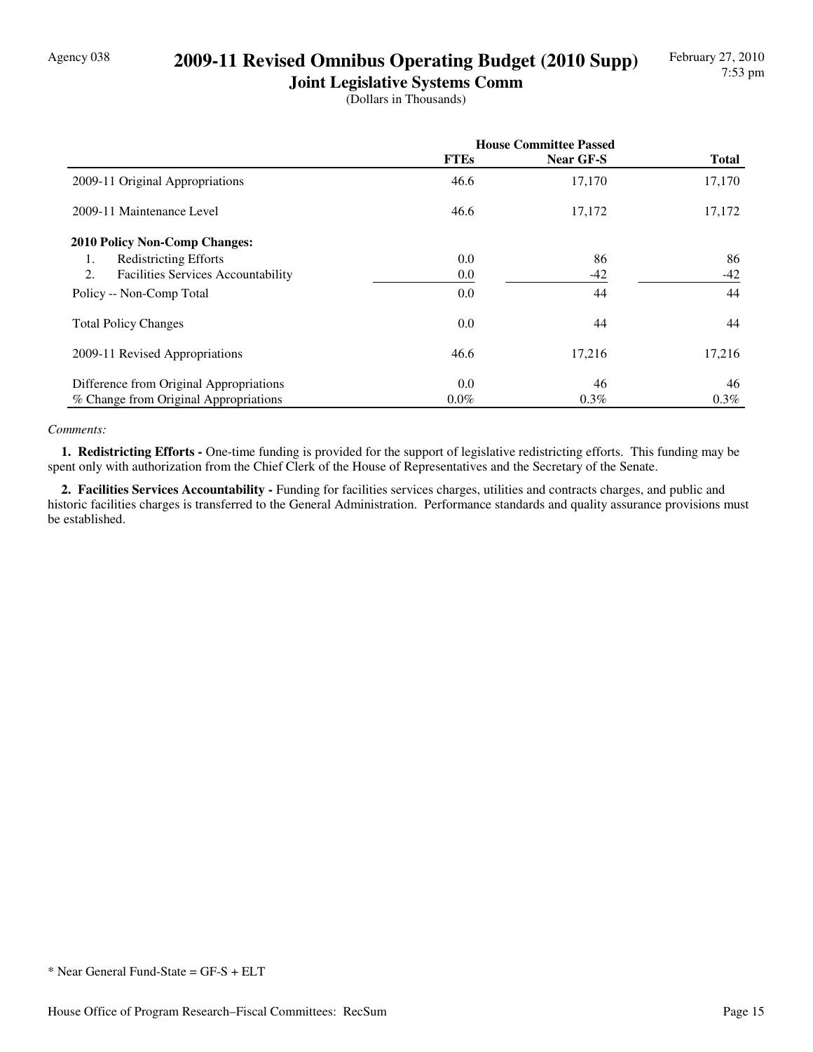Agency 038

# 2009-11 Revised Omnibus Operating Budget (2010 Supp)

## Joint Legislative Systems Comm

(Dollars in Thousands)

| | House Committee Passed | | |
|---|---|---|---|
| | FTEs | Near GF-S | Total |
| 2009-11 Original Appropriations | 46.6 | 17,170 | 17,170 |
| 2009-11 Maintenance Level | 46.6 | 17,172 | 17,172 |
| **2010 Policy Non-Comp Changes:** | | | |
| 1. Redistricting Efforts | 0.0 | 86 | 86 |
| 2. Facilities Services Accountability | 0.0 | -42 | -42 |
| Policy -- Non-Comp Total | 0.0 | 44 | 44 |
| Total Policy Changes | 0.0 | 44 | 44 |
| 2009-11 Revised Appropriations | 46.6 | 17,216 | 17,216 |
| Difference from Original Appropriations | 0.0 | 46 | 46 |
| % Change from Original Appropriations | 0.0% | 0.3% | 0.3% |

*Comments:*

**1. Redistricting Efforts -** One-time funding is provided for the support of legislative redistricting efforts. This funding may be spent only with authorization from the Chief Clerk of the House of Representatives and the Secretary of the Senate.

**2. Facilities Services Accountability -** Funding for facilities services charges, utilities and contracts charges, and public and historic facilities charges is transferred to the General Administration. Performance standards and quality assurance provisions must be established.

* Near General Fund-State = GF-S + ELT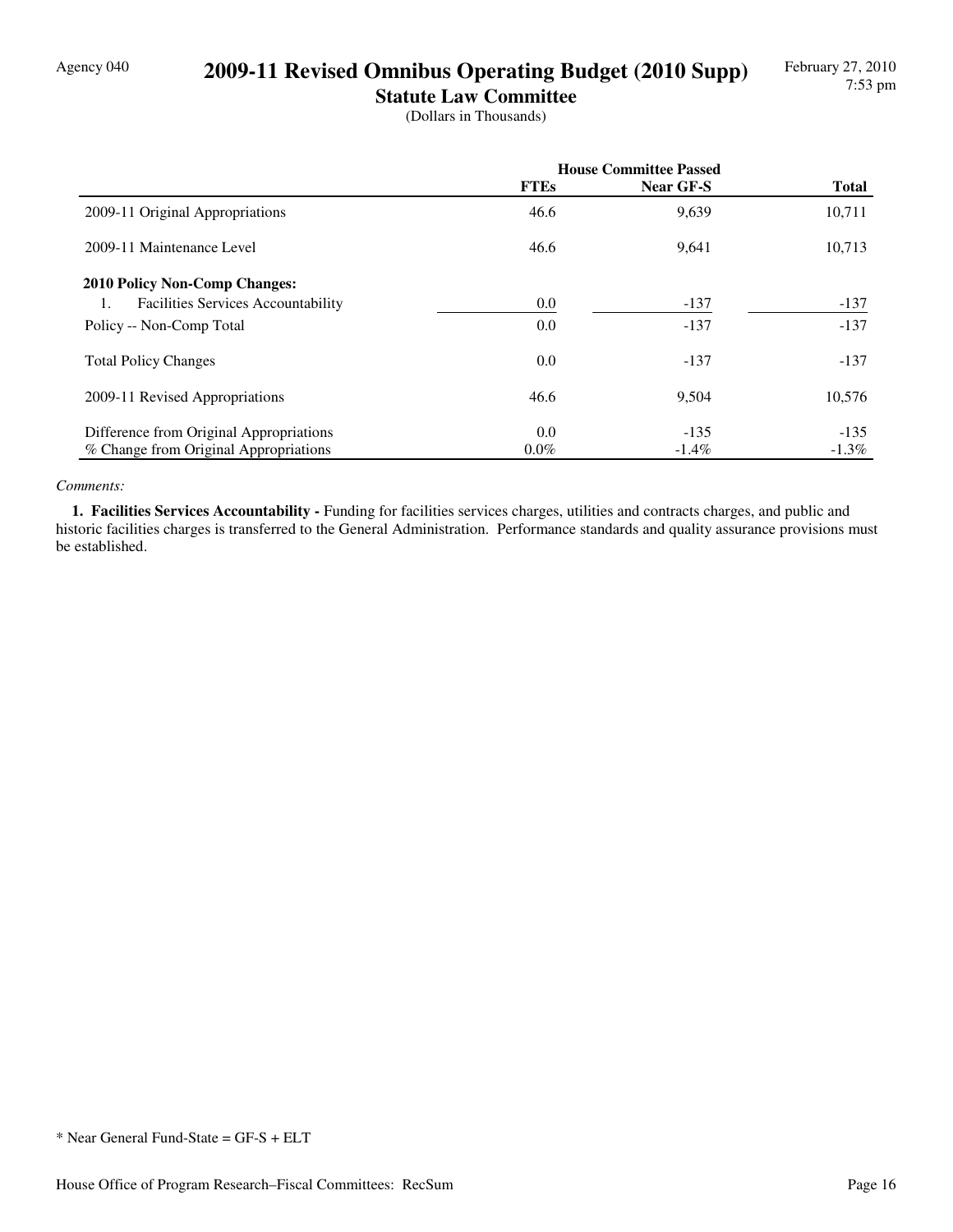Agency 040

# 2009-11 Revised Omnibus Operating Budget (2010 Supp)

## Statute Law Committee

(Dollars in Thousands)

| | House Committee Passed | | |
|---|---|---|---|
| | FTEs | Near GF-S | Total |
| 2009-11 Original Appropriations | 46.6 | 9,639 | 10,711 |
| 2009-11 Maintenance Level | 46.6 | 9,641 | 10,713 |
| **2010 Policy Non-Comp Changes:** | | | |
| 1. Facilities Services Accountability | 0.0 | -137 | -137 |
| Policy -- Non-Comp Total | 0.0 | -137 | -137 |
| Total Policy Changes | 0.0 | -137 | -137 |
| 2009-11 Revised Appropriations | 46.6 | 9,504 | 10,576 |
| Difference from Original Appropriations | 0.0 | -135 | -135 |
| % Change from Original Appropriations | 0.0% | -1.4% | -1.3% |

*Comments:*

**1. Facilities Services Accountability -** Funding for facilities services charges, utilities and contracts charges, and public and historic facilities charges is transferred to the General Administration. Performance standards and quality assurance provisions must be established.

* Near General Fund-State = GF-S + ELT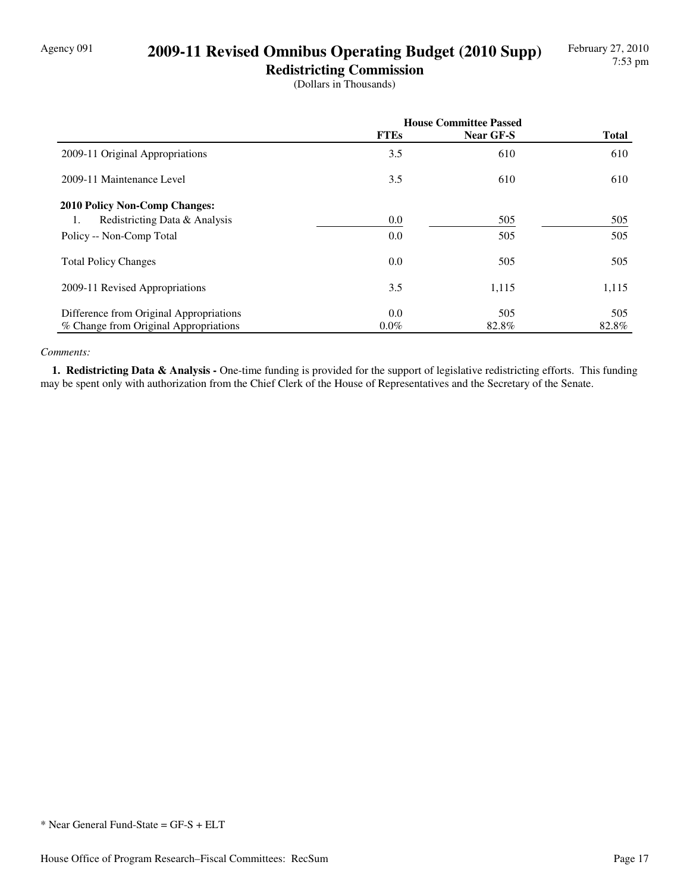Agency 091

# 2009-11 Revised Omnibus Operating Budget (2010 Supp)

## Redistricting Commission

(Dollars in Thousands)

| | House Committee Passed | | |
|---|---|---|---|
| | **FTEs** | **Near GF-S** | **Total** |
| 2009-11 Original Appropriations | 3.5 | 610 | 610 |
| 2009-11 Maintenance Level | 3.5 | 610 | 610 |
| **2010 Policy Non-Comp Changes:** | | | |
| 1. Redistricting Data & Analysis | 0.0 | 505 | 505 |
| Policy -- Non-Comp Total | 0.0 | 505 | 505 |
| Total Policy Changes | 0.0 | 505 | 505 |
| 2009-11 Revised Appropriations | 3.5 | 1,115 | 1,115 |
| Difference from Original Appropriations | 0.0 | 505 | 505 |
| % Change from Original Appropriations | 0.0% | 82.8% | 82.8% |

*Comments:*

**1. Redistricting Data & Analysis -** One-time funding is provided for the support of legislative redistricting efforts. This funding may be spent only with authorization from the Chief Clerk of the House of Representatives and the Secretary of the Senate.

* Near General Fund-State = GF-S + ELT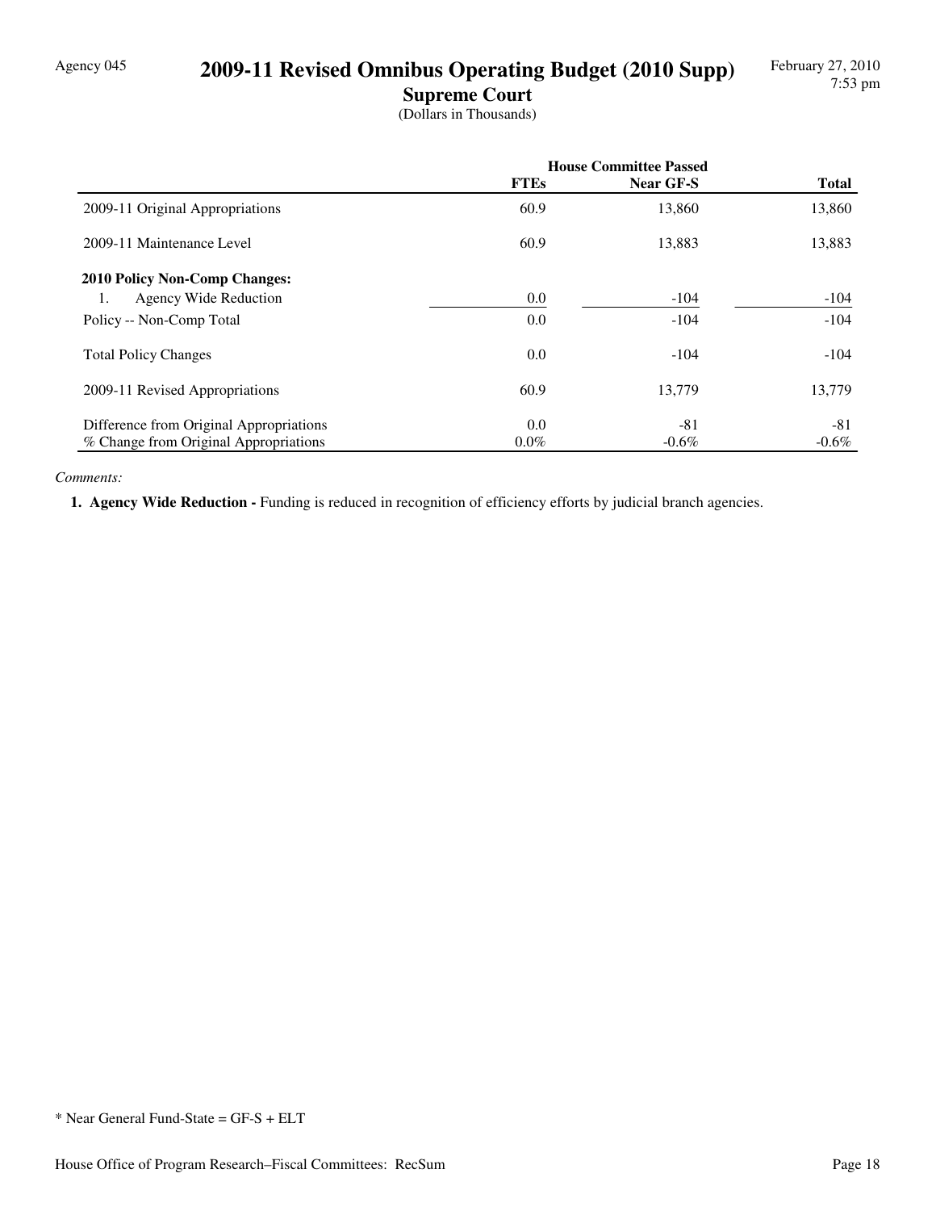Agency 045

# 2009-11 Revised Omnibus Operating Budget (2010 Supp)

## Supreme Court

(Dollars in Thousands)

| | House Committee Passed | | |
|---|---|---|---|
| | FTEs | Near GF-S | Total |
| 2009-11 Original Appropriations | 60.9 | 13,860 | 13,860 |
| 2009-11 Maintenance Level | 60.9 | 13,883 | 13,883 |
| **2010 Policy Non-Comp Changes:** | | | |
| 1. Agency Wide Reduction | 0.0 | -104 | -104 |
| Policy -- Non-Comp Total | 0.0 | -104 | -104 |
| Total Policy Changes | 0.0 | -104 | -104 |
| 2009-11 Revised Appropriations | 60.9 | 13,779 | 13,779 |
| Difference from Original Appropriations | 0.0 | -81 | -81 |
| % Change from Original Appropriations | 0.0% | -0.6% | -0.6% |

*Comments:*

**1. Agency Wide Reduction -** Funding is reduced in recognition of efficiency efforts by judicial branch agencies.

* Near General Fund-State = GF-S + ELT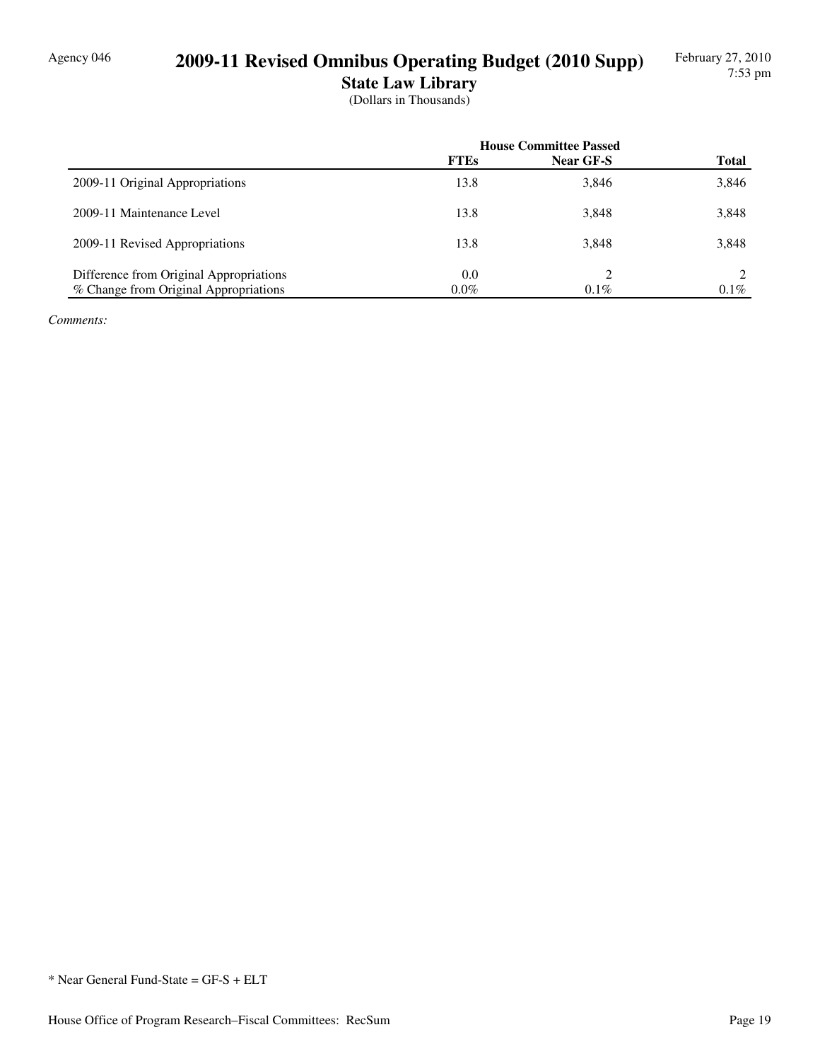Agency 046

# 2009-11 Revised Omnibus Operating Budget (2010 Supp)

## State Law Library

(Dollars in Thousands)

February 27, 2010
7:53 pm

| | House Committee Passed | | |
|---|---|---|---|
| | **FTEs** | **Near GF-S** | **Total** |
| 2009-11 Original Appropriations | 13.8 | 3,846 | 3,846 |
| 2009-11 Maintenance Level | 13.8 | 3,848 | 3,848 |
| 2009-11 Revised Appropriations | 13.8 | 3,848 | 3,848 |
| Difference from Original Appropriations | 0.0 | 2 | 2 |
| % Change from Original Appropriations | 0.0% | 0.1% | 0.1% |

*Comments:*

* Near General Fund-State = GF-S + ELT

House Office of Program Research–Fiscal Committees: RecSum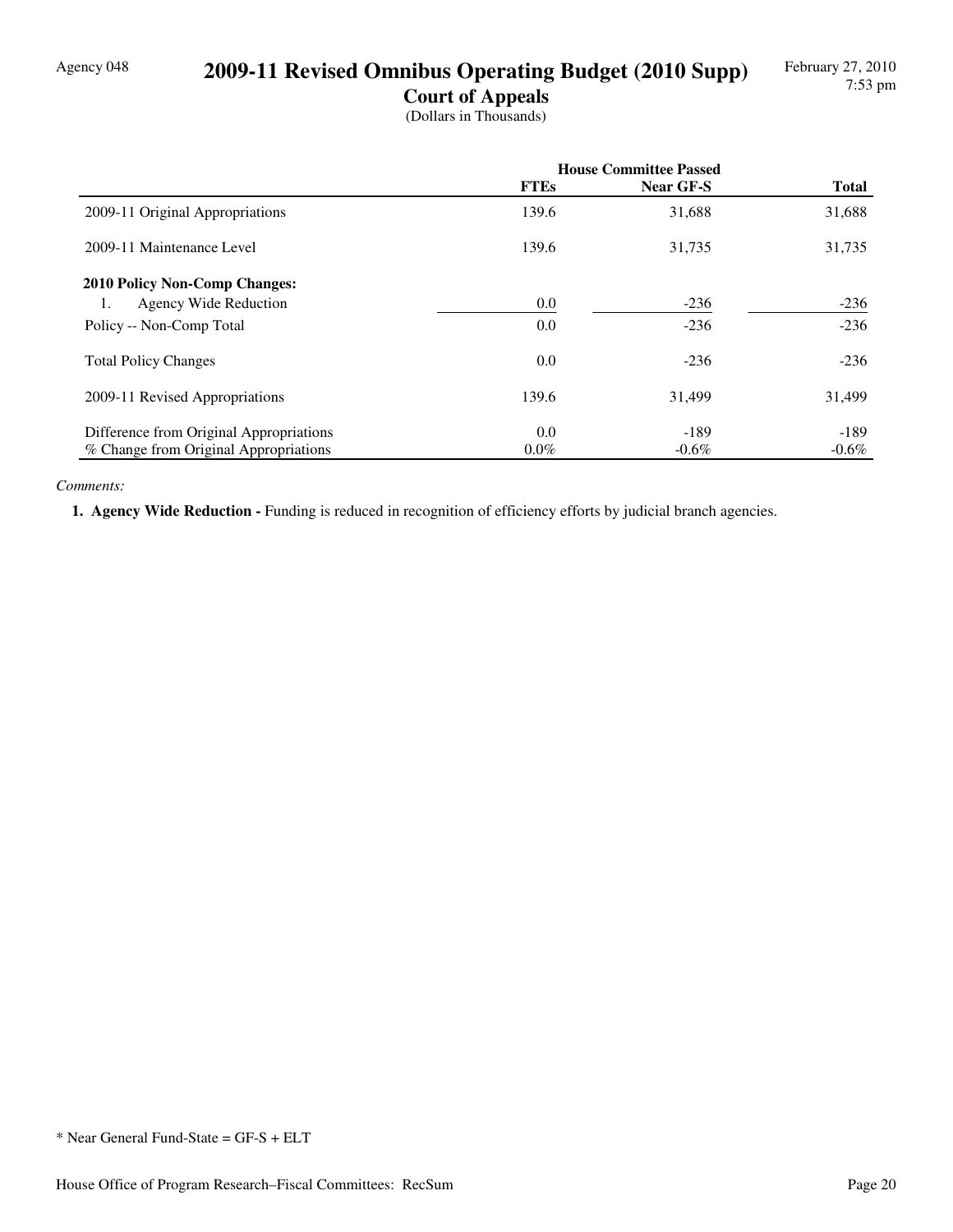Agency 048

# 2009-11 Revised Omnibus Operating Budget (2010 Supp)

## Court of Appeals

(Dollars in Thousands)

| | House Committee Passed | | |
|---|---|---|---|
| | FTEs | Near GF-S | Total |
| 2009-11 Original Appropriations | 139.6 | 31,688 | 31,688 |
| 2009-11 Maintenance Level | 139.6 | 31,735 | 31,735 |
| **2010 Policy Non-Comp Changes:** | | | |
| 1. Agency Wide Reduction | 0.0 | -236 | -236 |
| Policy -- Non-Comp Total | 0.0 | -236 | -236 |
| Total Policy Changes | 0.0 | -236 | -236 |
| 2009-11 Revised Appropriations | 139.6 | 31,499 | 31,499 |
| Difference from Original Appropriations | 0.0 | -189 | -189 |
| % Change from Original Appropriations | 0.0% | -0.6% | -0.6% |

*Comments:*

1. **Agency Wide Reduction -** Funding is reduced in recognition of efficiency efforts by judicial branch agencies.

* Near General Fund-State = GF-S + ELT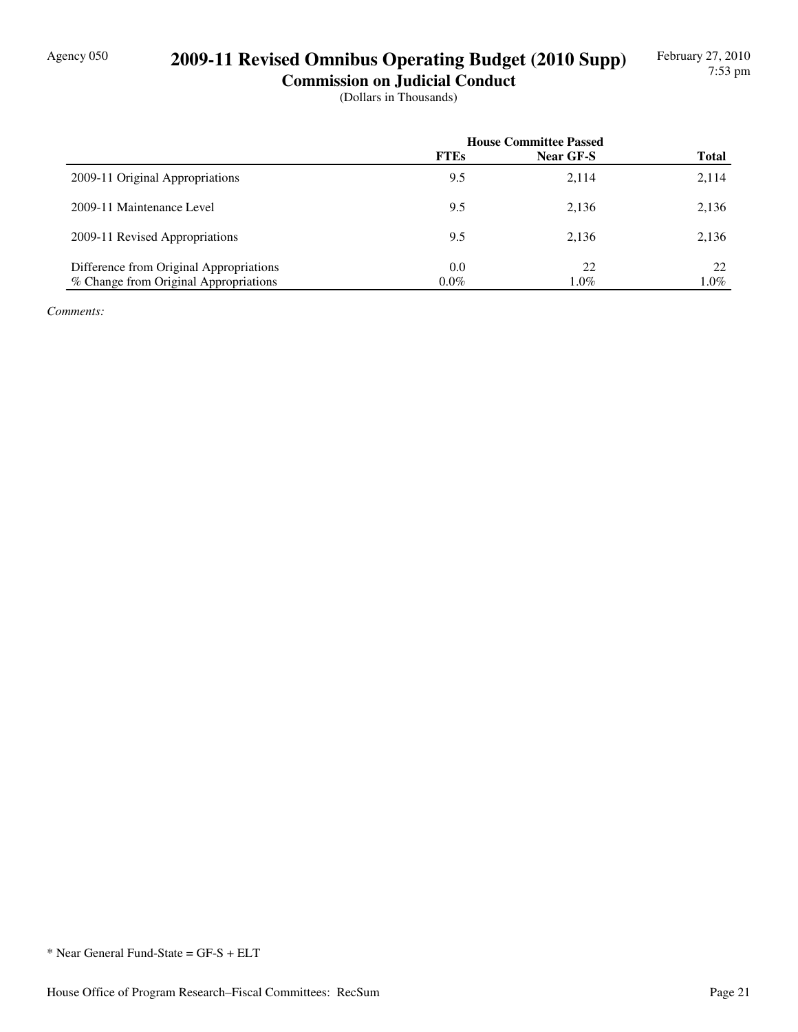Agency 050

# 2009-11 Revised Omnibus Operating Budget (2010 Supp)

## Commission on Judicial Conduct

(Dollars in Thousands)

| | House Committee Passed | | |
|---|---|---|---|
| | FTEs | Near GF-S | Total |
| 2009-11 Original Appropriations | 9.5 | 2,114 | 2,114 |
| 2009-11 Maintenance Level | 9.5 | 2,136 | 2,136 |
| 2009-11 Revised Appropriations | 9.5 | 2,136 | 2,136 |
| Difference from Original Appropriations | 0.0 | 22 | 22 |
| % Change from Original Appropriations | 0.0% | 1.0% | 1.0% |

*Comments:*

* Near General Fund-State = GF-S + ELT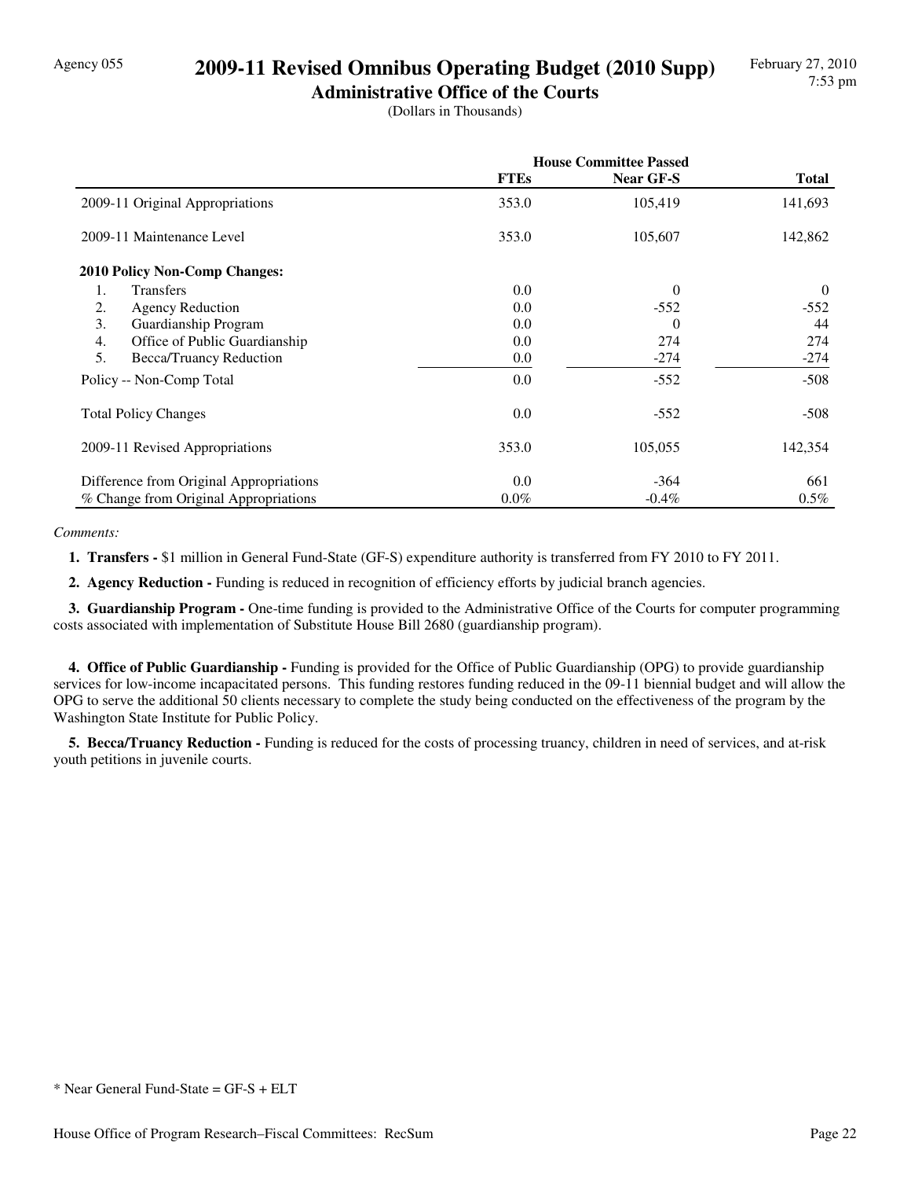# 2009-11 Revised Omnibus Operating Budget (2010 Supp)

## Administrative Office of the Courts

Agency 055

February 27, 2010
7:53 pm

(Dollars in Thousands)

| | House Committee Passed | | |
|---|---|---|---|
| | **FTEs** | **Near GF-S** | **Total** |
| 2009-11 Original Appropriations | 353.0 | 105,419 | 141,693 |
| 2009-11 Maintenance Level | 353.0 | 105,607 | 142,862 |
| **2010 Policy Non-Comp Changes:** | | | |
| 1. Transfers | 0.0 | 0 | 0 |
| 2. Agency Reduction | 0.0 | -552 | -552 |
| 3. Guardianship Program | 0.0 | 0 | 44 |
| 4. Office of Public Guardianship | 0.0 | 274 | 274 |
| 5. Becca/Truancy Reduction | 0.0 | -274 | -274 |
| Policy -- Non-Comp Total | 0.0 | -552 | -508 |
| Total Policy Changes | 0.0 | -552 | -508 |
| 2009-11 Revised Appropriations | 353.0 | 105,055 | 142,354 |
| Difference from Original Appropriations | 0.0 | -364 | 661 |
| % Change from Original Appropriations | 0.0% | -0.4% | 0.5% |

*Comments:*

**1. Transfers -** $1 million in General Fund-State (GF-S) expenditure authority is transferred from FY 2010 to FY 2011.

**2. Agency Reduction -** Funding is reduced in recognition of efficiency efforts by judicial branch agencies.

**3. Guardianship Program -** One-time funding is provided to the Administrative Office of the Courts for computer programming costs associated with implementation of Substitute House Bill 2680 (guardianship program).

**4. Office of Public Guardianship -** Funding is provided for the Office of Public Guardianship (OPG) to provide guardianship services for low-income incapacitated persons. This funding restores funding reduced in the 09-11 biennial budget and will allow the OPG to serve the additional 50 clients necessary to complete the study being conducted on the effectiveness of the program by the Washington State Institute for Public Policy.

**5. Becca/Truancy Reduction -** Funding is reduced for the costs of processing truancy, children in need of services, and at-risk youth petitions in juvenile courts.

* Near General Fund-State = GF-S + ELT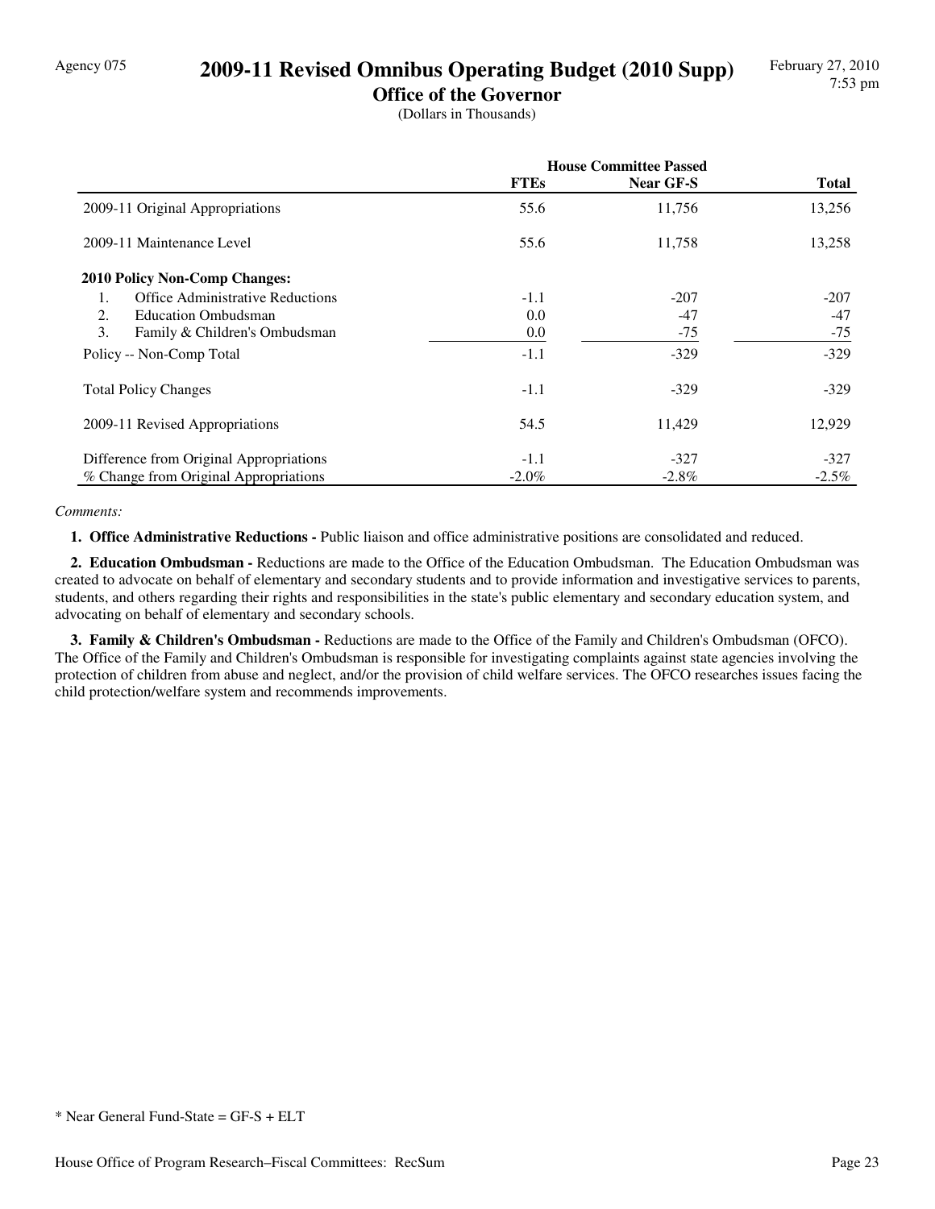# 2009-11 Revised Omnibus Operating Budget (2010 Supp)

## Office of the Governor

(Dollars in Thousands)

| | House Committee Passed | | |
|---|---|---|---|
| | **FTEs** | **Near GF-S** | **Total** |
| 2009-11 Original Appropriations | 55.6 | 11,756 | 13,256 |
| 2009-11 Maintenance Level | 55.6 | 11,758 | 13,258 |
| **2010 Policy Non-Comp Changes:** | | | |
| 1. Office Administrative Reductions | -1.1 | -207 | -207 |
| 2. Education Ombudsman | 0.0 | -47 | -47 |
| 3. Family & Children's Ombudsman | 0.0 | -75 | -75 |
| Policy -- Non-Comp Total | -1.1 | -329 | -329 |
| Total Policy Changes | -1.1 | -329 | -329 |
| 2009-11 Revised Appropriations | 54.5 | 11,429 | 12,929 |
| Difference from Original Appropriations | -1.1 | -327 | -327 |
| % Change from Original Appropriations | -2.0% | -2.8% | -2.5% |

*Comments:*

**1. Office Administrative Reductions -** Public liaison and office administrative positions are consolidated and reduced.

**2. Education Ombudsman -** Reductions are made to the Office of the Education Ombudsman. The Education Ombudsman was created to advocate on behalf of elementary and secondary students and to provide information and investigative services to parents, students, and others regarding their rights and responsibilities in the state's public elementary and secondary education system, and advocating on behalf of elementary and secondary schools.

**3. Family & Children's Ombudsman -** Reductions are made to the Office of the Family and Children's Ombudsman (OFCO). The Office of the Family and Children's Ombudsman is responsible for investigating complaints against state agencies involving the protection of children from abuse and neglect, and/or the provision of child welfare services. The OFCO researches issues facing the child protection/welfare system and recommends improvements.

* Near General Fund-State = GF-S + ELT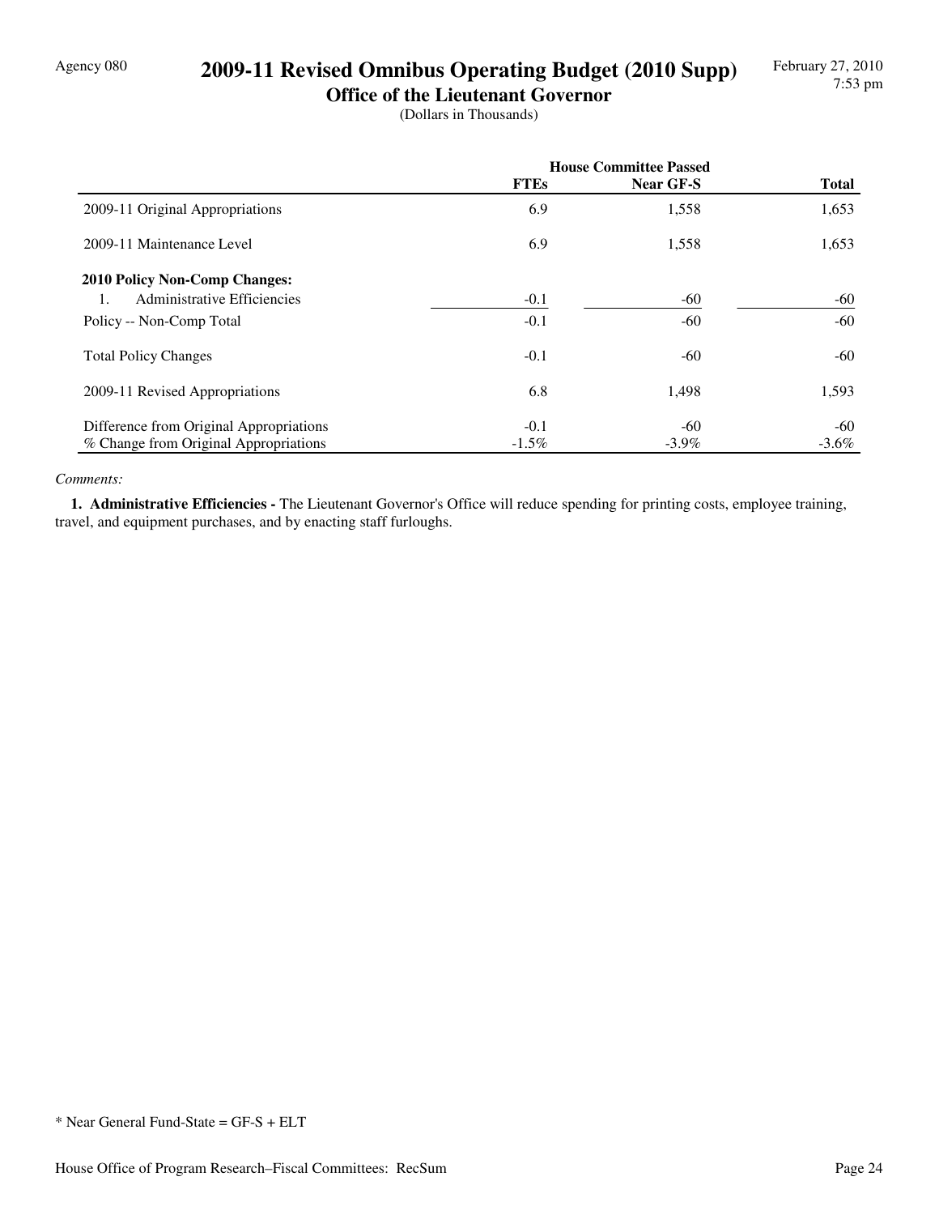Agency 080

# 2009-11 Revised Omnibus Operating Budget (2010 Supp)

## Office of the Lieutenant Governor

(Dollars in Thousands)

| | House Committee Passed | | |
|---|---|---|---|
| | **FTEs** | **Near GF-S** | **Total** |
| 2009-11 Original Appropriations | 6.9 | 1,558 | 1,653 |
| 2009-11 Maintenance Level | 6.9 | 1,558 | 1,653 |
| **2010 Policy Non-Comp Changes:** | | | |
| 1. Administrative Efficiencies | -0.1 | -60 | -60 |
| Policy -- Non-Comp Total | -0.1 | -60 | -60 |
| Total Policy Changes | -0.1 | -60 | -60 |
| 2009-11 Revised Appropriations | 6.8 | 1,498 | 1,593 |
| Difference from Original Appropriations | -0.1 | -60 | -60 |
| % Change from Original Appropriations | -1.5% | -3.9% | -3.6% |

*Comments:*

**1. Administrative Efficiencies -** The Lieutenant Governor's Office will reduce spending for printing costs, employee training, travel, and equipment purchases, and by enacting staff furloughs.

* Near General Fund-State = GF-S + ELT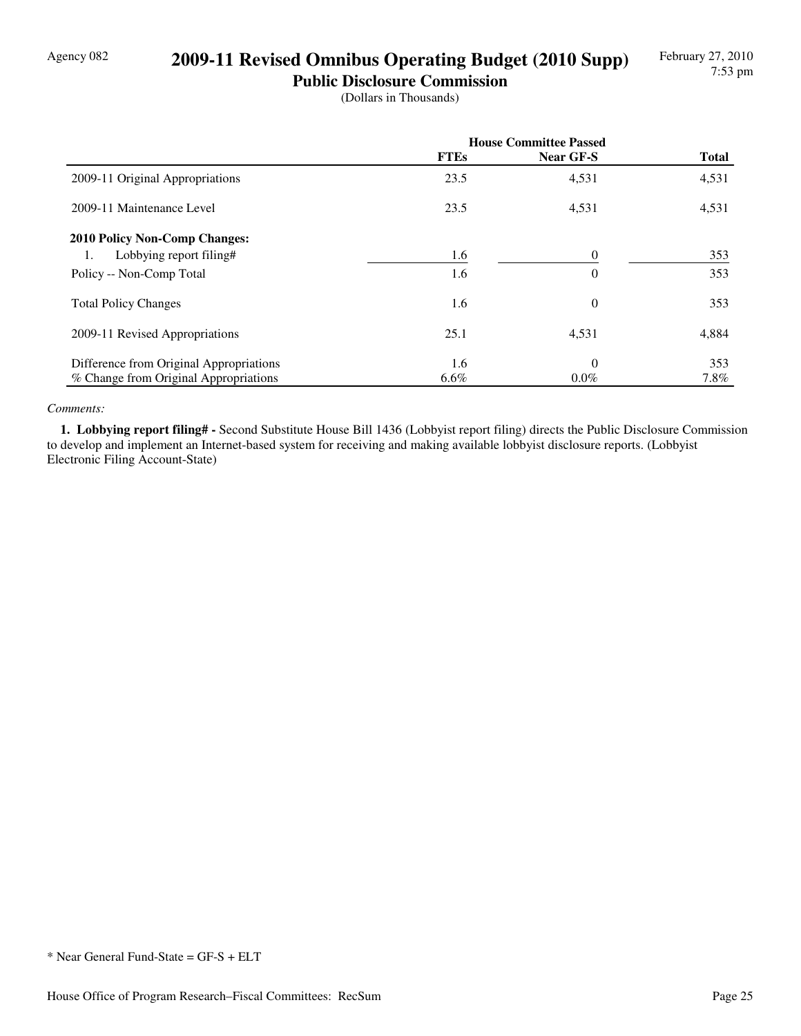Agency 082

# 2009-11 Revised Omnibus Operating Budget (2010 Supp)

## Public Disclosure Commission

(Dollars in Thousands)

| | House Committee Passed | | |
|---|---|---|---|
| | FTEs | Near GF-S | Total |
| 2009-11 Original Appropriations | 23.5 | 4,531 | 4,531 |
| 2009-11 Maintenance Level | 23.5 | 4,531 | 4,531 |
| **2010 Policy Non-Comp Changes:** | | | |
| 1. Lobbying report filing# | 1.6 | 0 | 353 |
| Policy -- Non-Comp Total | 1.6 | 0 | 353 |
| Total Policy Changes | 1.6 | 0 | 353 |
| 2009-11 Revised Appropriations | 25.1 | 4,531 | 4,884 |
| Difference from Original Appropriations | 1.6 | 0 | 353 |
| % Change from Original Appropriations | 6.6% | 0.0% | 7.8% |

*Comments:*

**1. Lobbying report filing# -** Second Substitute House Bill 1436 (Lobbyist report filing) directs the Public Disclosure Commission to develop and implement an Internet-based system for receiving and making available lobbyist disclosure reports. (Lobbyist Electronic Filing Account-State)

* Near General Fund-State = GF-S + ELT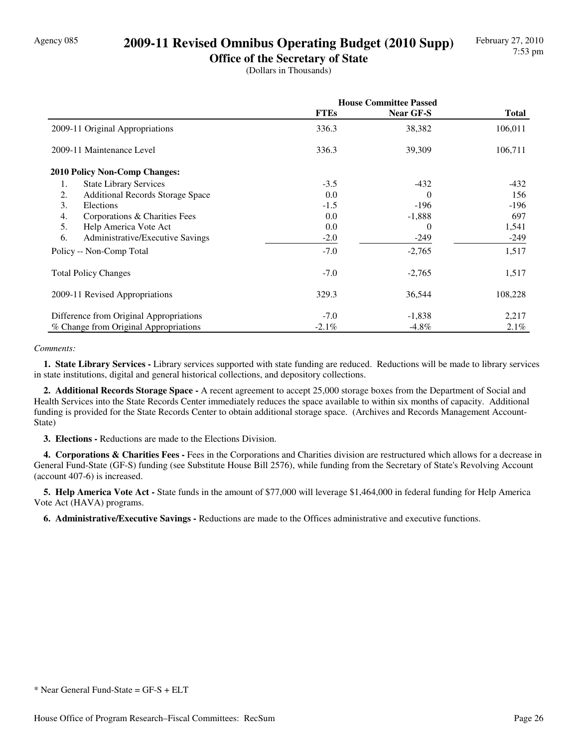# 2009-11 Revised Omnibus Operating Budget (2010 Supp)

## Office of the Secretary of State

(Dollars in Thousands)

| | House Committee Passed | | |
|---|---|---|---|
| | **FTEs** | **Near GF-S** | **Total** |
| 2009-11 Original Appropriations | 336.3 | 38,382 | 106,011 |
| 2009-11 Maintenance Level | 336.3 | 39,309 | 106,711 |
| **2010 Policy Non-Comp Changes:** | | | |
| 1. State Library Services | -3.5 | -432 | -432 |
| 2. Additional Records Storage Space | 0.0 | 0 | 156 |
| 3. Elections | -1.5 | -196 | -196 |
| 4. Corporations & Charities Fees | 0.0 | -1,888 | 697 |
| 5. Help America Vote Act | 0.0 | 0 | 1,541 |
| 6. Administrative/Executive Savings | -2.0 | -249 | -249 |
| Policy -- Non-Comp Total | -7.0 | -2,765 | 1,517 |
| Total Policy Changes | -7.0 | -2,765 | 1,517 |
| 2009-11 Revised Appropriations | 329.3 | 36,544 | 108,228 |
| Difference from Original Appropriations | -7.0 | -1,838 | 2,217 |
| % Change from Original Appropriations | -2.1% | -4.8% | 2.1% |

*Comments:*

**1. State Library Services -** Library services supported with state funding are reduced. Reductions will be made to library services in state institutions, digital and general historical collections, and depository collections.

**2. Additional Records Storage Space -** A recent agreement to accept 25,000 storage boxes from the Department of Social and Health Services into the State Records Center immediately reduces the space available to within six months of capacity. Additional funding is provided for the State Records Center to obtain additional storage space. (Archives and Records Management Account-State)

**3. Elections -** Reductions are made to the Elections Division.

**4. Corporations & Charities Fees -** Fees in the Corporations and Charities division are restructured which allows for a decrease in General Fund-State (GF-S) funding (see Substitute House Bill 2576), while funding from the Secretary of State's Revolving Account (account 407-6) is increased.

**5. Help America Vote Act -** State funds in the amount of $77,000 will leverage $1,464,000 in federal funding for Help America Vote Act (HAVA) programs.

**6. Administrative/Executive Savings -** Reductions are made to the Offices administrative and executive functions.

* Near General Fund-State = GF-S + ELT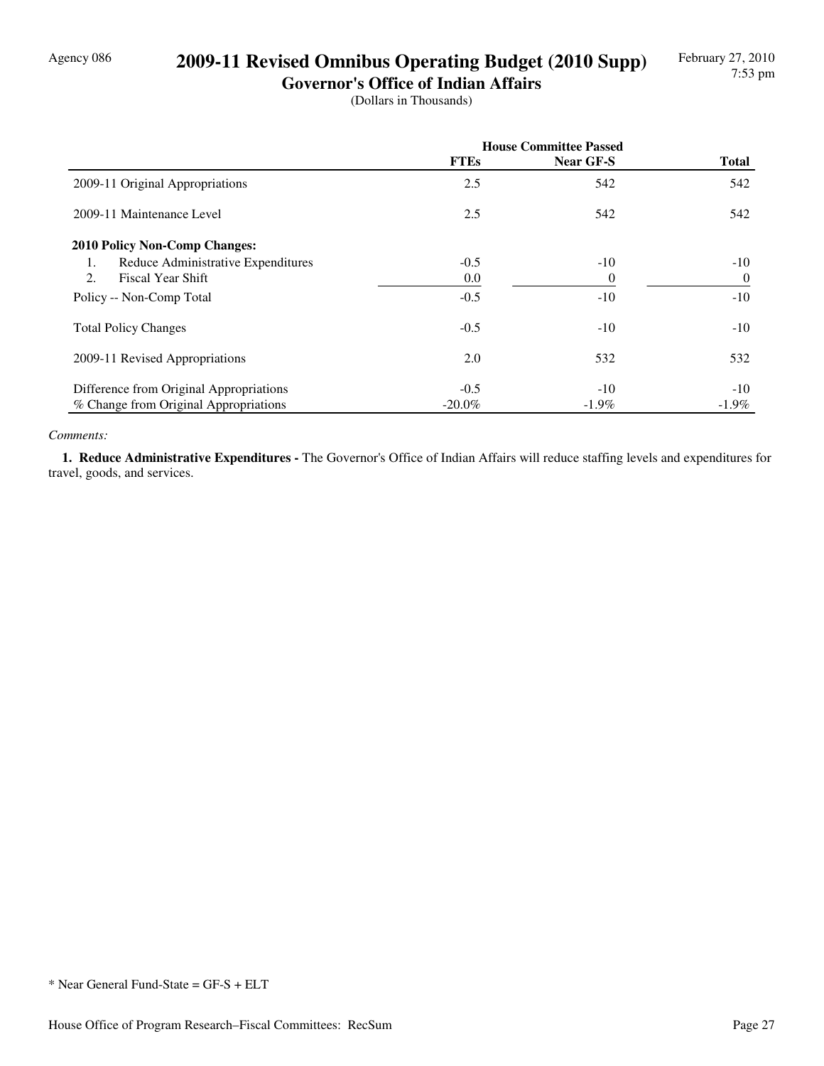Agency 086

# 2009-11 Revised Omnibus Operating Budget (2010 Supp)

## Governor's Office of Indian Affairs

(Dollars in Thousands)

| | House Committee Passed | | |
|---|---|---|---|
| | **FTEs** | **Near GF-S** | **Total** |
| 2009-11 Original Appropriations | 2.5 | 542 | 542 |
| 2009-11 Maintenance Level | 2.5 | 542 | 542 |
| **2010 Policy Non-Comp Changes:** | | | |
| 1. Reduce Administrative Expenditures | -0.5 | -10 | -10 |
| 2. Fiscal Year Shift | 0.0 | 0 | 0 |
| Policy -- Non-Comp Total | -0.5 | -10 | -10 |
| Total Policy Changes | -0.5 | -10 | -10 |
| 2009-11 Revised Appropriations | 2.0 | 532 | 532 |
| Difference from Original Appropriations | -0.5 | -10 | -10 |
| % Change from Original Appropriations | -20.0% | -1.9% | -1.9% |

*Comments:*

**1. Reduce Administrative Expenditures -** The Governor's Office of Indian Affairs will reduce staffing levels and expenditures for travel, goods, and services.

* Near General Fund-State = GF-S + ELT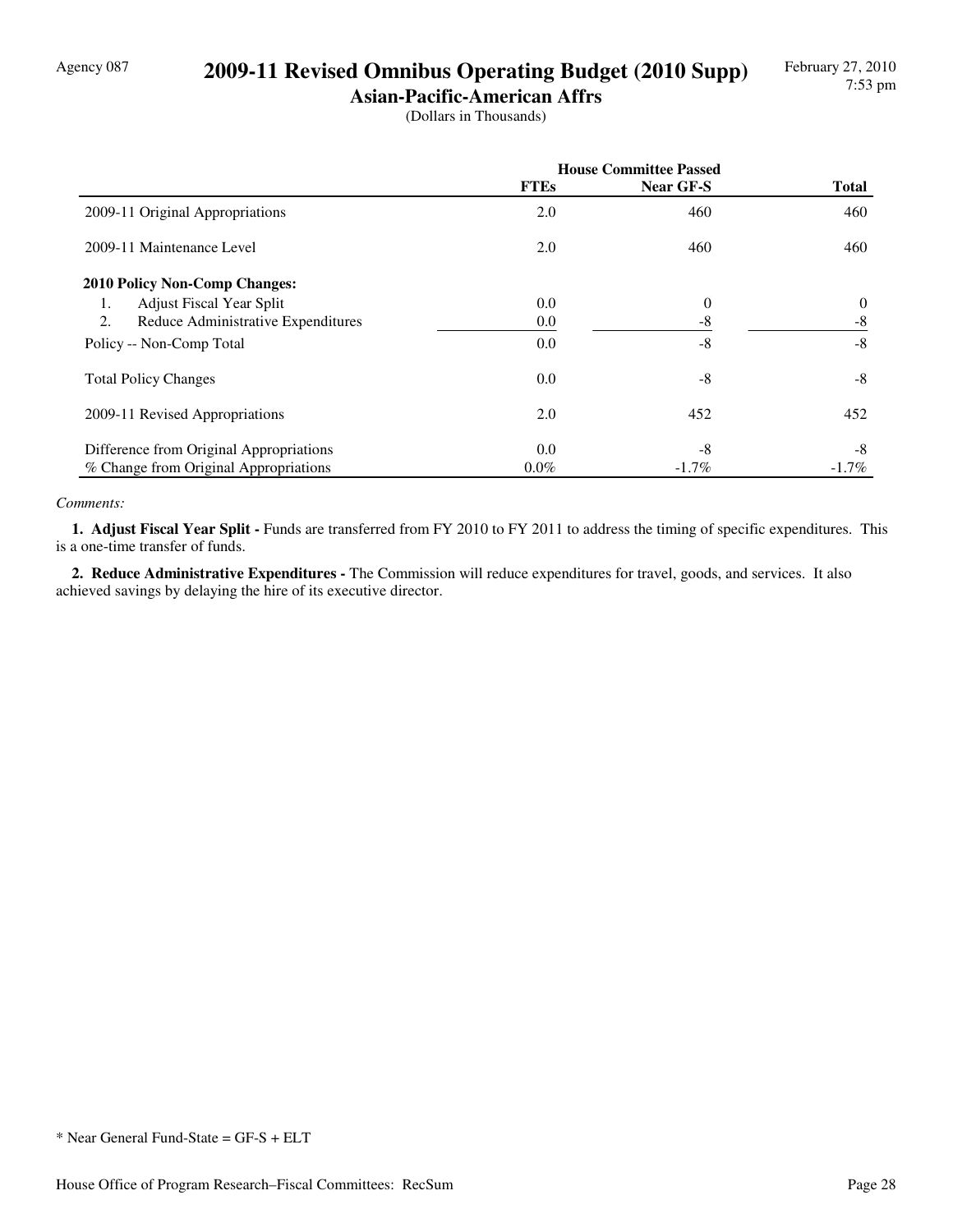Agency 087

# 2009-11 Revised Omnibus Operating Budget (2010 Supp)

## Asian-Pacific-American Affrs

(Dollars in Thousands)

| | House Committee Passed | | |
|---|---|---|---|
| | **FTEs** | **Near GF-S** | **Total** |
| 2009-11 Original Appropriations | 2.0 | 460 | 460 |
| 2009-11 Maintenance Level | 2.0 | 460 | 460 |
| **2010 Policy Non-Comp Changes:** | | | |
| 1. Adjust Fiscal Year Split | 0.0 | 0 | 0 |
| 2. Reduce Administrative Expenditures | 0.0 | -8 | -8 |
| Policy -- Non-Comp Total | 0.0 | -8 | -8 |
| Total Policy Changes | 0.0 | -8 | -8 |
| 2009-11 Revised Appropriations | 2.0 | 452 | 452 |
| Difference from Original Appropriations | 0.0 | -8 | -8 |
| % Change from Original Appropriations | 0.0% | -1.7% | -1.7% |

*Comments:*

**1. Adjust Fiscal Year Split -** Funds are transferred from FY 2010 to FY 2011 to address the timing of specific expenditures. This is a one-time transfer of funds.

**2. Reduce Administrative Expenditures -** The Commission will reduce expenditures for travel, goods, and services. It also achieved savings by delaying the hire of its executive director.

* Near General Fund-State = GF-S + ELT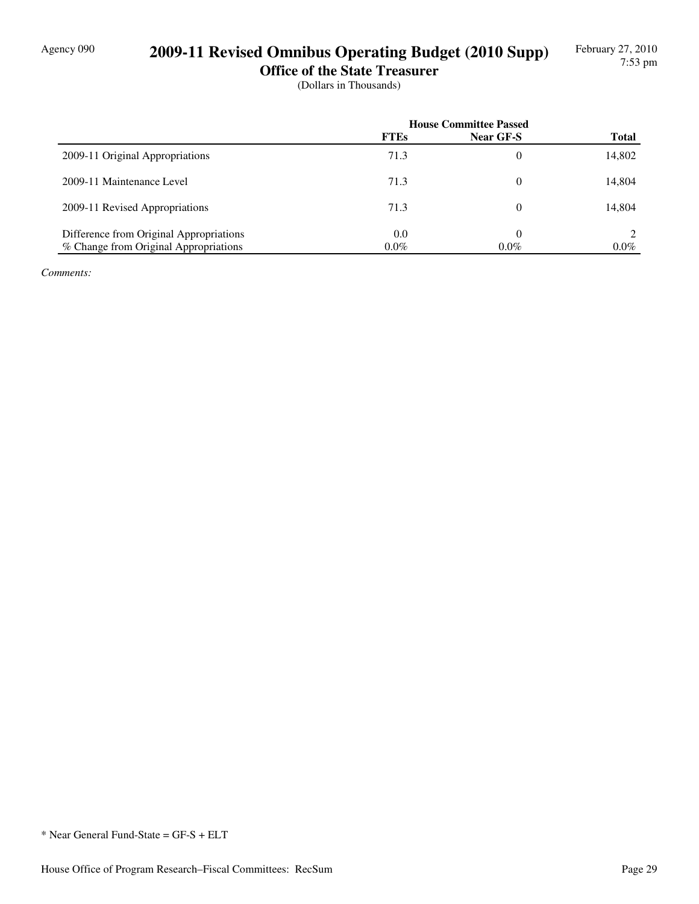Agency 090

# 2009-11 Revised Omnibus Operating Budget (2010 Supp)

## Office of the State Treasurer

(Dollars in Thousands)

| | House Committee Passed | | |
|---|---|---|---|
| | **FTEs** | **Near GF-S** | **Total** |
| 2009-11 Original Appropriations | 71.3 | 0 | 14,802 |
| 2009-11 Maintenance Level | 71.3 | 0 | 14,804 |
| 2009-11 Revised Appropriations | 71.3 | 0 | 14,804 |
| Difference from Original Appropriations | 0.0 | 0 | 2 |
| % Change from Original Appropriations | 0.0% | 0.0% | 0.0% |

*Comments:*

* Near General Fund-State = GF-S + ELT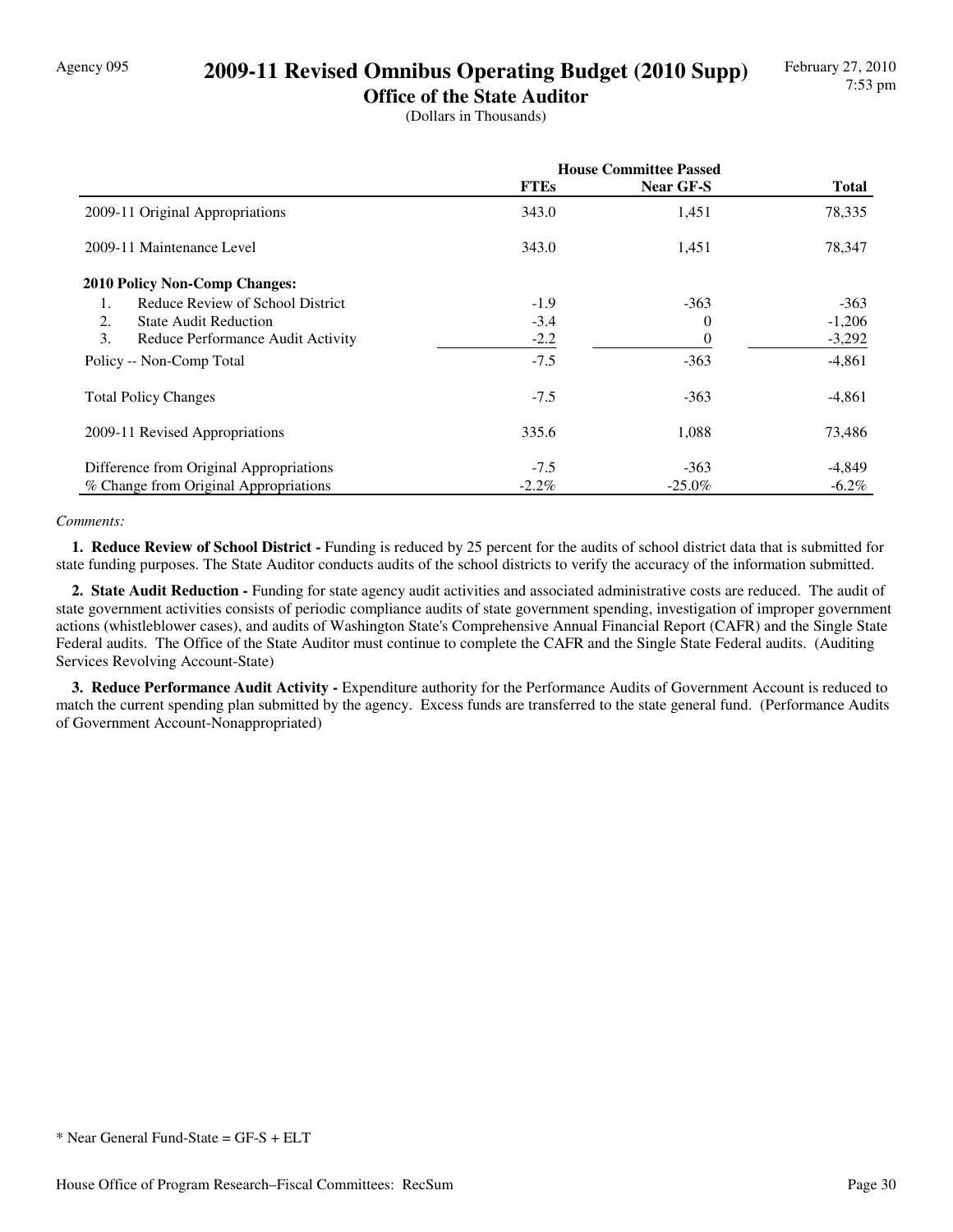Agency 095

# 2009-11 Revised Omnibus Operating Budget (2010 Supp)

## Office of the State Auditor

(Dollars in Thousands)

| | House Committee Passed | | |
|---|---|---|---|
| | FTEs | Near GF-S | Total |
| 2009-11 Original Appropriations | 343.0 | 1,451 | 78,335 |
| 2009-11 Maintenance Level | 343.0 | 1,451 | 78,347 |
| **2010 Policy Non-Comp Changes:** | | | |
| 1. Reduce Review of School District | -1.9 | -363 | -363 |
| 2. State Audit Reduction | -3.4 | 0 | -1,206 |
| 3. Reduce Performance Audit Activity | -2.2 | 0 | -3,292 |
| Policy -- Non-Comp Total | -7.5 | -363 | -4,861 |
| Total Policy Changes | -7.5 | -363 | -4,861 |
| 2009-11 Revised Appropriations | 335.6 | 1,088 | 73,486 |
| Difference from Original Appropriations | -7.5 | -363 | -4,849 |
| % Change from Original Appropriations | -2.2% | -25.0% | -6.2% |

*Comments:*

**1. Reduce Review of School District -** Funding is reduced by 25 percent for the audits of school district data that is submitted for state funding purposes. The State Auditor conducts audits of the school districts to verify the accuracy of the information submitted.

**2. State Audit Reduction -** Funding for state agency audit activities and associated administrative costs are reduced. The audit of state government activities consists of periodic compliance audits of state government spending, investigation of improper government actions (whistleblower cases), and audits of Washington State's Comprehensive Annual Financial Report (CAFR) and the Single State Federal audits. The Office of the State Auditor must continue to complete the CAFR and the Single State Federal audits. (Auditing Services Revolving Account-State)

**3. Reduce Performance Audit Activity -** Expenditure authority for the Performance Audits of Government Account is reduced to match the current spending plan submitted by the agency. Excess funds are transferred to the state general fund. (Performance Audits of Government Account-Nonappropriated)

* Near General Fund-State = GF-S + ELT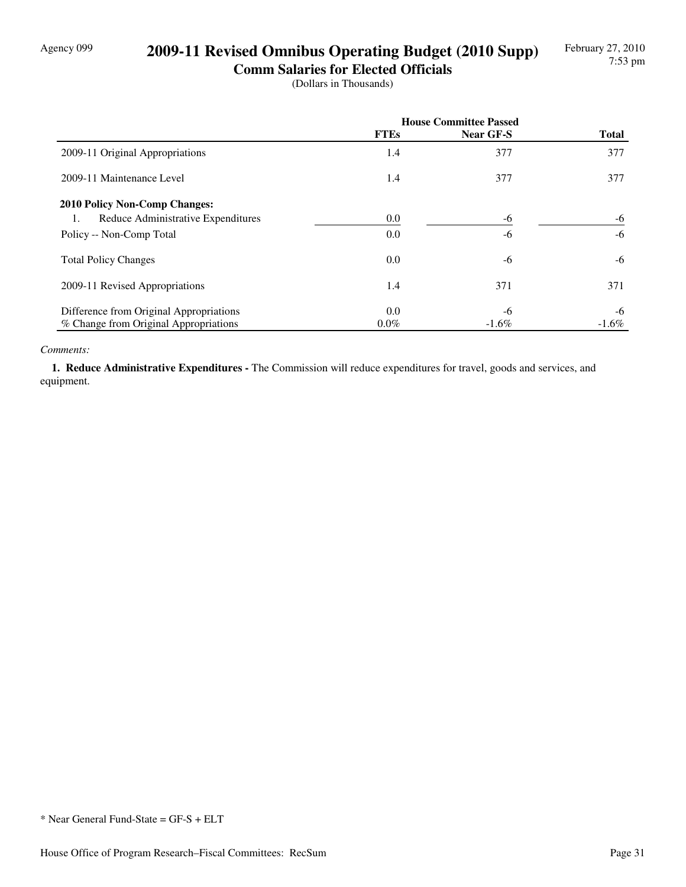Agency 099

# 2009-11 Revised Omnibus Operating Budget (2010 Supp)

## Comm Salaries for Elected Officials

(Dollars in Thousands)

February 27, 2010
7:53 pm

| | House Committee Passed | | |
|---|---|---|---|
| | FTEs | Near GF-S | Total |
| 2009-11 Original Appropriations | 1.4 | 377 | 377 |
| 2009-11 Maintenance Level | 1.4 | 377 | 377 |
| **2010 Policy Non-Comp Changes:** | | | |
| 1. Reduce Administrative Expenditures | 0.0 | -6 | -6 |
| Policy -- Non-Comp Total | 0.0 | -6 | -6 |
| Total Policy Changes | 0.0 | -6 | -6 |
| 2009-11 Revised Appropriations | 1.4 | 371 | 371 |
| Difference from Original Appropriations | 0.0 | -6 | -6 |
| % Change from Original Appropriations | 0.0% | -1.6% | -1.6% |

*Comments:*

**1. Reduce Administrative Expenditures -** The Commission will reduce expenditures for travel, goods and services, and equipment.

* Near General Fund-State = GF-S + ELT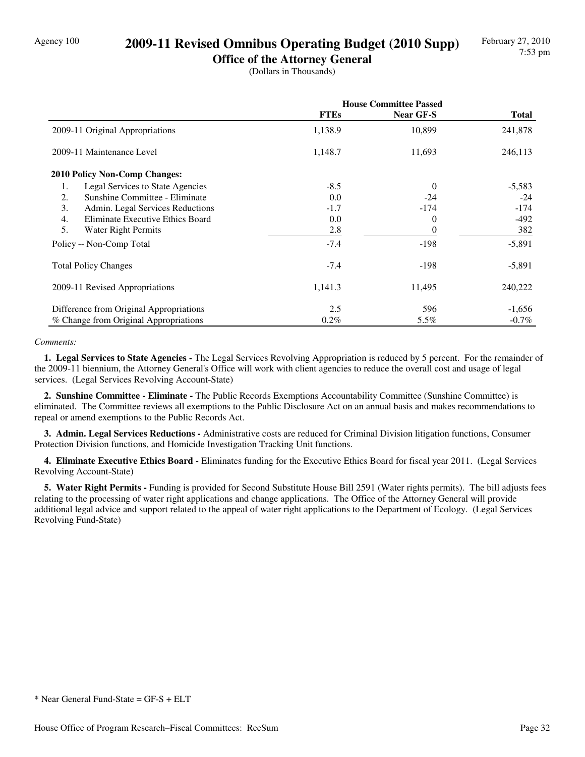Agency 100

# 2009-11 Revised Omnibus Operating Budget (2010 Supp)

## Office of the Attorney General

(Dollars in Thousands)

| | House Committee Passed | | |
|---|---|---|---|
| | **FTEs** | **Near GF-S** | **Total** |
| 2009-11 Original Appropriations | 1,138.9 | 10,899 | 241,878 |
| 2009-11 Maintenance Level | 1,148.7 | 11,693 | 246,113 |
| **2010 Policy Non-Comp Changes:** | | | |
| 1. Legal Services to State Agencies | -8.5 | 0 | -5,583 |
| 2. Sunshine Committee - Eliminate | 0.0 | -24 | -24 |
| 3. Admin. Legal Services Reductions | -1.7 | -174 | -174 |
| 4. Eliminate Executive Ethics Board | 0.0 | 0 | -492 |
| 5. Water Right Permits | 2.8 | 0 | 382 |
| Policy -- Non-Comp Total | -7.4 | -198 | -5,891 |
| Total Policy Changes | -7.4 | -198 | -5,891 |
| 2009-11 Revised Appropriations | 1,141.3 | 11,495 | 240,222 |
| Difference from Original Appropriations | 2.5 | 596 | -1,656 |
| % Change from Original Appropriations | 0.2% | 5.5% | -0.7% |

*Comments:*

**1. Legal Services to State Agencies -** The Legal Services Revolving Appropriation is reduced by 5 percent. For the remainder of the 2009-11 biennium, the Attorney General's Office will work with client agencies to reduce the overall cost and usage of legal services. (Legal Services Revolving Account-State)

**2. Sunshine Committee - Eliminate -** The Public Records Exemptions Accountability Committee (Sunshine Committee) is eliminated. The Committee reviews all exemptions to the Public Disclosure Act on an annual basis and makes recommendations to repeal or amend exemptions to the Public Records Act.

**3. Admin. Legal Services Reductions -** Administrative costs are reduced for Criminal Division litigation functions, Consumer Protection Division functions, and Homicide Investigation Tracking Unit functions.

**4. Eliminate Executive Ethics Board -** Eliminates funding for the Executive Ethics Board for fiscal year 2011. (Legal Services Revolving Account-State)

**5. Water Right Permits -** Funding is provided for Second Substitute House Bill 2591 (Water rights permits). The bill adjusts fees relating to the processing of water right applications and change applications. The Office of the Attorney General will provide additional legal advice and support related to the appeal of water right applications to the Department of Ecology. (Legal Services Revolving Fund-State)

* Near General Fund-State = GF-S + ELT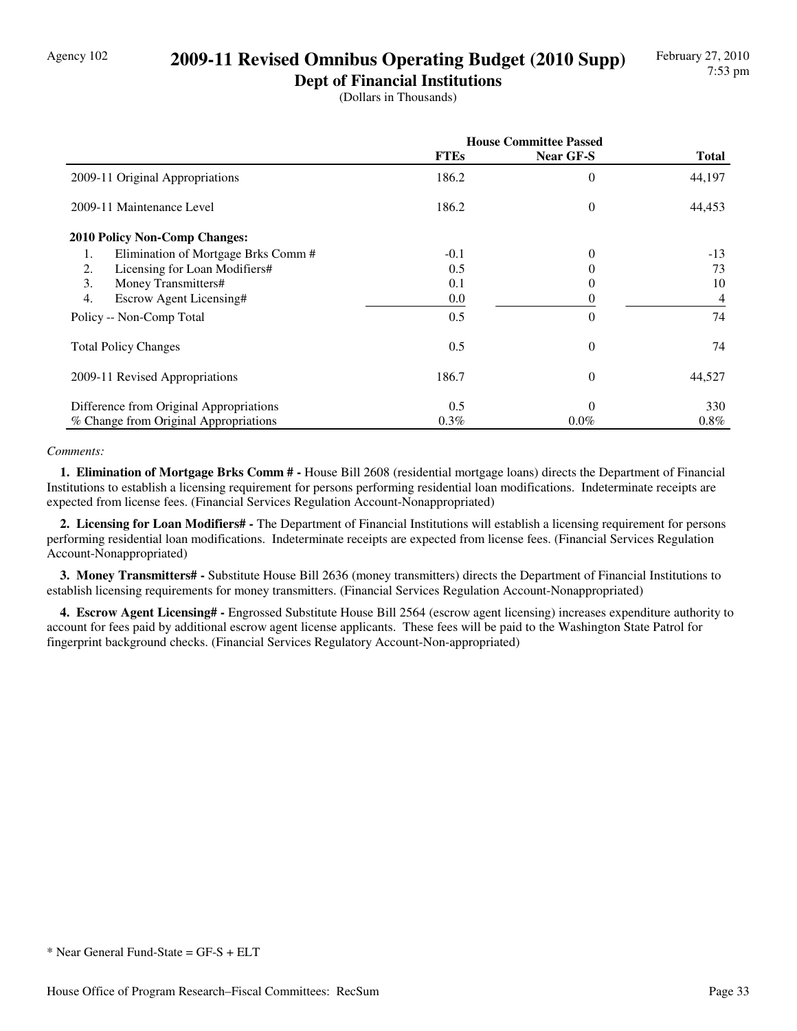Agency 102

# 2009-11 Revised Omnibus Operating Budget (2010 Supp)

## Dept of Financial Institutions

(Dollars in Thousands)

| | House Committee Passed | | |
|---|---|---|---|
| | **FTEs** | **Near GF-S** | **Total** |
| 2009-11 Original Appropriations | 186.2 | 0 | 44,197 |
| 2009-11 Maintenance Level | 186.2 | 0 | 44,453 |
| **2010 Policy Non-Comp Changes:** | | | |
| 1. Elimination of Mortgage Brks Comm # | -0.1 | 0 | -13 |
| 2. Licensing for Loan Modifiers# | 0.5 | 0 | 73 |
| 3. Money Transmitters# | 0.1 | 0 | 10 |
| 4. Escrow Agent Licensing# | 0.0 | 0 | 4 |
| Policy -- Non-Comp Total | 0.5 | 0 | 74 |
| Total Policy Changes | 0.5 | 0 | 74 |
| 2009-11 Revised Appropriations | 186.7 | 0 | 44,527 |
| Difference from Original Appropriations | 0.5 | 0 | 330 |
| % Change from Original Appropriations | 0.3% | 0.0% | 0.8% |

*Comments:*

**1. Elimination of Mortgage Brks Comm # -** House Bill 2608 (residential mortgage loans) directs the Department of Financial Institutions to establish a licensing requirement for persons performing residential loan modifications. Indeterminate receipts are expected from license fees. (Financial Services Regulation Account-Nonappropriated)

**2. Licensing for Loan Modifiers# -** The Department of Financial Institutions will establish a licensing requirement for persons performing residential loan modifications. Indeterminate receipts are expected from license fees. (Financial Services Regulation Account-Nonappropriated)

**3. Money Transmitters# -** Substitute House Bill 2636 (money transmitters) directs the Department of Financial Institutions to establish licensing requirements for money transmitters. (Financial Services Regulation Account-Nonappropriated)

**4. Escrow Agent Licensing# -** Engrossed Substitute House Bill 2564 (escrow agent licensing) increases expenditure authority to account for fees paid by additional escrow agent license applicants. These fees will be paid to the Washington State Patrol for fingerprint background checks. (Financial Services Regulatory Account-Non-appropriated)

* Near General Fund-State = GF-S + ELT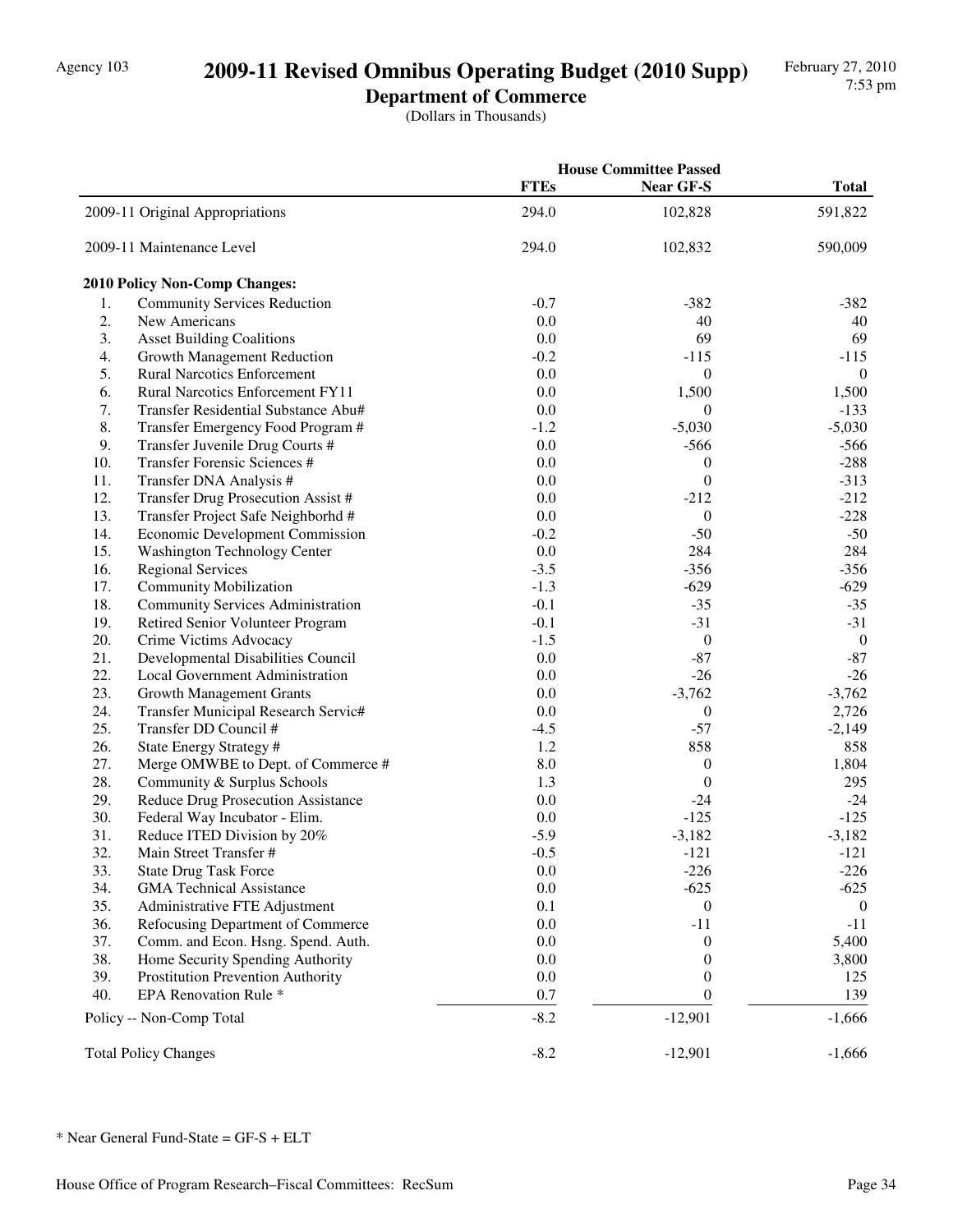# 2009-11 Revised Omnibus Operating Budget (2010 Supp)

## Department of Commerce

(Dollars in Thousands)

| | House Committee Passed | | |
|---|---|---|---|
| | FTEs | Near GF-S | Total |
| 2009-11 Original Appropriations | 294.0 | 102,828 | 591,822 |
| 2009-11 Maintenance Level | 294.0 | 102,832 | 590,009 |
| **2010 Policy Non-Comp Changes:** | | | |
| 1. Community Services Reduction | -0.7 | -382 | -382 |
| 2. New Americans | 0.0 | 40 | 40 |
| 3. Asset Building Coalitions | 0.0 | 69 | 69 |
| 4. Growth Management Reduction | -0.2 | -115 | -115 |
| 5. Rural Narcotics Enforcement | 0.0 | 0 | 0 |
| 6. Rural Narcotics Enforcement FY11 | 0.0 | 1,500 | 1,500 |
| 7. Transfer Residential Substance Abu# | 0.0 | 0 | -133 |
| 8. Transfer Emergency Food Program # | -1.2 | -5,030 | -5,030 |
| 9. Transfer Juvenile Drug Courts # | 0.0 | -566 | -566 |
| 10. Transfer Forensic Sciences # | 0.0 | 0 | -288 |
| 11. Transfer DNA Analysis # | 0.0 | 0 | -313 |
| 12. Transfer Drug Prosecution Assist # | 0.0 | -212 | -212 |
| 13. Transfer Project Safe Neighborhd # | 0.0 | 0 | -228 |
| 14. Economic Development Commission | -0.2 | -50 | -50 |
| 15. Washington Technology Center | 0.0 | 284 | 284 |
| 16. Regional Services | -3.5 | -356 | -356 |
| 17. Community Mobilization | -1.3 | -629 | -629 |
| 18. Community Services Administration | -0.1 | -35 | -35 |
| 19. Retired Senior Volunteer Program | -0.1 | -31 | -31 |
| 20. Crime Victims Advocacy | -1.5 | 0 | 0 |
| 21. Developmental Disabilities Council | 0.0 | -87 | -87 |
| 22. Local Government Administration | 0.0 | -26 | -26 |
| 23. Growth Management Grants | 0.0 | -3,762 | -3,762 |
| 24. Transfer Municipal Research Servic# | 0.0 | 0 | 2,726 |
| 25. Transfer DD Council # | -4.5 | -57 | -2,149 |
| 26. State Energy Strategy # | 1.2 | 858 | 858 |
| 27. Merge OMWBE to Dept. of Commerce # | 8.0 | 0 | 1,804 |
| 28. Community & Surplus Schools | 1.3 | 0 | 295 |
| 29. Reduce Drug Prosecution Assistance | 0.0 | -24 | -24 |
| 30. Federal Way Incubator - Elim. | 0.0 | -125 | -125 |
| 31. Reduce ITED Division by 20% | -5.9 | -3,182 | -3,182 |
| 32. Main Street Transfer # | -0.5 | -121 | -121 |
| 33. State Drug Task Force | 0.0 | -226 | -226 |
| 34. GMA Technical Assistance | 0.0 | -625 | -625 |
| 35. Administrative FTE Adjustment | 0.1 | 0 | 0 |
| 36. Refocusing Department of Commerce | 0.0 | -11 | -11 |
| 37. Comm. and Econ. Hsng. Spend. Auth. | 0.0 | 0 | 5,400 |
| 38. Home Security Spending Authority | 0.0 | 0 | 3,800 |
| 39. Prostitution Prevention Authority | 0.0 | 0 | 125 |
| 40. EPA Renovation Rule * | 0.7 | 0 | 139 |
| Policy -- Non-Comp Total | -8.2 | -12,901 | -1,666 |
| Total Policy Changes | -8.2 | -12,901 | -1,666 |

* Near General Fund-State = GF-S + ELT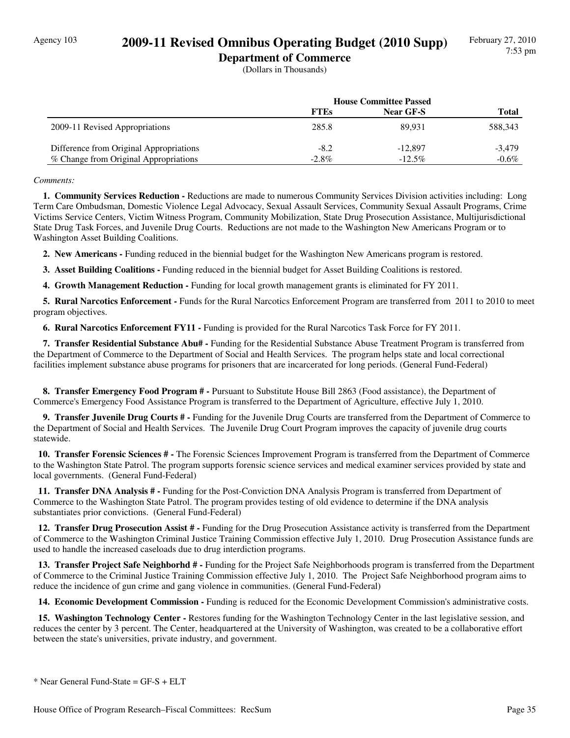Agency 103

# 2009-11 Revised Omnibus Operating Budget (2010 Supp)

## Department of Commerce

(Dollars in Thousands)

| | House Committee Passed | | |
|---|---|---|---|
| | **FTEs** | **Near GF-S** | **Total** |
| 2009-11 Revised Appropriations | 285.8 | 89,931 | 588,343 |
| Difference from Original Appropriations | -8.2 | -12,897 | -3,479 |
| % Change from Original Appropriations | -2.8% | -12.5% | -0.6% |

*Comments:*

**1. Community Services Reduction -** Reductions are made to numerous Community Services Division activities including: Long Term Care Ombudsman, Domestic Violence Legal Advocacy, Sexual Assault Services, Community Sexual Assault Programs, Crime Victims Service Centers, Victim Witness Program, Community Mobilization, State Drug Prosecution Assistance, Multijurisdictional State Drug Task Forces, and Juvenile Drug Courts. Reductions are not made to the Washington New Americans Program or to Washington Asset Building Coalitions.

**2. New Americans -** Funding reduced in the biennial budget for the Washington New Americans program is restored.

**3. Asset Building Coalitions -** Funding reduced in the biennial budget for Asset Building Coalitions is restored.

**4. Growth Management Reduction -** Funding for local growth management grants is eliminated for FY 2011.

**5. Rural Narcotics Enforcement -** Funds for the Rural Narcotics Enforcement Program are transferred from 2011 to 2010 to meet program objectives.

**6. Rural Narcotics Enforcement FY11 -** Funding is provided for the Rural Narcotics Task Force for FY 2011.

**7. Transfer Residential Substance Abu# -** Funding for the Residential Substance Abuse Treatment Program is transferred from the Department of Commerce to the Department of Social and Health Services. The program helps state and local correctional facilities implement substance abuse programs for prisoners that are incarcerated for long periods. (General Fund-Federal)

**8. Transfer Emergency Food Program # -** Pursuant to Substitute House Bill 2863 (Food assistance), the Department of Commerce's Emergency Food Assistance Program is transferred to the Department of Agriculture, effective July 1, 2010.

**9. Transfer Juvenile Drug Courts # -** Funding for the Juvenile Drug Courts are transferred from the Department of Commerce to the Department of Social and Health Services. The Juvenile Drug Court Program improves the capacity of juvenile drug courts statewide.

**10. Transfer Forensic Sciences # -** The Forensic Sciences Improvement Program is transferred from the Department of Commerce to the Washington State Patrol. The program supports forensic science services and medical examiner services provided by state and local governments. (General Fund-Federal)

**11. Transfer DNA Analysis # -** Funding for the Post-Conviction DNA Analysis Program is transferred from Department of Commerce to the Washington State Patrol. The program provides testing of old evidence to determine if the DNA analysis substantiates prior convictions. (General Fund-Federal)

**12. Transfer Drug Prosecution Assist # -** Funding for the Drug Prosecution Assistance activity is transferred from the Department of Commerce to the Washington Criminal Justice Training Commission effective July 1, 2010. Drug Prosecution Assistance funds are used to handle the increased caseloads due to drug interdiction programs.

**13. Transfer Project Safe Neighborhd # -** Funding for the Project Safe Neighborhoods program is transferred from the Department of Commerce to the Criminal Justice Training Commission effective July 1, 2010. The Project Safe Neighborhood program aims to reduce the incidence of gun crime and gang violence in communities. (General Fund-Federal)

**14. Economic Development Commission -** Funding is reduced for the Economic Development Commission's administrative costs.

**15. Washington Technology Center -** Restores funding for the Washington Technology Center in the last legislative session, and reduces the center by 3 percent. The Center, headquartered at the University of Washington, was created to be a collaborative effort between the state's universities, private industry, and government.

* Near General Fund-State = GF-S + ELT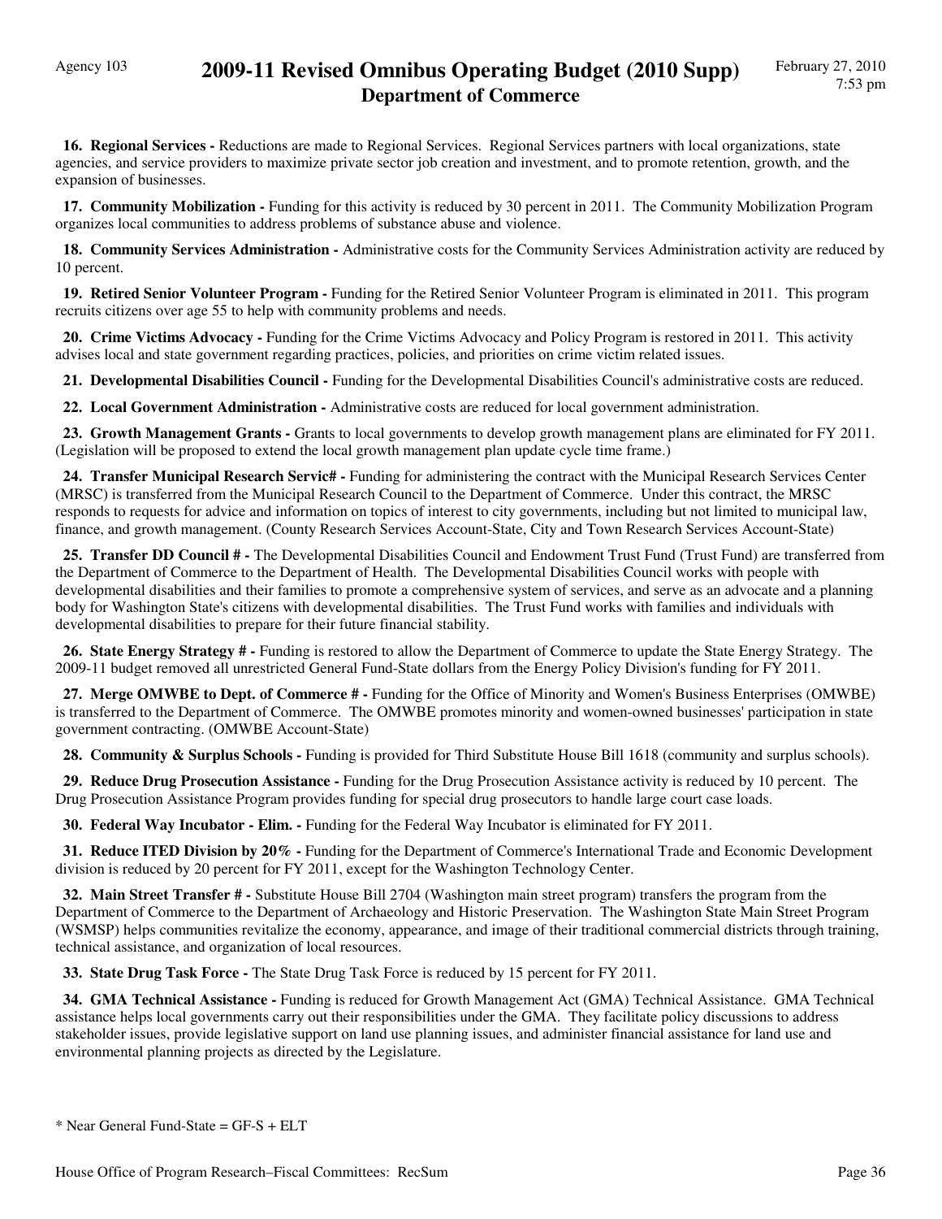**16. Regional Services -** Reductions are made to Regional Services. Regional Services partners with local organizations, state agencies, and service providers to maximize private sector job creation and investment, and to promote retention, growth, and the expansion of businesses.

**17. Community Mobilization -** Funding for this activity is reduced by 30 percent in 2011. The Community Mobilization Program organizes local communities to address problems of substance abuse and violence.

**18. Community Services Administration -** Administrative costs for the Community Services Administration activity are reduced by 10 percent.

**19. Retired Senior Volunteer Program -** Funding for the Retired Senior Volunteer Program is eliminated in 2011. This program recruits citizens over age 55 to help with community problems and needs.

**20. Crime Victims Advocacy -** Funding for the Crime Victims Advocacy and Policy Program is restored in 2011. This activity advises local and state government regarding practices, policies, and priorities on crime victim related issues.

**21. Developmental Disabilities Council -** Funding for the Developmental Disabilities Council's administrative costs are reduced.

**22. Local Government Administration -** Administrative costs are reduced for local government administration.

**23. Growth Management Grants -** Grants to local governments to develop growth management plans are eliminated for FY 2011. (Legislation will be proposed to extend the local growth management plan update cycle time frame.)

**24. Transfer Municipal Research Servic# -** Funding for administering the contract with the Municipal Research Services Center (MRSC) is transferred from the Municipal Research Council to the Department of Commerce. Under this contract, the MRSC responds to requests for advice and information on topics of interest to city governments, including but not limited to municipal law, finance, and growth management. (County Research Services Account-State, City and Town Research Services Account-State)

**25. Transfer DD Council # -** The Developmental Disabilities Council and Endowment Trust Fund (Trust Fund) are transferred from the Department of Commerce to the Department of Health. The Developmental Disabilities Council works with people with developmental disabilities and their families to promote a comprehensive system of services, and serve as an advocate and a planning body for Washington State's citizens with developmental disabilities. The Trust Fund works with families and individuals with developmental disabilities to prepare for their future financial stability.

**26. State Energy Strategy # -** Funding is restored to allow the Department of Commerce to update the State Energy Strategy. The 2009-11 budget removed all unrestricted General Fund-State dollars from the Energy Policy Division's funding for FY 2011.

**27. Merge OMWBE to Dept. of Commerce # -** Funding for the Office of Minority and Women's Business Enterprises (OMWBE) is transferred to the Department of Commerce. The OMWBE promotes minority and women-owned businesses' participation in state government contracting. (OMWBE Account-State)

**28. Community & Surplus Schools -** Funding is provided for Third Substitute House Bill 1618 (community and surplus schools).

**29. Reduce Drug Prosecution Assistance -** Funding for the Drug Prosecution Assistance activity is reduced by 10 percent. The Drug Prosecution Assistance Program provides funding for special drug prosecutors to handle large court case loads.

**30. Federal Way Incubator - Elim. -** Funding for the Federal Way Incubator is eliminated for FY 2011.

**31. Reduce ITED Division by 20% -** Funding for the Department of Commerce's International Trade and Economic Development division is reduced by 20 percent for FY 2011, except for the Washington Technology Center.

**32. Main Street Transfer # -** Substitute House Bill 2704 (Washington main street program) transfers the program from the Department of Commerce to the Department of Archaeology and Historic Preservation. The Washington State Main Street Program (WSMSP) helps communities revitalize the economy, appearance, and image of their traditional commercial districts through training, technical assistance, and organization of local resources.

**33. State Drug Task Force -** The State Drug Task Force is reduced by 15 percent for FY 2011.

**34. GMA Technical Assistance -** Funding is reduced for Growth Management Act (GMA) Technical Assistance. GMA Technical assistance helps local governments carry out their responsibilities under the GMA. They facilitate policy discussions to address stakeholder issues, provide legislative support on land use planning issues, and administer financial assistance for land use and environmental planning projects as directed by the Legislature.

* Near General Fund-State = GF-S + ELT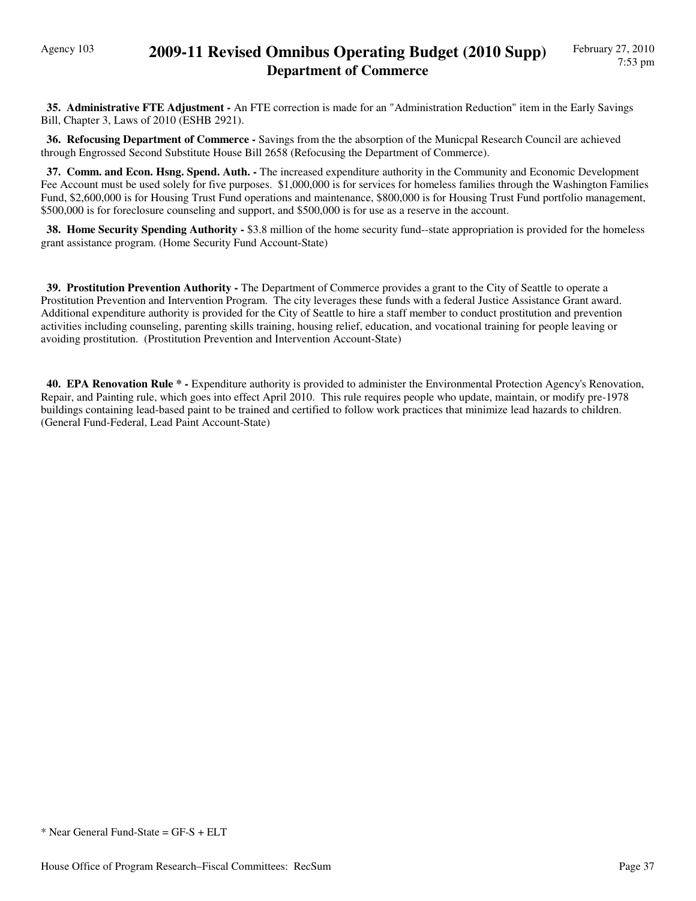**35. Administrative FTE Adjustment -** An FTE correction is made for an "Administration Reduction" item in the Early Savings Bill, Chapter 3, Laws of 2010 (ESHB 2921).

**36. Refocusing Department of Commerce -** Savings from the the the absorption of the Municpal Research Council are achieved through Engrossed Second Substitute House Bill 2658 (Refocusing the Department of Commerce).

**37. Comm. and Econ. Hsng. Spend. Auth. -** The increased expenditure authority in the Community and Economic Development Fee Account must be used solely for five purposes. $1,000,000 is for services for homeless families through the Washington Families Fund, $2,600,000 is for Housing Trust Fund operations and maintenance, $800,000 is for Housing Trust Fund portfolio management, $500,000 is for foreclosure counseling and support, and $500,000 is for use as a reserve in the account.

**38. Home Security Spending Authority -** $3.8 million of the home security fund--state appropriation is provided for the homeless grant assistance program. (Home Security Fund Account-State)

**39. Prostitution Prevention Authority -** The Department of Commerce provides a grant to the City of Seattle to operate a Prostitution Prevention and Intervention Program. The city leverages these funds with a federal Justice Assistance Grant award. Additional expenditure authority is provided for the City of Seattle to hire a staff member to conduct prostitution and prevention activities including counseling, parenting skills training, housing relief, education, and vocational training for people leaving or avoiding prostitution. (Prostitution Prevention and Intervention Account-State)

**40. EPA Renovation Rule * -** Expenditure authority is provided to administer the Environmental Protection Agency's Renovation, Repair, and Painting rule, which goes into effect April 2010. This rule requires people who update, maintain, or modify pre-1978 buildings containing lead-based paint to be trained and certified to follow work practices that minimize lead hazards to children. (General Fund-Federal, Lead Paint Account-State)

* Near General Fund-State = GF-S + ELT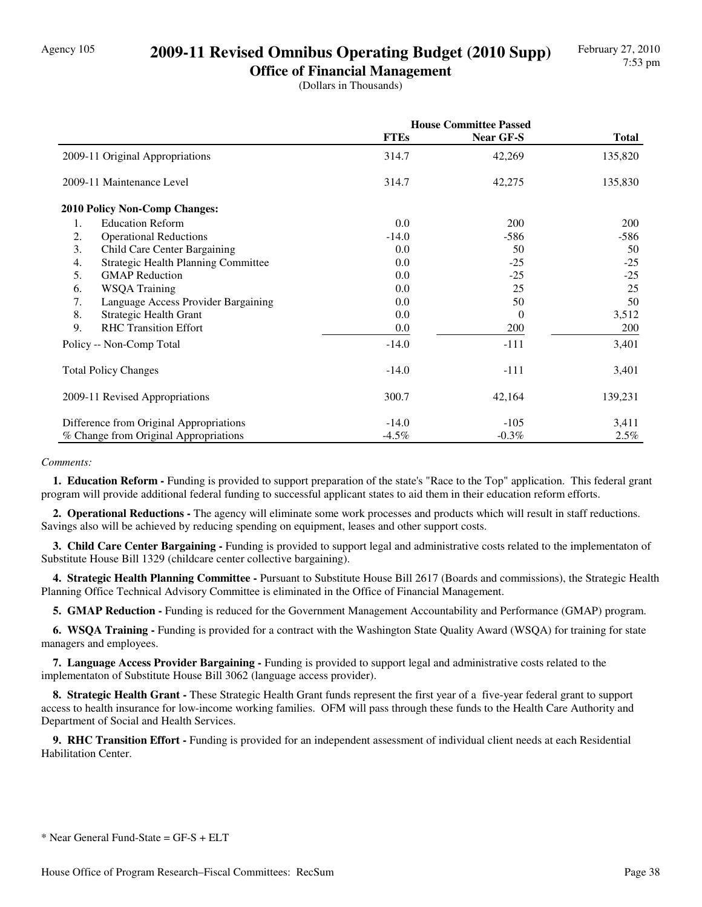Agency 105

# 2009-11 Revised Omnibus Operating Budget (2010 Supp)

## Office of Financial Management

(Dollars in Thousands)

| | House Committee Passed | | |
|---|---|---|---|
| | FTEs | Near GF-S | Total |
| 2009-11 Original Appropriations | 314.7 | 42,269 | 135,820 |
| 2009-11 Maintenance Level | 314.7 | 42,275 | 135,830 |
| **2010 Policy Non-Comp Changes:** | | | |
| 1. Education Reform | 0.0 | 200 | 200 |
| 2. Operational Reductions | -14.0 | -586 | -586 |
| 3. Child Care Center Bargaining | 0.0 | 50 | 50 |
| 4. Strategic Health Planning Committee | 0.0 | -25 | -25 |
| 5. GMAP Reduction | 0.0 | -25 | -25 |
| 6. WSQA Training | 0.0 | 25 | 25 |
| 7. Language Access Provider Bargaining | 0.0 | 50 | 50 |
| 8. Strategic Health Grant | 0.0 | 0 | 3,512 |
| 9. RHC Transition Effort | 0.0 | 200 | 200 |
| Policy -- Non-Comp Total | -14.0 | -111 | 3,401 |
| Total Policy Changes | -14.0 | -111 | 3,401 |
| 2009-11 Revised Appropriations | 300.7 | 42,164 | 139,231 |
| Difference from Original Appropriations | -14.0 | -105 | 3,411 |
| % Change from Original Appropriations | -4.5% | -0.3% | 2.5% |

*Comments:*

**1. Education Reform -** Funding is provided to support preparation of the state's "Race to the Top" application. This federal grant program will provide additional federal funding to successful applicant states to aid them in their education reform efforts.

**2. Operational Reductions -** The agency will eliminate some work processes and products which will result in staff reductions. Savings also will be achieved by reducing spending on equipment, leases and other support costs.

**3. Child Care Center Bargaining -** Funding is provided to support legal and administrative costs related to the implementaton of Substitute House Bill 1329 (childcare center collective bargaining).

**4. Strategic Health Planning Committee -** Pursuant to Substitute House Bill 2617 (Boards and commissions), the Strategic Health Planning Office Technical Advisory Committee is eliminated in the Office of Financial Management.

**5. GMAP Reduction -** Funding is reduced for the Government Management Accountability and Performance (GMAP) program.

**6. WSQA Training -** Funding is provided for a contract with the Washington State Quality Award (WSQA) for training for state managers and employees.

**7. Language Access Provider Bargaining -** Funding is provided to support legal and administrative costs related to the implementaton of Substitute House Bill 3062 (language access provider).

**8. Strategic Health Grant -** These Strategic Health Grant funds represent the first year of a five-year federal grant to support access to health insurance for low-income working families. OFM will pass through these funds to the Health Care Authority and Department of Social and Health Services.

**9. RHC Transition Effort -** Funding is provided for an independent assessment of individual client needs at each Residential Habilitation Center.

* Near General Fund-State = GF-S + ELT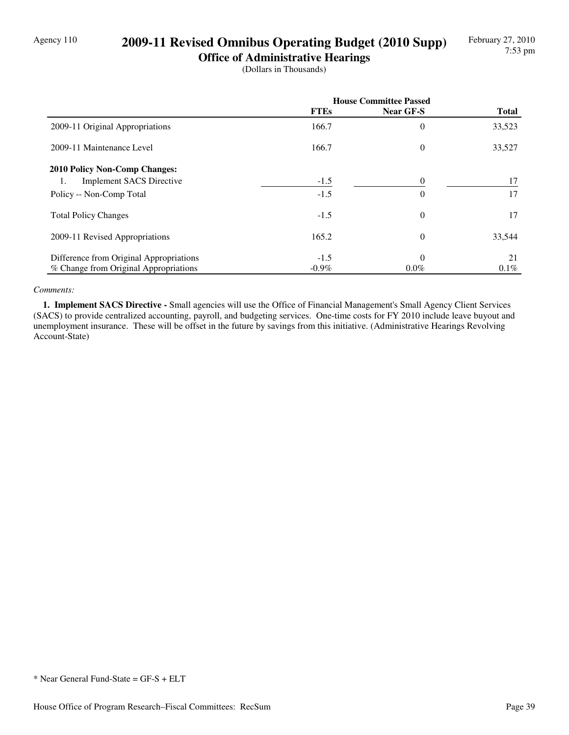Agency 110

# 2009-11 Revised Omnibus Operating Budget (2010 Supp)

## Office of Administrative Hearings

(Dollars in Thousands)

| | House Committee Passed | | |
|---|---|---|---|
| | FTEs | Near GF-S | Total |
| 2009-11 Original Appropriations | 166.7 | 0 | 33,523 |
| 2009-11 Maintenance Level | 166.7 | 0 | 33,527 |
| **2010 Policy Non-Comp Changes:** | | | |
| 1. Implement SACS Directive | -1.5 | 0 | 17 |
| Policy -- Non-Comp Total | -1.5 | 0 | 17 |
| Total Policy Changes | -1.5 | 0 | 17 |
| 2009-11 Revised Appropriations | 165.2 | 0 | 33,544 |
| Difference from Original Appropriations | -1.5 | 0 | 21 |
| % Change from Original Appropriations | -0.9% | 0.0% | 0.1% |

*Comments:*

**1. Implement SACS Directive -** Small agencies will use the Office of Financial Management's Small Agency Client Services (SACS) to provide centralized accounting, payroll, and budgeting services. One-time costs for FY 2010 include leave buyout and unemployment insurance. These will be offset in the future by savings from this initiative. (Administrative Hearings Revolving Account-State)

* Near General Fund-State = GF-S + ELT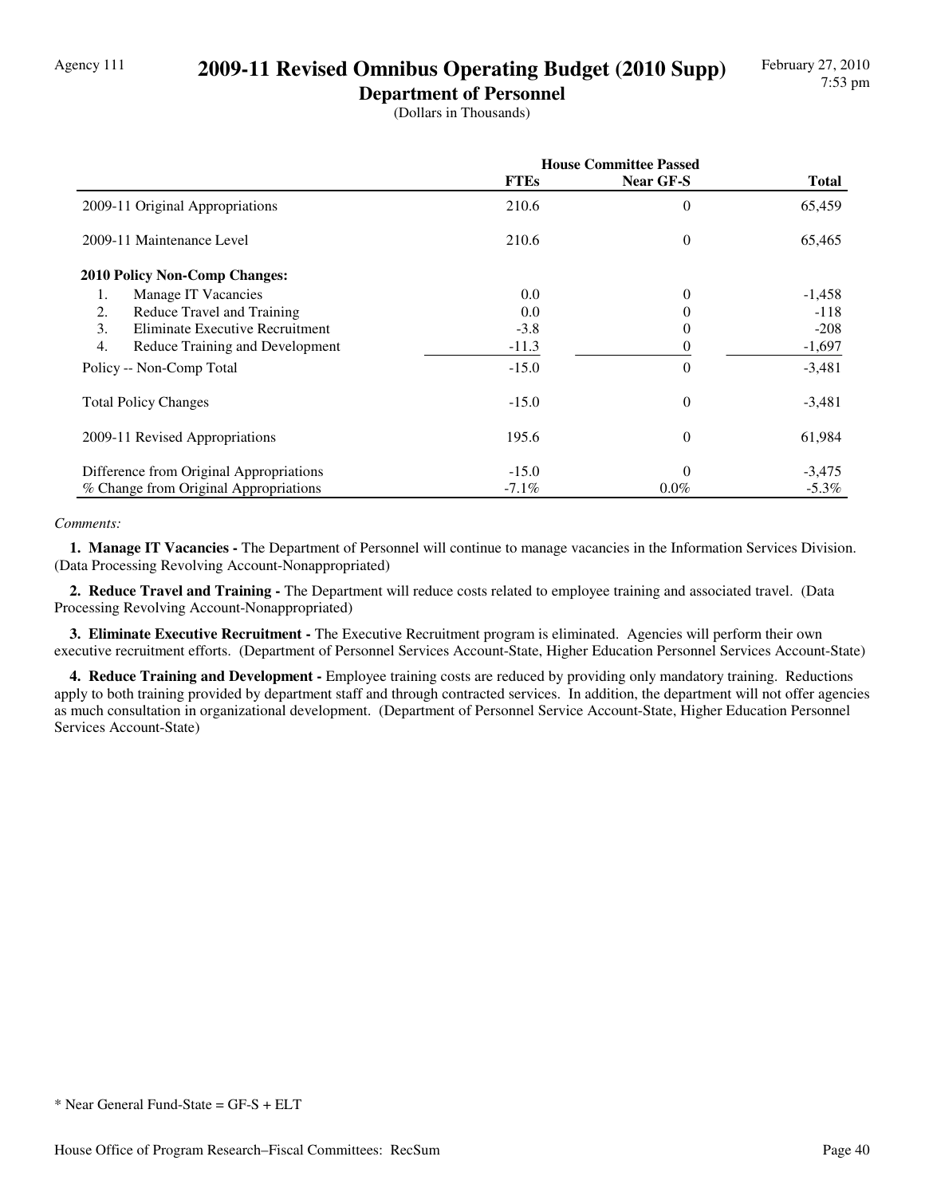Agency 111

# 2009-11 Revised Omnibus Operating Budget (2010 Supp)

## Department of Personnel

(Dollars in Thousands)

| | House Committee Passed | | |
|---|---|---|---|
| | FTEs | Near GF-S | Total |
| 2009-11 Original Appropriations | 210.6 | 0 | 65,459 |
| 2009-11 Maintenance Level | 210.6 | 0 | 65,465 |
| **2010 Policy Non-Comp Changes:** | | | |
| 1. Manage IT Vacancies | 0.0 | 0 | -1,458 |
| 2. Reduce Travel and Training | 0.0 | 0 | -118 |
| 3. Eliminate Executive Recruitment | -3.8 | 0 | -208 |
| 4. Reduce Training and Development | -11.3 | 0 | -1,697 |
| Policy -- Non-Comp Total | -15.0 | 0 | -3,481 |
| Total Policy Changes | -15.0 | 0 | -3,481 |
| 2009-11 Revised Appropriations | 195.6 | 0 | 61,984 |
| Difference from Original Appropriations | -15.0 | 0 | -3,475 |
| % Change from Original Appropriations | -7.1% | 0.0% | -5.3% |

*Comments:*

**1. Manage IT Vacancies -** The Department of Personnel will continue to manage vacancies in the Information Services Division. (Data Processing Revolving Account-Nonappropriated)

**2. Reduce Travel and Training -** The Department will reduce costs related to employee training and associated travel. (Data Processing Revolving Account-Nonappropriated)

**3. Eliminate Executive Recruitment -** The Executive Recruitment program is eliminated. Agencies will perform their own executive recruitment efforts. (Department of Personnel Services Account-State, Higher Education Personnel Services Account-State)

**4. Reduce Training and Development -** Employee training costs are reduced by providing only mandatory training. Reductions apply to both training provided by department staff and through contracted services. In addition, the department will not offer agencies as much consultation in organizational development. (Department of Personnel Service Account-State, Higher Education Personnel Services Account-State)

\* Near General Fund-State = GF-S + ELT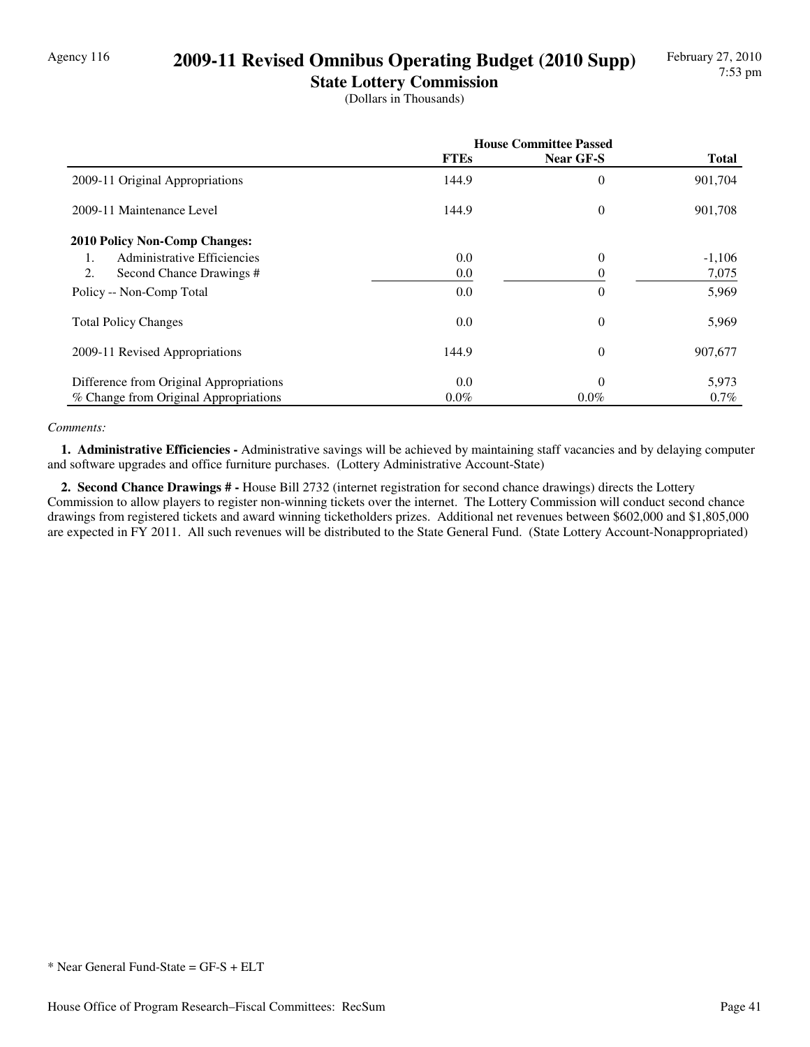Agency 116

# 2009-11 Revised Omnibus Operating Budget (2010 Supp)

## State Lottery Commission

(Dollars in Thousands)

| | House Committee Passed | | |
|---|---|---|---|
| | FTEs | Near GF-S | Total |
| 2009-11 Original Appropriations | 144.9 | 0 | 901,704 |
| 2009-11 Maintenance Level | 144.9 | 0 | 901,708 |
| **2010 Policy Non-Comp Changes:** | | | |
| 1. Administrative Efficiencies | 0.0 | 0 | -1,106 |
| 2. Second Chance Drawings # | 0.0 | 0 | 7,075 |
| Policy -- Non-Comp Total | 0.0 | 0 | 5,969 |
| Total Policy Changes | 0.0 | 0 | 5,969 |
| 2009-11 Revised Appropriations | 144.9 | 0 | 907,677 |
| Difference from Original Appropriations | 0.0 | 0 | 5,973 |
| % Change from Original Appropriations | 0.0% | 0.0% | 0.7% |

*Comments:*

**1. Administrative Efficiencies -** Administrative savings will be achieved by maintaining staff vacancies and by delaying computer and software upgrades and office furniture purchases. (Lottery Administrative Account-State)

**2. Second Chance Drawings # -** House Bill 2732 (internet registration for second chance drawings) directs the Lottery Commission to allow players to register non-winning tickets over the internet. The Lottery Commission will conduct second chance drawings from registered tickets and award winning ticketholders prizes. Additional net revenues between $602,000 and $1,805,000 are expected in FY 2011. All such revenues will be distributed to the State General Fund. (State Lottery Account-Nonappropriated)

* Near General Fund-State = GF-S + ELT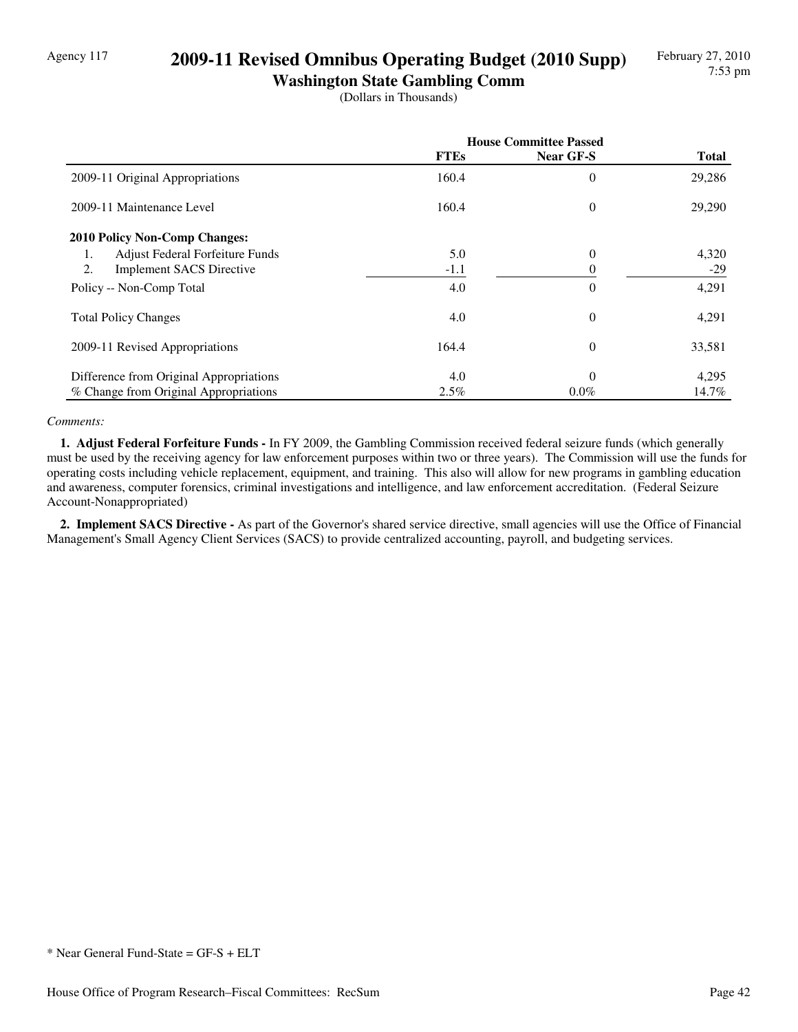# 2009-11 Revised Omnibus Operating Budget (2010 Supp)

## Washington State Gambling Comm

(Dollars in Thousands)

| | House Committee Passed | | |
|---|---|---|---|
| | **FTEs** | **Near GF-S** | **Total** |
| 2009-11 Original Appropriations | 160.4 | 0 | 29,286 |
| 2009-11 Maintenance Level | 160.4 | 0 | 29,290 |
| **2010 Policy Non-Comp Changes:** | | | |
| 1. Adjust Federal Forfeiture Funds | 5.0 | 0 | 4,320 |
| 2. Implement SACS Directive | -1.1 | 0 | -29 |
| Policy -- Non-Comp Total | 4.0 | 0 | 4,291 |
| Total Policy Changes | 4.0 | 0 | 4,291 |
| 2009-11 Revised Appropriations | 164.4 | 0 | 33,581 |
| Difference from Original Appropriations | 4.0 | 0 | 4,295 |
| % Change from Original Appropriations | 2.5% | 0.0% | 14.7% |

*Comments:*

**1. Adjust Federal Forfeiture Funds -** In FY 2009, the Gambling Commission received federal seizure funds (which generally must be used by the receiving agency for law enforcement purposes within two or three years). The Commission will use the funds for operating costs including vehicle replacement, equipment, and training. This also will allow for new programs in gambling education and awareness, computer forensics, criminal investigations and intelligence, and law enforcement accreditation. (Federal Seizure Account-Nonappropriated)

**2. Implement SACS Directive -** As part of the Governor's shared service directive, small agencies will use the Office of Financial Management's Small Agency Client Services (SACS) to provide centralized accounting, payroll, and budgeting services.

\* Near General Fund-State = GF-S + ELT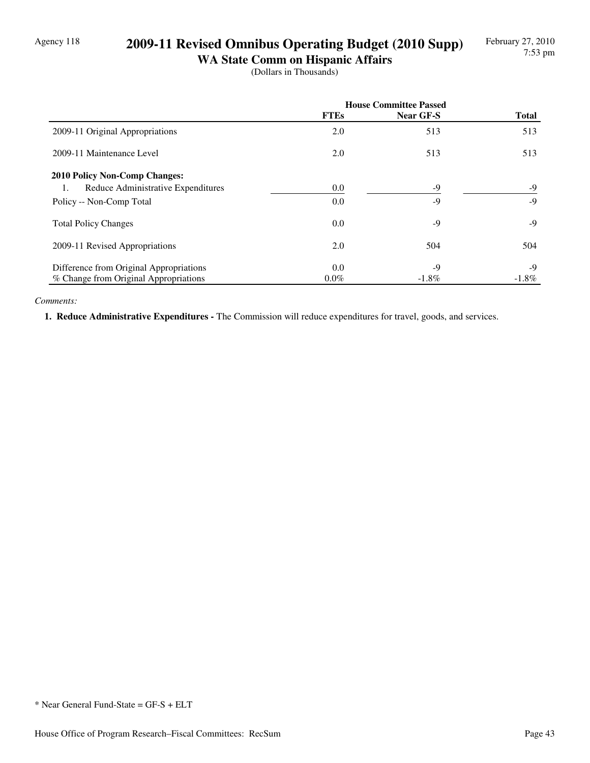Agency 118

# 2009-11 Revised Omnibus Operating Budget (2010 Supp)

## WA State Comm on Hispanic Affairs

(Dollars in Thousands)

| | House Committee Passed | | |
|---|---|---|---|
| | FTEs | Near GF-S | Total |
| 2009-11 Original Appropriations | 2.0 | 513 | 513 |
| 2009-11 Maintenance Level | 2.0 | 513 | 513 |
| **2010 Policy Non-Comp Changes:** | | | |
| 1. Reduce Administrative Expenditures | 0.0 | -9 | -9 |
| Policy -- Non-Comp Total | 0.0 | -9 | -9 |
| Total Policy Changes | 0.0 | -9 | -9 |
| 2009-11 Revised Appropriations | 2.0 | 504 | 504 |
| Difference from Original Appropriations | 0.0 | -9 | -9 |
| % Change from Original Appropriations | 0.0% | -1.8% | -1.8% |

*Comments:*

**1. Reduce Administrative Expenditures -** The Commission will reduce expenditures for travel, goods, and services.

* Near General Fund-State = GF-S + ELT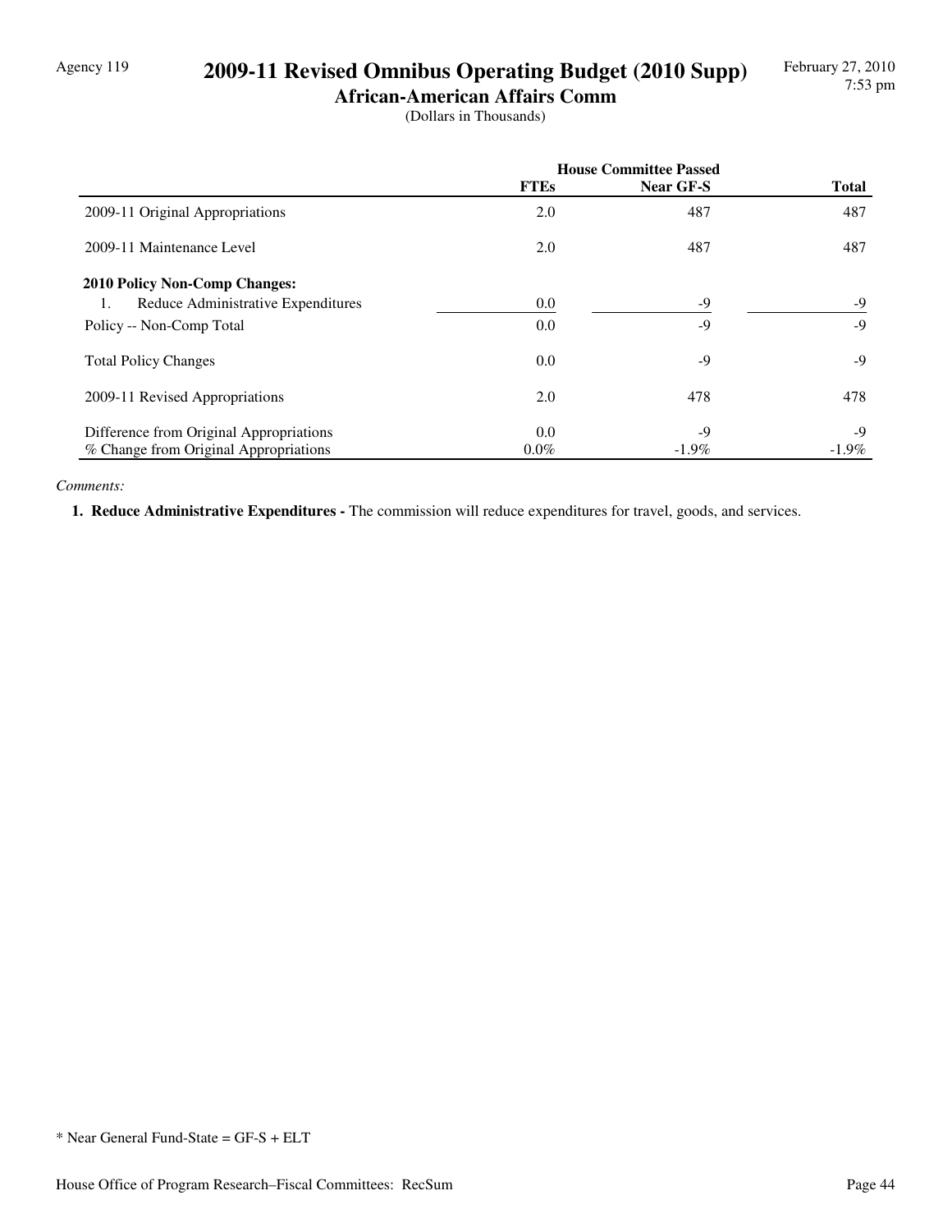# 2009-11 Revised Omnibus Operating Budget (2010 Supp)

## African-American Affairs Comm

(Dollars in Thousands)

| | House Committee Passed | | |
|---|---|---|---|
| | FTEs | Near GF-S | Total |
| 2009-11 Original Appropriations | 2.0 | 487 | 487 |
| 2009-11 Maintenance Level | 2.0 | 487 | 487 |
| **2010 Policy Non-Comp Changes:** | | | |
| 1. Reduce Administrative Expenditures | 0.0 | -9 | -9 |
| Policy -- Non-Comp Total | 0.0 | -9 | -9 |
| Total Policy Changes | 0.0 | -9 | -9 |
| 2009-11 Revised Appropriations | 2.0 | 478 | 478 |
| Difference from Original Appropriations | 0.0 | -9 | -9 |
| % Change from Original Appropriations | 0.0% | -1.9% | -1.9% |

*Comments:*

**1. Reduce Administrative Expenditures -** The commission will reduce expenditures for travel, goods, and services.

* Near General Fund-State = GF-S + ELT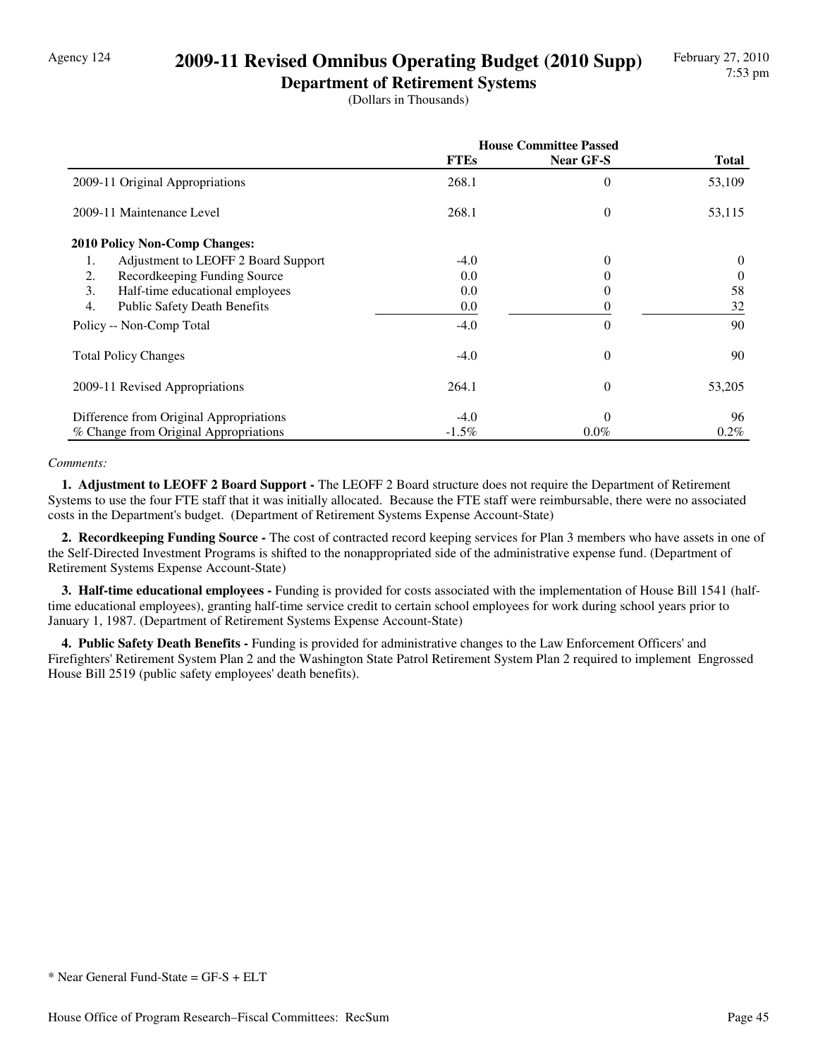Agency 124

# 2009-11 Revised Omnibus Operating Budget (2010 Supp)

## Department of Retirement Systems

(Dollars in Thousands)

| | House Committee Passed | | |
|---|---|---|---|
| | **FTEs** | **Near GF-S** | **Total** |
| 2009-11 Original Appropriations | 268.1 | 0 | 53,109 |
| 2009-11 Maintenance Level | 268.1 | 0 | 53,115 |
| **2010 Policy Non-Comp Changes:** | | | |
| 1. Adjustment to LEOFF 2 Board Support | -4.0 | 0 | 0 |
| 2. Recordkeeping Funding Source | 0.0 | 0 | 0 |
| 3. Half-time educational employees | 0.0 | 0 | 58 |
| 4. Public Safety Death Benefits | 0.0 | 0 | 32 |
| Policy -- Non-Comp Total | -4.0 | 0 | 90 |
| Total Policy Changes | -4.0 | 0 | 90 |
| 2009-11 Revised Appropriations | 264.1 | 0 | 53,205 |
| Difference from Original Appropriations | -4.0 | 0 | 96 |
| % Change from Original Appropriations | -1.5% | 0.0% | 0.2% |

*Comments:*

**1. Adjustment to LEOFF 2 Board Support -** The LEOFF 2 Board structure does not require the Department of Retirement Systems to use the four FTE staff that it was initially allocated. Because the FTE staff were reimbursable, there were no associated costs in the Department's budget. (Department of Retirement Systems Expense Account-State)

**2. Recordkeeping Funding Source -** The cost of contracted record keeping services for Plan 3 members who have assets in one of the Self-Directed Investment Programs is shifted to the nonappropriated side of the administrative expense fund. (Department of Retirement Systems Expense Account-State)

**3. Half-time educational employees -** Funding is provided for costs associated with the implementation of House Bill 1541 (half-time educational employees), granting half-time service credit to certain school employees for work during school years prior to January 1, 1987. (Department of Retirement Systems Expense Account-State)

**4. Public Safety Death Benefits -** Funding is provided for administrative changes to the Law Enforcement Officers' and Firefighters' Retirement System Plan 2 and the Washington State Patrol Retirement System Plan 2 required to implement Engrossed House Bill 2519 (public safety employees' death benefits).

* Near General Fund-State = GF-S + ELT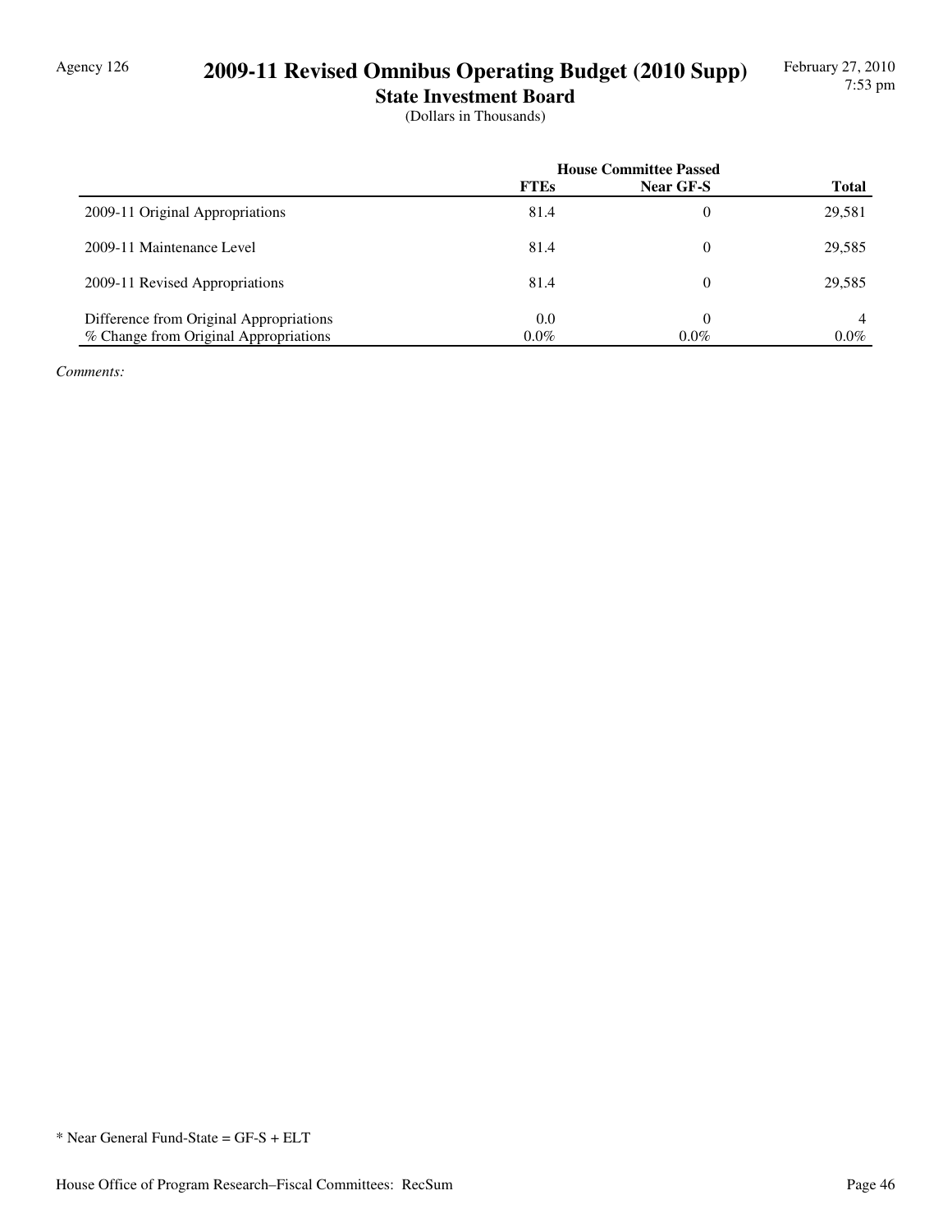# 2009-11 Revised Omnibus Operating Budget (2010 Supp)

## State Investment Board

(Dollars in Thousands)

| | House Committee Passed | | |
|---|---|---|---|
| | FTEs | Near GF-S | Total |
| 2009-11 Original Appropriations | 81.4 | 0 | 29,581 |
| 2009-11 Maintenance Level | 81.4 | 0 | 29,585 |
| 2009-11 Revised Appropriations | 81.4 | 0 | 29,585 |
| Difference from Original Appropriations | 0.0 | 0 | 4 |
| % Change from Original Appropriations | 0.0% | 0.0% | 0.0% |

*Comments:*

* Near General Fund-State = GF-S + ELT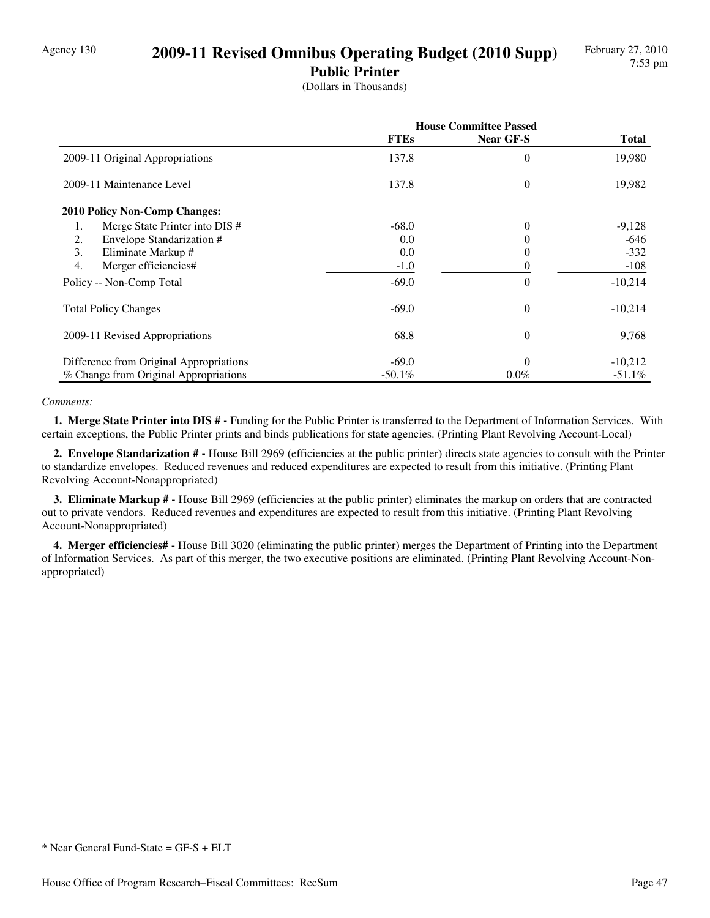Agency 130

# 2009-11 Revised Omnibus Operating Budget (2010 Supp)

## Public Printer

(Dollars in Thousands)

| | House Committee Passed | | |
|---|---|---|---|
| | **FTEs** | **Near GF-S** | **Total** |
| 2009-11 Original Appropriations | 137.8 | 0 | 19,980 |
| 2009-11 Maintenance Level | 137.8 | 0 | 19,982 |
| **2010 Policy Non-Comp Changes:** | | | |
| 1. Merge State Printer into DIS # | -68.0 | 0 | -9,128 |
| 2. Envelope Standarization # | 0.0 | 0 | -646 |
| 3. Eliminate Markup # | 0.0 | 0 | -332 |
| 4. Merger efficiencies# | -1.0 | 0 | -108 |
| Policy -- Non-Comp Total | -69.0 | 0 | -10,214 |
| Total Policy Changes | -69.0 | 0 | -10,214 |
| 2009-11 Revised Appropriations | 68.8 | 0 | 9,768 |
| Difference from Original Appropriations | -69.0 | 0 | -10,212 |
| % Change from Original Appropriations | -50.1% | 0.0% | -51.1% |

*Comments:*

**1. Merge State Printer into DIS # -** Funding for the Public Printer is transferred to the Department of Information Services. With certain exceptions, the Public Printer prints and binds publications for state agencies. (Printing Plant Revolving Account-Local)

**2. Envelope Standarization # -** House Bill 2969 (efficiencies at the public printer) directs state agencies to consult with the Printer to standardize envelopes. Reduced revenues and reduced expenditures are expected to result from this initiative. (Printing Plant Revolving Account-Nonappropriated)

**3. Eliminate Markup # -** House Bill 2969 (efficiencies at the public printer) eliminates the markup on orders that are contracted out to private vendors. Reduced revenues and expenditures are expected to result from this initiative. (Printing Plant Revolving Account-Nonappropriated)

**4. Merger efficiencies# -** House Bill 3020 (eliminating the public printer) merges the Department of Printing into the Department of Information Services. As part of this merger, the two executive positions are eliminated. (Printing Plant Revolving Account-Non-appropriated)

* Near General Fund-State = GF-S + ELT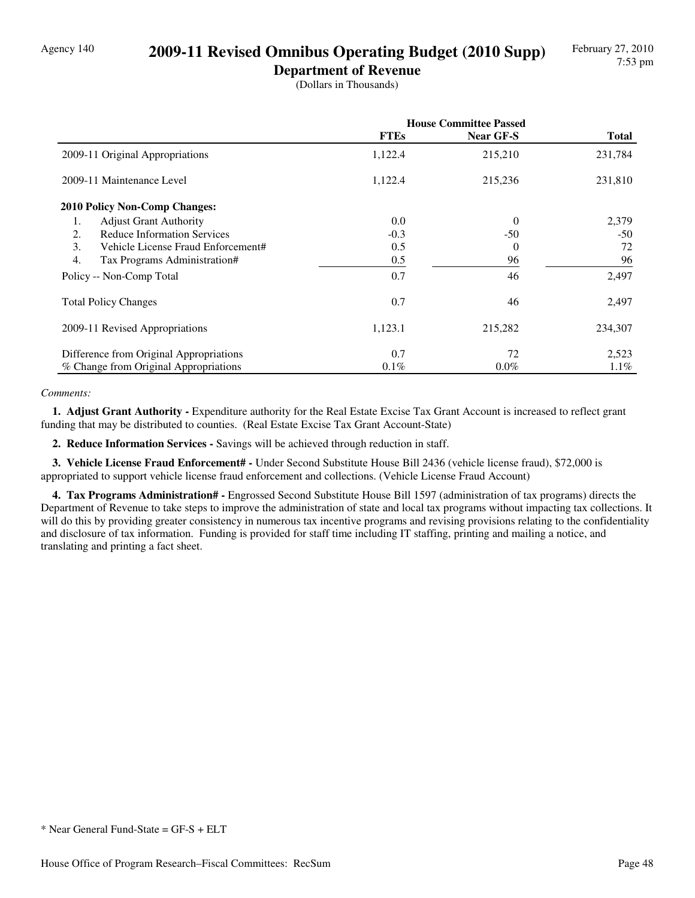# 2009-11 Revised Omnibus Operating Budget (2010 Supp)

## Department of Revenue

(Dollars in Thousands)

| | House Committee Passed | | |
|---|---|---|---|
| | **FTEs** | **Near GF-S** | **Total** |
| 2009-11 Original Appropriations | 1,122.4 | 215,210 | 231,784 |
| 2009-11 Maintenance Level | 1,122.4 | 215,236 | 231,810 |
| **2010 Policy Non-Comp Changes:** | | | |
| 1. Adjust Grant Authority | 0.0 | 0 | 2,379 |
| 2. Reduce Information Services | -0.3 | -50 | -50 |
| 3. Vehicle License Fraud Enforcement# | 0.5 | 0 | 72 |
| 4. Tax Programs Administration# | 0.5 | 96 | 96 |
| Policy -- Non-Comp Total | 0.7 | 46 | 2,497 |
| Total Policy Changes | 0.7 | 46 | 2,497 |
| 2009-11 Revised Appropriations | 1,123.1 | 215,282 | 234,307 |
| Difference from Original Appropriations | 0.7 | 72 | 2,523 |
| % Change from Original Appropriations | 0.1% | 0.0% | 1.1% |

*Comments:*

**1. Adjust Grant Authority -** Expenditure authority for the Real Estate Excise Tax Grant Account is increased to reflect grant funding that may be distributed to counties. (Real Estate Excise Tax Grant Account-State)

**2. Reduce Information Services -** Savings will be achieved through reduction in staff.

**3. Vehicle License Fraud Enforcement# -** Under Second Substitute House Bill 2436 (vehicle license fraud), $72,000 is appropriated to support vehicle license fraud enforcement and collections. (Vehicle License Fraud Account)

**4. Tax Programs Administration# -** Engrossed Second Substitute House Bill 1597 (administration of tax programs) directs the Department of Revenue to take steps to improve the administration of state and local tax programs without impacting tax collections. It will do this by providing greater consistency in numerous tax incentive programs and revising provisions relating to the confidentiality and disclosure of tax information. Funding is provided for staff time including IT staffing, printing and mailing a notice, and translating and printing a fact sheet.

\* Near General Fund-State = GF-S + ELT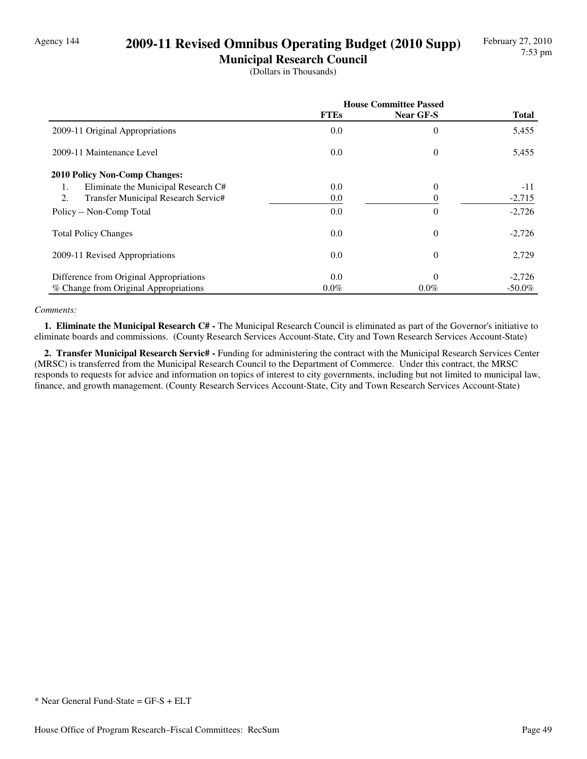Agency 144

# 2009-11 Revised Omnibus Operating Budget (2010 Supp)

## Municipal Research Council

(Dollars in Thousands)

| | House Committee Passed | | |
|---|---|---|---|
| | FTEs | Near GF-S | Total |
| 2009-11 Original Appropriations | 0.0 | 0 | 5,455 |
| 2009-11 Maintenance Level | 0.0 | 0 | 5,455 |
| **2010 Policy Non-Comp Changes:** | | | |
| 1. Eliminate the Municipal Research C# | 0.0 | 0 | -11 |
| 2. Transfer Municipal Research Servic# | 0.0 | 0 | -2,715 |
| Policy -- Non-Comp Total | 0.0 | 0 | -2,726 |
| Total Policy Changes | 0.0 | 0 | -2,726 |
| 2009-11 Revised Appropriations | 0.0 | 0 | 2,729 |
| Difference from Original Appropriations | 0.0 | 0 | -2,726 |
| % Change from Original Appropriations | 0.0% | 0.0% | -50.0% |

*Comments:*

**1. Eliminate the Municipal Research C# -** The Municipal Research Council is eliminated as part of the Governor's initiative to eliminate boards and commissions. (County Research Services Account-State, City and Town Research Services Account-State)

**2. Transfer Municipal Research Servic# -** Funding for administering the contract with the Municipal Research Services Center (MRSC) is transferred from the Municipal Research Council to the Department of Commerce. Under this contract, the MRSC responds to requests for advice and information on topics of interest to city governments, including but not limited to municipal law, finance, and growth management. (County Research Services Account-State, City and Town Research Services Account-State)

* Near General Fund-State = GF-S + ELT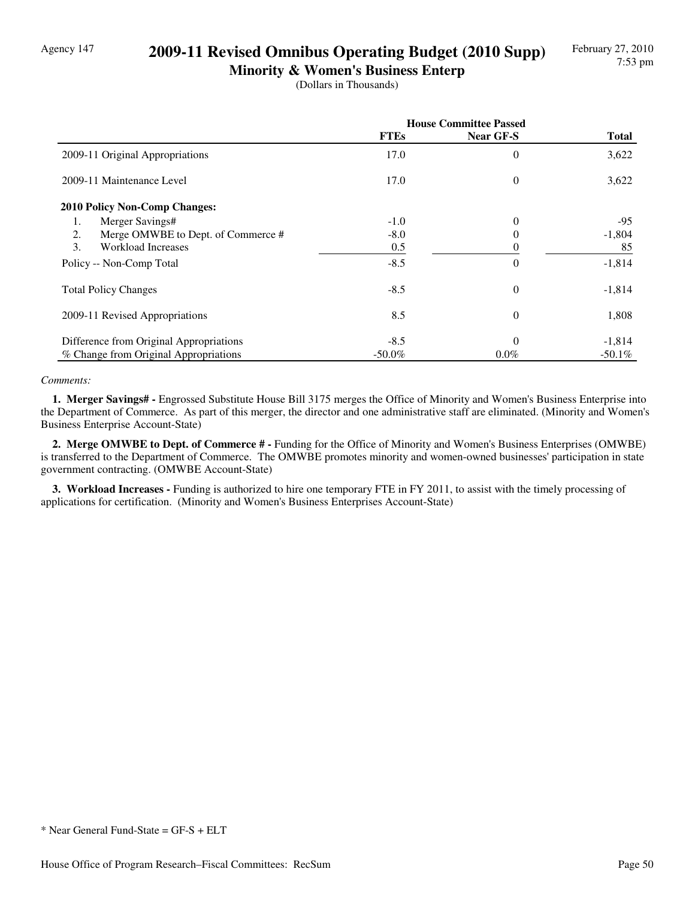Agency 147

# 2009-11 Revised Omnibus Operating Budget (2010 Supp)

## Minority & Women's Business Enterp

(Dollars in Thousands)

| | House Committee Passed | | |
|---|---|---|---|
| | FTEs | Near GF-S | Total |
| 2009-11 Original Appropriations | 17.0 | 0 | 3,622 |
| 2009-11 Maintenance Level | 17.0 | 0 | 3,622 |
| **2010 Policy Non-Comp Changes:** | | | |
| 1. Merger Savings# | -1.0 | 0 | -95 |
| 2. Merge OMWBE to Dept. of Commerce # | -8.0 | 0 | -1,804 |
| 3. Workload Increases | 0.5 | 0 | 85 |
| Policy -- Non-Comp Total | -8.5 | 0 | -1,814 |
| Total Policy Changes | -8.5 | 0 | -1,814 |
| 2009-11 Revised Appropriations | 8.5 | 0 | 1,808 |
| Difference from Original Appropriations | -8.5 | 0 | -1,814 |
| % Change from Original Appropriations | -50.0% | 0.0% | -50.1% |

*Comments:*

**1. Merger Savings# -** Engrossed Substitute House Bill 3175 merges the Office of Minority and Women's Business Enterprise into the Department of Commerce. As part of this merger, the director and one administrative staff are eliminated. (Minority and Women's Business Enterprise Account-State)

**2. Merge OMWBE to Dept. of Commerce # -** Funding for the Office of Minority and Women's Business Enterprises (OMWBE) is transferred to the Department of Commerce. The OMWBE promotes minority and women-owned businesses' participation in state government contracting. (OMWBE Account-State)

**3. Workload Increases -** Funding is authorized to hire one temporary FTE in FY 2011, to assist with the timely processing of applications for certification. (Minority and Women's Business Enterprises Account-State)

* Near General Fund-State = GF-S + ELT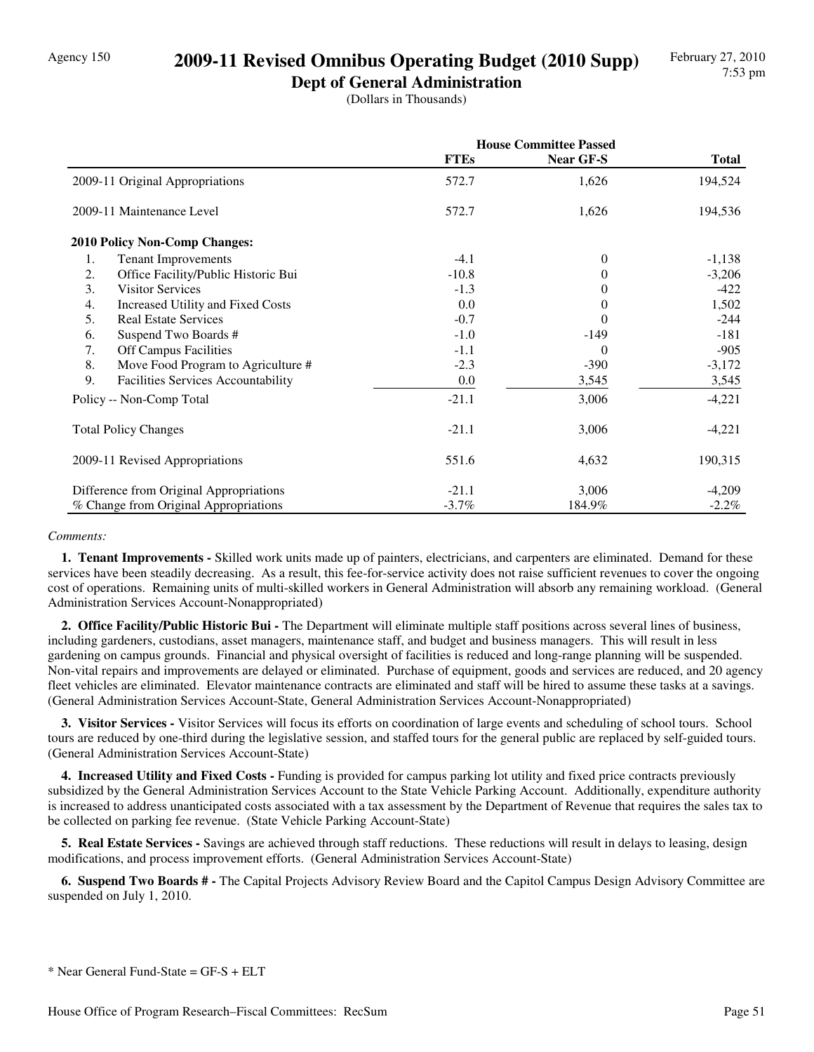# 2009-11 Revised Omnibus Operating Budget (2010 Supp)

## Dept of General Administration

(Dollars in Thousands)

| | House Committee Passed | | |
|---|---|---|---|
| | **FTEs** | **Near GF-S** | **Total** |
| 2009-11 Original Appropriations | 572.7 | 1,626 | 194,524 |
| 2009-11 Maintenance Level | 572.7 | 1,626 | 194,536 |
| **2010 Policy Non-Comp Changes:** | | | |
| 1. Tenant Improvements | -4.1 | 0 | -1,138 |
| 2. Office Facility/Public Historic Bui | -10.8 | 0 | -3,206 |
| 3. Visitor Services | -1.3 | 0 | -422 |
| 4. Increased Utility and Fixed Costs | 0.0 | 0 | 1,502 |
| 5. Real Estate Services | -0.7 | 0 | -244 |
| 6. Suspend Two Boards # | -1.0 | -149 | -181 |
| 7. Off Campus Facilities | -1.1 | 0 | -905 |
| 8. Move Food Program to Agriculture # | -2.3 | -390 | -3,172 |
| 9. Facilities Services Accountability | 0.0 | 3,545 | 3,545 |
| Policy -- Non-Comp Total | -21.1 | 3,006 | -4,221 |
| Total Policy Changes | -21.1 | 3,006 | -4,221 |
| 2009-11 Revised Appropriations | 551.6 | 4,632 | 190,315 |
| Difference from Original Appropriations | -21.1 | 3,006 | -4,209 |
| % Change from Original Appropriations | -3.7% | 184.9% | -2.2% |

*Comments:*

**1. Tenant Improvements -** Skilled work units made up of painters, electricians, and carpenters are eliminated. Demand for these services have been steadily decreasing. As a result, this fee-for-service activity does not raise sufficient revenues to cover the ongoing cost of operations. Remaining units of multi-skilled workers in General Administration will absorb any remaining workload. (General Administration Services Account-Nonappropriated)

**2. Office Facility/Public Historic Bui -** The Department will eliminate multiple staff positions across several lines of business, including gardeners, custodians, asset managers, maintenance staff, and budget and business managers. This will result in less gardening on campus grounds. Financial and physical oversight of facilities is reduced and long-range planning will be suspended. Non-vital repairs and improvements are delayed or eliminated. Purchase of equipment, goods and services are reduced, and 20 agency fleet vehicles are eliminated. Elevator maintenance contracts are eliminated and staff will be hired to assume these tasks at a savings. (General Administration Services Account-State, General Administration Services Account-Nonappropriated)

**3. Visitor Services -** Visitor Services will focus its efforts on coordination of large events and scheduling of school tours. School tours are reduced by one-third during the legislative session, and staffed tours for the general public are replaced by self-guided tours. (General Administration Services Account-State)

**4. Increased Utility and Fixed Costs -** Funding is provided for campus parking lot utility and fixed price contracts previously subsidized by the General Administration Services Account to the State Vehicle Parking Account. Additionally, expenditure authority is increased to address unanticipated costs associated with a tax assessment by the Department of Revenue that requires the sales tax to be collected on parking fee revenue. (State Vehicle Parking Account-State)

**5. Real Estate Services -** Savings are achieved through staff reductions. These reductions will result in delays to leasing, design modifications, and process improvement efforts. (General Administration Services Account-State)

**6. Suspend Two Boards # -** The Capital Projects Advisory Review Board and the Capitol Campus Design Advisory Committee are suspended on July 1, 2010.

\* Near General Fund-State = GF-S + ELT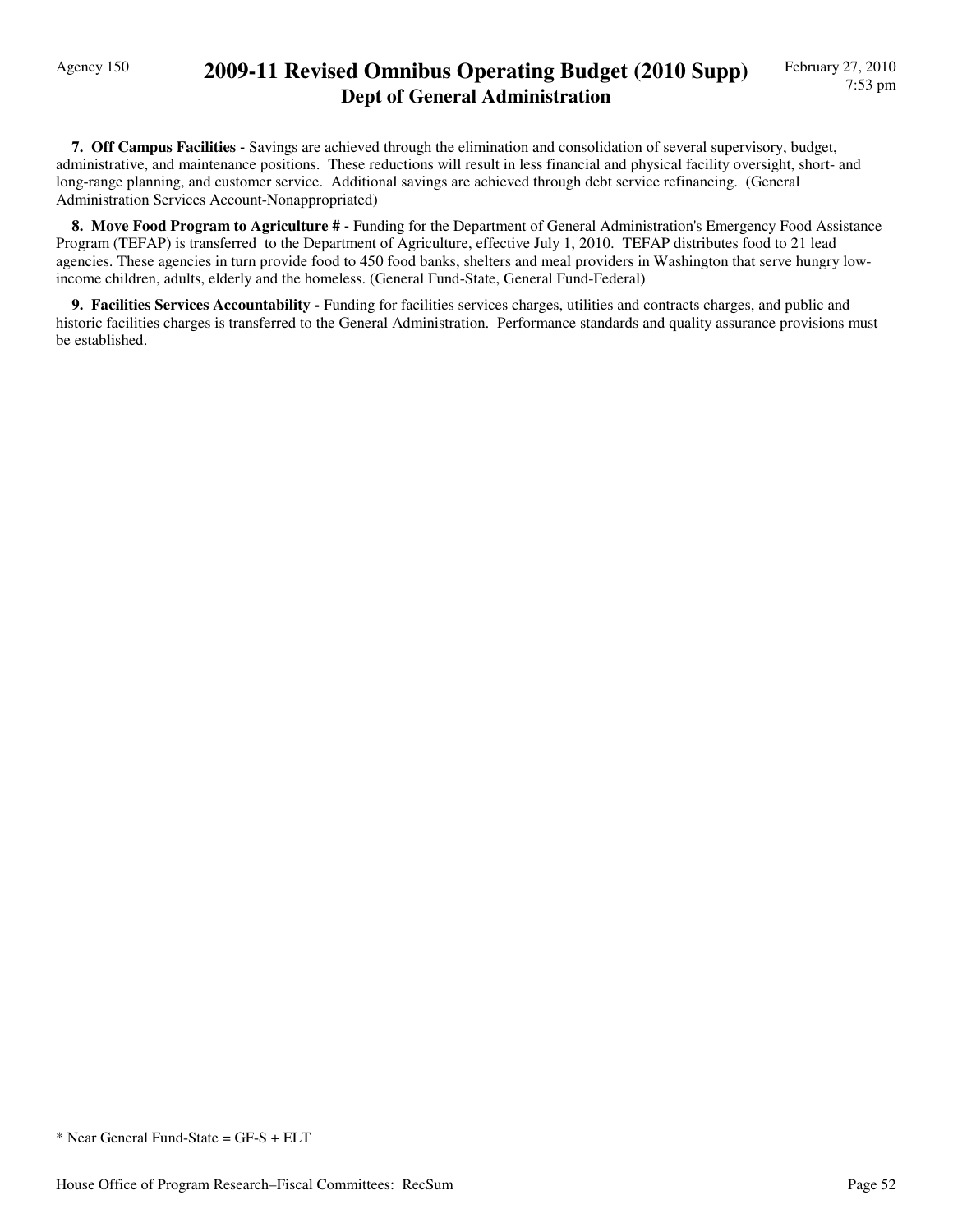**7. Off Campus Facilities -** Savings are achieved through the elimination and consolidation of several supervisory, budget, administrative, and maintenance positions. These reductions will result in less financial and physical facility oversight, short- and long-range planning, and customer service. Additional savings are achieved through debt service refinancing. (General Administration Services Account-Nonappropriated)

**8. Move Food Program to Agriculture # -** Funding for the Department of General Administration's Emergency Food Assistance Program (TEFAP) is transferred to the Department of Agriculture, effective July 1, 2010. TEFAP distributes food to 21 lead agencies. These agencies in turn provide food to 450 food banks, shelters and meal providers in Washington that serve hungry low-income children, adults, elderly and the homeless. (General Fund-State, General Fund-Federal)

**9. Facilities Services Accountability -** Funding for facilities services charges, utilities and contracts charges, and public and historic facilities charges is transferred to the General Administration. Performance standards and quality assurance provisions must be established.

* Near General Fund-State = GF-S + ELT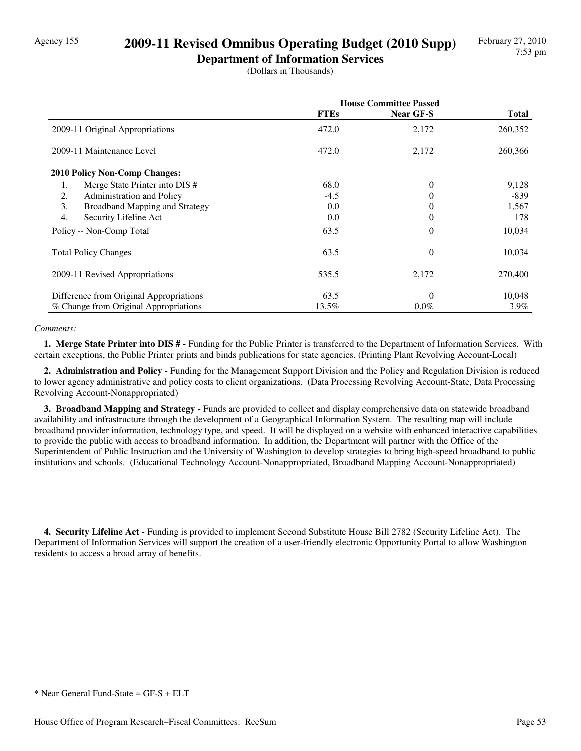# 2009-11 Revised Omnibus Operating Budget (2010 Supp)

## Department of Information Services

(Dollars in Thousands)

| | House Committee Passed | | |
|---|---|---|---|
| | FTEs | Near GF-S | Total |
| 2009-11 Original Appropriations | 472.0 | 2,172 | 260,352 |
| 2009-11 Maintenance Level | 472.0 | 2,172 | 260,366 |
| **2010 Policy Non-Comp Changes:** | | | |
| 1. Merge State Printer into DIS # | 68.0 | 0 | 9,128 |
| 2. Administration and Policy | -4.5 | 0 | -839 |
| 3. Broadband Mapping and Strategy | 0.0 | 0 | 1,567 |
| 4. Security Lifeline Act | 0.0 | 0 | 178 |
| Policy -- Non-Comp Total | 63.5 | 0 | 10,034 |
| Total Policy Changes | 63.5 | 0 | 10,034 |
| 2009-11 Revised Appropriations | 535.5 | 2,172 | 270,400 |
| Difference from Original Appropriations | 63.5 | 0 | 10,048 |
| % Change from Original Appropriations | 13.5% | 0.0% | 3.9% |

*Comments:*

**1. Merge State Printer into DIS # -** Funding for the Public Printer is transferred to the Department of Information Services. With certain exceptions, the Public Printer prints and binds publications for state agencies. (Printing Plant Revolving Account-Local)

**2. Administration and Policy -** Funding for the Management Support Division and the Policy and Regulation Division is reduced to lower agency administrative and policy costs to client organizations. (Data Processing Revolving Account-State, Data Processing Revolving Account-Nonappropriated)

**3. Broadband Mapping and Strategy -** Funds are provided to collect and display comprehensive data on statewide broadband availability and infrastructure through the development of a Geographical Information System. The resulting map will include broadband provider information, technology type, and speed. It will be displayed on a website with enhanced interactive capabilities to provide the public with access to broadband information. In addition, the Department will partner with the Office of the Superintendent of Public Instruction and the University of Washington to develop strategies to bring high-speed broadband to public institutions and schools. (Educational Technology Account-Nonappropriated, Broadband Mapping Account-Nonappropriated)

**4. Security Lifeline Act -** Funding is provided to implement Second Substitute House Bill 2782 (Security Lifeline Act). The Department of Information Services will support the creation of a user-friendly electronic Opportunity Portal to allow Washington residents to access a broad array of benefits.

* Near General Fund-State = GF-S + ELT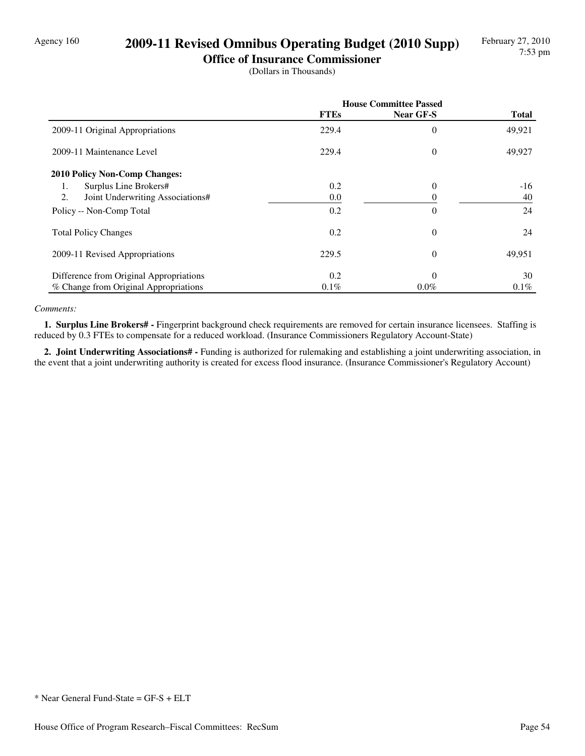Agency 160

# 2009-11 Revised Omnibus Operating Budget (2010 Supp)

## Office of Insurance Commissioner

(Dollars in Thousands)

| | House Committee Passed | | |
|---|---|---|---|
| | **FTEs** | **Near GF-S** | **Total** |
| 2009-11 Original Appropriations | 229.4 | 0 | 49,921 |
| 2009-11 Maintenance Level | 229.4 | 0 | 49,927 |
| **2010 Policy Non-Comp Changes:** | | | |
| 1. Surplus Line Brokers# | 0.2 | 0 | -16 |
| 2. Joint Underwriting Associations# | 0.0 | 0 | 40 |
| Policy -- Non-Comp Total | 0.2 | 0 | 24 |
| Total Policy Changes | 0.2 | 0 | 24 |
| 2009-11 Revised Appropriations | 229.5 | 0 | 49,951 |
| Difference from Original Appropriations | 0.2 | 0 | 30 |
| % Change from Original Appropriations | 0.1% | 0.0% | 0.1% |

*Comments:*

**1. Surplus Line Brokers# -** Fingerprint background check requirements are removed for certain insurance licensees. Staffing is reduced by 0.3 FTEs to compensate for a reduced workload. (Insurance Commissioners Regulatory Account-State)

**2. Joint Underwriting Associations# -** Funding is authorized for rulemaking and establishing a joint underwriting association, in the event that a joint underwriting authority is created for excess flood insurance. (Insurance Commissioner's Regulatory Account)

* Near General Fund-State = GF-S + ELT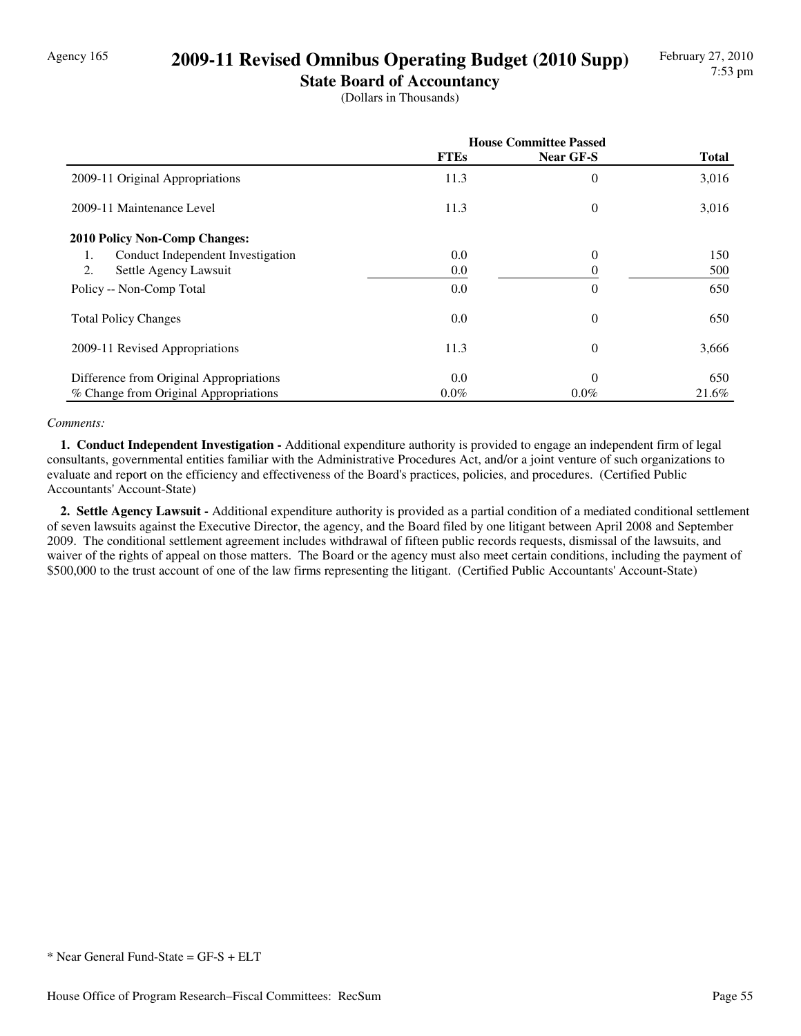Agency 165

# 2009-11 Revised Omnibus Operating Budget (2010 Supp)

## State Board of Accountancy

(Dollars in Thousands)

| | House Committee Passed | | |
|---|---|---|---|
| | FTEs | Near GF-S | Total |
| 2009-11 Original Appropriations | 11.3 | 0 | 3,016 |
| 2009-11 Maintenance Level | 11.3 | 0 | 3,016 |
| **2010 Policy Non-Comp Changes:** | | | |
| 1. Conduct Independent Investigation | 0.0 | 0 | 150 |
| 2. Settle Agency Lawsuit | 0.0 | 0 | 500 |
| Policy -- Non-Comp Total | 0.0 | 0 | 650 |
| Total Policy Changes | 0.0 | 0 | 650 |
| 2009-11 Revised Appropriations | 11.3 | 0 | 3,666 |
| Difference from Original Appropriations | 0.0 | 0 | 650 |
| % Change from Original Appropriations | 0.0% | 0.0% | 21.6% |

*Comments:*

**1. Conduct Independent Investigation -** Additional expenditure authority is provided to engage an independent firm of legal consultants, governmental entities familiar with the Administrative Procedures Act, and/or a joint venture of such organizations to evaluate and report on the efficiency and effectiveness of the Board's practices, policies, and procedures. (Certified Public Accountants' Account-State)

**2. Settle Agency Lawsuit -** Additional expenditure authority is provided as a partial condition of a mediated conditional settlement of seven lawsuits against the Executive Director, the agency, and the Board filed by one litigant between April 2008 and September 2009. The conditional settlement agreement includes withdrawal of fifteen public records requests, dismissal of the lawsuits, and waiver of the rights of appeal on those matters. The Board or the agency must also meet certain conditions, including the payment of $500,000 to the trust account of one of the law firms representing the litigant. (Certified Public Accountants' Account-State)

* Near General Fund-State = GF-S + ELT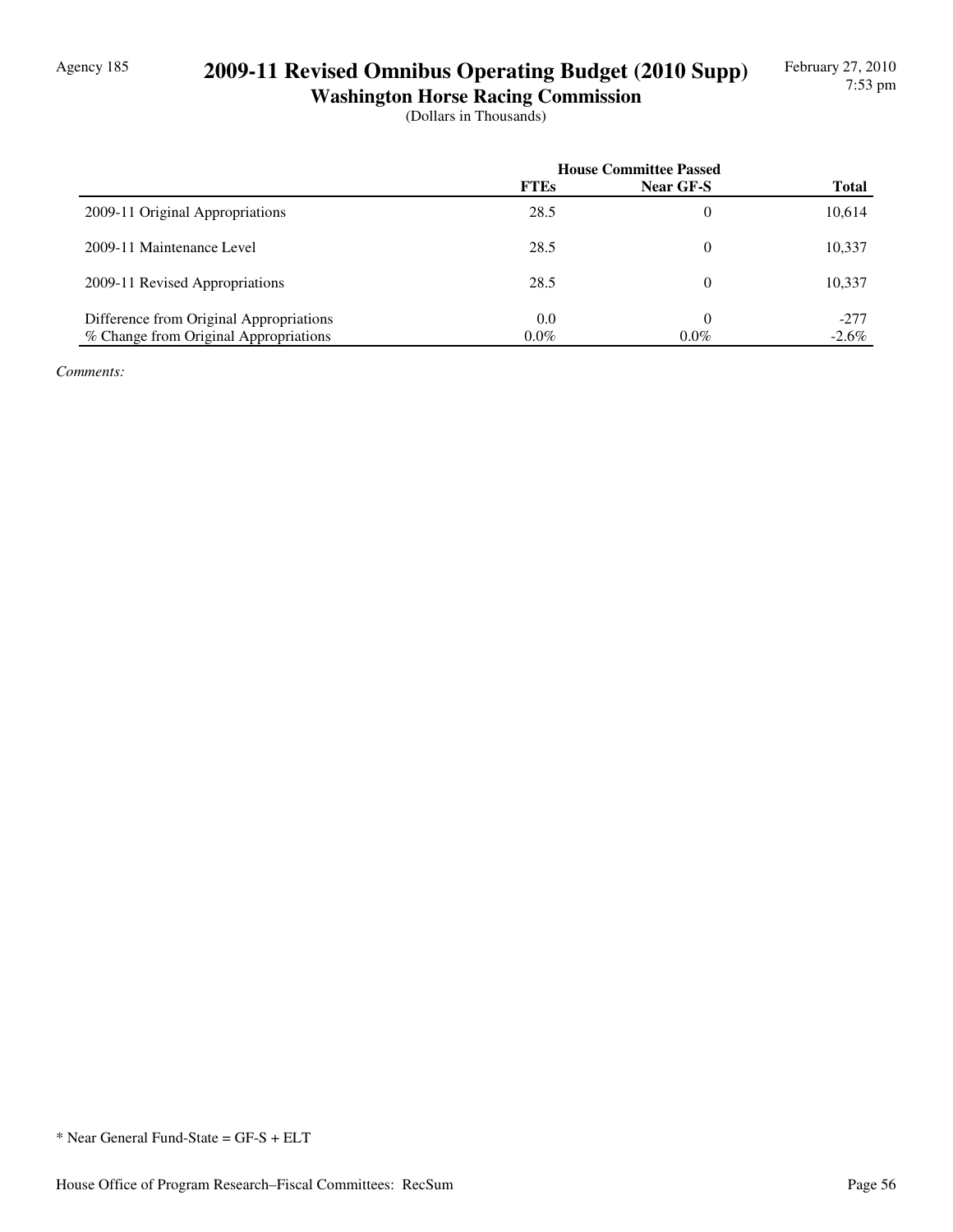# 2009-11 Revised Omnibus Operating Budget (2010 Supp)

## Washington Horse Racing Commission

(Dollars in Thousands)

| | House Committee Passed | | |
|---|---|---|---|
| | FTEs | Near GF-S | Total |
| 2009-11 Original Appropriations | 28.5 | 0 | 10,614 |
| 2009-11 Maintenance Level | 28.5 | 0 | 10,337 |
| 2009-11 Revised Appropriations | 28.5 | 0 | 10,337 |
| Difference from Original Appropriations | 0.0 | 0 | -277 |
| % Change from Original Appropriations | 0.0% | 0.0% | -2.6% |

*Comments:*

* Near General Fund-State = GF-S + ELT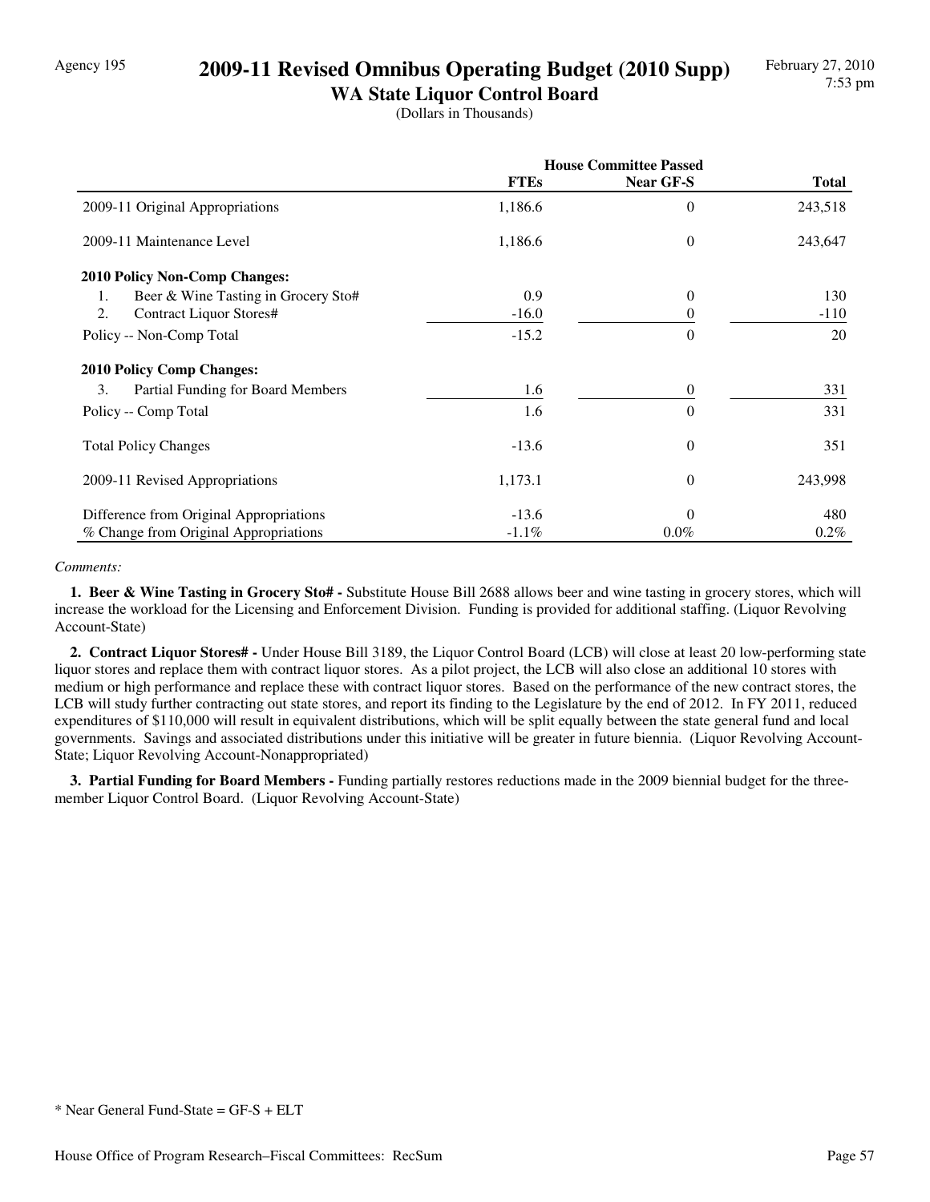Agency 195

# 2009-11 Revised Omnibus Operating Budget (2010 Supp)

## WA State Liquor Control Board

(Dollars in Thousands)

| | House Committee Passed | | |
|---|---|---|---|
| | **FTEs** | **Near GF-S** | **Total** |
| 2009-11 Original Appropriations | 1,186.6 | 0 | 243,518 |
| 2009-11 Maintenance Level | 1,186.6 | 0 | 243,647 |
| **2010 Policy Non-Comp Changes:** | | | |
| 1. Beer & Wine Tasting in Grocery Sto# | 0.9 | 0 | 130 |
| 2. Contract Liquor Stores# | -16.0 | 0 | -110 |
| Policy -- Non-Comp Total | -15.2 | 0 | 20 |
| **2010 Policy Comp Changes:** | | | |
| 3. Partial Funding for Board Members | 1.6 | 0 | 331 |
| Policy -- Comp Total | 1.6 | 0 | 331 |
| Total Policy Changes | -13.6 | 0 | 351 |
| 2009-11 Revised Appropriations | 1,173.1 | 0 | 243,998 |
| Difference from Original Appropriations | -13.6 | 0 | 480 |
| % Change from Original Appropriations | -1.1% | 0.0% | 0.2% |

*Comments:*

**1. Beer & Wine Tasting in Grocery Sto# -** Substitute House Bill 2688 allows beer and wine tasting in grocery stores, which will increase the workload for the Licensing and Enforcement Division. Funding is provided for additional staffing. (Liquor Revolving Account-State)

**2. Contract Liquor Stores# -** Under House Bill 3189, the Liquor Control Board (LCB) will close at least 20 low-performing state liquor stores and replace them with contract liquor stores. As a pilot project, the LCB will also close an additional 10 stores with medium or high performance and replace these with contract liquor stores. Based on the performance of the new contract stores, the LCB will study further contracting out state stores, and report its finding to the Legislature by the end of 2012. In FY 2011, reduced expenditures of $110,000 will result in equivalent distributions, which will be split equally between the state general fund and local governments. Savings and associated distributions under this initiative will be greater in future biennia. (Liquor Revolving Account-State; Liquor Revolving Account-Nonappropriated)

**3. Partial Funding for Board Members -** Funding partially restores reductions made in the 2009 biennial budget for the three-member Liquor Control Board. (Liquor Revolving Account-State)

* Near General Fund-State = GF-S + ELT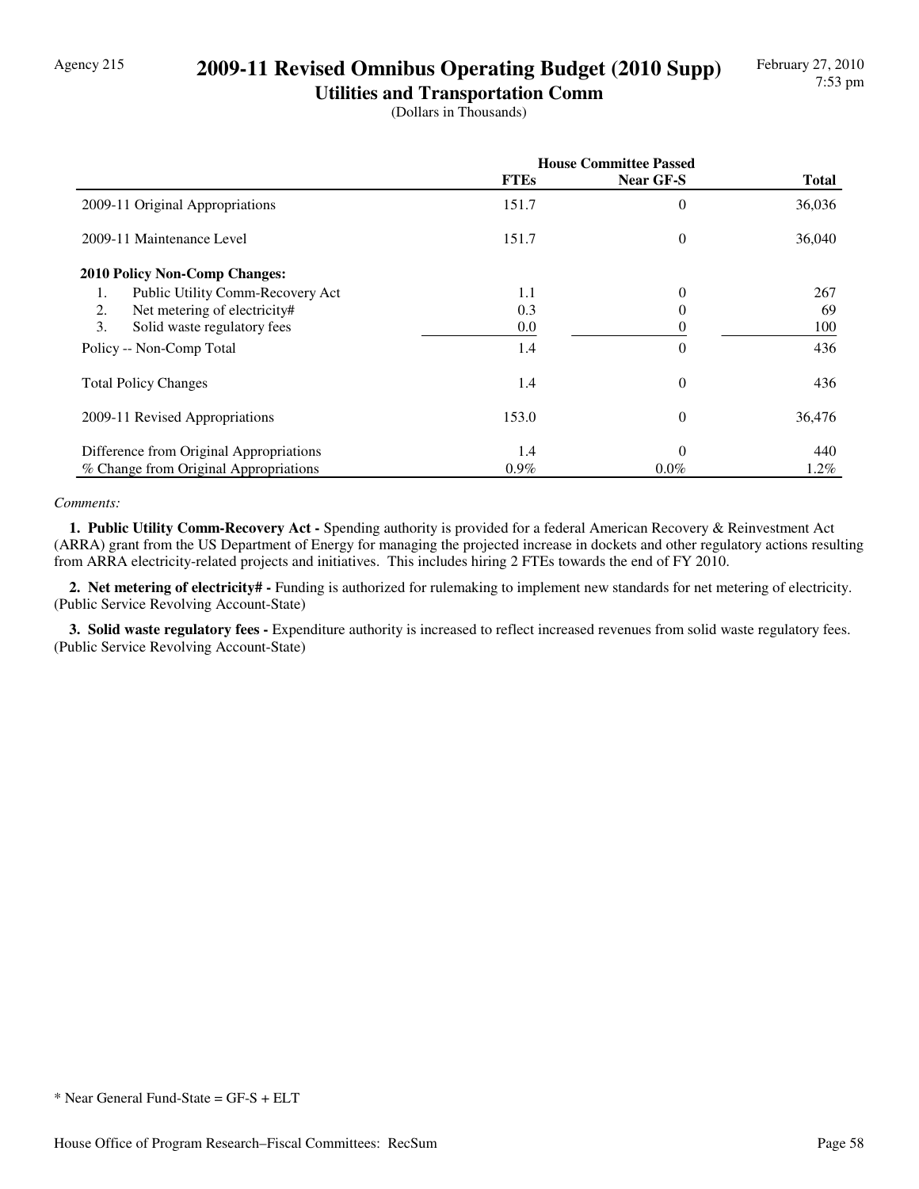Agency 215

# 2009-11 Revised Omnibus Operating Budget (2010 Supp)

## Utilities and Transportation Comm

(Dollars in Thousands)

| | House Committee Passed | | |
|---|---|---|---|
| | FTEs | Near GF-S | Total |
| 2009-11 Original Appropriations | 151.7 | 0 | 36,036 |
| 2009-11 Maintenance Level | 151.7 | 0 | 36,040 |
| **2010 Policy Non-Comp Changes:** | | | |
| 1. Public Utility Comm-Recovery Act | 1.1 | 0 | 267 |
| 2. Net metering of electricity# | 0.3 | 0 | 69 |
| 3. Solid waste regulatory fees | 0.0 | 0 | 100 |
| Policy -- Non-Comp Total | 1.4 | 0 | 436 |
| Total Policy Changes | 1.4 | 0 | 436 |
| 2009-11 Revised Appropriations | 153.0 | 0 | 36,476 |
| Difference from Original Appropriations | 1.4 | 0 | 440 |
| % Change from Original Appropriations | 0.9% | 0.0% | 1.2% |

*Comments:*

**1. Public Utility Comm-Recovery Act -** Spending authority is provided for a federal American Recovery & Reinvestment Act (ARRA) grant from the US Department of Energy for managing the projected increase in dockets and other regulatory actions resulting from ARRA electricity-related projects and initiatives. This includes hiring 2 FTEs towards the end of FY 2010.

**2. Net metering of electricity# -** Funding is authorized for rulemaking to implement new standards for net metering of electricity. (Public Service Revolving Account-State)

**3. Solid waste regulatory fees -** Expenditure authority is increased to reflect increased revenues from solid waste regulatory fees. (Public Service Revolving Account-State)

* Near General Fund-State = GF-S + ELT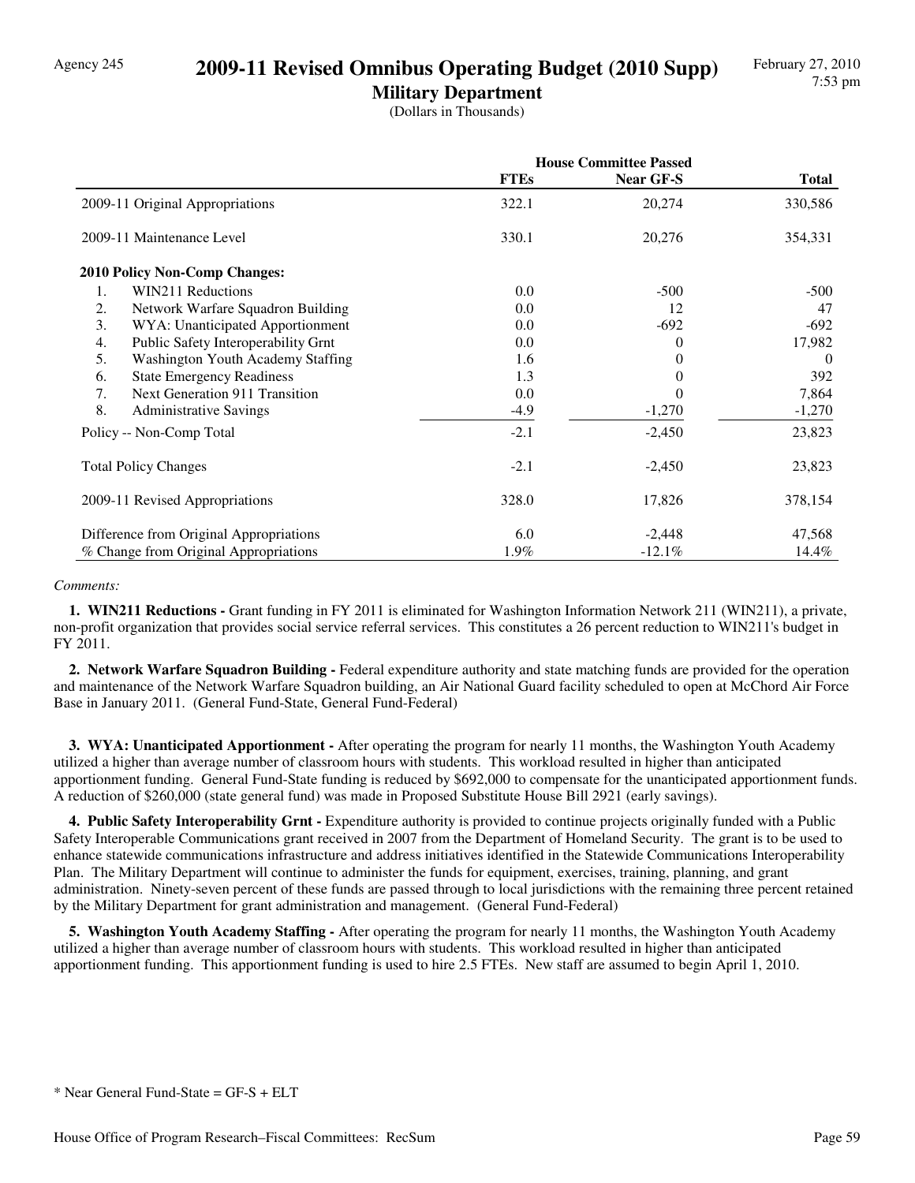Agency 245

# 2009-11 Revised Omnibus Operating Budget (2010 Supp)

## Military Department

(Dollars in Thousands)

| | House Committee Passed | | |
|---|---|---|---|
| | **FTEs** | **Near GF-S** | **Total** |
| 2009-11 Original Appropriations | 322.1 | 20,274 | 330,586 |
| 2009-11 Maintenance Level | 330.1 | 20,276 | 354,331 |
| **2010 Policy Non-Comp Changes:** | | | |
| 1. WIN211 Reductions | 0.0 | -500 | -500 |
| 2. Network Warfare Squadron Building | 0.0 | 12 | 47 |
| 3. WYA: Unanticipated Apportionment | 0.0 | -692 | -692 |
| 4. Public Safety Interoperability Grnt | 0.0 | 0 | 17,982 |
| 5. Washington Youth Academy Staffing | 1.6 | 0 | 0 |
| 6. State Emergency Readiness | 1.3 | 0 | 392 |
| 7. Next Generation 911 Transition | 0.0 | 0 | 7,864 |
| 8. Administrative Savings | -4.9 | -1,270 | -1,270 |
| Policy -- Non-Comp Total | -2.1 | -2,450 | 23,823 |
| Total Policy Changes | -2.1 | -2,450 | 23,823 |
| 2009-11 Revised Appropriations | 328.0 | 17,826 | 378,154 |
| Difference from Original Appropriations | 6.0 | -2,448 | 47,568 |
| % Change from Original Appropriations | 1.9% | -12.1% | 14.4% |

*Comments:*

**1. WIN211 Reductions -** Grant funding in FY 2011 is eliminated for Washington Information Network 211 (WIN211), a private, non-profit organization that provides social service referral services. This constitutes a 26 percent reduction to WIN211's budget in FY 2011.

**2. Network Warfare Squadron Building -** Federal expenditure authority and state matching funds are provided for the operation and maintenance of the Network Warfare Squadron building, an Air National Guard facility scheduled to open at McChord Air Force Base in January 2011. (General Fund-State, General Fund-Federal)

**3. WYA: Unanticipated Apportionment -** After operating the program for nearly 11 months, the Washington Youth Academy utilized a higher than average number of classroom hours with students. This workload resulted in higher than anticipated apportionment funding. General Fund-State funding is reduced by $692,000 to compensate for the unanticipated apportionment funds. A reduction of $260,000 (state general fund) was made in Proposed Substitute House Bill 2921 (early savings).

**4. Public Safety Interoperability Grnt -** Expenditure authority is provided to continue projects originally funded with a Public Safety Interoperable Communications grant received in 2007 from the Department of Homeland Security. The grant is to be used to enhance statewide communications infrastructure and address initiatives identified in the Statewide Communications Interoperability Plan. The Military Department will continue to administer the funds for equipment, exercises, training, planning, and grant administration. Ninety-seven percent of these funds are passed through to local jurisdictions with the remaining three percent retained by the Military Department for grant administration and management. (General Fund-Federal)

**5. Washington Youth Academy Staffing -** After operating the program for nearly 11 months, the Washington Youth Academy utilized a higher than average number of classroom hours with students. This workload resulted in higher than anticipated apportionment funding. This apportionment funding is used to hire 2.5 FTEs. New staff are assumed to begin April 1, 2010.

\* Near General Fund-State = GF-S + ELT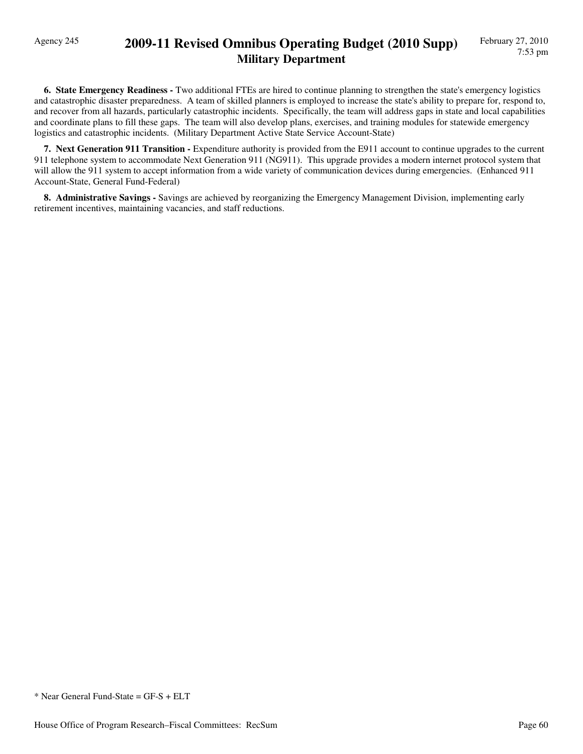**6. State Emergency Readiness -** Two additional FTEs are hired to continue planning to strengthen the state's emergency logistics and catastrophic disaster preparedness. A team of skilled planners is employed to increase the state's ability to prepare for, respond to, and recover from all hazards, particularly catastrophic incidents. Specifically, the team will address gaps in state and local capabilities and coordinate plans to fill these gaps. The team will also develop plans, exercises, and training modules for statewide emergency logistics and catastrophic incidents. (Military Department Active State Service Account-State)

**7. Next Generation 911 Transition -** Expenditure authority is provided from the E911 account to continue upgrades to the current 911 telephone system to accommodate Next Generation 911 (NG911). This upgrade provides a modern internet protocol system that will allow the 911 system to accept information from a wide variety of communication devices during emergencies. (Enhanced 911 Account-State, General Fund-Federal)

**8. Administrative Savings -** Savings are achieved by reorganizing the Emergency Management Division, implementing early retirement incentives, maintaining vacancies, and staff reductions.

* Near General Fund-State = GF-S + ELT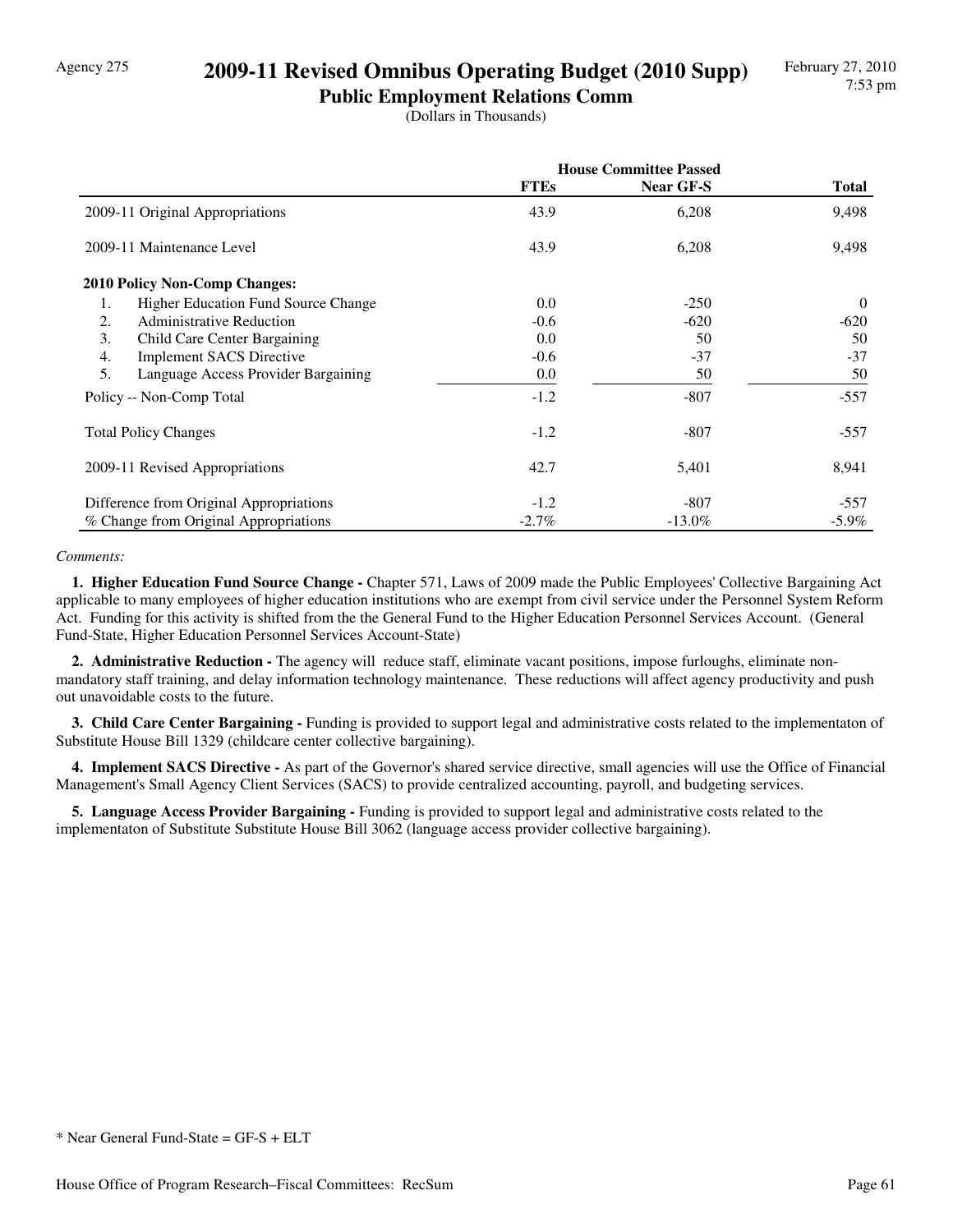Agency 275

# 2009-11 Revised Omnibus Operating Budget (2010 Supp)

## Public Employment Relations Comm

(Dollars in Thousands)

| | House Committee Passed | | |
|---|---|---|---|
| | FTEs | Near GF-S | Total |
| 2009-11 Original Appropriations | 43.9 | 6,208 | 9,498 |
| 2009-11 Maintenance Level | 43.9 | 6,208 | 9,498 |
| **2010 Policy Non-Comp Changes:** | | | |
| 1. Higher Education Fund Source Change | 0.0 | -250 | 0 |
| 2. Administrative Reduction | -0.6 | -620 | -620 |
| 3. Child Care Center Bargaining | 0.0 | 50 | 50 |
| 4. Implement SACS Directive | -0.6 | -37 | -37 |
| 5. Language Access Provider Bargaining | 0.0 | 50 | 50 |
| Policy -- Non-Comp Total | -1.2 | -807 | -557 |
| Total Policy Changes | -1.2 | -807 | -557 |
| 2009-11 Revised Appropriations | 42.7 | 5,401 | 8,941 |
| Difference from Original Appropriations | -1.2 | -807 | -557 |
| % Change from Original Appropriations | -2.7% | -13.0% | -5.9% |

*Comments:*

**1. Higher Education Fund Source Change -** Chapter 571, Laws of 2009 made the Public Employees' Collective Bargaining Act applicable to many employees of higher education institutions who are exempt from civil service under the Personnel System Reform Act. Funding for this activity is shifted from the the General Fund to the Higher Education Personnel Services Account. (General Fund-State, Higher Education Personnel Services Account-State)

**2. Administrative Reduction -** The agency will reduce staff, eliminate vacant positions, impose furloughs, eliminate non-mandatory staff training, and delay information technology maintenance. These reductions will affect agency productivity and push out unavoidable costs to the future.

**3. Child Care Center Bargaining -** Funding is provided to support legal and administrative costs related to the implementaton of Substitute House Bill 1329 (childcare center collective bargaining).

**4. Implement SACS Directive -** As part of the Governor's shared service directive, small agencies will use the Office of Financial Management's Small Agency Client Services (SACS) to provide centralized accounting, payroll, and budgeting services.

**5. Language Access Provider Bargaining -** Funding is provided to support legal and administrative costs related to the implementaton of Substitute Substitute House Bill 3062 (language access provider collective bargaining).

* Near General Fund-State = GF-S + ELT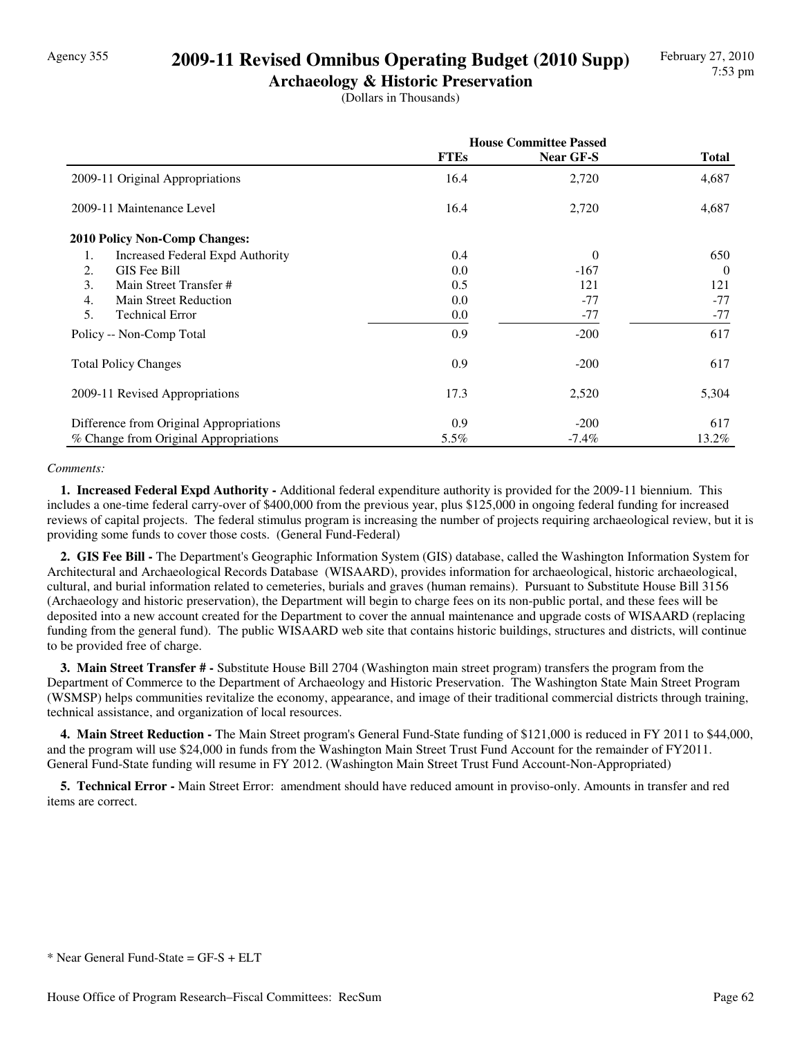Agency 355

# 2009-11 Revised Omnibus Operating Budget (2010 Supp)

## Archaeology & Historic Preservation

(Dollars in Thousands)

| | House Committee Passed | | |
|---|---|---|---|
| | FTEs | Near GF-S | Total |
| 2009-11 Original Appropriations | 16.4 | 2,720 | 4,687 |
| 2009-11 Maintenance Level | 16.4 | 2,720 | 4,687 |
| **2010 Policy Non-Comp Changes:** | | | |
| 1. Increased Federal Expd Authority | 0.4 | 0 | 650 |
| 2. GIS Fee Bill | 0.0 | -167 | 0 |
| 3. Main Street Transfer # | 0.5 | 121 | 121 |
| 4. Main Street Reduction | 0.0 | -77 | -77 |
| 5. Technical Error | 0.0 | -77 | -77 |
| Policy -- Non-Comp Total | 0.9 | -200 | 617 |
| Total Policy Changes | 0.9 | -200 | 617 |
| 2009-11 Revised Appropriations | 17.3 | 2,520 | 5,304 |
| Difference from Original Appropriations | 0.9 | -200 | 617 |
| % Change from Original Appropriations | 5.5% | -7.4% | 13.2% |

*Comments:*

**1. Increased Federal Expd Authority -** Additional federal expenditure authority is provided for the 2009-11 biennium. This includes a one-time federal carry-over of $400,000 from the previous year, plus $125,000 in ongoing federal funding for increased reviews of capital projects. The federal stimulus program is increasing the number of projects requiring archaeological review, but it is providing some funds to cover those costs. (General Fund-Federal)

**2. GIS Fee Bill -** The Department's Geographic Information System (GIS) database, called the Washington Information System for Architectural and Archaeological Records Database (WISAARD), provides information for archaeological, historic archaeological, cultural, and burial information related to cemeteries, burials and graves (human remains). Pursuant to Substitute House Bill 3156 (Archaeology and historic preservation), the Department will begin to charge fees on its non-public portal, and these fees will be deposited into a new account created for the Department to cover the annual maintenance and upgrade costs of WISAARD (replacing funding from the general fund). The public WISAARD web site that contains historic buildings, structures and districts, will continue to be provided free of charge.

**3. Main Street Transfer # -** Substitute House Bill 2704 (Washington main street program) transfers the program from the Department of Commerce to the Department of Archaeology and Historic Preservation. The Washington State Main Street Program (WSMSP) helps communities revitalize the economy, appearance, and image of their traditional commercial districts through training, technical assistance, and organization of local resources.

**4. Main Street Reduction -** The Main Street program's General Fund-State funding of $121,000 is reduced in FY 2011 to $44,000, and the program will use $24,000 in funds from the Washington Main Street Trust Fund Account for the remainder of FY2011. General Fund-State funding will resume in FY 2012. (Washington Main Street Trust Fund Account-Non-Appropriated)

**5. Technical Error -** Main Street Error: amendment should have reduced amount in proviso-only. Amounts in transfer and red items are correct.

* Near General Fund-State = GF-S + ELT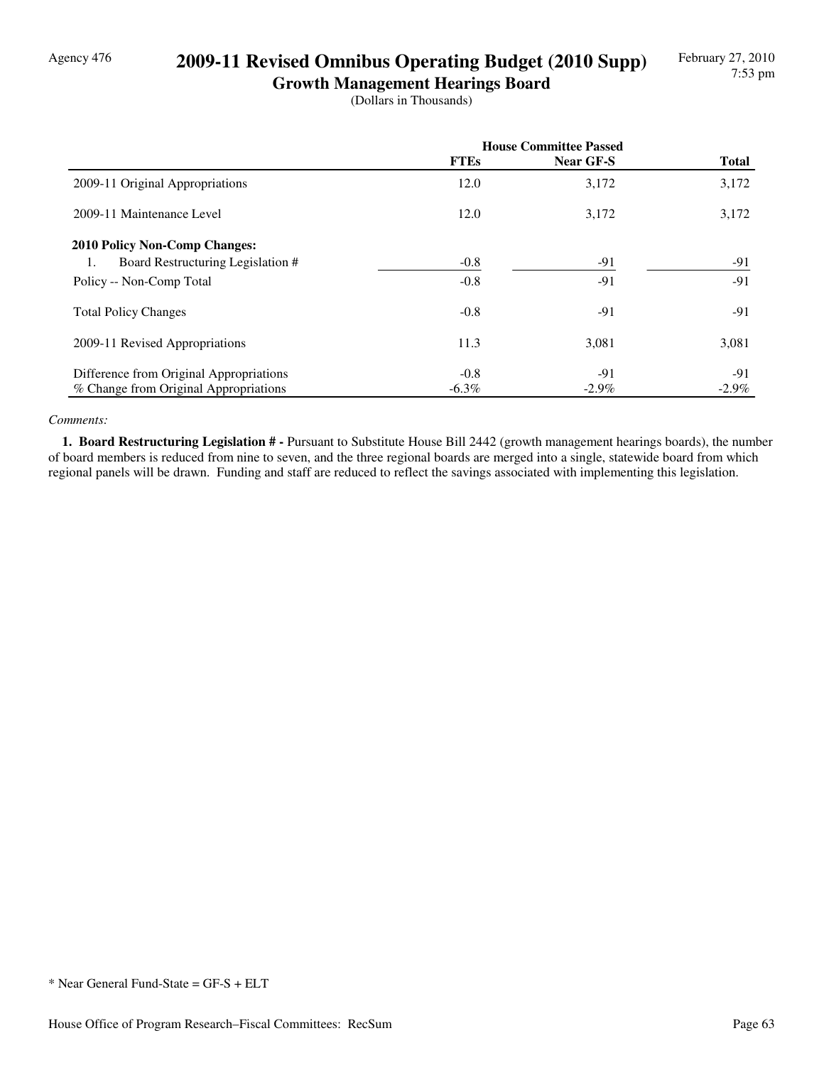Agency 476

# 2009-11 Revised Omnibus Operating Budget (2010 Supp)

## Growth Management Hearings Board

(Dollars in Thousands)

| | House Committee Passed | | |
|---|---|---|---|
| | **FTEs** | **Near GF-S** | **Total** |
| 2009-11 Original Appropriations | 12.0 | 3,172 | 3,172 |
| 2009-11 Maintenance Level | 12.0 | 3,172 | 3,172 |
| **2010 Policy Non-Comp Changes:** | | | |
| 1. Board Restructuring Legislation # | -0.8 | -91 | -91 |
| Policy -- Non-Comp Total | -0.8 | -91 | -91 |
| Total Policy Changes | -0.8 | -91 | -91 |
| 2009-11 Revised Appropriations | 11.3 | 3,081 | 3,081 |
| Difference from Original Appropriations | -0.8 | -91 | -91 |
| % Change from Original Appropriations | -6.3% | -2.9% | -2.9% |

*Comments:*

**1. Board Restructuring Legislation # -** Pursuant to Substitute House Bill 2442 (growth management hearings boards), the number of board members is reduced from nine to seven, and the three regional boards are merged into a single, statewide board from which regional panels will be drawn. Funding and staff are reduced to reflect the savings associated with implementing this legislation.

* Near General Fund-State = GF-S + ELT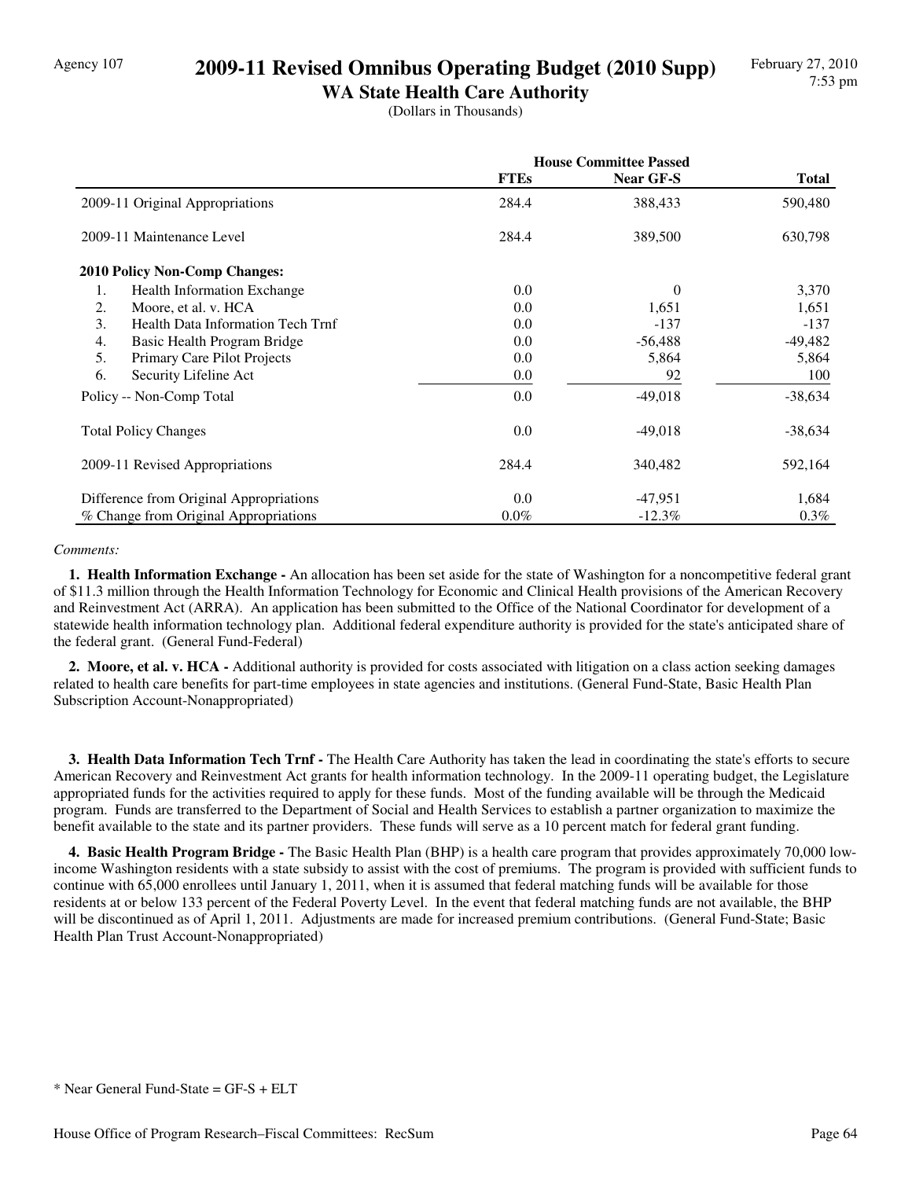# 2009-11 Revised Omnibus Operating Budget (2010 Supp)

## WA State Health Care Authority

(Dollars in Thousands)

| | House Committee Passed | | |
|---|---|---|---|
| | **FTEs** | **Near GF-S** | **Total** |
| 2009-11 Original Appropriations | 284.4 | 388,433 | 590,480 |
| 2009-11 Maintenance Level | 284.4 | 389,500 | 630,798 |
| **2010 Policy Non-Comp Changes:** | | | |
| 1. Health Information Exchange | 0.0 | 0 | 3,370 |
| 2. Moore, et al. v. HCA | 0.0 | 1,651 | 1,651 |
| 3. Health Data Information Tech Trnf | 0.0 | -137 | -137 |
| 4. Basic Health Program Bridge | 0.0 | -56,488 | -49,482 |
| 5. Primary Care Pilot Projects | 0.0 | 5,864 | 5,864 |
| 6. Security Lifeline Act | 0.0 | 92 | 100 |
| Policy -- Non-Comp Total | 0.0 | -49,018 | -38,634 |
| Total Policy Changes | 0.0 | -49,018 | -38,634 |
| 2009-11 Revised Appropriations | 284.4 | 340,482 | 592,164 |
| Difference from Original Appropriations | 0.0 | -47,951 | 1,684 |
| % Change from Original Appropriations | 0.0% | -12.3% | 0.3% |

*Comments:*

**1. Health Information Exchange -** An allocation has been set aside for the state of Washington for a noncompetitive federal grant of $11.3 million through the Health Information Technology for Economic and Clinical Health provisions of the American Recovery and Reinvestment Act (ARRA). An application has been submitted to the Office of the National Coordinator for development of a statewide health information technology plan. Additional federal expenditure authority is provided for the state's anticipated share of the federal grant. (General Fund-Federal)

**2. Moore, et al. v. HCA -** Additional authority is provided for costs associated with litigation on a class action seeking damages related to health care benefits for part-time employees in state agencies and institutions. (General Fund-State, Basic Health Plan Subscription Account-Nonappropriated)

**3. Health Data Information Tech Trnf -** The Health Care Authority has taken the lead in coordinating the state's efforts to secure American Recovery and Reinvestment Act grants for health information technology. In the 2009-11 operating budget, the Legislature appropriated funds for the activities required to apply for these funds. Most of the funding available will be through the Medicaid program. Funds are transferred to the Department of Social and Health Services to establish a partner organization to maximize the benefit available to the state and its partner providers. These funds will serve as a 10 percent match for federal grant funding.

**4. Basic Health Program Bridge -** The Basic Health Plan (BHP) is a health care program that provides approximately 70,000 low-income Washington residents with a state subsidy to assist with the cost of premiums. The program is provided with sufficient funds to continue with 65,000 enrollees until January 1, 2011, when it is assumed that federal matching funds will be available for those residents at or below 133 percent of the Federal Poverty Level. In the event that federal matching funds are not available, the BHP will be discontinued as of April 1, 2011. Adjustments are made for increased premium contributions. (General Fund-State; Basic Health Plan Trust Account-Nonappropriated)

* Near General Fund-State = GF-S + ELT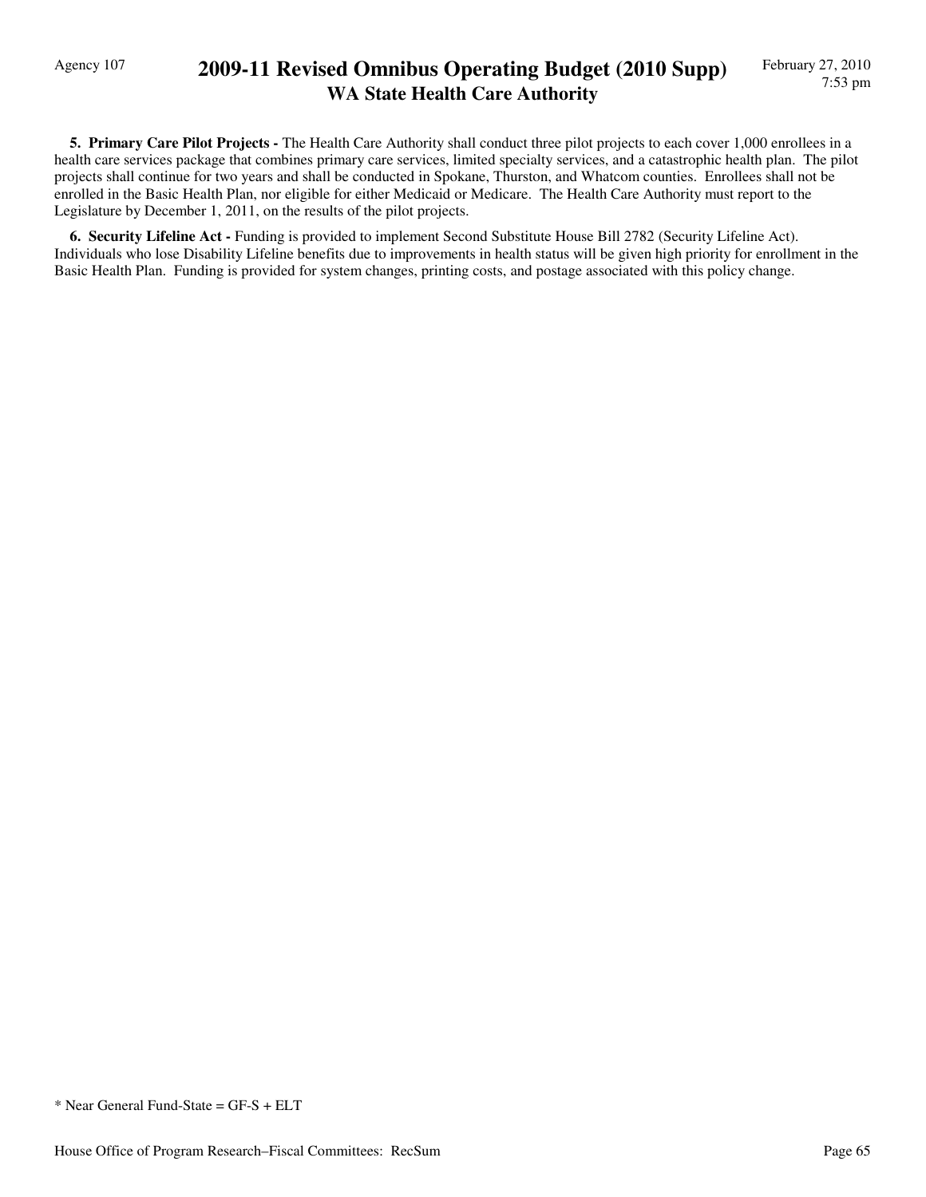**5. Primary Care Pilot Projects -** The Health Care Authority shall conduct three pilot projects to each cover 1,000 enrollees in a health care services package that combines primary care services, limited specialty services, and a catastrophic health plan. The pilot projects shall continue for two years and shall be conducted in Spokane, Thurston, and Whatcom counties. Enrollees shall not be enrolled in the Basic Health Plan, nor eligible for either Medicaid or Medicare. The Health Care Authority must report to the Legislature by December 1, 2011, on the results of the pilot projects.

**6. Security Lifeline Act -** Funding is provided to implement Second Substitute House Bill 2782 (Security Lifeline Act). Individuals who lose Disability Lifeline benefits due to improvements in health status will be given high priority for enrollment in the Basic Health Plan. Funding is provided for system changes, printing costs, and postage associated with this policy change.

* Near General Fund-State = GF-S + ELT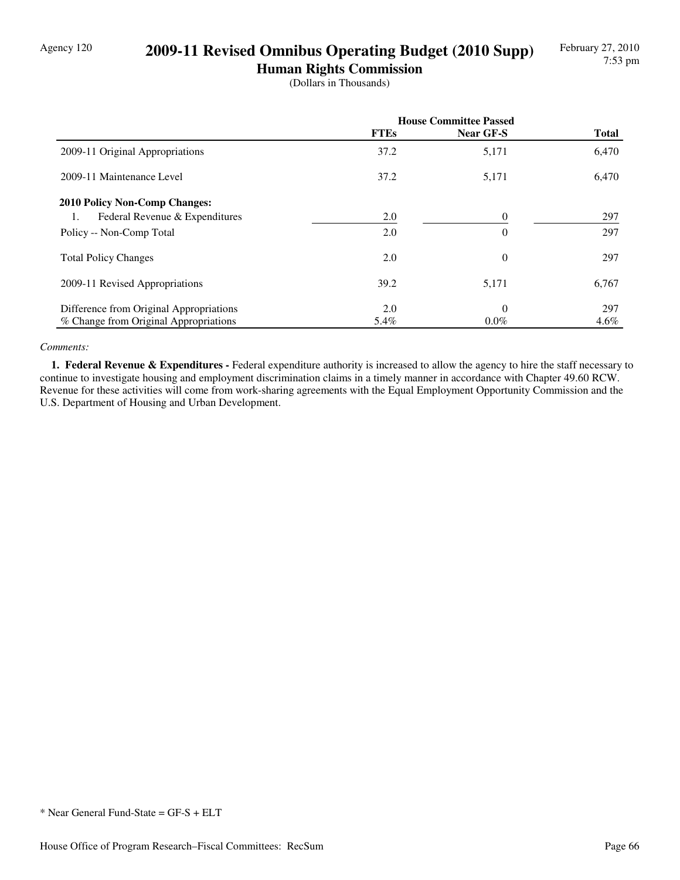# 2009-11 Revised Omnibus Operating Budget (2010 Supp)

## Human Rights Commission

(Dollars in Thousands)

| | House Committee Passed | | |
|---|---|---|---|
| | **FTEs** | **Near GF-S** | **Total** |
| 2009-11 Original Appropriations | 37.2 | 5,171 | 6,470 |
| 2009-11 Maintenance Level | 37.2 | 5,171 | 6,470 |
| **2010 Policy Non-Comp Changes:** | | | |
| 1. Federal Revenue & Expenditures | 2.0 | 0 | 297 |
| Policy -- Non-Comp Total | 2.0 | 0 | 297 |
| Total Policy Changes | 2.0 | 0 | 297 |
| 2009-11 Revised Appropriations | 39.2 | 5,171 | 6,767 |
| Difference from Original Appropriations | 2.0 | 0 | 297 |
| % Change from Original Appropriations | 5.4% | 0.0% | 4.6% |

*Comments:*

**1. Federal Revenue & Expenditures -** Federal expenditure authority is increased to allow the agency to hire the staff necessary to continue to investigate housing and employment discrimination claims in a timely manner in accordance with Chapter 49.60 RCW. Revenue for these activities will come from work-sharing agreements with the Equal Employment Opportunity Commission and the U.S. Department of Housing and Urban Development.

* Near General Fund-State = GF-S + ELT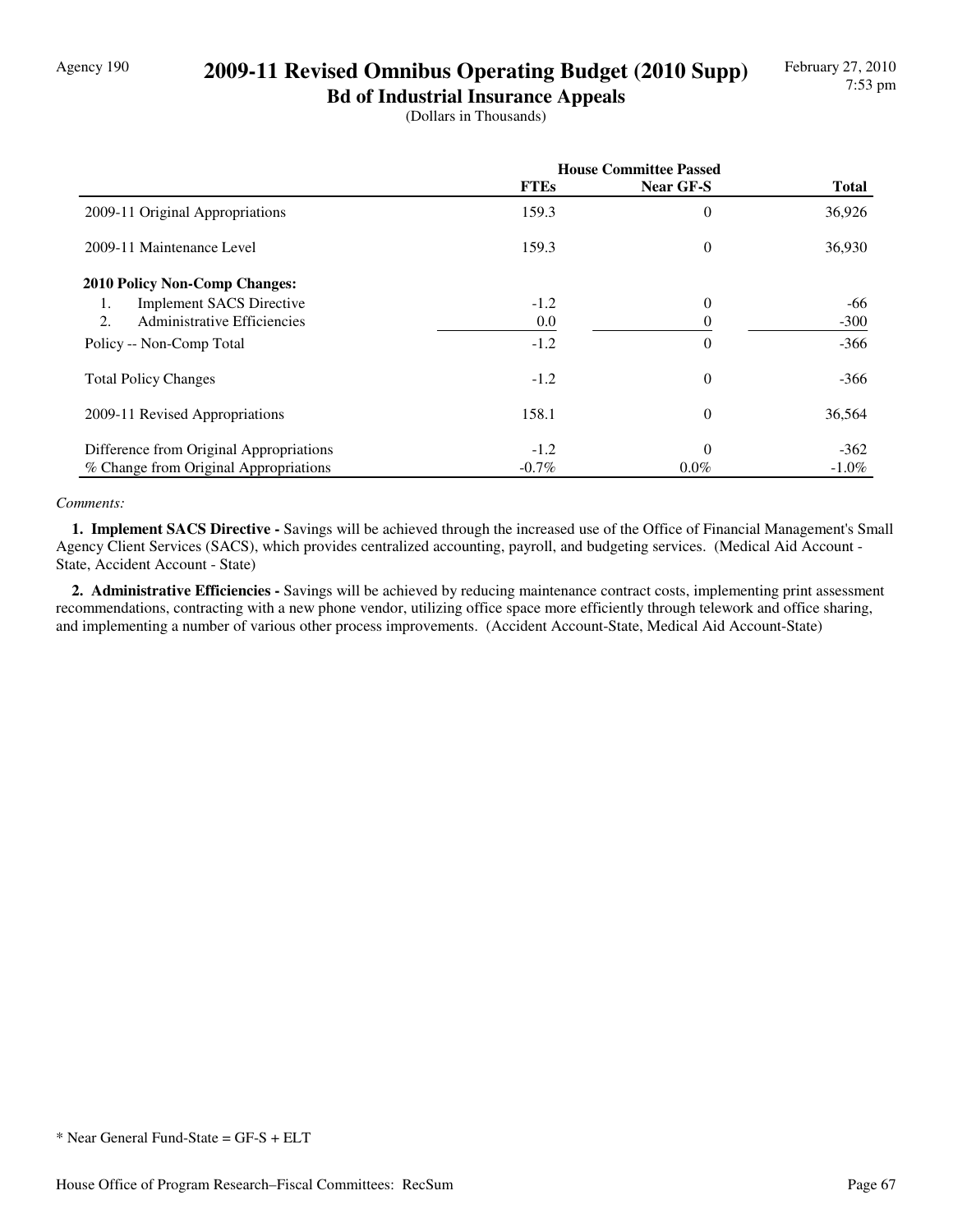Agency 190

# 2009-11 Revised Omnibus Operating Budget (2010 Supp)

## Bd of Industrial Insurance Appeals

(Dollars in Thousands)

| | House Committee Passed | | |
|---|---|---|---|
| | **FTEs** | **Near GF-S** | **Total** |
| 2009-11 Original Appropriations | 159.3 | 0 | 36,926 |
| 2009-11 Maintenance Level | 159.3 | 0 | 36,930 |
| **2010 Policy Non-Comp Changes:** | | | |
| 1. Implement SACS Directive | -1.2 | 0 | -66 |
| 2. Administrative Efficiencies | 0.0 | 0 | -300 |
| Policy -- Non-Comp Total | -1.2 | 0 | -366 |
| Total Policy Changes | -1.2 | 0 | -366 |
| 2009-11 Revised Appropriations | 158.1 | 0 | 36,564 |
| Difference from Original Appropriations | -1.2 | 0 | -362 |
| % Change from Original Appropriations | -0.7% | 0.0% | -1.0% |

*Comments:*

**1. Implement SACS Directive -** Savings will be achieved through the increased use of the Office of Financial Management's Small Agency Client Services (SACS), which provides centralized accounting, payroll, and budgeting services. (Medical Aid Account - State, Accident Account - State)

**2. Administrative Efficiencies -** Savings will be achieved by reducing maintenance contract costs, implementing print assessment recommendations, contracting with a new phone vendor, utilizing office space more efficiently through telework and office sharing, and implementing a number of various other process improvements. (Accident Account-State, Medical Aid Account-State)

* Near General Fund-State = GF-S + ELT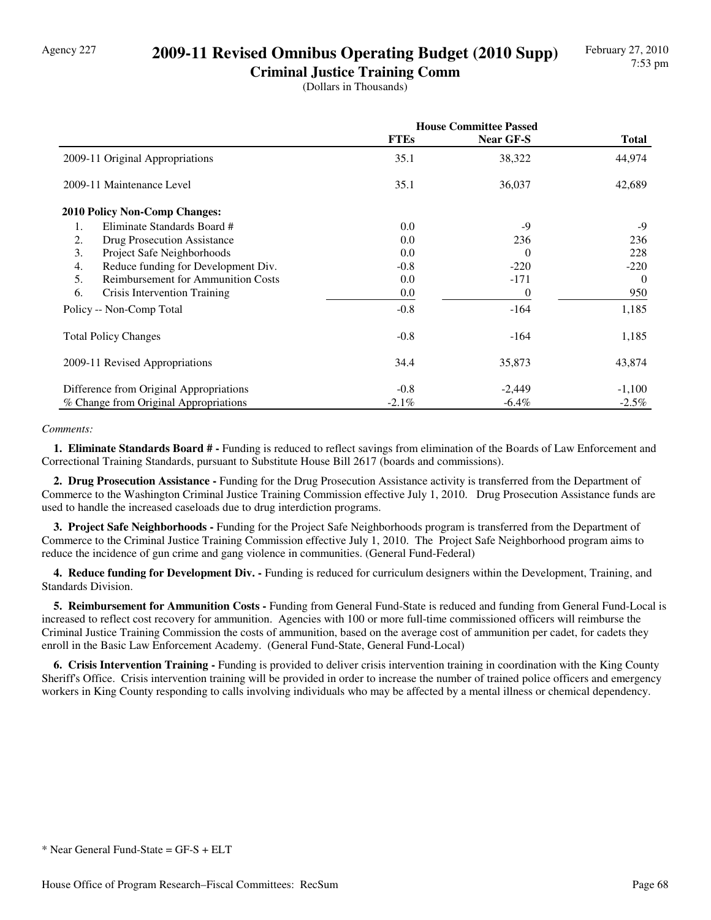# 2009-11 Revised Omnibus Operating Budget (2010 Supp)

## Criminal Justice Training Comm

(Dollars in Thousands)

| | House Committee Passed | | |
|---|---|---|---|
| | FTEs | Near GF-S | Total |
| 2009-11 Original Appropriations | 35.1 | 38,322 | 44,974 |
| 2009-11 Maintenance Level | 35.1 | 36,037 | 42,689 |
| **2010 Policy Non-Comp Changes:** | | | |
| 1. Eliminate Standards Board # | 0.0 | -9 | -9 |
| 2. Drug Prosecution Assistance | 0.0 | 236 | 236 |
| 3. Project Safe Neighborhoods | 0.0 | 0 | 228 |
| 4. Reduce funding for Development Div. | -0.8 | -220 | -220 |
| 5. Reimbursement for Ammunition Costs | 0.0 | -171 | 0 |
| 6. Crisis Intervention Training | 0.0 | 0 | 950 |
| Policy -- Non-Comp Total | -0.8 | -164 | 1,185 |
| Total Policy Changes | -0.8 | -164 | 1,185 |
| 2009-11 Revised Appropriations | 34.4 | 35,873 | 43,874 |
| Difference from Original Appropriations | -0.8 | -2,449 | -1,100 |
| % Change from Original Appropriations | -2.1% | -6.4% | -2.5% |

*Comments:*

**1. Eliminate Standards Board # -** Funding is reduced to reflect savings from elimination of the Boards of Law Enforcement and Correctional Training Standards, pursuant to Substitute House Bill 2617 (boards and commissions).

**2. Drug Prosecution Assistance -** Funding for the Drug Prosecution Assistance activity is transferred from the Department of Commerce to the Washington Criminal Justice Training Commission effective July 1, 2010. Drug Prosecution Assistance funds are used to handle the increased caseloads due to drug interdiction programs.

**3. Project Safe Neighborhoods -** Funding for the Project Safe Neighborhoods program is transferred from the Department of Commerce to the Criminal Justice Training Commission effective July 1, 2010. The Project Safe Neighborhood program aims to reduce the incidence of gun crime and gang violence in communities. (General Fund-Federal)

**4. Reduce funding for Development Div. -** Funding is reduced for curriculum designers within the Development, Training, and Standards Division.

**5. Reimbursement for Ammunition Costs -** Funding from General Fund-State is reduced and funding from General Fund-Local is increased to reflect cost recovery for ammunition. Agencies with 100 or more full-time commissioned officers will reimburse the Criminal Justice Training Commission the costs of ammunition, based on the average cost of ammunition per cadet, for cadets they enroll in the Basic Law Enforcement Academy. (General Fund-State, General Fund-Local)

**6. Crisis Intervention Training -** Funding is provided to deliver crisis intervention training in coordination with the King County Sheriff's Office. Crisis intervention training will be provided in order to increase the number of trained police officers and emergency workers in King County responding to calls involving individuals who may be affected by a mental illness or chemical dependency.

\* Near General Fund-State = GF-S + ELT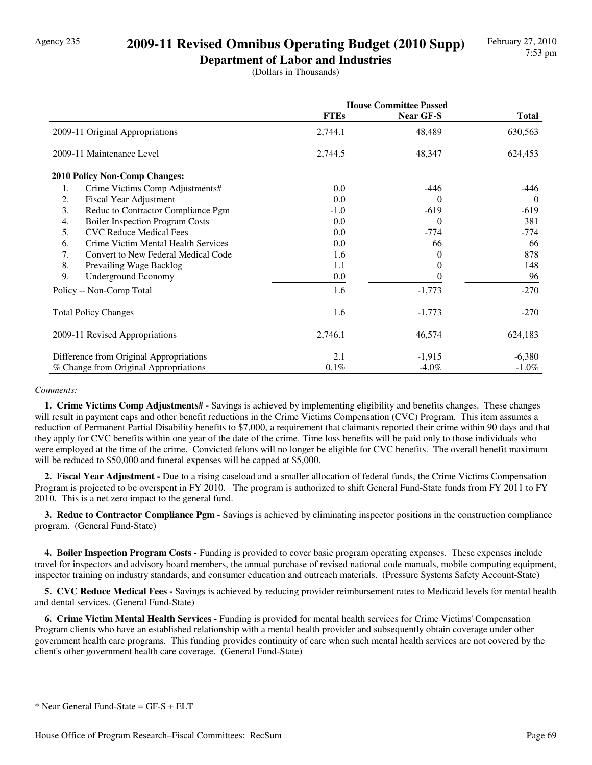Agency 235

# 2009-11 Revised Omnibus Operating Budget (2010 Supp)

## Department of Labor and Industries

(Dollars in Thousands)

| | House Committee Passed | | |
|---|---|---|---|
| | **FTEs** | **Near GF-S** | **Total** |
| 2009-11 Original Appropriations | 2,744.1 | 48,489 | 630,563 |
| 2009-11 Maintenance Level | 2,744.5 | 48,347 | 624,453 |
| **2010 Policy Non-Comp Changes:** | | | |
| 1. Crime Victims Comp Adjustments# | 0.0 | -446 | -446 |
| 2. Fiscal Year Adjustment | 0.0 | 0 | 0 |
| 3. Reduc to Contractor Compliance Pgm | -1.0 | -619 | -619 |
| 4. Boiler Inspection Program Costs | 0.0 | 0 | 381 |
| 5. CVC Reduce Medical Fees | 0.0 | -774 | -774 |
| 6. Crime Victim Mental Health Services | 0.0 | 66 | 66 |
| 7. Convert to New Federal Medical Code | 1.6 | 0 | 878 |
| 8. Prevailing Wage Backlog | 1.1 | 0 | 148 |
| 9. Underground Economy | 0.0 | 0 | 96 |
| Policy -- Non-Comp Total | 1.6 | -1,773 | -270 |
| Total Policy Changes | 1.6 | -1,773 | -270 |
| 2009-11 Revised Appropriations | 2,746.1 | 46,574 | 624,183 |
| Difference from Original Appropriations | 2.1 | -1,915 | -6,380 |
| % Change from Original Appropriations | 0.1% | -4.0% | -1.0% |

*Comments:*

**1. Crime Victims Comp Adjustments# -** Savings is achieved by implementing eligibility and benefits changes. These changes will result in payment caps and other benefit reductions in the Crime Victims Compensation (CVC) Program. This item assumes a reduction of Permanent Partial Disability benefits to $7,000, a requirement that claimants reported their crime within 90 days and that they apply for CVC benefits within one year of the date of the crime. Time loss benefits will be paid only to those individuals who were employed at the time of the crime. Convicted felons will no longer be eligible for CVC benefits. The overall benefit maximum will be reduced to $50,000 and funeral expenses will be capped at $5,000.

**2. Fiscal Year Adjustment -** Due to a rising caseload and a smaller allocation of federal funds, the Crime Victims Compensation Program is projected to be overspent in FY 2010. The program is authorized to shift General Fund-State funds from FY 2011 to FY 2010. This is a net zero impact to the general fund.

**3. Reduc to Contractor Compliance Pgm -** Savings is achieved by eliminating inspector positions in the construction compliance program. (General Fund-State)

**4. Boiler Inspection Program Costs -** Funding is provided to cover basic program operating expenses. These expenses include travel for inspectors and advisory board members, the annual purchase of revised national code manuals, mobile computing equipment, inspector training on industry standards, and consumer education and outreach materials. (Pressure Systems Safety Account-State)

**5. CVC Reduce Medical Fees -** Savings is achieved by reducing provider reimbursement rates to Medicaid levels for mental health and dental services. (General Fund-State)

**6. Crime Victim Mental Health Services -** Funding is provided for mental health services for Crime Victims' Compensation Program clients who have an established relationship with a mental health provider and subsequently obtain coverage under other government health care programs. This funding provides continuity of care when such mental health services are not covered by the client's other government health care coverage. (General Fund-State)

\* Near General Fund-State = GF-S + ELT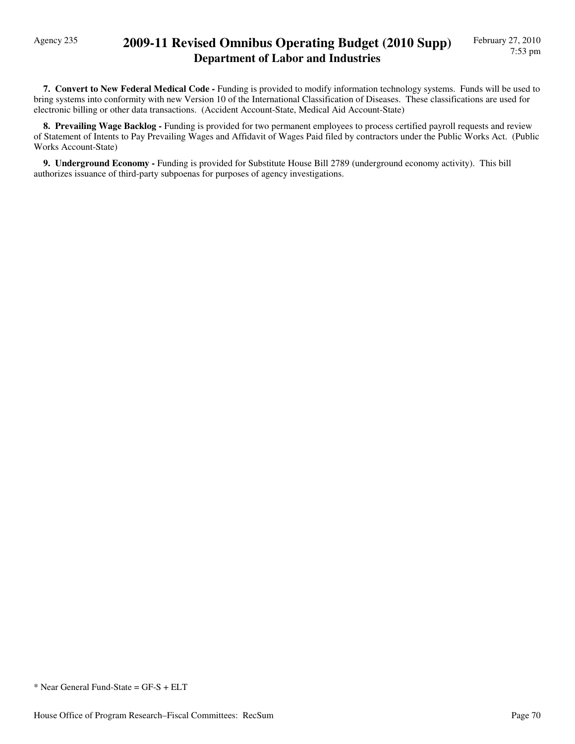**7. Convert to New Federal Medical Code -** Funding is provided to modify information technology systems. Funds will be used to bring systems into conformity with new Version 10 of the International Classification of Diseases. These classifications are used for electronic billing or other data transactions. (Accident Account-State, Medical Aid Account-State)

**8. Prevailing Wage Backlog -** Funding is provided for two permanent employees to process certified payroll requests and review of Statement of Intents to Pay Prevailing Wages and Affidavit of Wages Paid filed by contractors under the Public Works Act. (Public Works Account-State)

**9. Underground Economy -** Funding is provided for Substitute House Bill 2789 (underground economy activity). This bill authorizes issuance of third-party subpoenas for purposes of agency investigations.

* Near General Fund-State = GF-S + ELT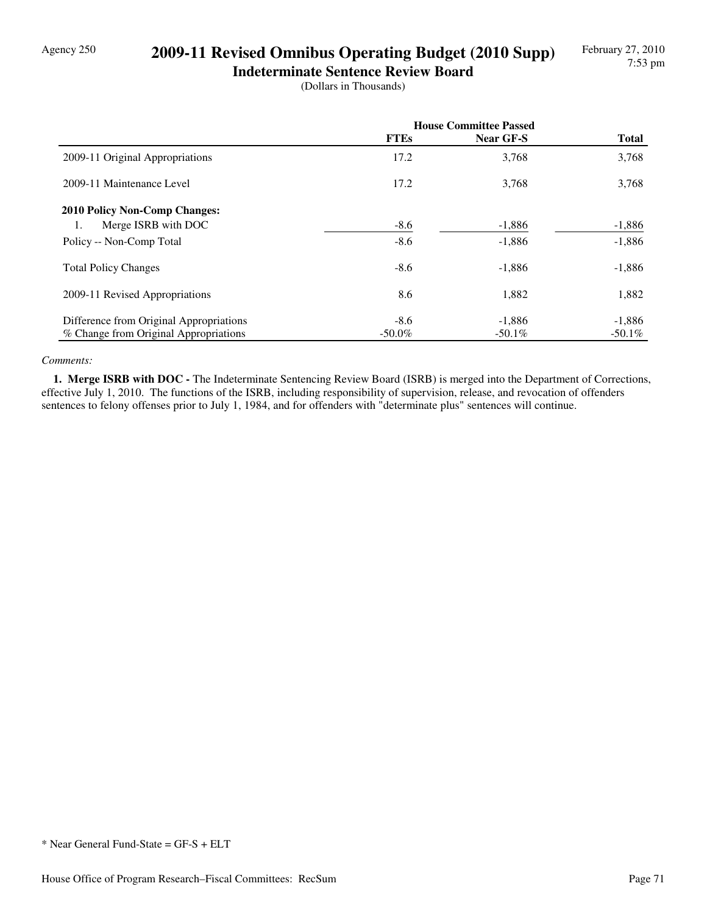Agency 250

# 2009-11 Revised Omnibus Operating Budget (2010 Supp)

## Indeterminate Sentence Review Board

(Dollars in Thousands)

| | House Committee Passed | | |
|---|---|---|---|
| | **FTEs** | **Near GF-S** | **Total** |
| 2009-11 Original Appropriations | 17.2 | 3,768 | 3,768 |
| 2009-11 Maintenance Level | 17.2 | 3,768 | 3,768 |
| **2010 Policy Non-Comp Changes:** | | | |
| 1. Merge ISRB with DOC | -8.6 | -1,886 | -1,886 |
| Policy -- Non-Comp Total | -8.6 | -1,886 | -1,886 |
| Total Policy Changes | -8.6 | -1,886 | -1,886 |
| 2009-11 Revised Appropriations | 8.6 | 1,882 | 1,882 |
| Difference from Original Appropriations | -8.6 | -1,886 | -1,886 |
| % Change from Original Appropriations | -50.0% | -50.1% | -50.1% |

*Comments:*

**1. Merge ISRB with DOC -** The Indeterminate Sentencing Review Board (ISRB) is merged into the Department of Corrections, effective July 1, 2010. The functions of the ISRB, including responsibility of supervision, release, and revocation of offenders sentences to felony offenses prior to July 1, 1984, and for offenders with "determinate plus" sentences will continue.

* Near General Fund-State = GF-S + ELT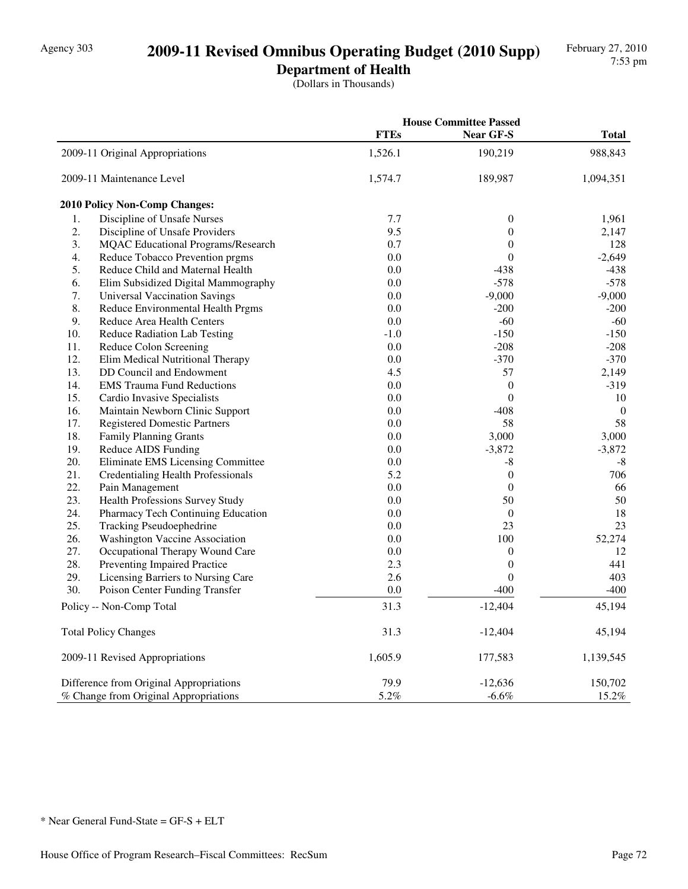Agency 303

# 2009-11 Revised Omnibus Operating Budget (2010 Supp)

## Department of Health

(Dollars in Thousands)

| | House Committee Passed | | |
|---|---|---|---|
| | FTEs | Near GF-S | Total |
| 2009-11 Original Appropriations | 1,526.1 | 190,219 | 988,843 |
| 2009-11 Maintenance Level | 1,574.7 | 189,987 | 1,094,351 |
| **2010 Policy Non-Comp Changes:** | | | |
| 1. Discipline of Unsafe Nurses | 7.7 | 0 | 1,961 |
| 2. Discipline of Unsafe Providers | 9.5 | 0 | 2,147 |
| 3. MQAC Educational Programs/Research | 0.7 | 0 | 128 |
| 4. Reduce Tobacco Prevention prgms | 0.0 | 0 | -2,649 |
| 5. Reduce Child and Maternal Health | 0.0 | -438 | -438 |
| 6. Elim Subsidized Digital Mammography | 0.0 | -578 | -578 |
| 7. Universal Vaccination Savings | 0.0 | -9,000 | -9,000 |
| 8. Reduce Environmental Health Prgms | 0.0 | -200 | -200 |
| 9. Reduce Area Health Centers | 0.0 | -60 | -60 |
| 10. Reduce Radiation Lab Testing | -1.0 | -150 | -150 |
| 11. Reduce Colon Screening | 0.0 | -208 | -208 |
| 12. Elim Medical Nutritional Therapy | 0.0 | -370 | -370 |
| 13. DD Council and Endowment | 4.5 | 57 | 2,149 |
| 14. EMS Trauma Fund Reductions | 0.0 | 0 | -319 |
| 15. Cardio Invasive Specialists | 0.0 | 0 | 10 |
| 16. Maintain Newborn Clinic Support | 0.0 | -408 | 0 |
| 17. Registered Domestic Partners | 0.0 | 58 | 58 |
| 18. Family Planning Grants | 0.0 | 3,000 | 3,000 |
| 19. Reduce AIDS Funding | 0.0 | -3,872 | -3,872 |
| 20. Eliminate EMS Licensing Committee | 0.0 | -8 | -8 |
| 21. Credentialing Health Professionals | 5.2 | 0 | 706 |
| 22. Pain Management | 0.0 | 0 | 66 |
| 23. Health Professions Survey Study | 0.0 | 50 | 50 |
| 24. Pharmacy Tech Continuing Education | 0.0 | 0 | 18 |
| 25. Tracking Pseudoephedrine | 0.0 | 23 | 23 |
| 26. Washington Vaccine Association | 0.0 | 100 | 52,274 |
| 27. Occupational Therapy Wound Care | 0.0 | 0 | 12 |
| 28. Preventing Impaired Practice | 2.3 | 0 | 441 |
| 29. Licensing Barriers to Nursing Care | 2.6 | 0 | 403 |
| 30. Poison Center Funding Transfer | 0.0 | -400 | -400 |
| Policy -- Non-Comp Total | 31.3 | -12,404 | 45,194 |
| Total Policy Changes | 31.3 | -12,404 | 45,194 |
| 2009-11 Revised Appropriations | 1,605.9 | 177,583 | 1,139,545 |
| Difference from Original Appropriations | 79.9 | -12,636 | 150,702 |
| % Change from Original Appropriations | 5.2% | -6.6% | 15.2% |

* Near General Fund-State = GF-S + ELT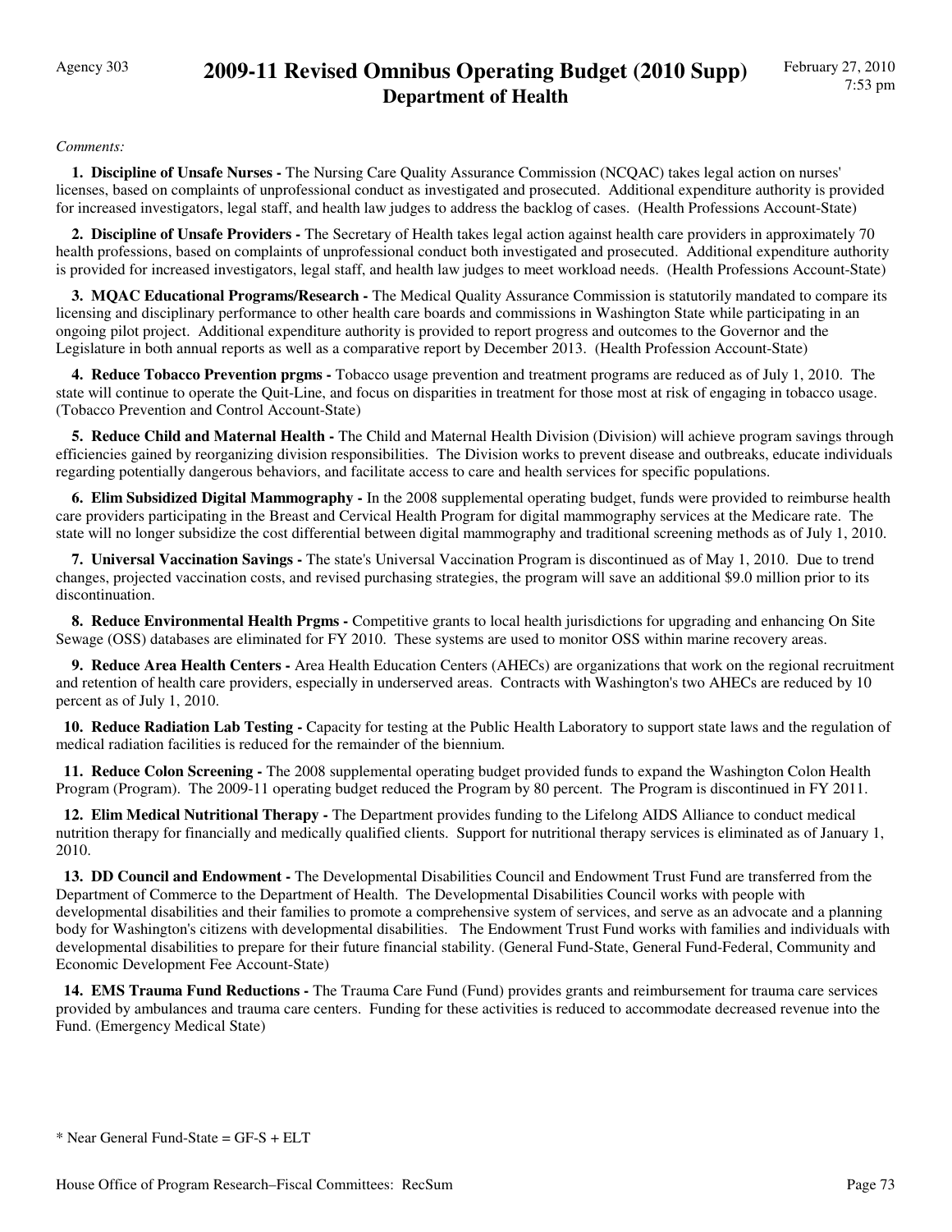*Comments:*

**1. Discipline of Unsafe Nurses -** The Nursing Care Quality Assurance Commission (NCQAC) takes legal action on nurses' licenses, based on complaints of unprofessional conduct as investigated and prosecuted. Additional expenditure authority is provided for increased investigators, legal staff, and health law judges to address the backlog of cases. (Health Professions Account-State)

**2. Discipline of Unsafe Providers -** The Secretary of Health takes legal action against health care providers in approximately 70 health professions, based on complaints of unprofessional conduct both investigated and prosecuted. Additional expenditure authority is provided for increased investigators, legal staff, and health law judges to meet workload needs. (Health Professions Account-State)

**3. MQAC Educational Programs/Research -** The Medical Quality Assurance Commission is statutorily mandated to compare its licensing and disciplinary performance to other health care boards and commissions in Washington State while participating in an ongoing pilot project. Additional expenditure authority is provided to report progress and outcomes to the Governor and the Legislature in both annual reports as well as a comparative report by December 2013. (Health Profession Account-State)

**4. Reduce Tobacco Prevention prgms -** Tobacco usage prevention and treatment programs are reduced as of July 1, 2010. The state will continue to operate the Quit-Line, and focus on disparities in treatment for those most at risk of engaging in tobacco usage. (Tobacco Prevention and Control Account-State)

**5. Reduce Child and Maternal Health -** The Child and Maternal Health Division (Division) will achieve program savings through efficiencies gained by reorganizing division responsibilities. The Division works to prevent disease and outbreaks, educate individuals regarding potentially dangerous behaviors, and facilitate access to care and health services for specific populations.

**6. Elim Subsidized Digital Mammography -** In the 2008 supplemental operating budget, funds were provided to reimburse health care providers participating in the Breast and Cervical Health Program for digital mammography services at the Medicare rate. The state will no longer subsidize the cost differential between digital mammography and traditional screening methods as of July 1, 2010.

**7. Universal Vaccination Savings -** The state's Universal Vaccination Program is discontinued as of May 1, 2010. Due to trend changes, projected vaccination costs, and revised purchasing strategies, the program will save an additional $9.0 million prior to its discontinuation.

**8. Reduce Environmental Health Prgms -** Competitive grants to local health jurisdictions for upgrading and enhancing On Site Sewage (OSS) databases are eliminated for FY 2010. These systems are used to monitor OSS within marine recovery areas.

**9. Reduce Area Health Centers -** Area Health Education Centers (AHECs) are organizations that work on the regional recruitment and retention of health care providers, especially in underserved areas. Contracts with Washington's two AHECs are reduced by 10 percent as of July 1, 2010.

**10. Reduce Radiation Lab Testing -** Capacity for testing at the Public Health Laboratory to support state laws and the regulation of medical radiation facilities is reduced for the remainder of the biennium.

**11. Reduce Colon Screening -** The 2008 supplemental operating budget provided funds to expand the Washington Colon Health Program (Program). The 2009-11 operating budget reduced the Program by 80 percent. The Program is discontinued in FY 2011.

**12. Elim Medical Nutritional Therapy -** The Department provides funding to the Lifelong AIDS Alliance to conduct medical nutrition therapy for financially and medically qualified clients. Support for nutritional therapy services is eliminated as of January 1, 2010.

**13. DD Council and Endowment -** The Developmental Disabilities Council and Endowment Trust Fund are transferred from the Department of Commerce to the Department of Health. The Developmental Disabilities Council works with people with developmental disabilities and their families to promote a comprehensive system of services, and serve as an advocate and a planning body for Washington's citizens with developmental disabilities. The Endowment Trust Fund works with families and individuals with developmental disabilities to prepare for their future financial stability. (General Fund-State, General Fund-Federal, Community and Economic Development Fee Account-State)

**14. EMS Trauma Fund Reductions -** The Trauma Care Fund (Fund) provides grants and reimbursement for trauma care services provided by ambulances and trauma care centers. Funding for these activities is reduced to accommodate decreased revenue into the Fund. (Emergency Medical State)

* Near General Fund-State = GF-S + ELT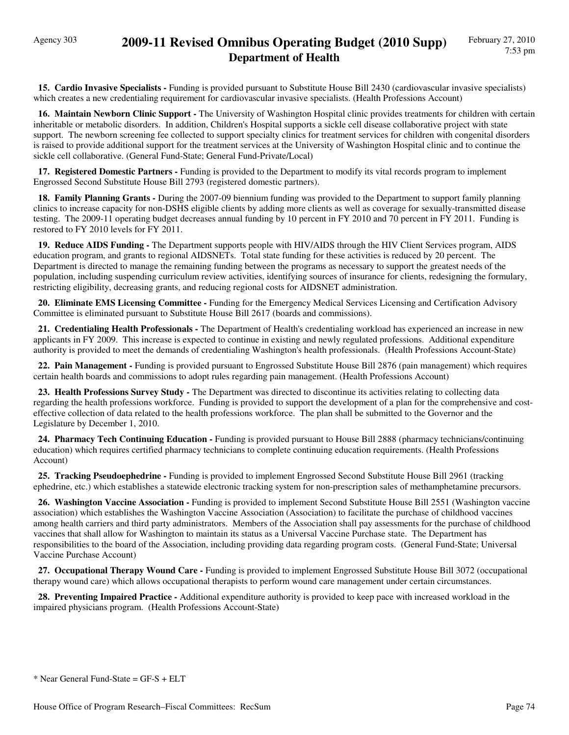**15. Cardio Invasive Specialists -** Funding is provided pursuant to Substitute House Bill 2430 (cardiovascular invasive specialists) which creates a new credentialing requirement for cardiovascular invasive specialists. (Health Professions Account)

**16. Maintain Newborn Clinic Support -** The University of Washington Hospital clinic provides treatments for children with certain inheritable or metabolic disorders. In addition, Children's Hospital supports a sickle cell disease collaborative project with state support. The newborn screening fee collected to support specialty clinics for treatment services for children with congenital disorders is raised to provide additional support for the treatment services at the University of Washington Hospital clinic and to continue the sickle cell collaborative. (General Fund-State; General Fund-Private/Local)

**17. Registered Domestic Partners -** Funding is provided to the Department to modify its vital records program to implement Engrossed Second Substitute House Bill 2793 (registered domestic partners).

**18. Family Planning Grants -** During the 2007-09 biennium funding was provided to the Department to support family planning clinics to increase capacity for non-DSHS eligible clients by adding more clients as well as coverage for sexually-transmitted disease testing. The 2009-11 operating budget decreases annual funding by 10 percent in FY 2010 and 70 percent in FY 2011. Funding is restored to FY 2010 levels for FY 2011.

**19. Reduce AIDS Funding -** The Department supports people with HIV/AIDS through the HIV Client Services program, AIDS education program, and grants to regional AIDSNETs. Total state funding for these activities is reduced by 20 percent. The Department is directed to manage the remaining funding between the programs as necessary to support the greatest needs of the population, including suspending curriculum review activities, identifying sources of insurance for clients, redesigning the formulary, restricting eligibility, decreasing grants, and reducing regional costs for AIDSNET administration.

**20. Eliminate EMS Licensing Committee -** Funding for the Emergency Medical Services Licensing and Certification Advisory Committee is eliminated pursuant to Substitute House Bill 2617 (boards and commissions).

**21. Credentialing Health Professionals -** The Department of Health's credentialing workload has experienced an increase in new applicants in FY 2009. This increase is expected to continue in existing and newly regulated professions. Additional expenditure authority is provided to meet the demands of credentialing Washington's health professionals. (Health Professions Account-State)

**22. Pain Management -** Funding is provided pursuant to Engrossed Substitute House Bill 2876 (pain management) which requires certain health boards and commissions to adopt rules regarding pain management. (Health Professions Account)

**23. Health Professions Survey Study -** The Department was directed to discontinue its activities relating to collecting data regarding the health professions workforce. Funding is provided to support the development of a plan for the comprehensive and cost-effective collection of data related to the health professions workforce. The plan shall be submitted to the Governor and the Legislature by December 1, 2010.

**24. Pharmacy Tech Continuing Education -** Funding is provided pursuant to House Bill 2888 (pharmacy technicians/continuing education) which requires certified pharmacy technicians to complete continuing education requirements. (Health Professions Account)

**25. Tracking Pseudoephedrine -** Funding is provided to implement Engrossed Second Substitute House Bill 2961 (tracking ephedrine, etc.) which establishes a statewide electronic tracking system for non-prescription sales of methamphetamine precursors.

**26. Washington Vaccine Association -** Funding is provided to implement Second Substitute House Bill 2551 (Washington vaccine association) which establishes the Washington Vaccine Association (Association) to facilitate the purchase of childhood vaccines among health carriers and third party administrators. Members of the Association shall pay assessments for the purchase of childhood vaccines that shall allow for Washington to maintain its status as a Universal Vaccine Purchase state. The Department has responsibilities to the board of the Association, including providing data regarding program costs. (General Fund-State; Universal Vaccine Purchase Account)

**27. Occupational Therapy Wound Care -** Funding is provided to implement Engrossed Substitute House Bill 3072 (occupational therapy wound care) which allows occupational therapists to perform wound care management under certain circumstances.

**28. Preventing Impaired Practice -** Additional expenditure authority is provided to keep pace with increased workload in the impaired physicians program. (Health Professions Account-State)

* Near General Fund-State = GF-S + ELT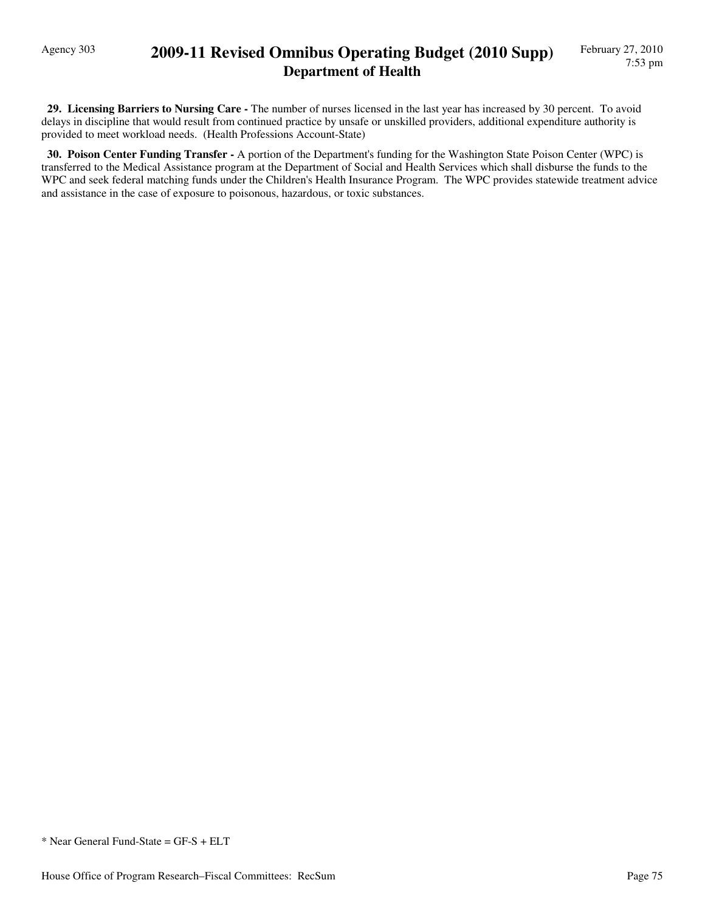**29. Licensing Barriers to Nursing Care -** The number of nurses licensed in the last year has increased by 30 percent. To avoid delays in discipline that would result from continued practice by unsafe or unskilled providers, additional expenditure authority is provided to meet workload needs. (Health Professions Account-State)

**30. Poison Center Funding Transfer -** A portion of the Department's funding for the Washington State Poison Center (WPC) is transferred to the Medical Assistance program at the Department of Social and Health Services which shall disburse the funds to the WPC and seek federal matching funds under the Children's Health Insurance Program. The WPC provides statewide treatment advice and assistance in the case of exposure to poisonous, hazardous, or toxic substances.

* Near General Fund-State = GF-S + ELT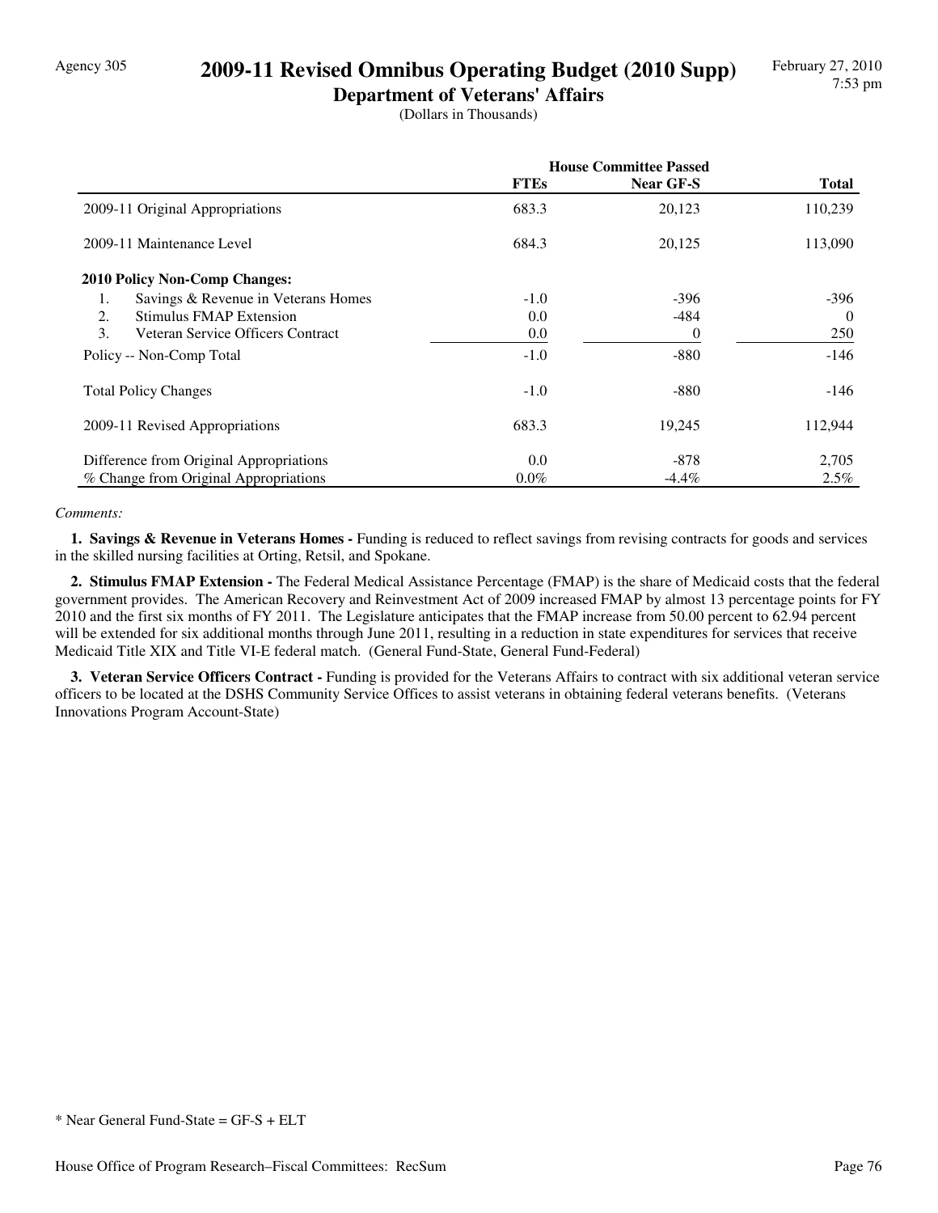Agency 305

# 2009-11 Revised Omnibus Operating Budget (2010 Supp)

## Department of Veterans' Affairs

(Dollars in Thousands)

| | House Committee Passed | | |
|---|---|---|---|
| | **FTEs** | **Near GF-S** | **Total** |
| 2009-11 Original Appropriations | 683.3 | 20,123 | 110,239 |
| 2009-11 Maintenance Level | 684.3 | 20,125 | 113,090 |
| **2010 Policy Non-Comp Changes:** | | | |
| 1. Savings & Revenue in Veterans Homes | -1.0 | -396 | -396 |
| 2. Stimulus FMAP Extension | 0.0 | -484 | 0 |
| 3. Veteran Service Officers Contract | 0.0 | 0 | 250 |
| Policy -- Non-Comp Total | -1.0 | -880 | -146 |
| Total Policy Changes | -1.0 | -880 | -146 |
| 2009-11 Revised Appropriations | 683.3 | 19,245 | 112,944 |
| Difference from Original Appropriations | 0.0 | -878 | 2,705 |
| % Change from Original Appropriations | 0.0% | -4.4% | 2.5% |

*Comments:*

**1. Savings & Revenue in Veterans Homes -** Funding is reduced to reflect savings from revising contracts for goods and services in the skilled nursing facilities at Orting, Retsil, and Spokane.

**2. Stimulus FMAP Extension -** The Federal Medical Assistance Percentage (FMAP) is the share of Medicaid costs that the federal government provides. The American Recovery and Reinvestment Act of 2009 increased FMAP by almost 13 percentage points for FY 2010 and the first six months of FY 2011. The Legislature anticipates that the FMAP increase from 50.00 percent to 62.94 percent will be extended for six additional months through June 2011, resulting in a reduction in state expenditures for services that receive Medicaid Title XIX and Title VI-E federal match. (General Fund-State, General Fund-Federal)

**3. Veteran Service Officers Contract -** Funding is provided for the Veterans Affairs to contract with six additional veteran service officers to be located at the DSHS Community Service Offices to assist veterans in obtaining federal veterans benefits. (Veterans Innovations Program Account-State)

* Near General Fund-State = GF-S + ELT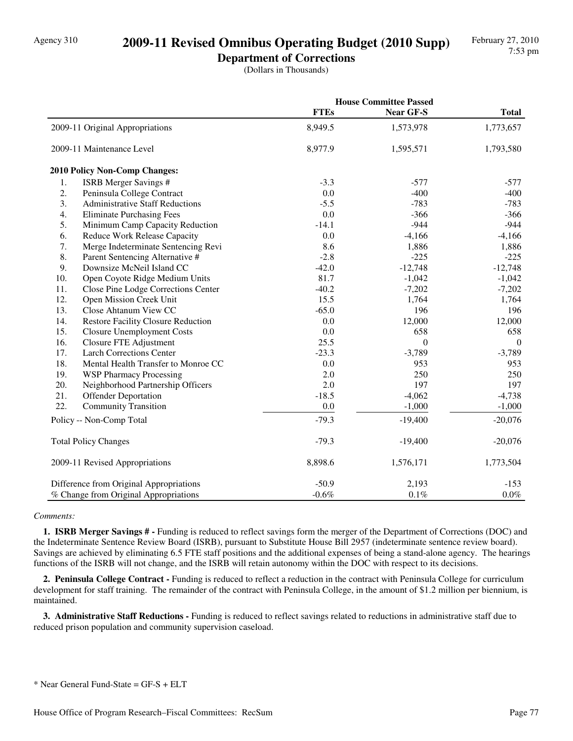# 2009-11 Revised Omnibus Operating Budget (2010 Supp)

## Department of Corrections

(Dollars in Thousands)

| | House Committee Passed | | |
|---|---|---|---|
| | FTEs | Near GF-S | Total |
| 2009-11 Original Appropriations | 8,949.5 | 1,573,978 | 1,773,657 |
| 2009-11 Maintenance Level | 8,977.9 | 1,595,571 | 1,793,580 |
| **2010 Policy Non-Comp Changes:** | | | |
| 1. ISRB Merger Savings # | -3.3 | -577 | -577 |
| 2. Peninsula College Contract | 0.0 | -400 | -400 |
| 3. Administrative Staff Reductions | -5.5 | -783 | -783 |
| 4. Eliminate Purchasing Fees | 0.0 | -366 | -366 |
| 5. Minimum Camp Capacity Reduction | -14.1 | -944 | -944 |
| 6. Reduce Work Release Capacity | 0.0 | -4,166 | -4,166 |
| 7. Merge Indeterminate Sentencing Revi | 8.6 | 1,886 | 1,886 |
| 8. Parent Sentencing Alternative # | -2.8 | -225 | -225 |
| 9. Downsize McNeil Island CC | -42.0 | -12,748 | -12,748 |
| 10. Open Coyote Ridge Medium Units | 81.7 | -1,042 | -1,042 |
| 11. Close Pine Lodge Corrections Center | -40.2 | -7,202 | -7,202 |
| 12. Open Mission Creek Unit | 15.5 | 1,764 | 1,764 |
| 13. Close Ahtanum View CC | -65.0 | 196 | 196 |
| 14. Restore Facility Closure Reduction | 0.0 | 12,000 | 12,000 |
| 15. Closure Unemployment Costs | 0.0 | 658 | 658 |
| 16. Closure FTE Adjustment | 25.5 | 0 | 0 |
| 17. Larch Corrections Center | -23.3 | -3,789 | -3,789 |
| 18. Mental Health Transfer to Monroe CC | 0.0 | 953 | 953 |
| 19. WSP Pharmacy Processing | 2.0 | 250 | 250 |
| 20. Neighborhood Partnership Officers | 2.0 | 197 | 197 |
| 21. Offender Deportation | -18.5 | -4,062 | -4,738 |
| 22. Community Transition | 0.0 | -1,000 | -1,000 |
| Policy -- Non-Comp Total | -79.3 | -19,400 | -20,076 |
| Total Policy Changes | -79.3 | -19,400 | -20,076 |
| 2009-11 Revised Appropriations | 8,898.6 | 1,576,171 | 1,773,504 |
| Difference from Original Appropriations | -50.9 | 2,193 | -153 |
| % Change from Original Appropriations | -0.6% | 0.1% | 0.0% |

*Comments:*

**1. ISRB Merger Savings # -** Funding is reduced to reflect savings form the merger of the Department of Corrections (DOC) and the Indeterminate Sentence Review Board (ISRB), pursuant to Substitute House Bill 2957 (indeterminate sentence review board). Savings are achieved by eliminating 6.5 FTE staff positions and the additional expenses of being a stand-alone agency. The hearings functions of the ISRB will not change, and the ISRB will retain autonomy within the DOC with respect to its decisions.

**2. Peninsula College Contract -** Funding is reduced to reflect a reduction in the contract with Peninsula College for curriculum development for staff training. The remainder of the contract with Peninsula College, in the amount of $1.2 million per biennium, is maintained.

**3. Administrative Staff Reductions -** Funding is reduced to reflect savings related to reductions in administrative staff due to reduced prison population and community supervision caseload.

* Near General Fund-State = GF-S + ELT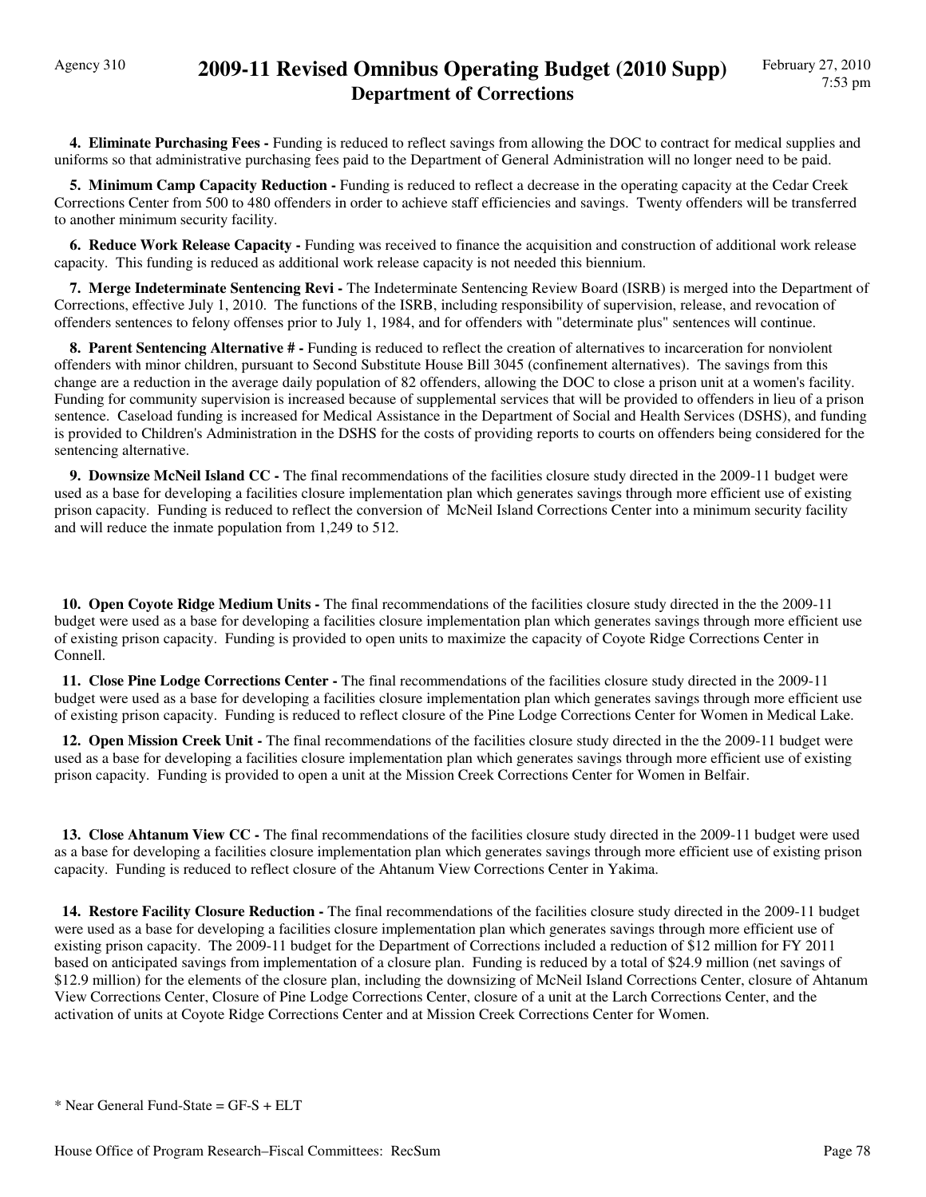**4. Eliminate Purchasing Fees -** Funding is reduced to reflect savings from allowing the DOC to contract for medical supplies and uniforms so that administrative purchasing fees paid to the Department of General Administration will no longer need to be paid.

**5. Minimum Camp Capacity Reduction -** Funding is reduced to reflect a decrease in the operating capacity at the Cedar Creek Corrections Center from 500 to 480 offenders in order to achieve staff efficiencies and savings. Twenty offenders will be transferred to another minimum security facility.

**6. Reduce Work Release Capacity -** Funding was received to finance the acquisition and construction of additional work release capacity. This funding is reduced as additional work release capacity is not needed this biennium.

**7. Merge Indeterminate Sentencing Revi -** The Indeterminate Sentencing Review Board (ISRB) is merged into the Department of Corrections, effective July 1, 2010. The functions of the ISRB, including responsibility of supervision, release, and revocation of offenders sentences to felony offenses prior to July 1, 1984, and for offenders with "determinate plus" sentences will continue.

**8. Parent Sentencing Alternative # -** Funding is reduced to reflect the creation of alternatives to incarceration for nonviolent offenders with minor children, pursuant to Second Substitute House Bill 3045 (confinement alternatives). The savings from this change are a reduction in the average daily population of 82 offenders, allowing the DOC to close a prison unit at a women's facility. Funding for community supervision is increased because of supplemental services that will be provided to offenders in lieu of a prison sentence. Caseload funding is increased for Medical Assistance in the Department of Social and Health Services (DSHS), and funding is provided to Children's Administration in the DSHS for the costs of providing reports to courts on offenders being considered for the sentencing alternative.

**9. Downsize McNeil Island CC -** The final recommendations of the facilities closure study directed in the 2009-11 budget were used as a base for developing a facilities closure implementation plan which generates savings through more efficient use of existing prison capacity. Funding is reduced to reflect the conversion of McNeil Island Corrections Center into a minimum security facility and will reduce the inmate population from 1,249 to 512.

**10. Open Coyote Ridge Medium Units -** The final recommendations of the facilities closure study directed in the the 2009-11 budget were used as a base for developing a facilities closure implementation plan which generates savings through more efficient use of existing prison capacity. Funding is provided to open units to maximize the capacity of Coyote Ridge Corrections Center in Connell.

**11. Close Pine Lodge Corrections Center -** The final recommendations of the facilities closure study directed in the 2009-11 budget were used as a base for developing a facilities closure implementation plan which generates savings through more efficient use of existing prison capacity. Funding is reduced to reflect closure of the Pine Lodge Corrections Center for Women in Medical Lake.

**12. Open Mission Creek Unit -** The final recommendations of the facilities closure study directed in the the 2009-11 budget were used as a base for developing a facilities closure implementation plan which generates savings through more efficient use of existing prison capacity. Funding is provided to open a unit at the Mission Creek Corrections Center for Women in Belfair.

**13. Close Ahtanum View CC -** The final recommendations of the facilities closure study directed in the 2009-11 budget were used as a base for developing a facilities closure implementation plan which generates savings through more efficient use of existing prison capacity. Funding is reduced to reflect closure of the Ahtanum View Corrections Center in Yakima.

**14. Restore Facility Closure Reduction -** The final recommendations of the facilities closure study directed in the 2009-11 budget were used as a base for developing a facilities closure implementation plan which generates savings through more efficient use of existing prison capacity. The 2009-11 budget for the Department of Corrections included a reduction of $12 million for FY 2011 based on anticipated savings from implementation of a closure plan. Funding is reduced by a total of $24.9 million (net savings of $12.9 million) for the elements of the closure plan, including the downsizing of McNeil Island Corrections Center, closure of Ahtanum View Corrections Center, Closure of Pine Lodge Corrections Center, closure of a unit at the Larch Corrections Center, and the activation of units at Coyote Ridge Corrections Center and at Mission Creek Corrections Center for Women.

* Near General Fund-State = GF-S + ELT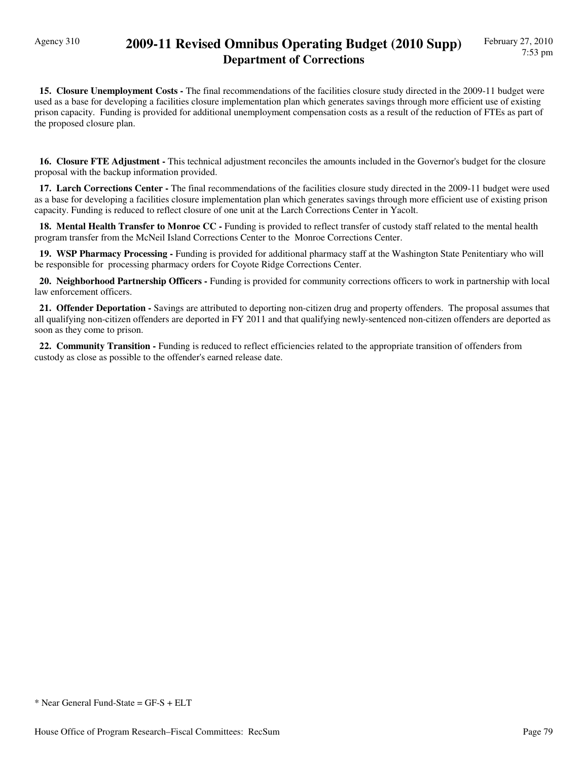**15. Closure Unemployment Costs -** The final recommendations of the facilities closure study directed in the 2009-11 budget were used as a base for developing a facilities closure implementation plan which generates savings through more efficient use of existing prison capacity. Funding is provided for additional unemployment compensation costs as a result of the reduction of FTEs as part of the proposed closure plan.

**16. Closure FTE Adjustment -** This technical adjustment reconciles the amounts included in the Governor's budget for the closure proposal with the backup information provided.

**17. Larch Corrections Center -** The final recommendations of the facilities closure study directed in the 2009-11 budget were used as a base for developing a facilities closure implementation plan which generates savings through more efficient use of existing prison capacity. Funding is reduced to reflect closure of one unit at the Larch Corrections Center in Yacolt.

**18. Mental Health Transfer to Monroe CC -** Funding is provided to reflect transfer of custody staff related to the mental health program transfer from the McNeil Island Corrections Center to the Monroe Corrections Center.

**19. WSP Pharmacy Processing -** Funding is provided for additional pharmacy staff at the Washington State Penitentiary who will be responsible for processing pharmacy orders for Coyote Ridge Corrections Center.

**20. Neighborhood Partnership Officers -** Funding is provided for community corrections officers to work in partnership with local law enforcement officers.

**21. Offender Deportation -** Savings are attributed to deporting non-citizen drug and property offenders. The proposal assumes that all qualifying non-citizen offenders are deported in FY 2011 and that qualifying newly-sentenced non-citizen offenders are deported as soon as they come to prison.

**22. Community Transition -** Funding is reduced to reflect efficiencies related to the appropriate transition of offenders from custody as close as possible to the offender's earned release date.

* Near General Fund-State = GF-S + ELT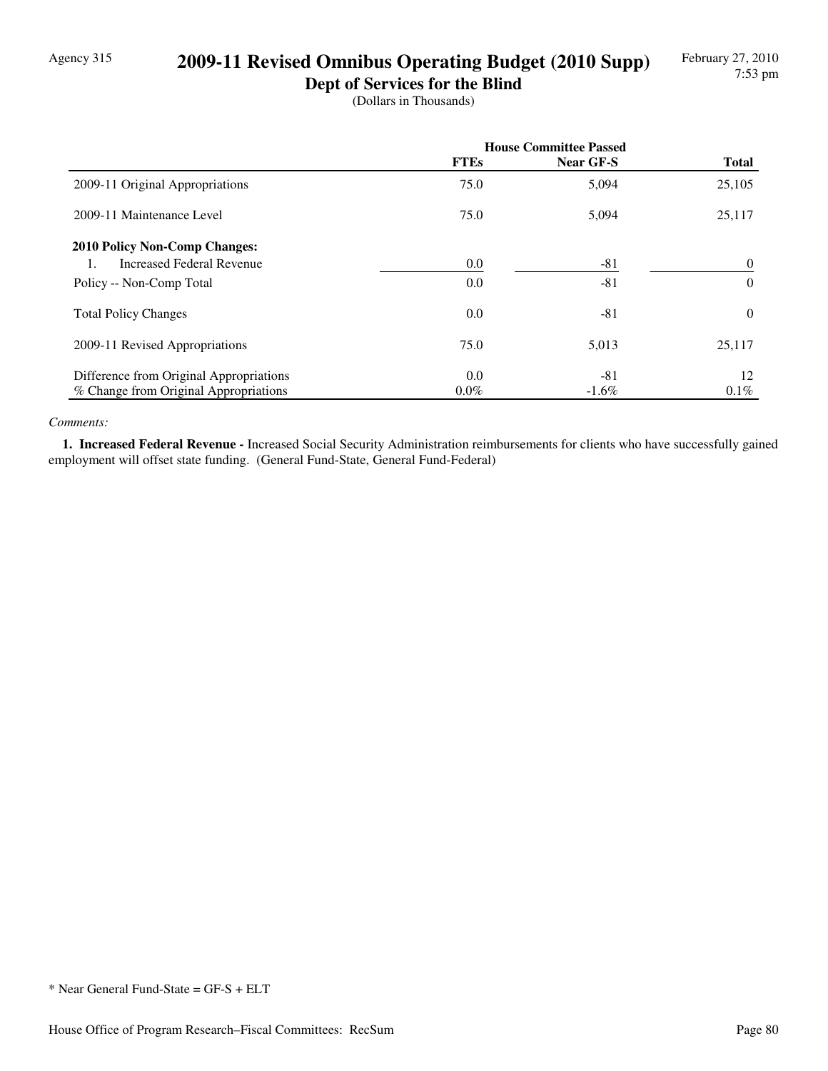Agency 315

# 2009-11 Revised Omnibus Operating Budget (2010 Supp)

## Dept of Services for the Blind

(Dollars in Thousands)

| | House Committee Passed | | |
|---|---|---|---|
| | **FTEs** | **Near GF-S** | **Total** |
| 2009-11 Original Appropriations | 75.0 | 5,094 | 25,105 |
| 2009-11 Maintenance Level | 75.0 | 5,094 | 25,117 |
| **2010 Policy Non-Comp Changes:** | | | |
| 1. Increased Federal Revenue | 0.0 | -81 | 0 |
| Policy -- Non-Comp Total | 0.0 | -81 | 0 |
| Total Policy Changes | 0.0 | -81 | 0 |
| 2009-11 Revised Appropriations | 75.0 | 5,013 | 25,117 |
| Difference from Original Appropriations | 0.0 | -81 | 12 |
| % Change from Original Appropriations | 0.0% | -1.6% | 0.1% |

*Comments:*

**1. Increased Federal Revenue -** Increased Social Security Administration reimbursements for clients who have successfully gained employment will offset state funding. (General Fund-State, General Fund-Federal)

* Near General Fund-State = GF-S + ELT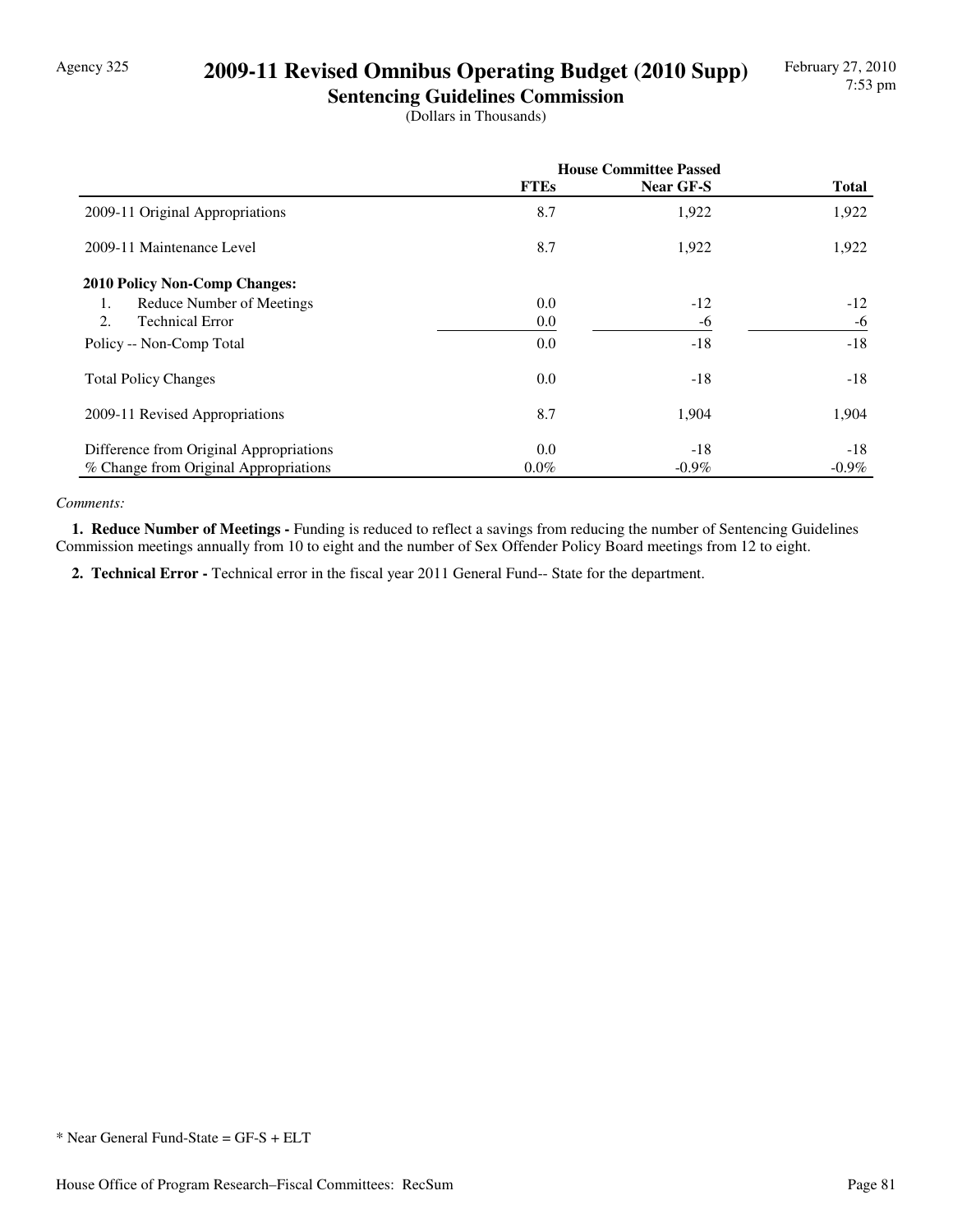# 2009-11 Revised Omnibus Operating Budget (2010 Supp)

## Sentencing Guidelines Commission

(Dollars in Thousands)

| | House Committee Passed | | |
|---|---|---|---|
| | FTEs | Near GF-S | Total |
| 2009-11 Original Appropriations | 8.7 | 1,922 | 1,922 |
| 2009-11 Maintenance Level | 8.7 | 1,922 | 1,922 |
| **2010 Policy Non-Comp Changes:** | | | |
| 1. Reduce Number of Meetings | 0.0 | -12 | -12 |
| 2. Technical Error | 0.0 | -6 | -6 |
| Policy -- Non-Comp Total | 0.0 | -18 | -18 |
| Total Policy Changes | 0.0 | -18 | -18 |
| 2009-11 Revised Appropriations | 8.7 | 1,904 | 1,904 |
| Difference from Original Appropriations | 0.0 | -18 | -18 |
| % Change from Original Appropriations | 0.0% | -0.9% | -0.9% |

*Comments:*

**1. Reduce Number of Meetings -** Funding is reduced to reflect a savings from reducing the number of Sentencing Guidelines Commission meetings annually from 10 to eight and the number of Sex Offender Policy Board meetings from 12 to eight.

**2. Technical Error -** Technical error in the fiscal year 2011 General Fund-- State for the department.

* Near General Fund-State = GF-S + ELT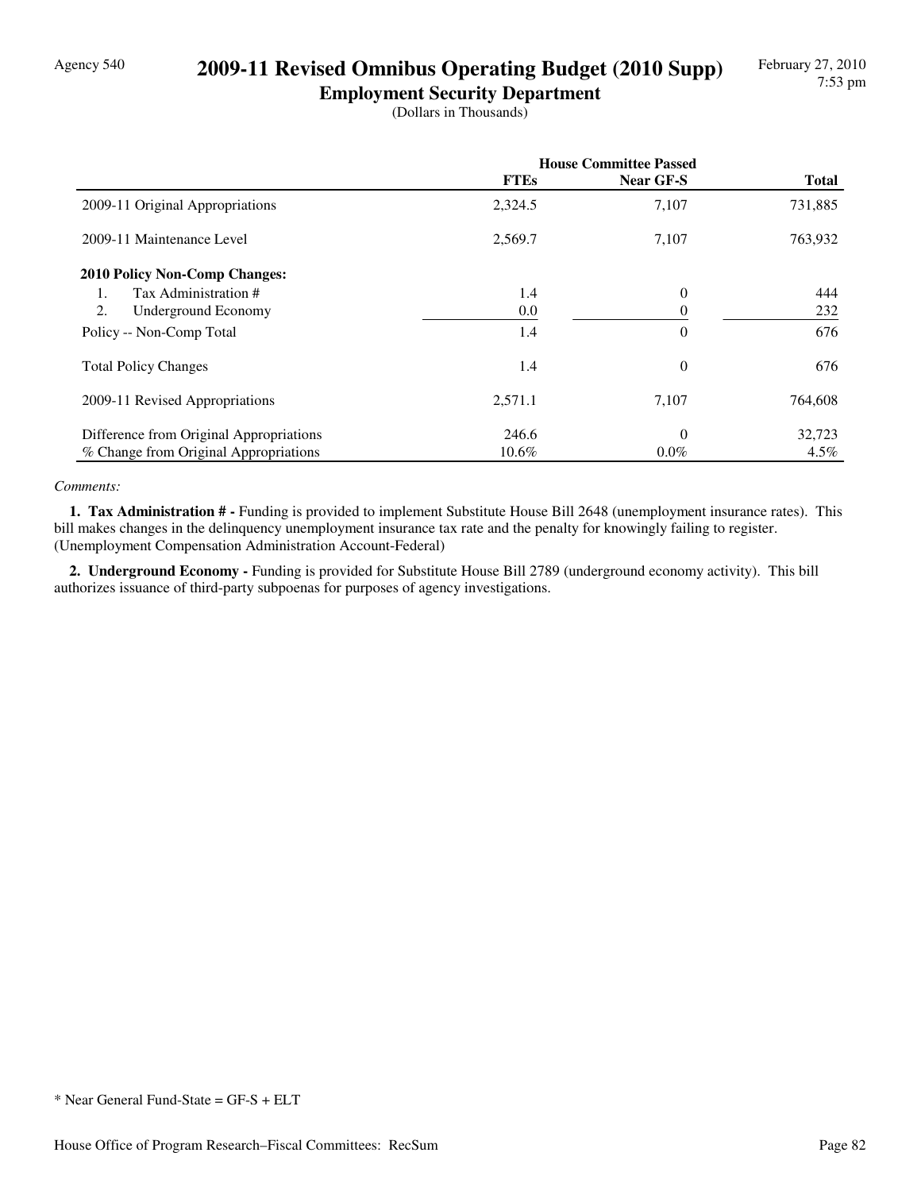Agency 540

# 2009-11 Revised Omnibus Operating Budget (2010 Supp)

## Employment Security Department

(Dollars in Thousands)

| | House Committee Passed | | |
|---|---|---|---|
| | FTEs | Near GF-S | Total |
| 2009-11 Original Appropriations | 2,324.5 | 7,107 | 731,885 |
| 2009-11 Maintenance Level | 2,569.7 | 7,107 | 763,932 |
| **2010 Policy Non-Comp Changes:** | | | |
| 1. Tax Administration # | 1.4 | 0 | 444 |
| 2. Underground Economy | 0.0 | 0 | 232 |
| Policy -- Non-Comp Total | 1.4 | 0 | 676 |
| Total Policy Changes | 1.4 | 0 | 676 |
| 2009-11 Revised Appropriations | 2,571.1 | 7,107 | 764,608 |
| Difference from Original Appropriations | 246.6 | 0 | 32,723 |
| % Change from Original Appropriations | 10.6% | 0.0% | 4.5% |

*Comments:*

**1. Tax Administration # -** Funding is provided to implement Substitute House Bill 2648 (unemployment insurance rates). This bill makes changes in the delinquency unemployment insurance tax rate and the penalty for knowingly failing to register. (Unemployment Compensation Administration Account-Federal)

**2. Underground Economy -** Funding is provided for Substitute House Bill 2789 (underground economy activity). This bill authorizes issuance of third-party subpoenas for purposes of agency investigations.

* Near General Fund-State = GF-S + ELT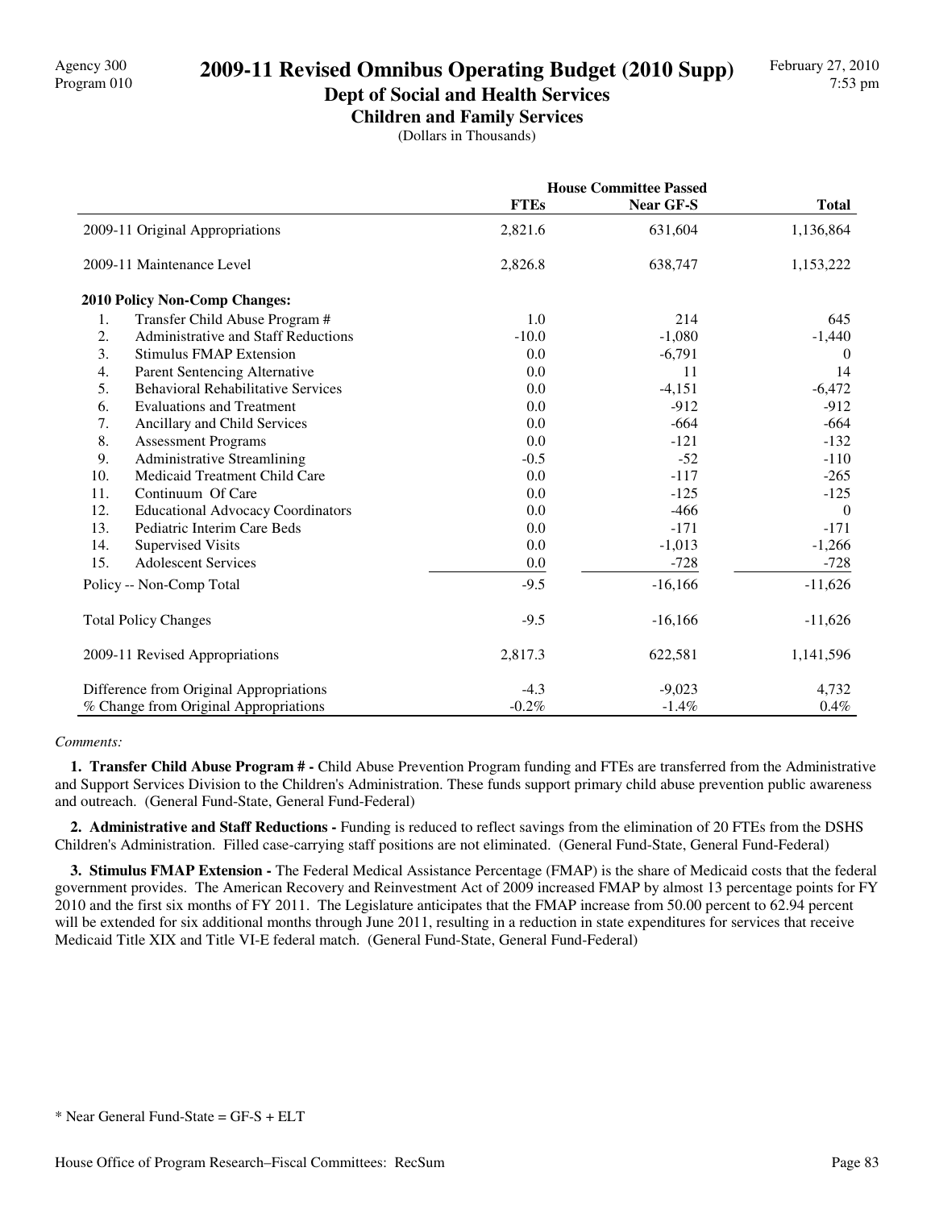# 2009-11 Revised Omnibus Operating Budget (2010 Supp)

## Dept of Social and Health Services

### Children and Family Services

(Dollars in Thousands)

| | House Committee Passed | | |
|---|---|---|---|
| | **FTEs** | **Near GF-S** | **Total** |
| 2009-11 Original Appropriations | 2,821.6 | 631,604 | 1,136,864 |
| 2009-11 Maintenance Level | 2,826.8 | 638,747 | 1,153,222 |
| **2010 Policy Non-Comp Changes:** | | | |
| 1. Transfer Child Abuse Program # | 1.0 | 214 | 645 |
| 2. Administrative and Staff Reductions | -10.0 | -1,080 | -1,440 |
| 3. Stimulus FMAP Extension | 0.0 | -6,791 | 0 |
| 4. Parent Sentencing Alternative | 0.0 | 11 | 14 |
| 5. Behavioral Rehabilitative Services | 0.0 | -4,151 | -6,472 |
| 6. Evaluations and Treatment | 0.0 | -912 | -912 |
| 7. Ancillary and Child Services | 0.0 | -664 | -664 |
| 8. Assessment Programs | 0.0 | -121 | -132 |
| 9. Administrative Streamlining | -0.5 | -52 | -110 |
| 10. Medicaid Treatment Child Care | 0.0 | -117 | -265 |
| 11. Continuum Of Care | 0.0 | -125 | -125 |
| 12. Educational Advocacy Coordinators | 0.0 | -466 | 0 |
| 13. Pediatric Interim Care Beds | 0.0 | -171 | -171 |
| 14. Supervised Visits | 0.0 | -1,013 | -1,266 |
| 15. Adolescent Services | 0.0 | -728 | -728 |
| Policy -- Non-Comp Total | -9.5 | -16,166 | -11,626 |
| Total Policy Changes | -9.5 | -16,166 | -11,626 |
| 2009-11 Revised Appropriations | 2,817.3 | 622,581 | 1,141,596 |
| Difference from Original Appropriations | -4.3 | -9,023 | 4,732 |
| % Change from Original Appropriations | -0.2% | -1.4% | 0.4% |

*Comments:*

**1. Transfer Child Abuse Program # -** Child Abuse Prevention Program funding and FTEs are transferred from the Administrative and Support Services Division to the Children's Administration. These funds support primary child abuse prevention public awareness and outreach. (General Fund-State, General Fund-Federal)

**2. Administrative and Staff Reductions -** Funding is reduced to reflect savings from the elimination of 20 FTEs from the DSHS Children's Administration. Filled case-carrying staff positions are not eliminated. (General Fund-State, General Fund-Federal)

**3. Stimulus FMAP Extension -** The Federal Medical Assistance Percentage (FMAP) is the share of Medicaid costs that the federal government provides. The American Recovery and Reinvestment Act of 2009 increased FMAP by almost 13 percentage points for FY 2010 and the first six months of FY 2011. The Legislature anticipates that the FMAP increase from 50.00 percent to 62.94 percent will be extended for six additional months through June 2011, resulting in a reduction in state expenditures for services that receive Medicaid Title XIX and Title VI-E federal match. (General Fund-State, General Fund-Federal)

* Near General Fund-State = GF-S + ELT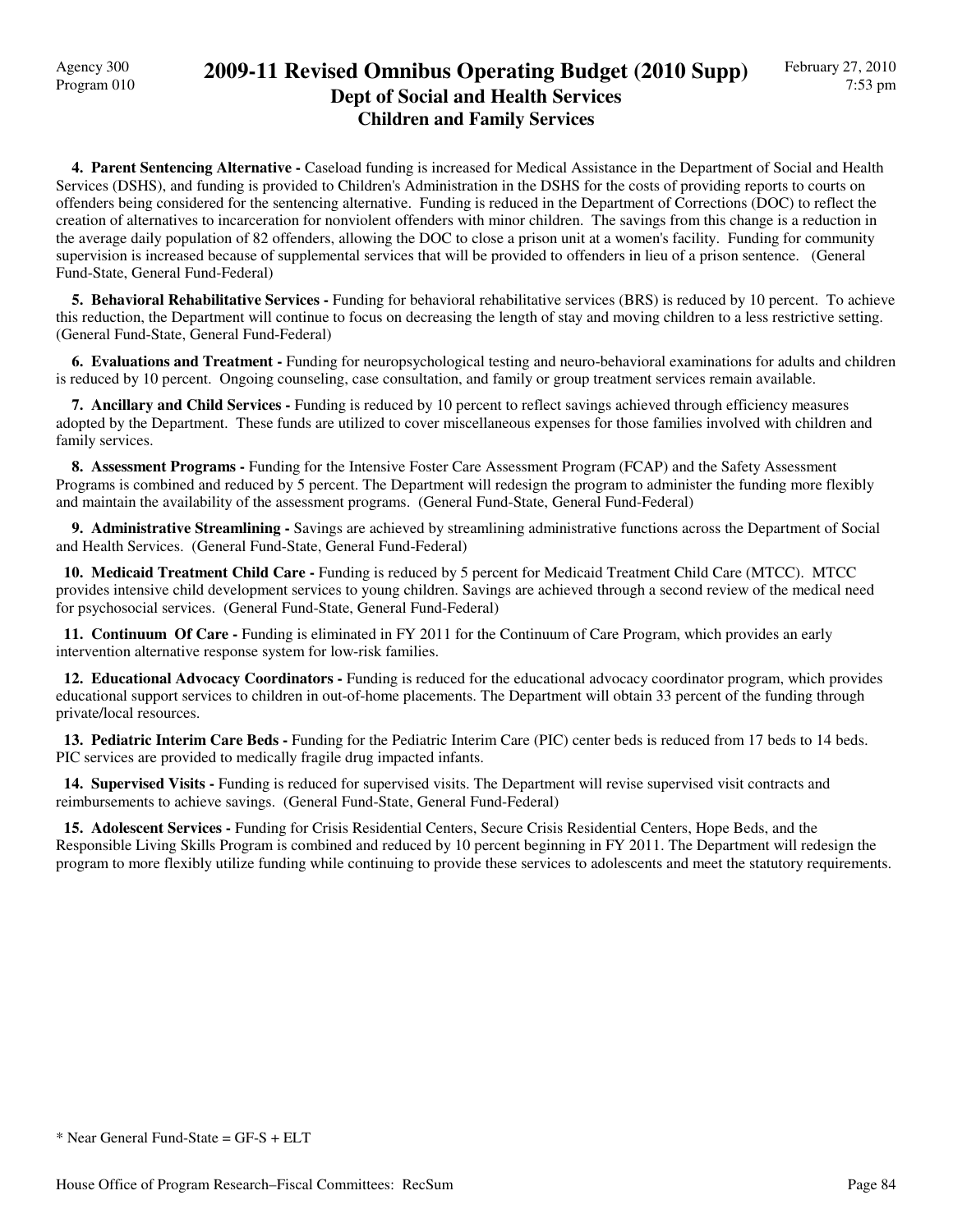**4. Parent Sentencing Alternative -** Caseload funding is increased for Medical Assistance in the Department of Social and Health Services (DSHS), and funding is provided to Children's Administration in the DSHS for the costs of providing reports to courts on offenders being considered for the sentencing alternative. Funding is reduced in the Department of Corrections (DOC) to reflect the creation of alternatives to incarceration for nonviolent offenders with minor children. The savings from this change is a reduction in the average daily population of 82 offenders, allowing the DOC to close a prison unit at a women's facility. Funding for community supervision is increased because of supplemental services that will be provided to offenders in lieu of a prison sentence. (General Fund-State, General Fund-Federal)

**5. Behavioral Rehabilitative Services -** Funding for behavioral rehabilitative services (BRS) is reduced by 10 percent. To achieve this reduction, the Department will continue to focus on decreasing the length of stay and moving children to a less restrictive setting. (General Fund-State, General Fund-Federal)

**6. Evaluations and Treatment -** Funding for neuropsychological testing and neuro-behavioral examinations for adults and children is reduced by 10 percent. Ongoing counseling, case consultation, and family or group treatment services remain available.

**7. Ancillary and Child Services -** Funding is reduced by 10 percent to reflect savings achieved through efficiency measures adopted by the Department. These funds are utilized to cover miscellaneous expenses for those families involved with children and family services.

**8. Assessment Programs -** Funding for the Intensive Foster Care Assessment Program (FCAP) and the Safety Assessment Programs is combined and reduced by 5 percent. The Department will redesign the program to administer the funding more flexibly and maintain the availability of the assessment programs. (General Fund-State, General Fund-Federal)

**9. Administrative Streamlining -** Savings are achieved by streamlining administrative functions across the Department of Social and Health Services. (General Fund-State, General Fund-Federal)

**10. Medicaid Treatment Child Care -** Funding is reduced by 5 percent for Medicaid Treatment Child Care (MTCC). MTCC provides intensive child development services to young children. Savings are achieved through a second review of the medical need for psychosocial services. (General Fund-State, General Fund-Federal)

**11. Continuum Of Care -** Funding is eliminated in FY 2011 for the Continuum of Care Program, which provides an early intervention alternative response system for low-risk families.

**12. Educational Advocacy Coordinators -** Funding is reduced for the educational advocacy coordinator program, which provides educational support services to children in out-of-home placements. The Department will obtain 33 percent of the funding through private/local resources.

**13. Pediatric Interim Care Beds -** Funding for the Pediatric Interim Care (PIC) center beds is reduced from 17 beds to 14 beds. PIC services are provided to medically fragile drug impacted infants.

**14. Supervised Visits -** Funding is reduced for supervised visits. The Department will revise supervised visit contracts and reimbursements to achieve savings. (General Fund-State, General Fund-Federal)

**15. Adolescent Services -** Funding for Crisis Residential Centers, Secure Crisis Residential Centers, Hope Beds, and the Responsible Living Skills Program is combined and reduced by 10 percent beginning in FY 2011. The Department will redesign the program to more flexibly utilize funding while continuing to provide these services to adolescents and meet the statutory requirements.

* Near General Fund-State = GF-S + ELT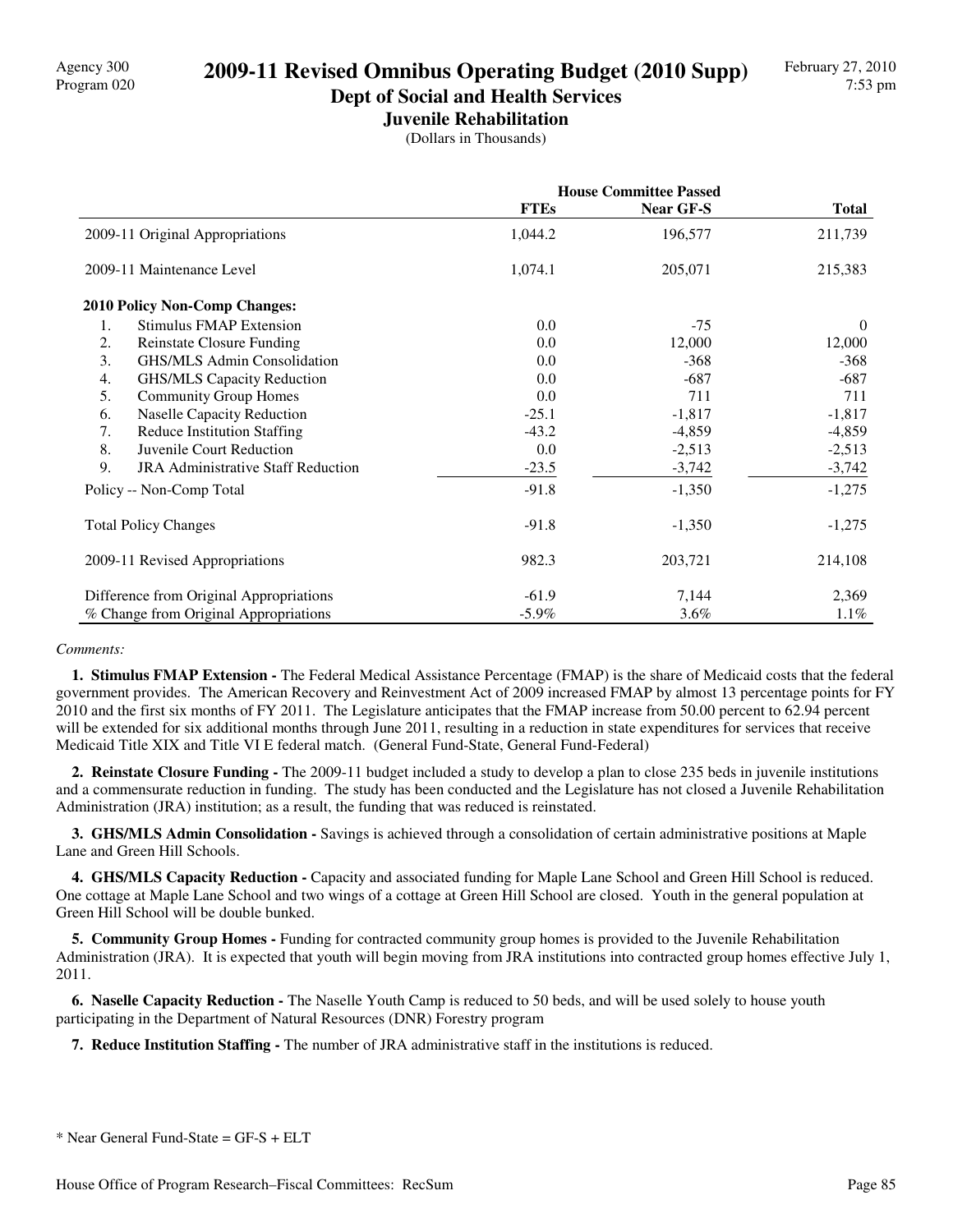Agency 300
Program 020

# 2009-11 Revised Omnibus Operating Budget (2010 Supp)

## Dept of Social and Health Services

### Juvenile Rehabilitation

(Dollars in Thousands)

| | House Committee Passed | | |
|---|---|---|---|
| | **FTEs** | **Near GF-S** | **Total** |
| 2009-11 Original Appropriations | 1,044.2 | 196,577 | 211,739 |
| 2009-11 Maintenance Level | 1,074.1 | 205,071 | 215,383 |
| **2010 Policy Non-Comp Changes:** | | | |
| 1. Stimulus FMAP Extension | 0.0 | -75 | 0 |
| 2. Reinstate Closure Funding | 0.0 | 12,000 | 12,000 |
| 3. GHS/MLS Admin Consolidation | 0.0 | -368 | -368 |
| 4. GHS/MLS Capacity Reduction | 0.0 | -687 | -687 |
| 5. Community Group Homes | 0.0 | 711 | 711 |
| 6. Naselle Capacity Reduction | -25.1 | -1,817 | -1,817 |
| 7. Reduce Institution Staffing | -43.2 | -4,859 | -4,859 |
| 8. Juvenile Court Reduction | 0.0 | -2,513 | -2,513 |
| 9. JRA Administrative Staff Reduction | -23.5 | -3,742 | -3,742 |
| Policy -- Non-Comp Total | -91.8 | -1,350 | -1,275 |
| Total Policy Changes | -91.8 | -1,350 | -1,275 |
| 2009-11 Revised Appropriations | 982.3 | 203,721 | 214,108 |
| Difference from Original Appropriations | -61.9 | 7,144 | 2,369 |
| % Change from Original Appropriations | -5.9% | 3.6% | 1.1% |

*Comments:*

**1. Stimulus FMAP Extension -** The Federal Medical Assistance Percentage (FMAP) is the share of Medicaid costs that the federal government provides. The American Recovery and Reinvestment Act of 2009 increased FMAP by almost 13 percentage points for FY 2010 and the first six months of FY 2011. The Legislature anticipates that the FMAP increase from 50.00 percent to 62.94 percent will be extended for six additional months through June 2011, resulting in a reduction in state expenditures for services that receive Medicaid Title XIX and Title VI E federal match. (General Fund-State, General Fund-Federal)

**2. Reinstate Closure Funding -** The 2009-11 budget included a study to develop a plan to close 235 beds in juvenile institutions and a commensurate reduction in funding. The study has been conducted and the Legislature has not closed a Juvenile Rehabilitation Administration (JRA) institution; as a result, the funding that was reduced is reinstated.

**3. GHS/MLS Admin Consolidation -** Savings is achieved through a consolidation of certain administrative positions at Maple Lane and Green Hill Schools.

**4. GHS/MLS Capacity Reduction -** Capacity and associated funding for Maple Lane School and Green Hill School is reduced. One cottage at Maple Lane School and two wings of a cottage at Green Hill School are closed. Youth in the general population at Green Hill School will be double bunked.

**5. Community Group Homes -** Funding for contracted community group homes is provided to the Juvenile Rehabilitation Administration (JRA). It is expected that youth will begin moving from JRA institutions into contracted group homes effective July 1, 2011.

**6. Naselle Capacity Reduction -** The Naselle Youth Camp is reduced to 50 beds, and will be used solely to house youth participating in the Department of Natural Resources (DNR) Forestry program

**7. Reduce Institution Staffing -** The number of JRA administrative staff in the institutions is reduced.

* Near General Fund-State = GF-S + ELT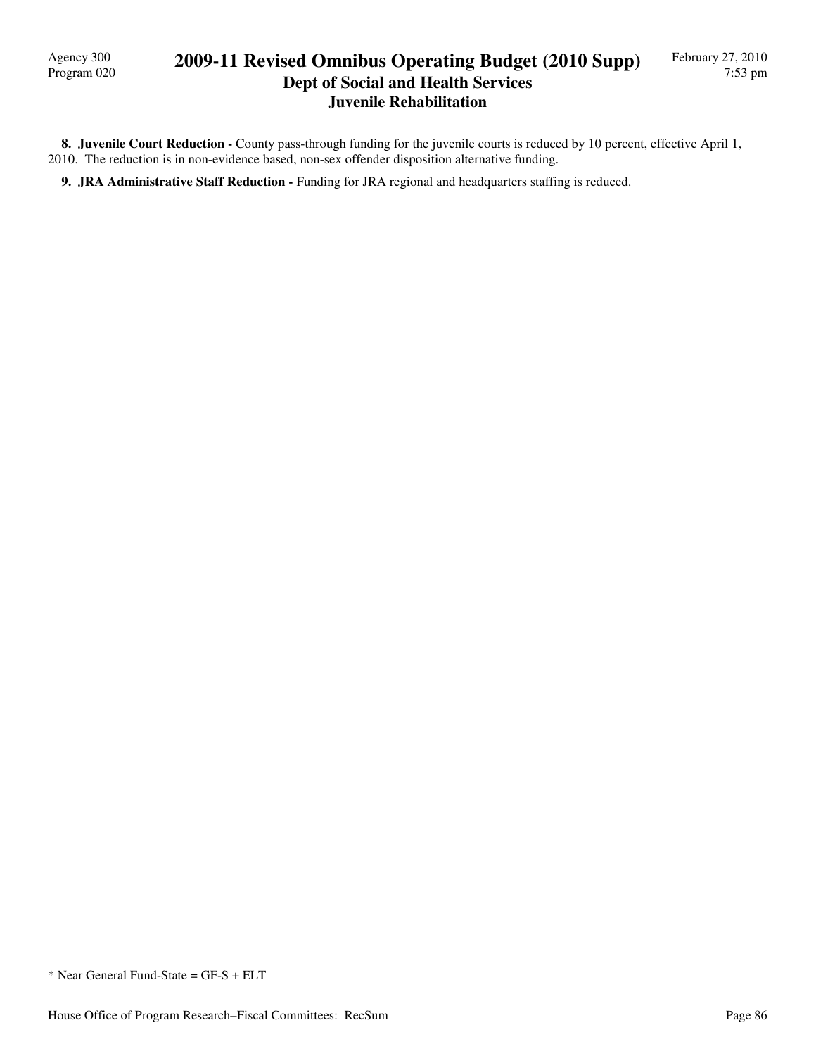**8. Juvenile Court Reduction -** County pass-through funding for the juvenile courts is reduced by 10 percent, effective April 1, 2010. The reduction is in non-evidence based, non-sex offender disposition alternative funding.

**9. JRA Administrative Staff Reduction -** Funding for JRA regional and headquarters staffing is reduced.

* Near General Fund-State = GF-S + ELT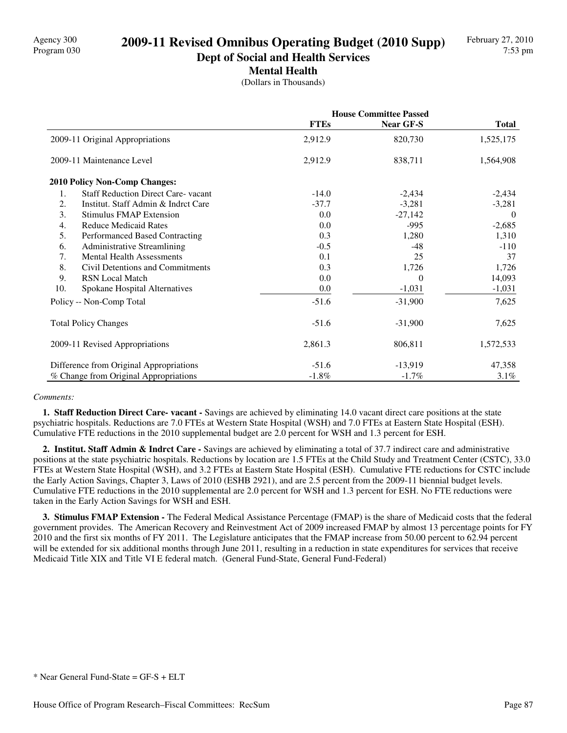Agency 300
Program 030

# 2009-11 Revised Omnibus Operating Budget (2010 Supp)

## Dept of Social and Health Services

### Mental Health

(Dollars in Thousands)

February 27, 2010
7:53 pm

| | House Committee Passed | | |
|---|---|---|---|
| | **FTEs** | **Near GF-S** | **Total** |
| 2009-11 Original Appropriations | 2,912.9 | 820,730 | 1,525,175 |
| 2009-11 Maintenance Level | 2,912.9 | 838,711 | 1,564,908 |
| **2010 Policy Non-Comp Changes:** | | | |
| 1. Staff Reduction Direct Care- vacant | -14.0 | -2,434 | -2,434 |
| 2. Institut. Staff Admin & Indrct Care | -37.7 | -3,281 | -3,281 |
| 3. Stimulus FMAP Extension | 0.0 | -27,142 | 0 |
| 4. Reduce Medicaid Rates | 0.0 | -995 | -2,685 |
| 5. Performanced Based Contracting | 0.3 | 1,280 | 1,310 |
| 6. Administrative Streamlining | -0.5 | -48 | -110 |
| 7. Mental Health Assessments | 0.1 | 25 | 37 |
| 8. Civil Detentions and Commitments | 0.3 | 1,726 | 1,726 |
| 9. RSN Local Match | 0.0 | 0 | 14,093 |
| 10. Spokane Hospital Alternatives | 0.0 | -1,031 | -1,031 |
| Policy -- Non-Comp Total | -51.6 | -31,900 | 7,625 |
| Total Policy Changes | -51.6 | -31,900 | 7,625 |
| 2009-11 Revised Appropriations | 2,861.3 | 806,811 | 1,572,533 |
| Difference from Original Appropriations | -51.6 | -13,919 | 47,358 |
| % Change from Original Appropriations | -1.8% | -1.7% | 3.1% |

*Comments:*

**1. Staff Reduction Direct Care- vacant -** Savings are achieved by eliminating 14.0 vacant direct care positions at the state psychiatric hospitals. Reductions are 7.0 FTEs at Western State Hospital (WSH) and 7.0 FTEs at Eastern State Hospital (ESH). Cumulative FTE reductions in the 2010 supplemental budget are 2.0 percent for WSH and 1.3 percent for ESH.

**2. Institut. Staff Admin & Indrct Care -** Savings are achieved by eliminating a total of 37.7 indirect care and administrative positions at the state psychiatric hospitals. Reductions by location are 1.5 FTEs at the Child Study and Treatment Center (CSTC), 33.0 FTEs at Western State Hospital (WSH), and 3.2 FTEs at Eastern State Hospital (ESH). Cumulative FTE reductions for CSTC include the Early Action Savings, Chapter 3, Laws of 2010 (ESHB 2921), and are 2.5 percent from the 2009-11 biennial budget levels. Cumulative FTE reductions in the 2010 supplemental are 2.0 percent for WSH and 1.3 percent for ESH. No FTE reductions were taken in the Early Action Savings for WSH and ESH.

**3. Stimulus FMAP Extension -** The Federal Medical Assistance Percentage (FMAP) is the share of Medicaid costs that the federal government provides. The American Recovery and Reinvestment Act of 2009 increased FMAP by almost 13 percentage points for FY 2010 and the first six months of FY 2011. The Legislature anticipates that the FMAP increase from 50.00 percent to 62.94 percent will be extended for six additional months through June 2011, resulting in a reduction in state expenditures for services that receive Medicaid Title XIX and Title VI E federal match. (General Fund-State, General Fund-Federal)

\* Near General Fund-State = GF-S + ELT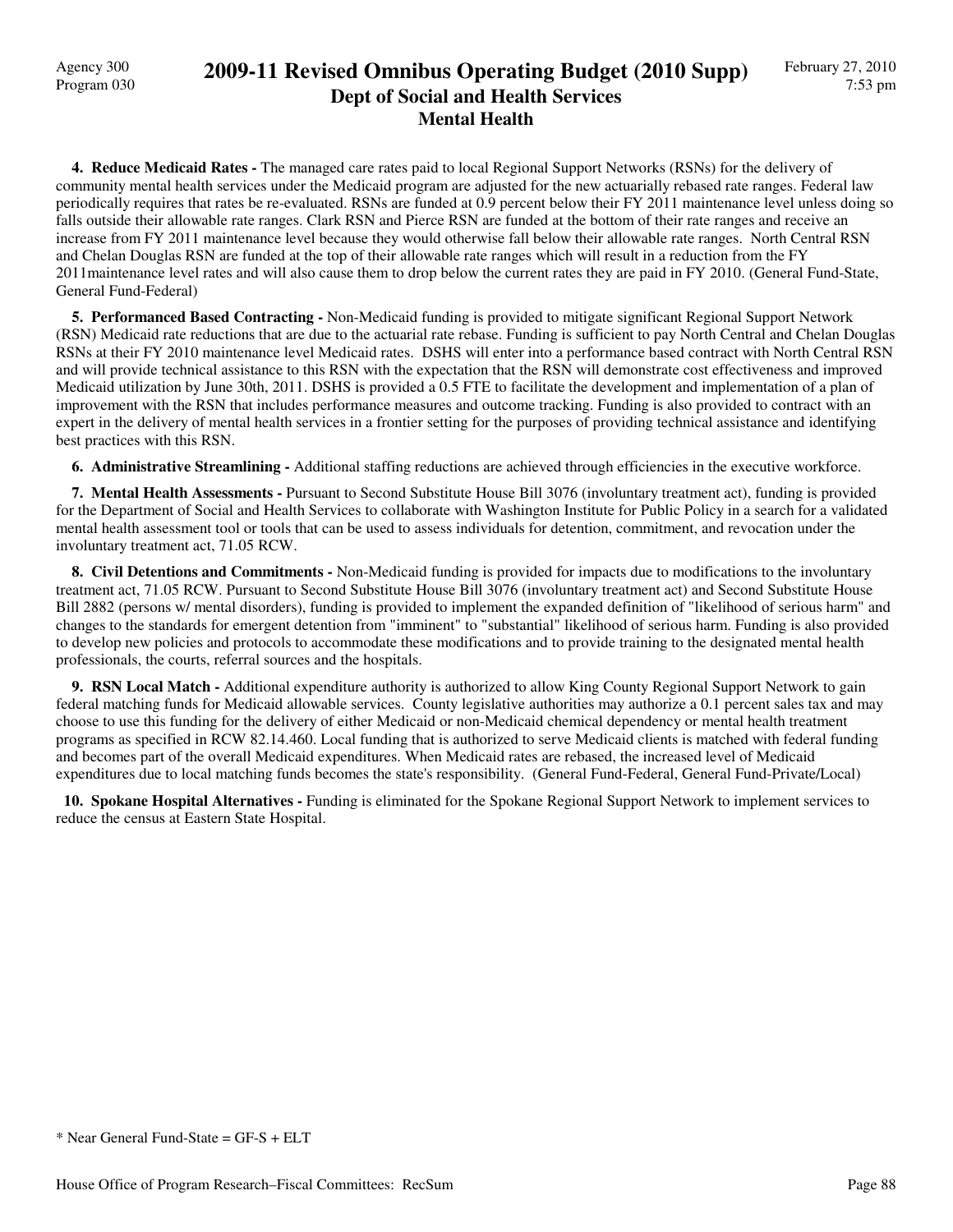**4. Reduce Medicaid Rates -** The managed care rates paid to local Regional Support Networks (RSNs) for the delivery of community mental health services under the Medicaid program are adjusted for the new actuarially rebased rate ranges. Federal law periodically requires that rates be re-evaluated. RSNs are funded at 0.9 percent below their FY 2011 maintenance level unless doing so falls outside their allowable rate ranges. Clark RSN and Pierce RSN are funded at the bottom of their rate ranges and receive an increase from FY 2011 maintenance level because they would otherwise fall below their allowable rate ranges. North Central RSN and Chelan Douglas RSN are funded at the top of their allowable rate ranges which will result in a reduction from the FY 2011maintenance level rates and will also cause them to drop below the current rates they are paid in FY 2010. (General Fund-State, General Fund-Federal)

**5. Performanced Based Contracting -** Non-Medicaid funding is provided to mitigate significant Regional Support Network (RSN) Medicaid rate reductions that are due to the actuarial rate rebase. Funding is sufficient to pay North Central and Chelan Douglas RSNs at their FY 2010 maintenance level Medicaid rates. DSHS will enter into a performance based contract with North Central RSN and will provide technical assistance to this RSN with the expectation that the RSN will demonstrate cost effectiveness and improved Medicaid utilization by June 30th, 2011. DSHS is provided a 0.5 FTE to facilitate the development and implementation of a plan of improvement with the RSN that includes performance measures and outcome tracking. Funding is also provided to contract with an expert in the delivery of mental health services in a frontier setting for the purposes of providing technical assistance and identifying best practices with this RSN.

**6. Administrative Streamlining -** Additional staffing reductions are achieved through efficiencies in the executive workforce.

**7. Mental Health Assessments -** Pursuant to Second Substitute House Bill 3076 (involuntary treatment act), funding is provided for the Department of Social and Health Services to collaborate with Washington Institute for Public Policy in a search for a validated mental health assessment tool or tools that can be used to assess individuals for detention, commitment, and revocation under the involuntary treatment act, 71.05 RCW.

**8. Civil Detentions and Commitments -** Non-Medicaid funding is provided for impacts due to modifications to the involuntary treatment act, 71.05 RCW. Pursuant to Second Substitute House Bill 3076 (involuntary treatment act) and Second Substitute House Bill 2882 (persons w/ mental disorders), funding is provided to implement the expanded definition of "likelihood of serious harm" and changes to the standards for emergent detention from "imminent" to "substantial" likelihood of serious harm. Funding is also provided to develop new policies and protocols to accommodate these modifications and to provide training to the designated mental health professionals, the courts, referral sources and the hospitals.

**9. RSN Local Match -** Additional expenditure authority is authorized to allow King County Regional Support Network to gain federal matching funds for Medicaid allowable services. County legislative authorities may authorize a 0.1 percent sales tax and may choose to use this funding for the delivery of either Medicaid or non-Medicaid chemical dependency or mental health treatment programs as specified in RCW 82.14.460. Local funding that is authorized to serve Medicaid clients is matched with federal funding and becomes part of the overall Medicaid expenditures. When Medicaid rates are rebased, the increased level of Medicaid expenditures due to local matching funds becomes the state's responsibility. (General Fund-Federal, General Fund-Private/Local)

**10. Spokane Hospital Alternatives -** Funding is eliminated for the Spokane Regional Support Network to implement services to reduce the census at Eastern State Hospital.

* Near General Fund-State = GF-S + ELT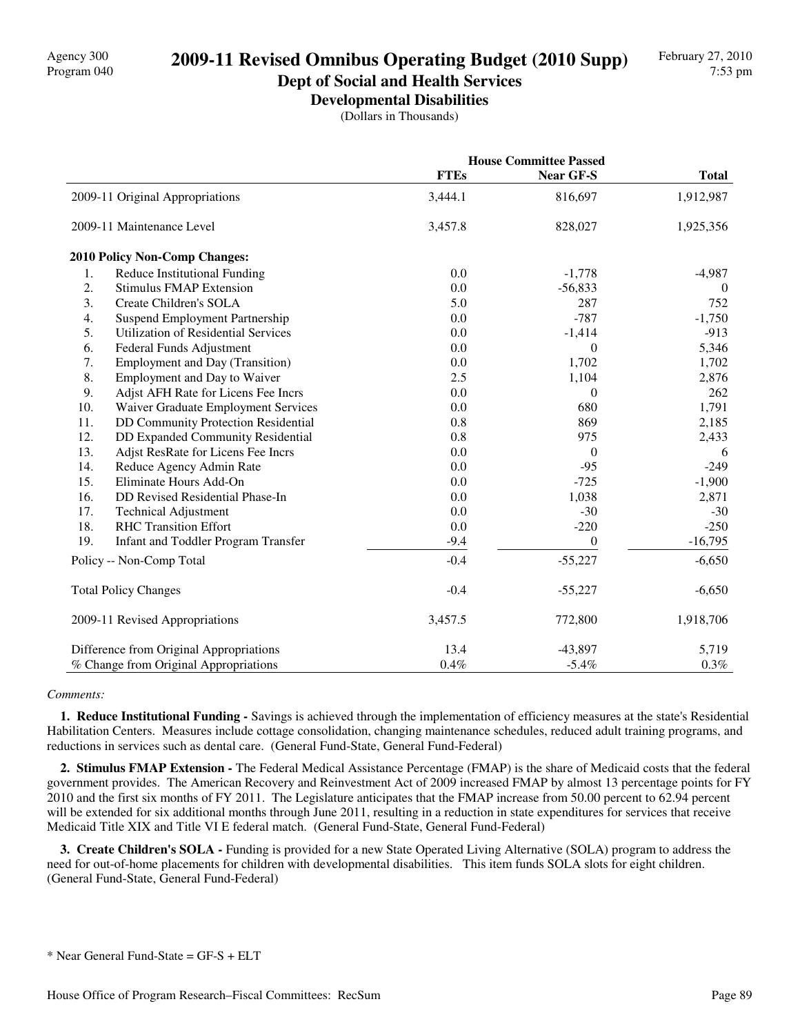Agency 300
Program 040

# 2009-11 Revised Omnibus Operating Budget (2010 Supp)

## Dept of Social and Health Services

### Developmental Disabilities

(Dollars in Thousands)

| | House Committee Passed | | |
|---|---|---|---|
| | FTEs | Near GF-S | Total |
| 2009-11 Original Appropriations | 3,444.1 | 816,697 | 1,912,987 |
| 2009-11 Maintenance Level | 3,457.8 | 828,027 | 1,925,356 |
| **2010 Policy Non-Comp Changes:** | | | |
| 1. Reduce Institutional Funding | 0.0 | -1,778 | -4,987 |
| 2. Stimulus FMAP Extension | 0.0 | -56,833 | 0 |
| 3. Create Children's SOLA | 5.0 | 287 | 752 |
| 4. Suspend Employment Partnership | 0.0 | -787 | -1,750 |
| 5. Utilization of Residential Services | 0.0 | -1,414 | -913 |
| 6. Federal Funds Adjustment | 0.0 | 0 | 5,346 |
| 7. Employment and Day (Transition) | 0.0 | 1,702 | 1,702 |
| 8. Employment and Day to Waiver | 2.5 | 1,104 | 2,876 |
| 9. Adjst AFH Rate for Licens Fee Incrs | 0.0 | 0 | 262 |
| 10. Waiver Graduate Employment Services | 0.0 | 680 | 1,791 |
| 11. DD Community Protection Residential | 0.8 | 869 | 2,185 |
| 12. DD Expanded Community Residential | 0.8 | 975 | 2,433 |
| 13. Adjst ResRate for Licens Fee Incrs | 0.0 | 0 | 6 |
| 14. Reduce Agency Admin Rate | 0.0 | -95 | -249 |
| 15. Eliminate Hours Add-On | 0.0 | -725 | -1,900 |
| 16. DD Revised Residential Phase-In | 0.0 | 1,038 | 2,871 |
| 17. Technical Adjustment | 0.0 | -30 | -30 |
| 18. RHC Transition Effort | 0.0 | -220 | -250 |
| 19. Infant and Toddler Program Transfer | -9.4 | 0 | -16,795 |
| Policy -- Non-Comp Total | -0.4 | -55,227 | -6,650 |
| Total Policy Changes | -0.4 | -55,227 | -6,650 |
| 2009-11 Revised Appropriations | 3,457.5 | 772,800 | 1,918,706 |
| Difference from Original Appropriations | 13.4 | -43,897 | 5,719 |
| % Change from Original Appropriations | 0.4% | -5.4% | 0.3% |

*Comments:*

**1. Reduce Institutional Funding -** Savings is achieved through the implementation of efficiency measures at the state's Residential Habilitation Centers. Measures include cottage consolidation, changing maintenance schedules, reduced adult training programs, and reductions in services such as dental care. (General Fund-State, General Fund-Federal)

**2. Stimulus FMAP Extension -** The Federal Medical Assistance Percentage (FMAP) is the share of Medicaid costs that the federal government provides. The American Recovery and Reinvestment Act of 2009 increased FMAP by almost 13 percentage points for FY 2010 and the first six months of FY 2011. The Legislature anticipates that the FMAP increase from 50.00 percent to 62.94 percent will be extended for six additional months through June 2011, resulting in a reduction in state expenditures for services that receive Medicaid Title XIX and Title VI E federal match. (General Fund-State, General Fund-Federal)

**3. Create Children's SOLA -** Funding is provided for a new State Operated Living Alternative (SOLA) program to address the need for out-of-home placements for children with developmental disabilities. This item funds SOLA slots for eight children. (General Fund-State, General Fund-Federal)

* Near General Fund-State = GF-S + ELT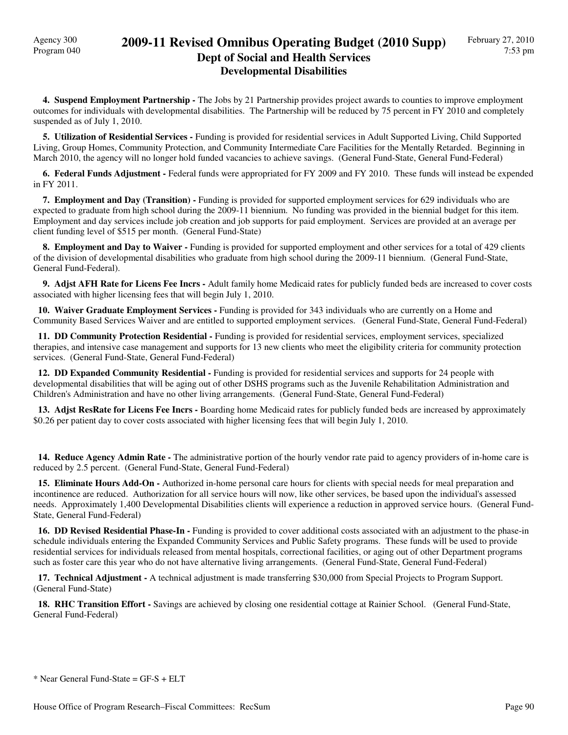**4. Suspend Employment Partnership -** The Jobs by 21 Partnership provides project awards to counties to improve employment outcomes for individuals with developmental disabilities. The Partnership will be reduced by 75 percent in FY 2010 and completely suspended as of July 1, 2010.

**5. Utilization of Residential Services -** Funding is provided for residential services in Adult Supported Living, Child Supported Living, Group Homes, Community Protection, and Community Intermediate Care Facilities for the Mentally Retarded. Beginning in March 2010, the agency will no longer hold funded vacancies to achieve savings. (General Fund-State, General Fund-Federal)

**6. Federal Funds Adjustment -** Federal funds were appropriated for FY 2009 and FY 2010. These funds will instead be expended in FY 2011.

**7. Employment and Day (Transition) -** Funding is provided for supported employment services for 629 individuals who are expected to graduate from high school during the 2009-11 biennium. No funding was provided in the biennial budget for this item. Employment and day services include job creation and job supports for paid employment. Services are provided at an average per client funding level of $515 per month. (General Fund-State)

**8. Employment and Day to Waiver -** Funding is provided for supported employment and other services for a total of 429 clients of the division of developmental disabilities who graduate from high school during the 2009-11 biennium. (General Fund-State, General Fund-Federal).

**9. Adjst AFH Rate for Licens Fee Incrs -** Adult family home Medicaid rates for publicly funded beds are increased to cover costs associated with higher licensing fees that will begin July 1, 2010.

**10. Waiver Graduate Employment Services -** Funding is provided for 343 individuals who are currently on a Home and Community Based Services Waiver and are entitled to supported employment services. (General Fund-State, General Fund-Federal)

**11. DD Community Protection Residential -** Funding is provided for residential services, employment services, specialized therapies, and intensive case management and supports for 13 new clients who meet the eligibility criteria for community protection services. (General Fund-State, General Fund-Federal)

**12. DD Expanded Community Residential -** Funding is provided for residential services and supports for 24 people with developmental disabilities that will be aging out of other DSHS programs such as the Juvenile Rehabilitation Administration and Children's Administration and have no other living arrangements. (General Fund-State, General Fund-Federal)

**13. Adjst ResRate for Licens Fee Incrs -** Boarding home Medicaid rates for publicly funded beds are increased by approximately $0.26 per patient day to cover costs associated with higher licensing fees that will begin July 1, 2010.

**14. Reduce Agency Admin Rate -** The administrative portion of the hourly vendor rate paid to agency providers of in-home care is reduced by 2.5 percent. (General Fund-State, General Fund-Federal)

**15. Eliminate Hours Add-On -** Authorized in-home personal care hours for clients with special needs for meal preparation and incontinence are reduced. Authorization for all service hours will now, like other services, be based upon the individual's assessed needs. Approximately 1,400 Developmental Disabilities clients will experience a reduction in approved service hours. (General Fund-State, General Fund-Federal)

**16. DD Revised Residential Phase-In -** Funding is provided to cover additional costs associated with an adjustment to the phase-in schedule individuals entering the Expanded Community Services and Public Safety programs. These funds will be used to provide residential services for individuals released from mental hospitals, correctional facilities, or aging out of other Department programs such as foster care this year who do not have alternative living arrangements. (General Fund-State, General Fund-Federal)

**17. Technical Adjustment -** A technical adjustment is made transferring $30,000 from Special Projects to Program Support. (General Fund-State)

**18. RHC Transition Effort -** Savings are achieved by closing one residential cottage at Rainier School. (General Fund-State, General Fund-Federal)

* Near General Fund-State = GF-S + ELT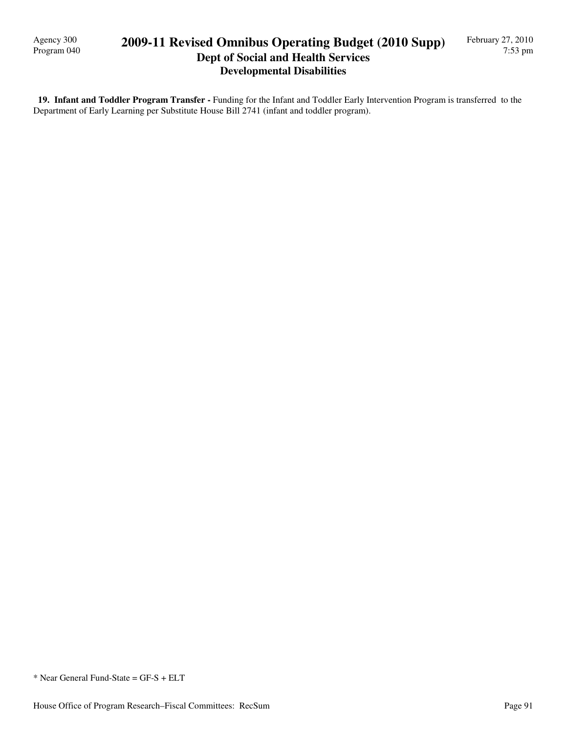**19. Infant and Toddler Program Transfer -** Funding for the Infant and Toddler Early Intervention Program is transferred to the Department of Early Learning per Substitute House Bill 2741 (infant and toddler program).

* Near General Fund-State = GF-S + ELT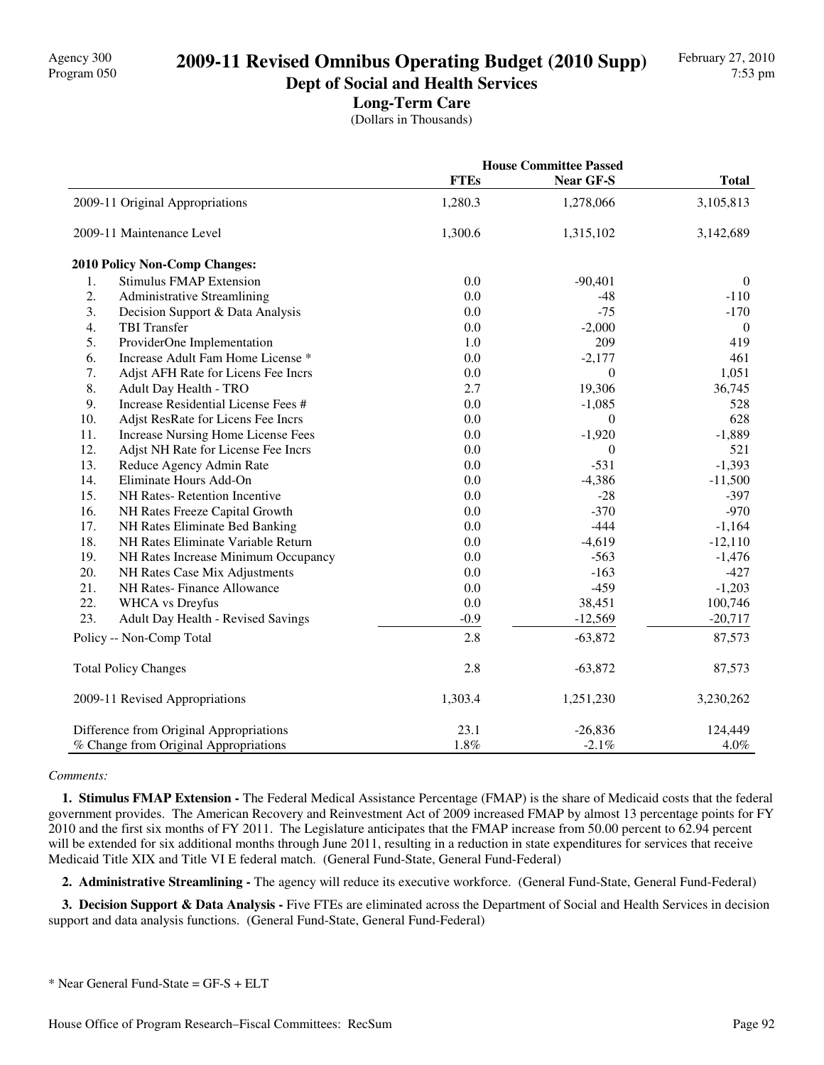# 2009-11 Revised Omnibus Operating Budget (2010 Supp)

## Dept of Social and Health Services

### Long-Term Care

(Dollars in Thousands)

| | House Committee Passed | | |
|---|---|---|---|
| | FTEs | Near GF-S | Total |
| 2009-11 Original Appropriations | 1,280.3 | 1,278,066 | 3,105,813 |
| 2009-11 Maintenance Level | 1,300.6 | 1,315,102 | 3,142,689 |
| **2010 Policy Non-Comp Changes:** | | | |
| 1. Stimulus FMAP Extension | 0.0 | -90,401 | 0 |
| 2. Administrative Streamlining | 0.0 | -48 | -110 |
| 3. Decision Support & Data Analysis | 0.0 | -75 | -170 |
| 4. TBI Transfer | 0.0 | -2,000 | 0 |
| 5. ProviderOne Implementation | 1.0 | 209 | 419 |
| 6. Increase Adult Fam Home License * | 0.0 | -2,177 | 461 |
| 7. Adjst AFH Rate for Licens Fee Incrs | 0.0 | 0 | 1,051 |
| 8. Adult Day Health - TRO | 2.7 | 19,306 | 36,745 |
| 9. Increase Residential License Fees # | 0.0 | -1,085 | 528 |
| 10. Adjst ResRate for Licens Fee Incrs | 0.0 | 0 | 628 |
| 11. Increase Nursing Home License Fees | 0.0 | -1,920 | -1,889 |
| 12. Adjst NH Rate for License Fee Incrs | 0.0 | 0 | 521 |
| 13. Reduce Agency Admin Rate | 0.0 | -531 | -1,393 |
| 14. Eliminate Hours Add-On | 0.0 | -4,386 | -11,500 |
| 15. NH Rates- Retention Incentive | 0.0 | -28 | -397 |
| 16. NH Rates Freeze Capital Growth | 0.0 | -370 | -970 |
| 17. NH Rates Eliminate Bed Banking | 0.0 | -444 | -1,164 |
| 18. NH Rates Eliminate Variable Return | 0.0 | -4,619 | -12,110 |
| 19. NH Rates Increase Minimum Occupancy | 0.0 | -563 | -1,476 |
| 20. NH Rates Case Mix Adjustments | 0.0 | -163 | -427 |
| 21. NH Rates- Finance Allowance | 0.0 | -459 | -1,203 |
| 22. WHCA vs Dreyfus | 0.0 | 38,451 | 100,746 |
| 23. Adult Day Health - Revised Savings | -0.9 | -12,569 | -20,717 |
| Policy -- Non-Comp Total | 2.8 | -63,872 | 87,573 |
| Total Policy Changes | 2.8 | -63,872 | 87,573 |
| 2009-11 Revised Appropriations | 1,303.4 | 1,251,230 | 3,230,262 |
| Difference from Original Appropriations | 23.1 | -26,836 | 124,449 |
| % Change from Original Appropriations | 1.8% | -2.1% | 4.0% |

*Comments:*

**1. Stimulus FMAP Extension -** The Federal Medical Assistance Percentage (FMAP) is the share of Medicaid costs that the federal government provides. The American Recovery and Reinvestment Act of 2009 increased FMAP by almost 13 percentage points for FY 2010 and the first six months of FY 2011. The Legislature anticipates that the FMAP increase from 50.00 percent to 62.94 percent will be extended for six additional months through June 2011, resulting in a reduction in state expenditures for services that receive Medicaid Title XIX and Title VI E federal match. (General Fund-State, General Fund-Federal)

**2. Administrative Streamlining -** The agency will reduce its executive workforce. (General Fund-State, General Fund-Federal)

**3. Decision Support & Data Analysis -** Five FTEs are eliminated across the Department of Social and Health Services in decision support and data analysis functions. (General Fund-State, General Fund-Federal)

\* Near General Fund-State = GF-S + ELT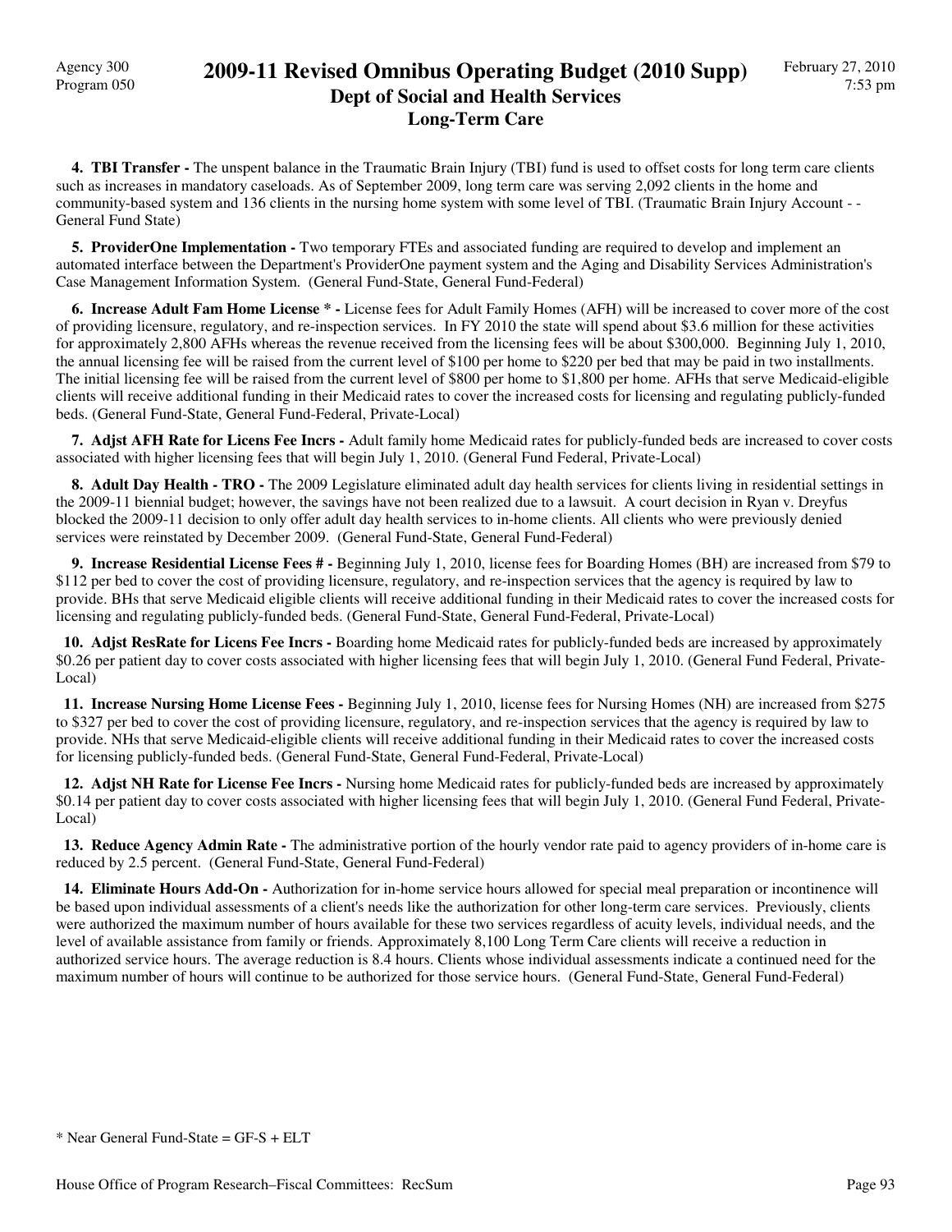**4. TBI Transfer -** The unspent balance in the Traumatic Brain Injury (TBI) fund is used to offset costs for long term care clients such as increases in mandatory caseloads. As of September 2009, long term care was serving 2,092 clients in the home and community-based system and 136 clients in the nursing home system with some level of TBI. (Traumatic Brain Injury Account - - General Fund State)

**5. ProviderOne Implementation -** Two temporary FTEs and associated funding are required to develop and implement an automated interface between the Department's ProviderOne payment system and the Aging and Disability Services Administration's Case Management Information System. (General Fund-State, General Fund-Federal)

**6. Increase Adult Fam Home License * -** License fees for Adult Family Homes (AFH) will be increased to cover more of the cost of providing licensure, regulatory, and re-inspection services. In FY 2010 the state will spend about $3.6 million for these activities for approximately 2,800 AFHs whereas the revenue received from the licensing fees will be about $300,000. Beginning July 1, 2010, the annual licensing fee will be raised from the current level of $100 per home to $220 per bed that may be paid in two installments. The initial licensing fee will be raised from the current level of $800 per home to $1,800 per home. AFHs that serve Medicaid-eligible clients will receive additional funding in their Medicaid rates to cover the increased costs for licensing and regulating publicly-funded beds. (General Fund-State, General Fund-Federal, Private-Local)

**7. Adjst AFH Rate for Licens Fee Incrs -** Adult family home Medicaid rates for publicly-funded beds are increased to cover costs associated with higher licensing fees that will begin July 1, 2010. (General Fund Federal, Private-Local)

**8. Adult Day Health - TRO -** The 2009 Legislature eliminated adult day health services for clients living in residential settings in the 2009-11 biennial budget; however, the savings have not been realized due to a lawsuit. A court decision in Ryan v. Dreyfus blocked the 2009-11 decision to only offer adult day health services to in-home clients. All clients who were previously denied services were reinstated by December 2009. (General Fund-State, General Fund-Federal)

**9. Increase Residential License Fees # -** Beginning July 1, 2010, license fees for Boarding Homes (BH) are increased from $79 to $112 per bed to cover the cost of providing licensure, regulatory, and re-inspection services that the agency is required by law to provide. BHs that serve Medicaid eligible clients will receive additional funding in their Medicaid rates to cover the increased costs for licensing and regulating publicly-funded beds. (General Fund-State, General Fund-Federal, Private-Local)

**10. Adjst ResRate for Licens Fee Incrs -** Boarding home Medicaid rates for publicly-funded beds are increased by approximately $0.26 per patient day to cover costs associated with higher licensing fees that will begin July 1, 2010. (General Fund Federal, Private-Local)

**11. Increase Nursing Home License Fees -** Beginning July 1, 2010, license fees for Nursing Homes (NH) are increased from $275 to $327 per bed to cover the cost of providing licensure, regulatory, and re-inspection services that the agency is required by law to provide. NHs that serve Medicaid-eligible clients will receive additional funding in their Medicaid rates to cover the increased costs for licensing publicly-funded beds. (General Fund-State, General Fund-Federal, Private-Local)

**12. Adjst NH Rate for License Fee Incrs -** Nursing home Medicaid rates for publicly-funded beds are increased by approximately $0.14 per patient day to cover costs associated with higher licensing fees that will begin July 1, 2010. (General Fund Federal, Private-Local)

**13. Reduce Agency Admin Rate -** The administrative portion of the hourly vendor rate paid to agency providers of in-home care is reduced by 2.5 percent. (General Fund-State, General Fund-Federal)

**14. Eliminate Hours Add-On -** Authorization for in-home service hours allowed for special meal preparation or incontinence will be based upon individual assessments of a client's needs like the authorization for other long-term care services. Previously, clients were authorized the maximum number of hours available for these two services regardless of acuity levels, individual needs, and the level of available assistance from family or friends. Approximately 8,100 Long Term Care clients will receive a reduction in authorized service hours. The average reduction is 8.4 hours. Clients whose individual assessments indicate a continued need for the maximum number of hours will continue to be authorized for those service hours. (General Fund-State, General Fund-Federal)

* Near General Fund-State = GF-S + ELT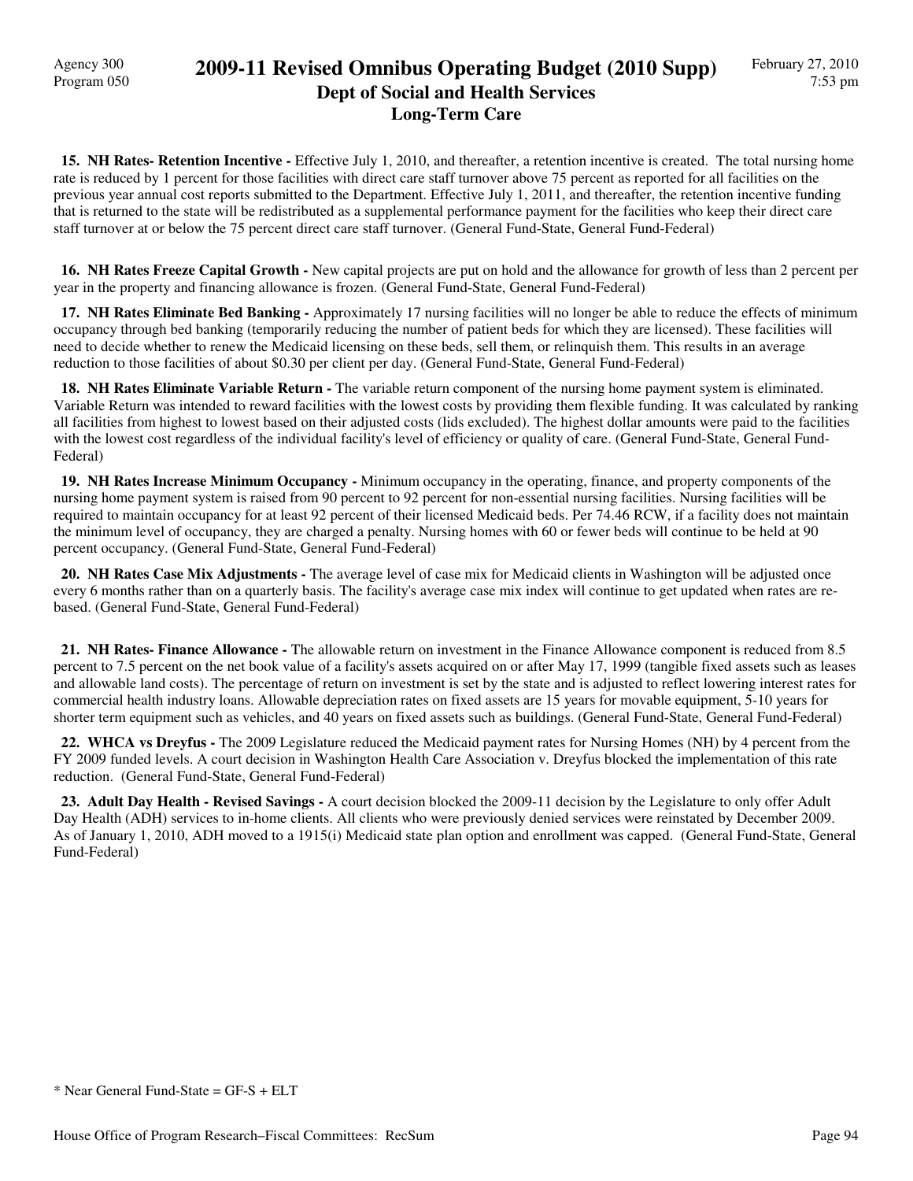**15. NH Rates- Retention Incentive -** Effective July 1, 2010, and thereafter, a retention incentive is created. The total nursing home rate is reduced by 1 percent for those facilities with direct care staff turnover above 75 percent as reported for all facilities on the previous year annual cost reports submitted to the Department. Effective July 1, 2011, and thereafter, the retention incentive funding that is returned to the state will be redistributed as a supplemental performance payment for the facilities who keep their direct care staff turnover at or below the 75 percent direct care staff turnover. (General Fund-State, General Fund-Federal)

**16. NH Rates Freeze Capital Growth -** New capital projects are put on hold and the allowance for growth of less than 2 percent per year in the property and financing allowance is frozen. (General Fund-State, General Fund-Federal)

**17. NH Rates Eliminate Bed Banking -** Approximately 17 nursing facilities will no longer be able to reduce the effects of minimum occupancy through bed banking (temporarily reducing the number of patient beds for which they are licensed). These facilities will need to decide whether to renew the Medicaid licensing on these beds, sell them, or relinquish them. This results in an average reduction to those facilities of about $0.30 per client per day. (General Fund-State, General Fund-Federal)

**18. NH Rates Eliminate Variable Return -** The variable return component of the nursing home payment system is eliminated. Variable Return was intended to reward facilities with the lowest costs by providing them flexible funding. It was calculated by ranking all facilities from highest to lowest based on their adjusted costs (lids excluded). The highest dollar amounts were paid to the facilities with the lowest cost regardless of the individual facility's level of efficiency or quality of care. (General Fund-State, General Fund-Federal)

**19. NH Rates Increase Minimum Occupancy -** Minimum occupancy in the operating, finance, and property components of the nursing home payment system is raised from 90 percent to 92 percent for non-essential nursing facilities. Nursing facilities will be required to maintain occupancy for at least 92 percent of their licensed Medicaid beds. Per 74.46 RCW, if a facility does not maintain the minimum level of occupancy, they are charged a penalty. Nursing homes with 60 or fewer beds will continue to be held at 90 percent occupancy. (General Fund-State, General Fund-Federal)

**20. NH Rates Case Mix Adjustments -** The average level of case mix for Medicaid clients in Washington will be adjusted once every 6 months rather than on a quarterly basis. The facility's average case mix index will continue to get updated when rates are re-based. (General Fund-State, General Fund-Federal)

**21. NH Rates- Finance Allowance -** The allowable return on investment in the Finance Allowance component is reduced from 8.5 percent to 7.5 percent on the net book value of a facility's assets acquired on or after May 17, 1999 (tangible fixed assets such as leases and allowable land costs). The percentage of return on investment is set by the state and is adjusted to reflect lowering interest rates for commercial health industry loans. Allowable depreciation rates on fixed assets are 15 years for movable equipment, 5-10 years for shorter term equipment such as vehicles, and 40 years on fixed assets such as buildings. (General Fund-State, General Fund-Federal)

**22. WHCA vs Dreyfus -** The 2009 Legislature reduced the Medicaid payment rates for Nursing Homes (NH) by 4 percent from the FY 2009 funded levels. A court decision in Washington Health Care Association v. Dreyfus blocked the implementation of this rate reduction. (General Fund-State, General Fund-Federal)

**23. Adult Day Health - Revised Savings -** A court decision blocked the 2009-11 decision by the Legislature to only offer Adult Day Health (ADH) services to in-home clients. All clients who were previously denied services were reinstated by December 2009. As of January 1, 2010, ADH moved to a 1915(i) Medicaid state plan option and enrollment was capped. (General Fund-State, General Fund-Federal)

* Near General Fund-State = GF-S + ELT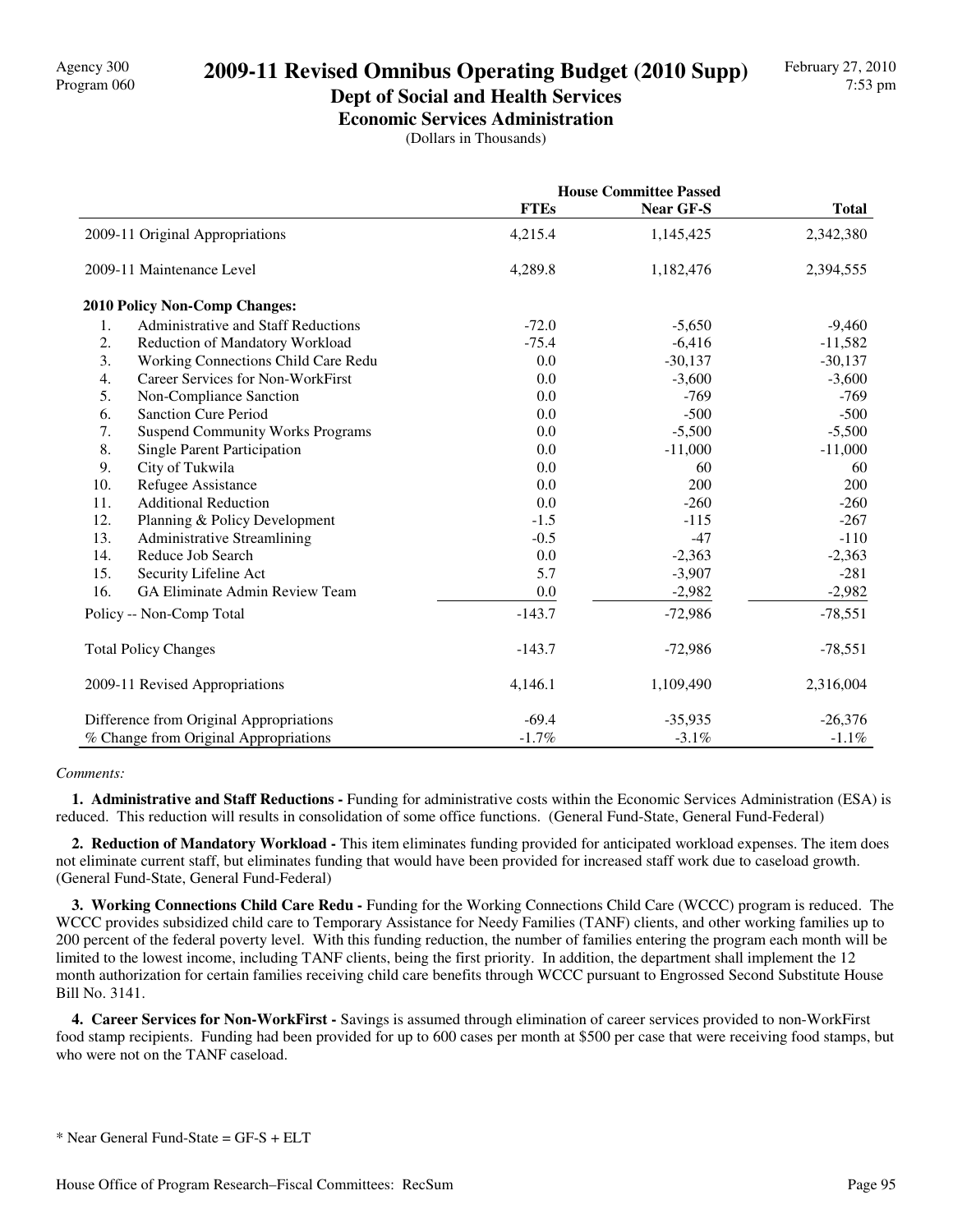Agency 300
Program 060

# 2009-11 Revised Omnibus Operating Budget (2010 Supp)

February 27, 2010
7:53 pm

## Dept of Social and Health Services

### Economic Services Administration

(Dollars in Thousands)

| | House Committee Passed | | |
|---|---|---|---|
| | **FTEs** | **Near GF-S** | **Total** |
| 2009-11 Original Appropriations | 4,215.4 | 1,145,425 | 2,342,380 |
| 2009-11 Maintenance Level | 4,289.8 | 1,182,476 | 2,394,555 |
| **2010 Policy Non-Comp Changes:** | | | |
| 1. Administrative and Staff Reductions | -72.0 | -5,650 | -9,460 |
| 2. Reduction of Mandatory Workload | -75.4 | -6,416 | -11,582 |
| 3. Working Connections Child Care Redu | 0.0 | -30,137 | -30,137 |
| 4. Career Services for Non-WorkFirst | 0.0 | -3,600 | -3,600 |
| 5. Non-Compliance Sanction | 0.0 | -769 | -769 |
| 6. Sanction Cure Period | 0.0 | -500 | -500 |
| 7. Suspend Community Works Programs | 0.0 | -5,500 | -5,500 |
| 8. Single Parent Participation | 0.0 | -11,000 | -11,000 |
| 9. City of Tukwila | 0.0 | 60 | 60 |
| 10. Refugee Assistance | 0.0 | 200 | 200 |
| 11. Additional Reduction | 0.0 | -260 | -260 |
| 12. Planning & Policy Development | -1.5 | -115 | -267 |
| 13. Administrative Streamlining | -0.5 | -47 | -110 |
| 14. Reduce Job Search | 0.0 | -2,363 | -2,363 |
| 15. Security Lifeline Act | 5.7 | -3,907 | -281 |
| 16. GA Eliminate Admin Review Team | 0.0 | -2,982 | -2,982 |
| Policy -- Non-Comp Total | -143.7 | -72,986 | -78,551 |
| Total Policy Changes | -143.7 | -72,986 | -78,551 |
| 2009-11 Revised Appropriations | 4,146.1 | 1,109,490 | 2,316,004 |
| Difference from Original Appropriations | -69.4 | -35,935 | -26,376 |
| % Change from Original Appropriations | -1.7% | -3.1% | -1.1% |

*Comments:*

**1. Administrative and Staff Reductions -** Funding for administrative costs within the Economic Services Administration (ESA) is reduced. This reduction will results in consolidation of some office functions. (General Fund-State, General Fund-Federal)

**2. Reduction of Mandatory Workload -** This item eliminates funding provided for anticipated workload expenses. The item does not eliminate current staff, but eliminates funding that would have been provided for increased staff work due to caseload growth. (General Fund-State, General Fund-Federal)

**3. Working Connections Child Care Redu -** Funding for the Working Connections Child Care (WCCC) program is reduced. The WCCC provides subsidized child care to Temporary Assistance for Needy Families (TANF) clients, and other working families up to 200 percent of the federal poverty level. With this funding reduction, the number of families entering the program each month will be limited to the lowest income, including TANF clients, being the first priority. In addition, the department shall implement the 12 month authorization for certain families receiving child care benefits through WCCC pursuant to Engrossed Second Substitute House Bill No. 3141.

**4. Career Services for Non-WorkFirst -** Savings is assumed through elimination of career services provided to non-WorkFirst food stamp recipients. Funding had been provided for up to 600 cases per month at $500 per case that were receiving food stamps, but who were not on the TANF caseload.

* Near General Fund-State = GF-S + ELT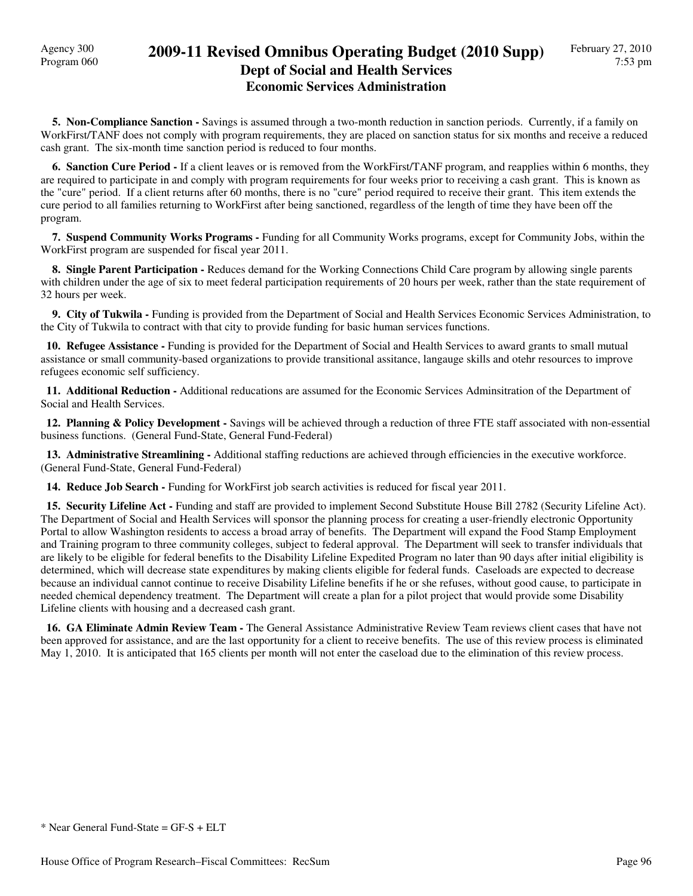**5. Non-Compliance Sanction -** Savings is assumed through a two-month reduction in sanction periods. Currently, if a family on WorkFirst/TANF does not comply with program requirements, they are placed on sanction status for six months and receive a reduced cash grant. The six-month time sanction period is reduced to four months.

**6. Sanction Cure Period -** If a client leaves or is removed from the WorkFirst/TANF program, and reapplies within 6 months, they are required to participate in and comply with program requirements for four weeks prior to receiving a cash grant. This is known as the "cure" period. If a client returns after 60 months, there is no "cure" period required to receive their grant. This item extends the cure period to all families returning to WorkFirst after being sanctioned, regardless of the length of time they have been off the program.

**7. Suspend Community Works Programs -** Funding for all Community Works programs, except for Community Jobs, within the WorkFirst program are suspended for fiscal year 2011.

**8. Single Parent Participation -** Reduces demand for the Working Connections Child Care program by allowing single parents with children under the age of six to meet federal participation requirements of 20 hours per week, rather than the state requirement of 32 hours per week.

**9. City of Tukwila -** Funding is provided from the Department of Social and Health Services Economic Services Administration, to the City of Tukwila to contract with that city to provide funding for basic human services functions.

**10. Refugee Assistance -** Funding is provided for the Department of Social and Health Services to award grants to small mutual assistance or small community-based organizations to provide transitional assitance, langauge skills and otehr resources to improve refugees economic self sufficiency.

**11. Additional Reduction -** Additional reducations are assumed for the Economic Services Adminsitration of the Department of Social and Health Services.

**12. Planning & Policy Development -** Savings will be achieved through a reduction of three FTE staff associated with non-essential business functions. (General Fund-State, General Fund-Federal)

**13. Administrative Streamlining -** Additional staffing reductions are achieved through efficiencies in the executive workforce. (General Fund-State, General Fund-Federal)

**14. Reduce Job Search -** Funding for WorkFirst job search activities is reduced for fiscal year 2011.

**15. Security Lifeline Act -** Funding and staff are provided to implement Second Substitute House Bill 2782 (Security Lifeline Act). The Department of Social and Health Services will sponsor the planning process for creating a user-friendly electronic Opportunity Portal to allow Washington residents to access a broad array of benefits. The Department will expand the Food Stamp Employment and Training program to three community colleges, subject to federal approval. The Department will seek to transfer individuals that are likely to be eligible for federal benefits to the Disability Lifeline Expedited Program no later than 90 days after initial eligibility is determined, which will decrease state expenditures by making clients eligible for federal funds. Caseloads are expected to decrease because an individual cannot continue to receive Disability Lifeline benefits if he or she refuses, without good cause, to participate in needed chemical dependency treatment. The Department will create a plan for a pilot project that would provide some Disability Lifeline clients with housing and a decreased cash grant.

**16. GA Eliminate Admin Review Team -** The General Assistance Administrative Review Team reviews client cases that have not been approved for assistance, and are the last opportunity for a client to receive benefits. The use of this review process is eliminated May 1, 2010. It is anticipated that 165 clients per month will not enter the caseload due to the elimination of this review process.

\* Near General Fund-State = GF-S + ELT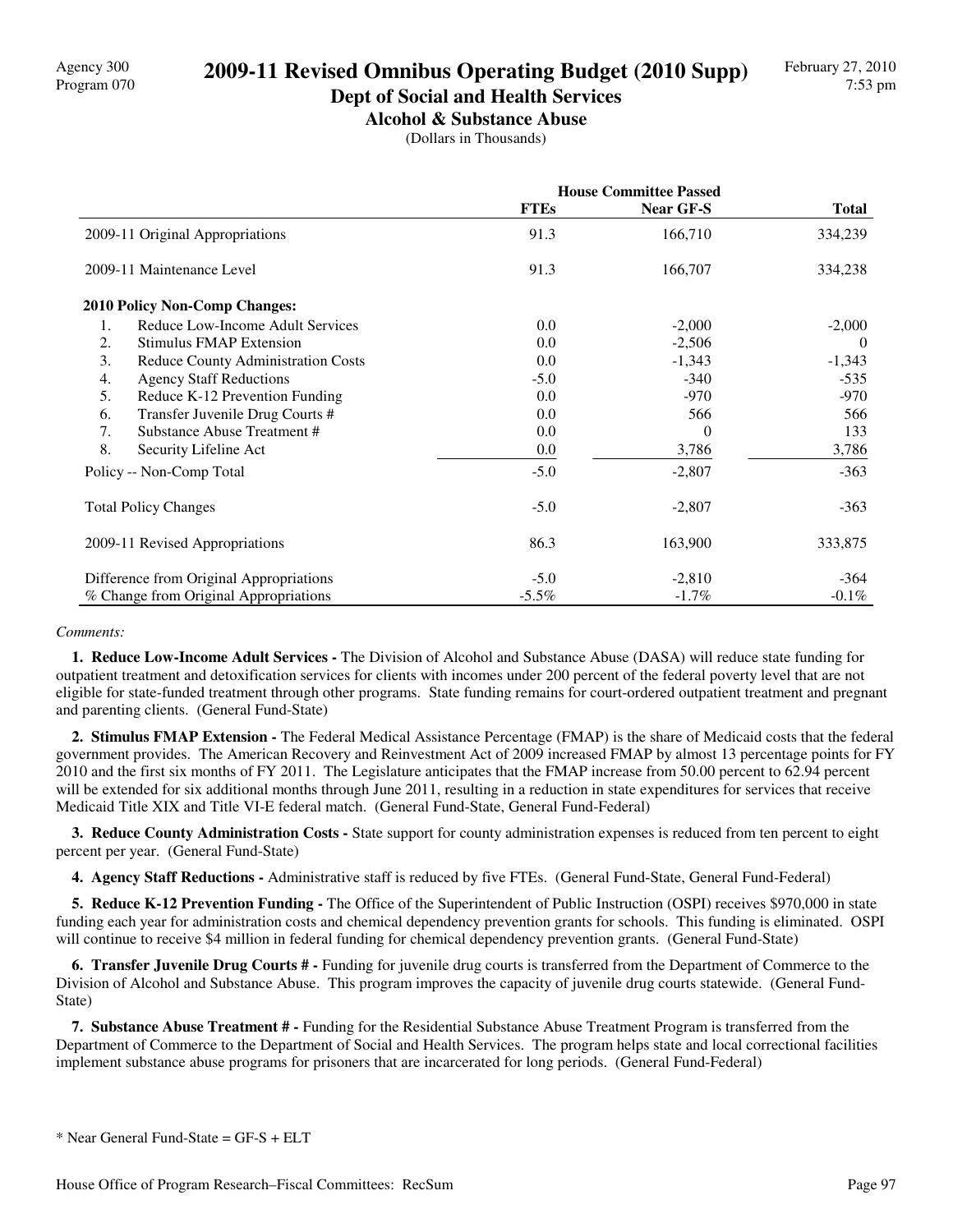Agency 300
Program 070

# 2009-11 Revised Omnibus Operating Budget (2010 Supp)

## Dept of Social and Health Services

### Alcohol & Substance Abuse

(Dollars in Thousands)

February 27, 2010
7:53 pm

| | House Committee Passed | | |
|---|---|---|---|
| | **FTEs** | **Near GF-S** | **Total** |
| 2009-11 Original Appropriations | 91.3 | 166,710 | 334,239 |
| 2009-11 Maintenance Level | 91.3 | 166,707 | 334,238 |
| **2010 Policy Non-Comp Changes:** | | | |
| 1. Reduce Low-Income Adult Services | 0.0 | -2,000 | -2,000 |
| 2. Stimulus FMAP Extension | 0.0 | -2,506 | 0 |
| 3. Reduce County Administration Costs | 0.0 | -1,343 | -1,343 |
| 4. Agency Staff Reductions | -5.0 | -340 | -535 |
| 5. Reduce K-12 Prevention Funding | 0.0 | -970 | -970 |
| 6. Transfer Juvenile Drug Courts # | 0.0 | 566 | 566 |
| 7. Substance Abuse Treatment # | 0.0 | 0 | 133 |
| 8. Security Lifeline Act | 0.0 | 3,786 | 3,786 |
| Policy -- Non-Comp Total | -5.0 | -2,807 | -363 |
| Total Policy Changes | -5.0 | -2,807 | -363 |
| 2009-11 Revised Appropriations | 86.3 | 163,900 | 333,875 |
| Difference from Original Appropriations | -5.0 | -2,810 | -364 |
| % Change from Original Appropriations | -5.5% | -1.7% | -0.1% |

*Comments:*

**1. Reduce Low-Income Adult Services -** The Division of Alcohol and Substance Abuse (DASA) will reduce state funding for outpatient treatment and detoxification services for clients with incomes under 200 percent of the federal poverty level that are not eligible for state-funded treatment through other programs. State funding remains for court-ordered outpatient treatment and pregnant and parenting clients. (General Fund-State)

**2. Stimulus FMAP Extension -** The Federal Medical Assistance Percentage (FMAP) is the share of Medicaid costs that the federal government provides. The American Recovery and Reinvestment Act of 2009 increased FMAP by almost 13 percentage points for FY 2010 and the first six months of FY 2011. The Legislature anticipates that the FMAP increase from 50.00 percent to 62.94 percent will be extended for six additional months through June 2011, resulting in a reduction in state expenditures for services that receive Medicaid Title XIX and Title VI-E federal match. (General Fund-State, General Fund-Federal)

**3. Reduce County Administration Costs -** State support for county administration expenses is reduced from ten percent to eight percent per year. (General Fund-State)

**4. Agency Staff Reductions -** Administrative staff is reduced by five FTEs. (General Fund-State, General Fund-Federal)

**5. Reduce K-12 Prevention Funding -** The Office of the Superintendent of Public Instruction (OSPI) receives $970,000 in state funding each year for administration costs and chemical dependency prevention grants for schools. This funding is eliminated. OSPI will continue to receive $4 million in federal funding for chemical dependency prevention grants. (General Fund-State)

**6. Transfer Juvenile Drug Courts # -** Funding for juvenile drug courts is transferred from the Department of Commerce to the Division of Alcohol and Substance Abuse. This program improves the capacity of juvenile drug courts statewide. (General Fund-State)

**7. Substance Abuse Treatment # -** Funding for the Residential Substance Abuse Treatment Program is transferred from the Department of Commerce to the Department of Social and Health Services. The program helps state and local correctional facilities implement substance abuse programs for prisoners that are incarcerated for long periods. (General Fund-Federal)

* Near General Fund-State = GF-S + ELT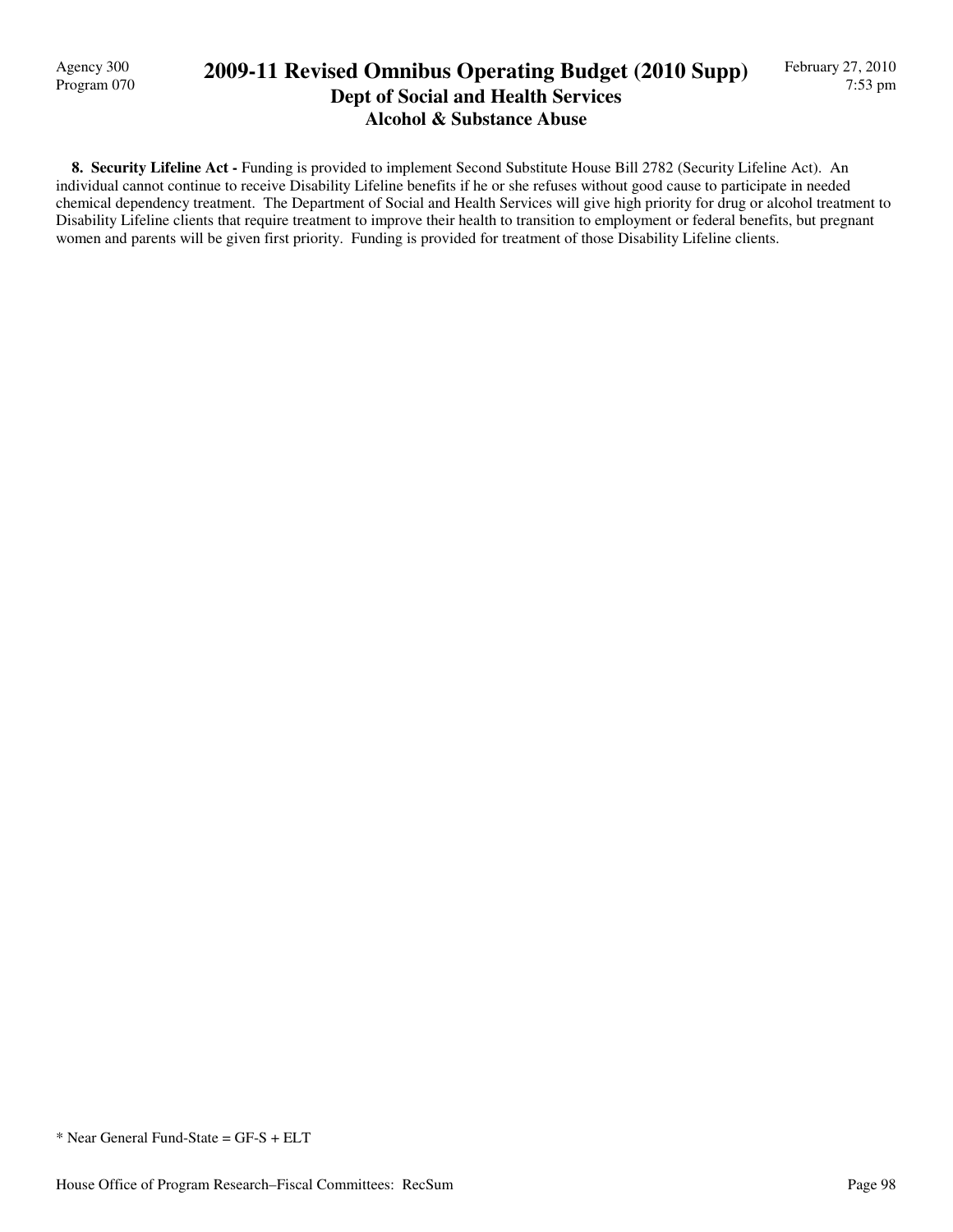**8. Security Lifeline Act -** Funding is provided to implement Second Substitute House Bill 2782 (Security Lifeline Act). An individual cannot continue to receive Disability Lifeline benefits if he or she refuses without good cause to participate in needed chemical dependency treatment. The Department of Social and Health Services will give high priority for drug or alcohol treatment to Disability Lifeline clients that require treatment to improve their health to transition to employment or federal benefits, but pregnant women and parents will be given first priority. Funding is provided for treatment of those Disability Lifeline clients.

* Near General Fund-State = GF-S + ELT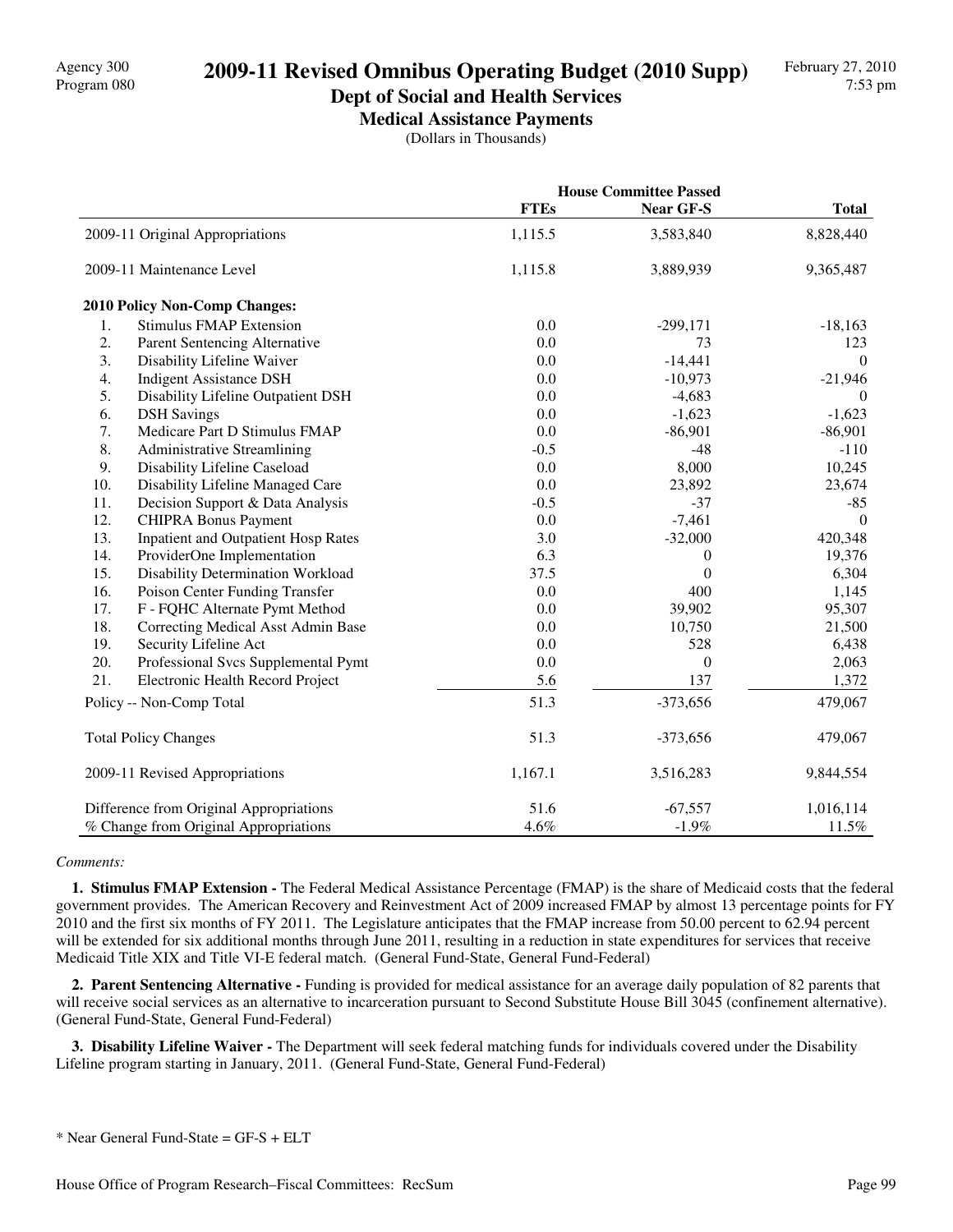# 2009-11 Revised Omnibus Operating Budget (2010 Supp)

## Dept of Social and Health Services

### Medical Assistance Payments

(Dollars in Thousands)

| | House Committee Passed | | |
|---|---|---|---|
| | FTEs | Near GF-S | Total |
| 2009-11 Original Appropriations | 1,115.5 | 3,583,840 | 8,828,440 |
| 2009-11 Maintenance Level | 1,115.8 | 3,889,939 | 9,365,487 |
| **2010 Policy Non-Comp Changes:** | | | |
| 1. Stimulus FMAP Extension | 0.0 | -299,171 | -18,163 |
| 2. Parent Sentencing Alternative | 0.0 | 73 | 123 |
| 3. Disability Lifeline Waiver | 0.0 | -14,441 | 0 |
| 4. Indigent Assistance DSH | 0.0 | -10,973 | -21,946 |
| 5. Disability Lifeline Outpatient DSH | 0.0 | -4,683 | 0 |
| 6. DSH Savings | 0.0 | -1,623 | -1,623 |
| 7. Medicare Part D Stimulus FMAP | 0.0 | -86,901 | -86,901 |
| 8. Administrative Streamlining | -0.5 | -48 | -110 |
| 9. Disability Lifeline Caseload | 0.0 | 8,000 | 10,245 |
| 10. Disability Lifeline Managed Care | 0.0 | 23,892 | 23,674 |
| 11. Decision Support & Data Analysis | -0.5 | -37 | -85 |
| 12. CHIPRA Bonus Payment | 0.0 | -7,461 | 0 |
| 13. Inpatient and Outpatient Hosp Rates | 3.0 | -32,000 | 420,348 |
| 14. ProviderOne Implementation | 6.3 | 0 | 19,376 |
| 15. Disability Determination Workload | 37.5 | 0 | 6,304 |
| 16. Poison Center Funding Transfer | 0.0 | 400 | 1,145 |
| 17. F - FQHC Alternate Pymt Method | 0.0 | 39,902 | 95,307 |
| 18. Correcting Medical Asst Admin Base | 0.0 | 10,750 | 21,500 |
| 19. Security Lifeline Act | 0.0 | 528 | 6,438 |
| 20. Professional Svcs Supplemental Pymt | 0.0 | 0 | 2,063 |
| 21. Electronic Health Record Project | 5.6 | 137 | 1,372 |
| Policy -- Non-Comp Total | 51.3 | -373,656 | 479,067 |
| Total Policy Changes | 51.3 | -373,656 | 479,067 |
| 2009-11 Revised Appropriations | 1,167.1 | 3,516,283 | 9,844,554 |
| Difference from Original Appropriations | 51.6 | -67,557 | 1,016,114 |
| % Change from Original Appropriations | 4.6% | -1.9% | 11.5% |

*Comments:*

**1. Stimulus FMAP Extension -** The Federal Medical Assistance Percentage (FMAP) is the share of Medicaid costs that the federal government provides. The American Recovery and Reinvestment Act of 2009 increased FMAP by almost 13 percentage points for FY 2010 and the first six months of FY 2011. The Legislature anticipates that the FMAP increase from 50.00 percent to 62.94 percent will be extended for six additional months through June 2011, resulting in a reduction in state expenditures for services that receive Medicaid Title XIX and Title VI-E federal match. (General Fund-State, General Fund-Federal)

**2. Parent Sentencing Alternative -** Funding is provided for medical assistance for an average daily population of 82 parents that will receive social services as an alternative to incarceration pursuant to Second Substitute House Bill 3045 (confinement alternative). (General Fund-State, General Fund-Federal)

**3. Disability Lifeline Waiver -** The Department will seek federal matching funds for individuals covered under the Disability Lifeline program starting in January, 2011. (General Fund-State, General Fund-Federal)

* Near General Fund-State = GF-S + ELT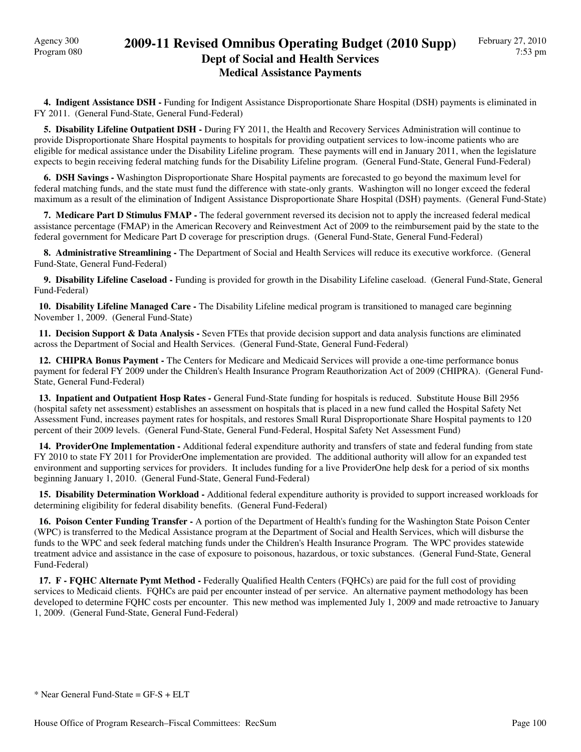**4. Indigent Assistance DSH -** Funding for Indigent Assistance Disproportionate Share Hospital (DSH) payments is eliminated in FY 2011. (General Fund-State, General Fund-Federal)

**5. Disability Lifeline Outpatient DSH -** During FY 2011, the Health and Recovery Services Administration will continue to provide Disproportionate Share Hospital payments to hospitals for providing outpatient services to low-income patients who are eligible for medical assistance under the Disability Lifeline program. These payments will end in January 2011, when the legislature expects to begin receiving federal matching funds for the Disability Lifeline program. (General Fund-State, General Fund-Federal)

**6. DSH Savings -** Washington Disproportionate Share Hospital payments are forecasted to go beyond the maximum level for federal matching funds, and the state must fund the difference with state-only grants. Washington will no longer exceed the federal maximum as a result of the elimination of Indigent Assistance Disproportionate Share Hospital (DSH) payments. (General Fund-State)

**7. Medicare Part D Stimulus FMAP -** The federal government reversed its decision not to apply the increased federal medical assistance percentage (FMAP) in the American Recovery and Reinvestment Act of 2009 to the reimbursement paid by the state to the federal government for Medicare Part D coverage for prescription drugs. (General Fund-State, General Fund-Federal)

**8. Administrative Streamlining -** The Department of Social and Health Services will reduce its executive workforce. (General Fund-State, General Fund-Federal)

**9. Disability Lifeline Caseload -** Funding is provided for growth in the Disability Lifeline caseload. (General Fund-State, General Fund-Federal)

**10. Disability Lifeline Managed Care -** The Disability Lifeline medical program is transitioned to managed care beginning November 1, 2009. (General Fund-State)

**11. Decision Support & Data Analysis -** Seven FTEs that provide decision support and data analysis functions are eliminated across the Department of Social and Health Services. (General Fund-State, General Fund-Federal)

**12. CHIPRA Bonus Payment -** The Centers for Medicare and Medicaid Services will provide a one-time performance bonus payment for federal FY 2009 under the Children's Health Insurance Program Reauthorization Act of 2009 (CHIPRA). (General Fund-State, General Fund-Federal)

**13. Inpatient and Outpatient Hosp Rates -** General Fund-State funding for hospitals is reduced. Substitute House Bill 2956 (hospital safety net assessment) establishes an assessment on hospitals that is placed in a new fund called the Hospital Safety Net Assessment Fund, increases payment rates for hospitals, and restores Small Rural Disproportionate Share Hospital payments to 120 percent of their 2009 levels. (General Fund-State, General Fund-Federal, Hospital Safety Net Assessment Fund)

**14. ProviderOne Implementation -** Additional federal expenditure authority and transfers of state and federal funding from state FY 2010 to state FY 2011 for ProviderOne implementation are provided. The additional authority will allow for an expanded test environment and supporting services for providers. It includes funding for a live ProviderOne help desk for a period of six months beginning January 1, 2010. (General Fund-State, General Fund-Federal)

**15. Disability Determination Workload -** Additional federal expenditure authority is provided to support increased workloads for determining eligibility for federal disability benefits. (General Fund-Federal)

**16. Poison Center Funding Transfer -** A portion of the Department of Health's funding for the Washington State Poison Center (WPC) is transferred to the Medical Assistance program at the Department of Social and Health Services, which will disburse the funds to the WPC and seek federal matching funds under the Children's Health Insurance Program. The WPC provides statewide treatment advice and assistance in the case of exposure to poisonous, hazardous, or toxic substances. (General Fund-State, General Fund-Federal)

**17. F - FQHC Alternate Pymt Method -** Federally Qualified Health Centers (FQHCs) are paid for the full cost of providing services to Medicaid clients. FQHCs are paid per encounter instead of per service. An alternative payment methodology has been developed to determine FQHC costs per encounter. This new method was implemented July 1, 2009 and made retroactive to January 1, 2009. (General Fund-State, General Fund-Federal)

* Near General Fund-State = GF-S + ELT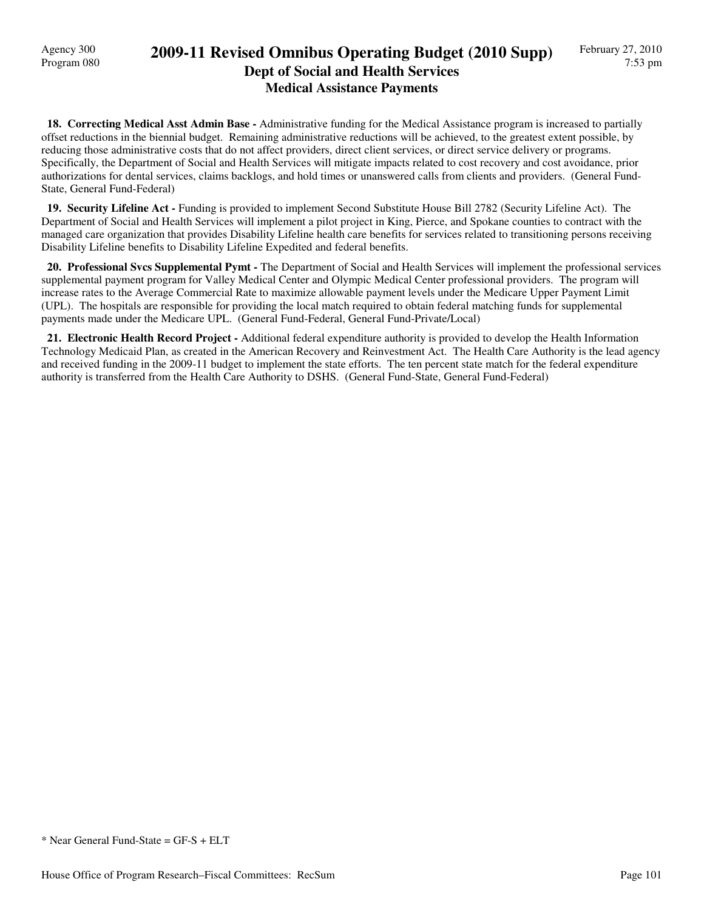**18. Correcting Medical Asst Admin Base -** Administrative funding for the Medical Assistance program is increased to partially offset reductions in the biennial budget. Remaining administrative reductions will be achieved, to the greatest extent possible, by reducing those administrative costs that do not affect providers, direct client services, or direct service delivery or programs. Specifically, the Department of Social and Health Services will mitigate impacts related to cost recovery and cost avoidance, prior authorizations for dental services, claims backlogs, and hold times or unanswered calls from clients and providers. (General Fund-State, General Fund-Federal)

**19. Security Lifeline Act -** Funding is provided to implement Second Substitute House Bill 2782 (Security Lifeline Act). The Department of Social and Health Services will implement a pilot project in King, Pierce, and Spokane counties to contract with the managed care organization that provides Disability Lifeline health care benefits for services related to transitioning persons receiving Disability Lifeline benefits to Disability Lifeline Expedited and federal benefits.

**20. Professional Svcs Supplemental Pymt -** The Department of Social and Health Services will implement the professional services supplemental payment program for Valley Medical Center and Olympic Medical Center professional providers. The program will increase rates to the Average Commercial Rate to maximize allowable payment levels under the Medicare Upper Payment Limit (UPL). The hospitals are responsible for providing the local match required to obtain federal matching funds for supplemental payments made under the Medicare UPL. (General Fund-Federal, General Fund-Private/Local)

**21. Electronic Health Record Project -** Additional federal expenditure authority is provided to develop the Health Information Technology Medicaid Plan, as created in the American Recovery and Reinvestment Act. The Health Care Authority is the lead agency and received funding in the 2009-11 budget to implement the state efforts. The ten percent state match for the federal expenditure authority is transferred from the Health Care Authority to DSHS. (General Fund-State, General Fund-Federal)

* Near General Fund-State = GF-S + ELT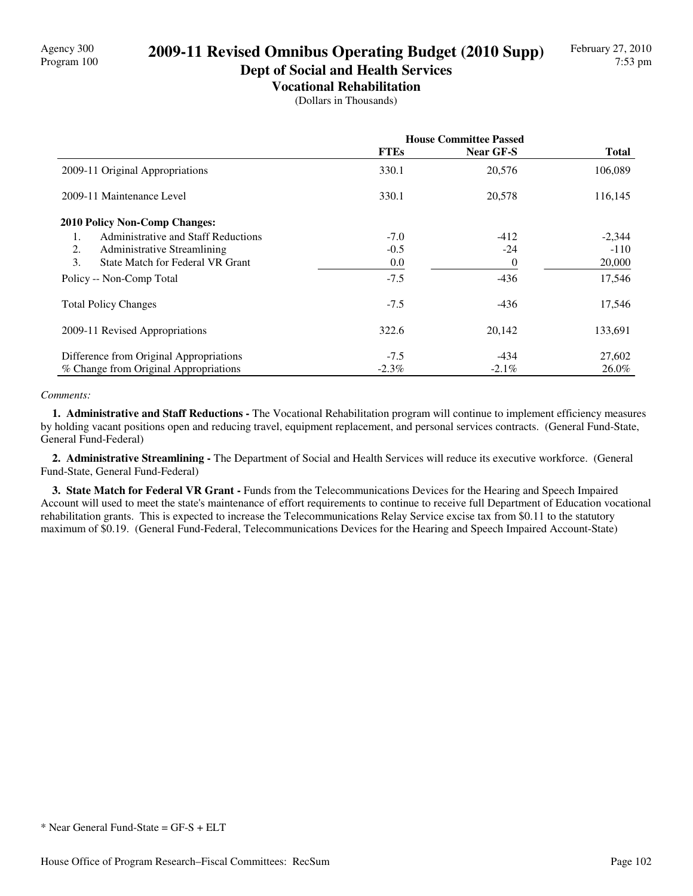# 2009-11 Revised Omnibus Operating Budget (2010 Supp)

## Dept of Social and Health Services

### Vocational Rehabilitation

(Dollars in Thousands)

| | House Committee Passed | | |
|---|---|---|---|
| | **FTEs** | **Near GF-S** | **Total** |
| 2009-11 Original Appropriations | 330.1 | 20,576 | 106,089 |
| 2009-11 Maintenance Level | 330.1 | 20,578 | 116,145 |
| **2010 Policy Non-Comp Changes:** | | | |
| 1. Administrative and Staff Reductions | -7.0 | -412 | -2,344 |
| 2. Administrative Streamlining | -0.5 | -24 | -110 |
| 3. State Match for Federal VR Grant | 0.0 | 0 | 20,000 |
| Policy -- Non-Comp Total | -7.5 | -436 | 17,546 |
| Total Policy Changes | -7.5 | -436 | 17,546 |
| 2009-11 Revised Appropriations | 322.6 | 20,142 | 133,691 |
| Difference from Original Appropriations | -7.5 | -434 | 27,602 |
| % Change from Original Appropriations | -2.3% | -2.1% | 26.0% |

*Comments:*

**1. Administrative and Staff Reductions -** The Vocational Rehabilitation program will continue to implement efficiency measures by holding vacant positions open and reducing travel, equipment replacement, and personal services contracts. (General Fund-State, General Fund-Federal)

**2. Administrative Streamlining -** The Department of Social and Health Services will reduce its executive workforce. (General Fund-State, General Fund-Federal)

**3. State Match for Federal VR Grant -** Funds from the Telecommunications Devices for the Hearing and Speech Impaired Account will used to meet the state's maintenance of effort requirements to continue to receive full Department of Education vocational rehabilitation grants. This is expected to increase the Telecommunications Relay Service excise tax from $0.11 to the statutory maximum of $0.19. (General Fund-Federal, Telecommunications Devices for the Hearing and Speech Impaired Account-State)

* Near General Fund-State = GF-S + ELT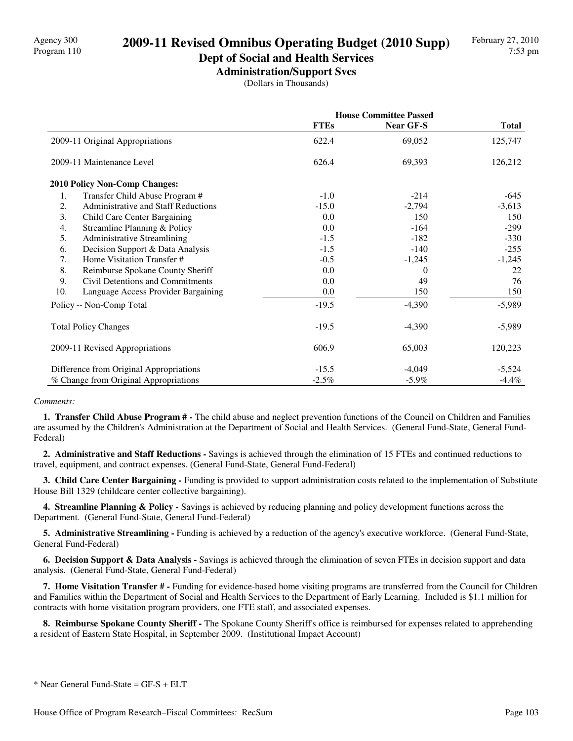Agency 300
Program 110

# 2009-11 Revised Omnibus Operating Budget (2010 Supp)

## Dept of Social and Health Services

### Administration/Support Svcs

(Dollars in Thousands)

| | House Committee Passed | | |
|---|---|---|---|
| | FTEs | Near GF-S | Total |
| 2009-11 Original Appropriations | 622.4 | 69,052 | 125,747 |
| 2009-11 Maintenance Level | 626.4 | 69,393 | 126,212 |
| **2010 Policy Non-Comp Changes:** | | | |
| 1. Transfer Child Abuse Program # | -1.0 | -214 | -645 |
| 2. Administrative and Staff Reductions | -15.0 | -2,794 | -3,613 |
| 3. Child Care Center Bargaining | 0.0 | 150 | 150 |
| 4. Streamline Planning & Policy | 0.0 | -164 | -299 |
| 5. Administrative Streamlining | -1.5 | -182 | -330 |
| 6. Decision Support & Data Analysis | -1.5 | -140 | -255 |
| 7. Home Visitation Transfer # | -0.5 | -1,245 | -1,245 |
| 8. Reimburse Spokane County Sheriff | 0.0 | 0 | 22 |
| 9. Civil Detentions and Commitments | 0.0 | 49 | 76 |
| 10. Language Access Provider Bargaining | 0.0 | 150 | 150 |
| Policy -- Non-Comp Total | -19.5 | -4,390 | -5,989 |
| Total Policy Changes | -19.5 | -4,390 | -5,989 |
| 2009-11 Revised Appropriations | 606.9 | 65,003 | 120,223 |
| Difference from Original Appropriations | -15.5 | -4,049 | -5,524 |
| % Change from Original Appropriations | -2.5% | -5.9% | -4.4% |

*Comments:*

**1. Transfer Child Abuse Program # -** The child abuse and neglect prevention functions of the Council on Children and Families are assumed by the Children's Administration at the Department of Social and Health Services. (General Fund-State, General Fund-Federal)

**2. Administrative and Staff Reductions -** Savings is achieved through the elimination of 15 FTEs and continued reductions to travel, equipment, and contract expenses. (General Fund-State, General Fund-Federal)

**3. Child Care Center Bargaining -** Funding is provided to support administration costs related to the implementation of Substitute House Bill 1329 (childcare center collective bargaining).

**4. Streamline Planning & Policy -** Savings is achieved by reducing planning and policy development functions across the Department. (General Fund-State, General Fund-Federal)

**5. Administrative Streamlining -** Funding is achieved by a reduction of the agency's executive workforce. (General Fund-State, General Fund-Federal)

**6. Decision Support & Data Analysis -** Savings is achieved through the elimination of seven FTEs in decision support and data analysis. (General Fund-State, General Fund-Federal)

**7. Home Visitation Transfer # -** Funding for evidence-based home visiting programs are transferred from the Council for Children and Families within the Department of Social and Health Services to the Department of Early Learning. Included is $1.1 million for contracts with home visitation program providers, one FTE staff, and associated expenses.

**8. Reimburse Spokane County Sheriff -** The Spokane County Sheriff's office is reimbursed for expenses related to apprehending a resident of Eastern State Hospital, in September 2009. (Institutional Impact Account)

\* Near General Fund-State = GF-S + ELT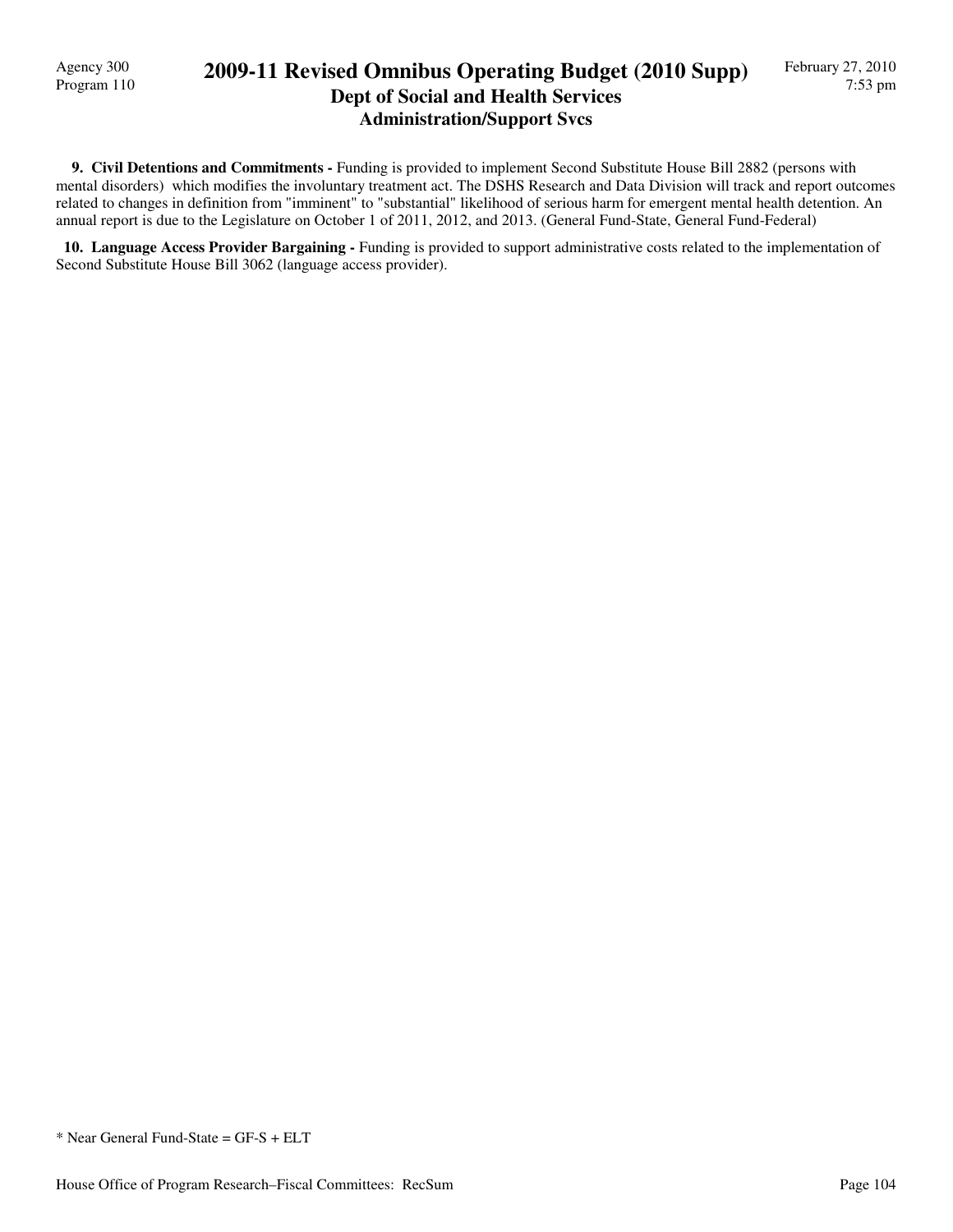**9. Civil Detentions and Commitments -** Funding is provided to implement Second Substitute House Bill 2882 (persons with mental disorders) which modifies the involuntary treatment act. The DSHS Research and Data Division will track and report outcomes related to changes in definition from "imminent" to "substantial" likelihood of serious harm for emergent mental health detention. An annual report is due to the Legislature on October 1 of 2011, 2012, and 2013. (General Fund-State, General Fund-Federal)

**10. Language Access Provider Bargaining -** Funding is provided to support administrative costs related to the implementation of Second Substitute House Bill 3062 (language access provider).

* Near General Fund-State = GF-S + ELT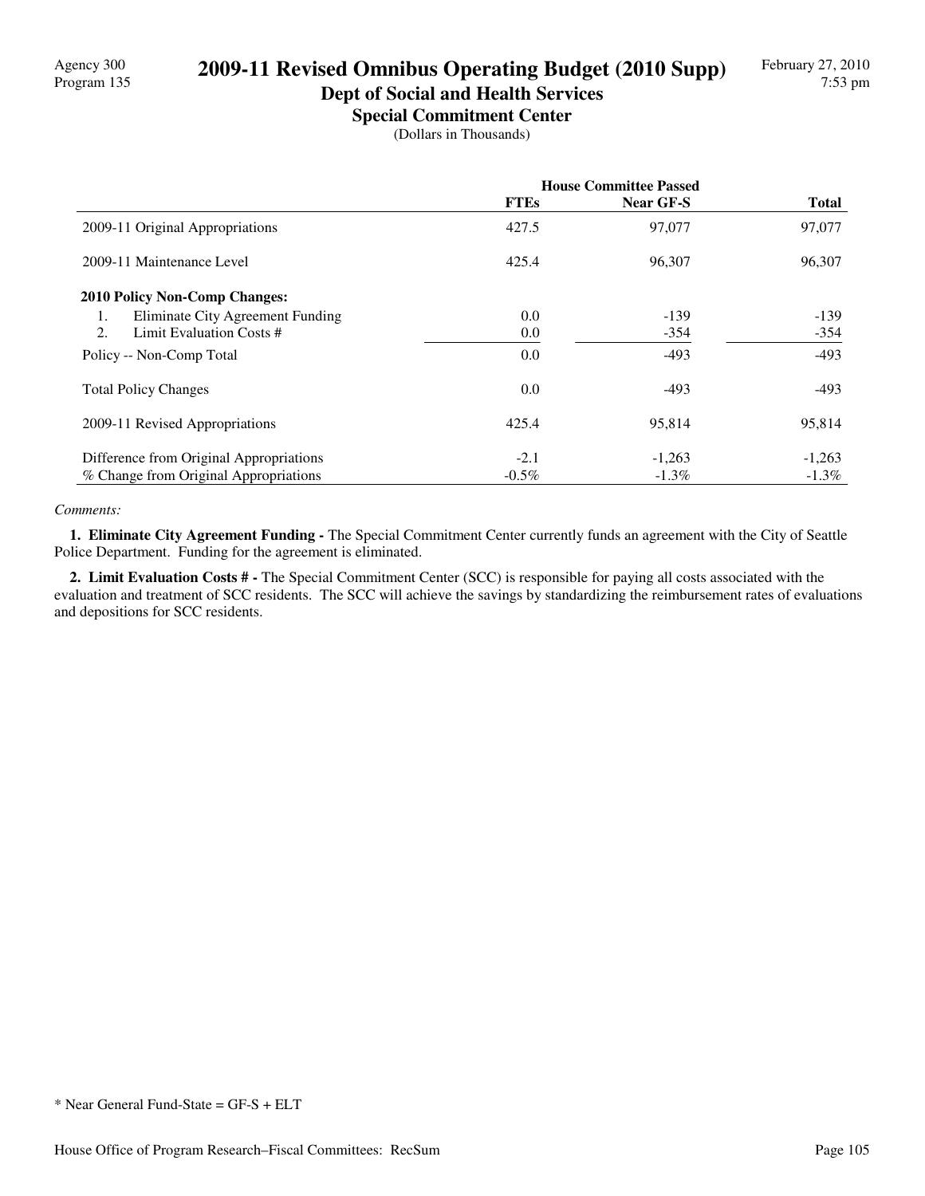Agency 300
Program 135

# 2009-11 Revised Omnibus Operating Budget (2010 Supp)

## Dept of Social and Health Services

### Special Commitment Center

(Dollars in Thousands)

| | House Committee Passed | | |
|---|---|---|---|
| | FTEs | Near GF-S | Total |
| 2009-11 Original Appropriations | 427.5 | 97,077 | 97,077 |
| 2009-11 Maintenance Level | 425.4 | 96,307 | 96,307 |
| **2010 Policy Non-Comp Changes:** | | | |
| 1. Eliminate City Agreement Funding | 0.0 | -139 | -139 |
| 2. Limit Evaluation Costs # | 0.0 | -354 | -354 |
| Policy -- Non-Comp Total | 0.0 | -493 | -493 |
| Total Policy Changes | 0.0 | -493 | -493 |
| 2009-11 Revised Appropriations | 425.4 | 95,814 | 95,814 |
| Difference from Original Appropriations | -2.1 | -1,263 | -1,263 |
| % Change from Original Appropriations | -0.5% | -1.3% | -1.3% |

*Comments:*

**1. Eliminate City Agreement Funding -** The Special Commitment Center currently funds an agreement with the City of Seattle Police Department. Funding for the agreement is eliminated.

**2. Limit Evaluation Costs # -** The Special Commitment Center (SCC) is responsible for paying all costs associated with the evaluation and treatment of SCC residents. The SCC will achieve the savings by standardizing the reimbursement rates of evaluations and depositions for SCC residents.

* Near General Fund-State = GF-S + ELT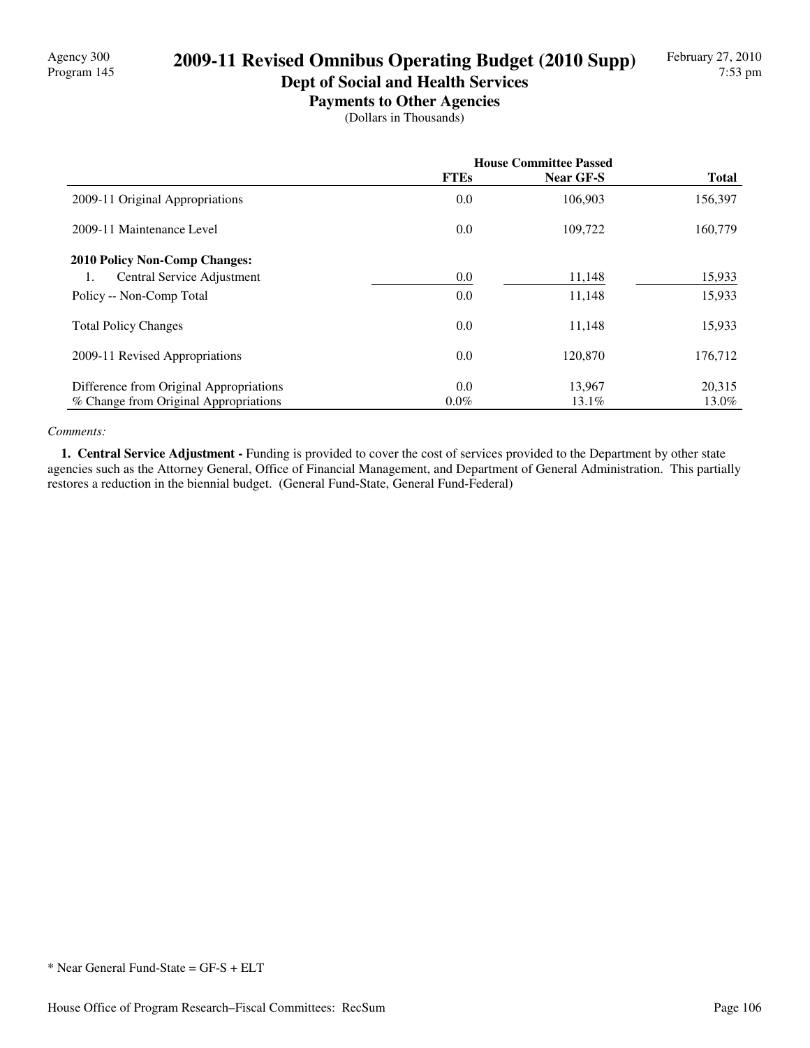# 2009-11 Revised Omnibus Operating Budget (2010 Supp)

## Dept of Social and Health Services

### Payments to Other Agencies

(Dollars in Thousands)

| | House Committee Passed | | |
|---|---|---|---|
| | FTEs | Near GF-S | Total |
| 2009-11 Original Appropriations | 0.0 | 106,903 | 156,397 |
| 2009-11 Maintenance Level | 0.0 | 109,722 | 160,779 |
| **2010 Policy Non-Comp Changes:** | | | |
| 1. Central Service Adjustment | 0.0 | 11,148 | 15,933 |
| Policy -- Non-Comp Total | 0.0 | 11,148 | 15,933 |
| Total Policy Changes | 0.0 | 11,148 | 15,933 |
| 2009-11 Revised Appropriations | 0.0 | 120,870 | 176,712 |
| Difference from Original Appropriations | 0.0 | 13,967 | 20,315 |
| % Change from Original Appropriations | 0.0% | 13.1% | 13.0% |

*Comments:*

**1. Central Service Adjustment -** Funding is provided to cover the cost of services provided to the Department by other state agencies such as the Attorney General, Office of Financial Management, and Department of General Administration. This partially restores a reduction in the biennial budget. (General Fund-State, General Fund-Federal)

\* Near General Fund-State = GF-S + ELT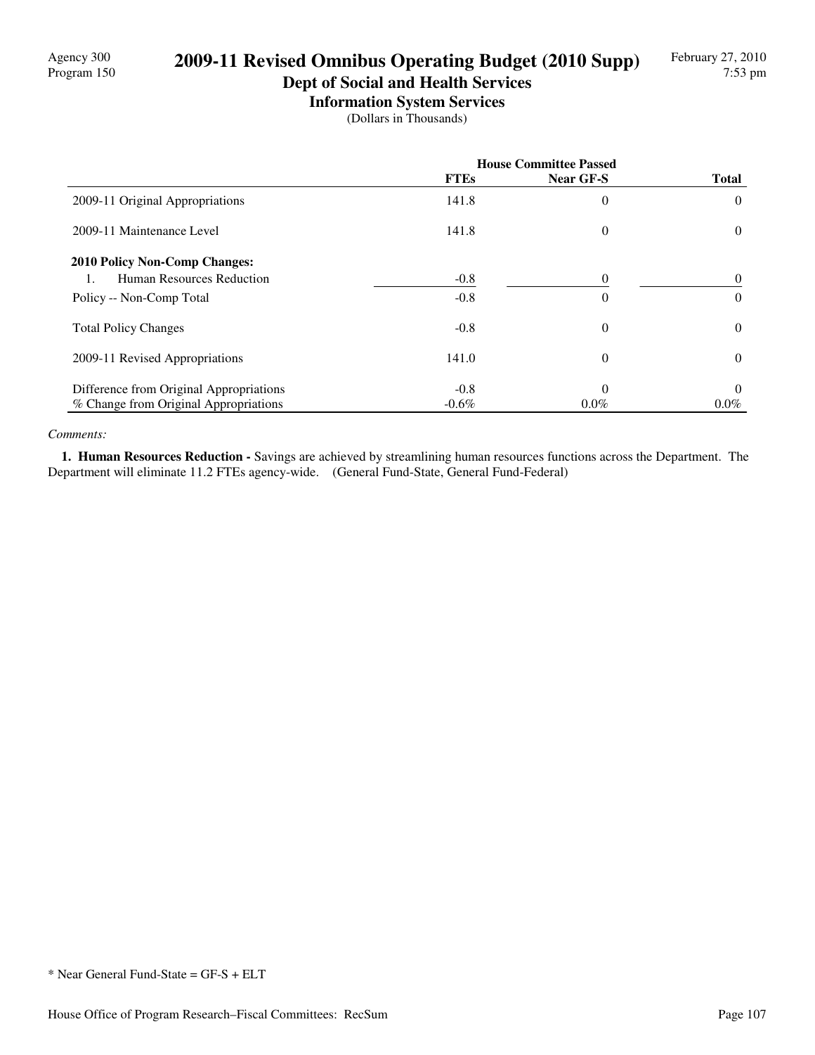Agency 300
Program 150

# 2009-11 Revised Omnibus Operating Budget (2010 Supp)

## Dept of Social and Health Services

### Information System Services

(Dollars in Thousands)

| | House Committee Passed | | |
|---|---|---|---|
| | FTEs | Near GF-S | Total |
| 2009-11 Original Appropriations | 141.8 | 0 | 0 |
| 2009-11 Maintenance Level | 141.8 | 0 | 0 |
| **2010 Policy Non-Comp Changes:** | | | |
| 1. Human Resources Reduction | -0.8 | 0 | 0 |
| Policy -- Non-Comp Total | -0.8 | 0 | 0 |
| Total Policy Changes | -0.8 | 0 | 0 |
| 2009-11 Revised Appropriations | 141.0 | 0 | 0 |
| Difference from Original Appropriations | -0.8 | 0 | 0 |
| % Change from Original Appropriations | -0.6% | 0.0% | 0.0% |

*Comments:*

**1. Human Resources Reduction -** Savings are achieved by streamlining human resources functions across the Department. The Department will eliminate 11.2 FTEs agency-wide. (General Fund-State, General Fund-Federal)

* Near General Fund-State = GF-S + ELT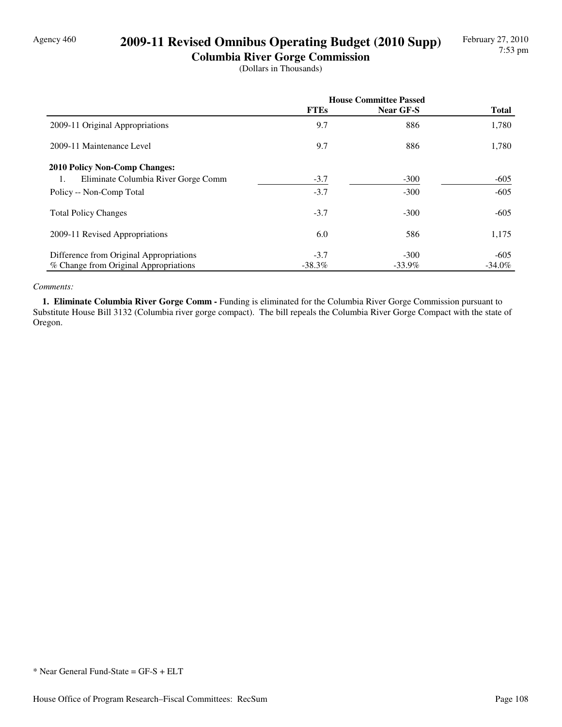# 2009-11 Revised Omnibus Operating Budget (2010 Supp)

## Columbia River Gorge Commission

(Dollars in Thousands)

| | House Committee Passed | | |
|---|---|---|---|
| | FTEs | Near GF-S | Total |
| 2009-11 Original Appropriations | 9.7 | 886 | 1,780 |
| 2009-11 Maintenance Level | 9.7 | 886 | 1,780 |
| **2010 Policy Non-Comp Changes:** | | | |
| 1. Eliminate Columbia River Gorge Comm | -3.7 | -300 | -605 |
| Policy -- Non-Comp Total | -3.7 | -300 | -605 |
| Total Policy Changes | -3.7 | -300 | -605 |
| 2009-11 Revised Appropriations | 6.0 | 586 | 1,175 |
| Difference from Original Appropriations | -3.7 | -300 | -605 |
| % Change from Original Appropriations | -38.3% | -33.9% | -34.0% |

*Comments:*

**1. Eliminate Columbia River Gorge Comm -** Funding is eliminated for the Columbia River Gorge Commission pursuant to Substitute House Bill 3132 (Columbia river gorge compact). The bill repeals the Columbia River Gorge Compact with the state of Oregon.

* Near General Fund-State = GF-S + ELT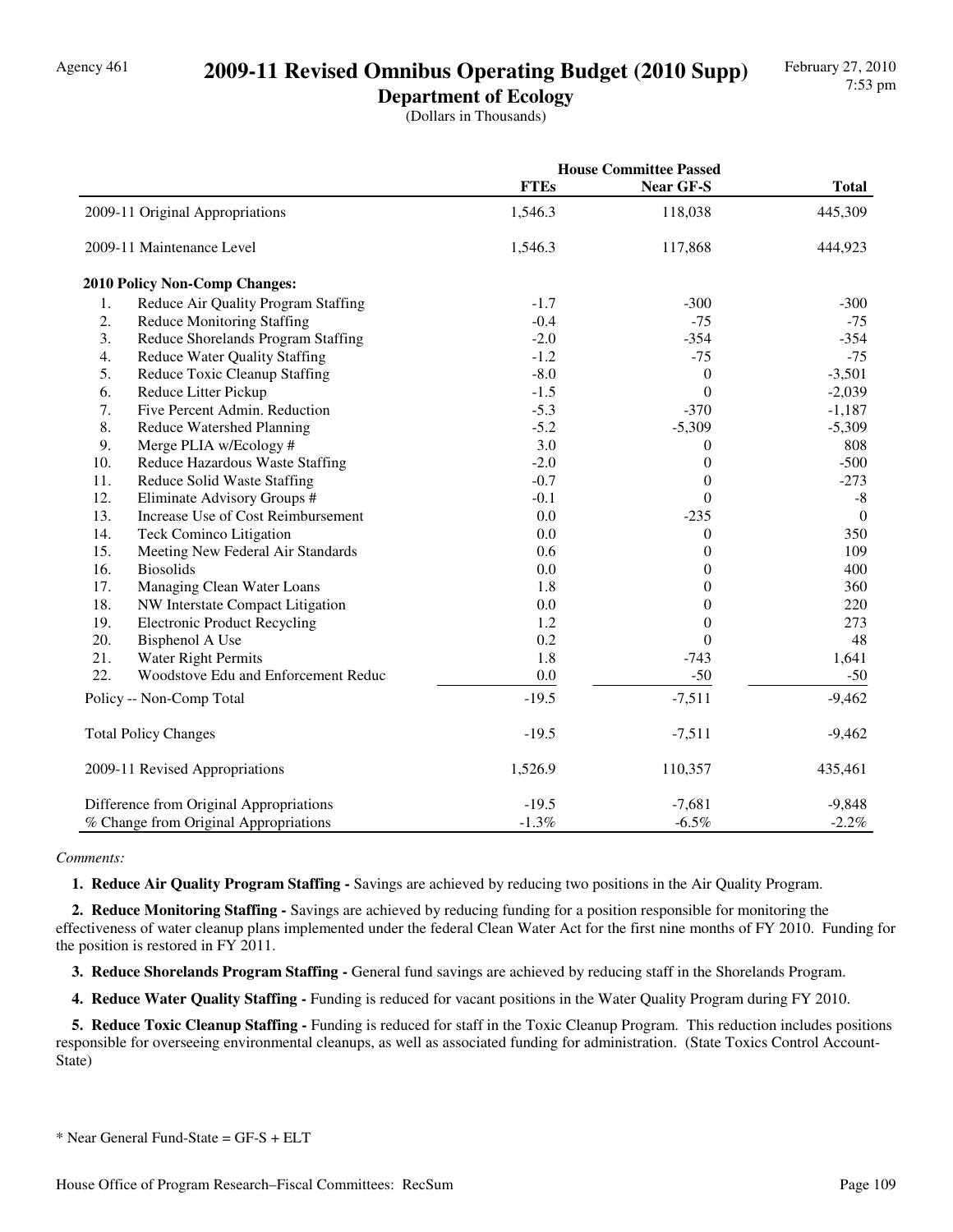Agency 461

# 2009-11 Revised Omnibus Operating Budget (2010 Supp)

## Department of Ecology

(Dollars in Thousands)

| | House Committee Passed | | |
|---|---|---|---|
| | **FTEs** | **Near GF-S** | **Total** |
| 2009-11 Original Appropriations | 1,546.3 | 118,038 | 445,309 |
| 2009-11 Maintenance Level | 1,546.3 | 117,868 | 444,923 |
| **2010 Policy Non-Comp Changes:** | | | |
| 1. Reduce Air Quality Program Staffing | -1.7 | -300 | -300 |
| 2. Reduce Monitoring Staffing | -0.4 | -75 | -75 |
| 3. Reduce Shorelands Program Staffing | -2.0 | -354 | -354 |
| 4. Reduce Water Quality Staffing | -1.2 | -75 | -75 |
| 5. Reduce Toxic Cleanup Staffing | -8.0 | 0 | -3,501 |
| 6. Reduce Litter Pickup | -1.5 | 0 | -2,039 |
| 7. Five Percent Admin. Reduction | -5.3 | -370 | -1,187 |
| 8. Reduce Watershed Planning | -5.2 | -5,309 | -5,309 |
| 9. Merge PLIA w/Ecology # | 3.0 | 0 | 808 |
| 10. Reduce Hazardous Waste Staffing | -2.0 | 0 | -500 |
| 11. Reduce Solid Waste Staffing | -0.7 | 0 | -273 |
| 12. Eliminate Advisory Groups # | -0.1 | 0 | -8 |
| 13. Increase Use of Cost Reimbursement | 0.0 | -235 | 0 |
| 14. Teck Cominco Litigation | 0.0 | 0 | 350 |
| 15. Meeting New Federal Air Standards | 0.6 | 0 | 109 |
| 16. Biosolids | 0.0 | 0 | 400 |
| 17. Managing Clean Water Loans | 1.8 | 0 | 360 |
| 18. NW Interstate Compact Litigation | 0.0 | 0 | 220 |
| 19. Electronic Product Recycling | 1.2 | 0 | 273 |
| 20. Bisphenol A Use | 0.2 | 0 | 48 |
| 21. Water Right Permits | 1.8 | -743 | 1,641 |
| 22. Woodstove Edu and Enforcement Reduc | 0.0 | -50 | -50 |
| Policy -- Non-Comp Total | -19.5 | -7,511 | -9,462 |
| Total Policy Changes | -19.5 | -7,511 | -9,462 |
| 2009-11 Revised Appropriations | 1,526.9 | 110,357 | 435,461 |
| Difference from Original Appropriations | -19.5 | -7,681 | -9,848 |
| % Change from Original Appropriations | -1.3% | -6.5% | -2.2% |

*Comments:*

**1. Reduce Air Quality Program Staffing -** Savings are achieved by reducing two positions in the Air Quality Program.

**2. Reduce Monitoring Staffing -** Savings are achieved by reducing funding for a position responsible for monitoring the effectiveness of water cleanup plans implemented under the federal Clean Water Act for the first nine months of FY 2010. Funding for the position is restored in FY 2011.

**3. Reduce Shorelands Program Staffing -** General fund savings are achieved by reducing staff in the Shorelands Program.

**4. Reduce Water Quality Staffing -** Funding is reduced for vacant positions in the Water Quality Program during FY 2010.

**5. Reduce Toxic Cleanup Staffing -** Funding is reduced for staff in the Toxic Cleanup Program. This reduction includes positions responsible for overseeing environmental cleanups, as well as associated funding for administration. (State Toxics Control Account-State)

\* Near General Fund-State = GF-S + ELT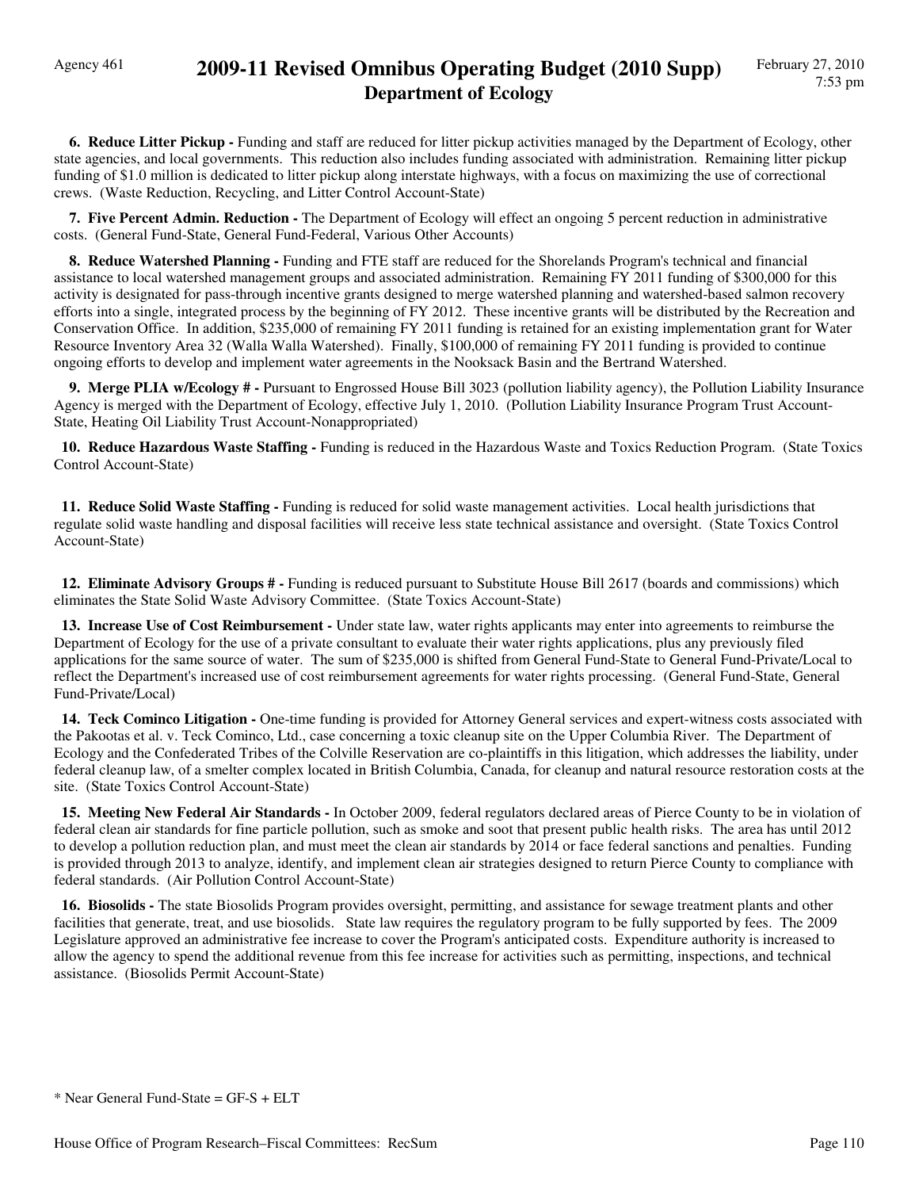**6. Reduce Litter Pickup -** Funding and staff are reduced for litter pickup activities managed by the Department of Ecology, other state agencies, and local governments. This reduction also includes funding associated with administration. Remaining litter pickup funding of $1.0 million is dedicated to litter pickup along interstate highways, with a focus on maximizing the use of correctional crews. (Waste Reduction, Recycling, and Litter Control Account-State)

**7. Five Percent Admin. Reduction -** The Department of Ecology will effect an ongoing 5 percent reduction in administrative costs. (General Fund-State, General Fund-Federal, Various Other Accounts)

**8. Reduce Watershed Planning -** Funding and FTE staff are reduced for the Shorelands Program's technical and financial assistance to local watershed management groups and associated administration. Remaining FY 2011 funding of $300,000 for this activity is designated for pass-through incentive grants designed to merge watershed planning and watershed-based salmon recovery efforts into a single, integrated process by the beginning of FY 2012. These incentive grants will be distributed by the Recreation and Conservation Office. In addition, $235,000 of remaining FY 2011 funding is retained for an existing implementation grant for Water Resource Inventory Area 32 (Walla Walla Watershed). Finally, $100,000 of remaining FY 2011 funding is provided to continue ongoing efforts to develop and implement water agreements in the Nooksack Basin and the Bertrand Watershed.

**9. Merge PLIA w/Ecology # -** Pursuant to Engrossed House Bill 3023 (pollution liability agency), the Pollution Liability Insurance Agency is merged with the Department of Ecology, effective July 1, 2010. (Pollution Liability Insurance Program Trust Account-State, Heating Oil Liability Trust Account-Nonappropriated)

**10. Reduce Hazardous Waste Staffing -** Funding is reduced in the Hazardous Waste and Toxics Reduction Program. (State Toxics Control Account-State)

**11. Reduce Solid Waste Staffing -** Funding is reduced for solid waste management activities. Local health jurisdictions that regulate solid waste handling and disposal facilities will receive less state technical assistance and oversight. (State Toxics Control Account-State)

**12. Eliminate Advisory Groups # -** Funding is reduced pursuant to Substitute House Bill 2617 (boards and commissions) which eliminates the State Solid Waste Advisory Committee. (State Toxics Account-State)

**13. Increase Use of Cost Reimbursement -** Under state law, water rights applicants may enter into agreements to reimburse the Department of Ecology for the use of a private consultant to evaluate their water rights applications, plus any previously filed applications for the same source of water. The sum of $235,000 is shifted from General Fund-State to General Fund-Private/Local to reflect the Department's increased use of cost reimbursement agreements for water rights processing. (General Fund-State, General Fund-Private/Local)

**14. Teck Cominco Litigation -** One-time funding is provided for Attorney General services and expert-witness costs associated with the Pakootas et al. v. Teck Cominco, Ltd., case concerning a toxic cleanup site on the Upper Columbia River. The Department of Ecology and the Confederated Tribes of the Colville Reservation are co-plaintiffs in this litigation, which addresses the liability, under federal cleanup law, of a smelter complex located in British Columbia, Canada, for cleanup and natural resource restoration costs at the site. (State Toxics Control Account-State)

**15. Meeting New Federal Air Standards -** In October 2009, federal regulators declared areas of Pierce County to be in violation of federal clean air standards for fine particle pollution, such as smoke and soot that present public health risks. The area has until 2012 to develop a pollution reduction plan, and must meet the clean air standards by 2014 or face federal sanctions and penalties. Funding is provided through 2013 to analyze, identify, and implement clean air strategies designed to return Pierce County to compliance with federal standards. (Air Pollution Control Account-State)

**16. Biosolids -** The state Biosolids Program provides oversight, permitting, and assistance for sewage treatment plants and other facilities that generate, treat, and use biosolids. State law requires the regulatory program to be fully supported by fees. The 2009 Legislature approved an administrative fee increase to cover the Program's anticipated costs. Expenditure authority is increased to allow the agency to spend the additional revenue from this fee increase for activities such as permitting, inspections, and technical assistance. (Biosolids Permit Account-State)

* Near General Fund-State = GF-S + ELT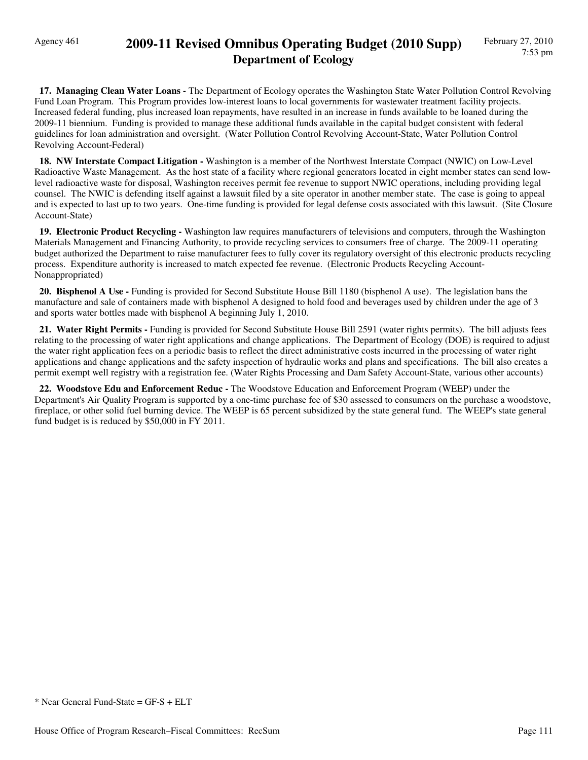**17. Managing Clean Water Loans -** The Department of Ecology operates the Washington State Water Pollution Control Revolving Fund Loan Program. This Program provides low-interest loans to local governments for wastewater treatment facility projects. Increased federal funding, plus increased loan repayments, have resulted in an increase in funds available to be loaned during the 2009-11 biennium. Funding is provided to manage these additional funds available in the capital budget consistent with federal guidelines for loan administration and oversight. (Water Pollution Control Revolving Account-State, Water Pollution Control Revolving Account-Federal)

**18. NW Interstate Compact Litigation -** Washington is a member of the Northwest Interstate Compact (NWIC) on Low-Level Radioactive Waste Management. As the host state of a facility where regional generators located in eight member states can send low-level radioactive waste for disposal, Washington receives permit fee revenue to support NWIC operations, including providing legal counsel. The NWIC is defending itself against a lawsuit filed by a site operator in another member state. The case is going to appeal and is expected to last up to two years. One-time funding is provided for legal defense costs associated with this lawsuit. (Site Closure Account-State)

**19. Electronic Product Recycling -** Washington law requires manufacturers of televisions and computers, through the Washington Materials Management and Financing Authority, to provide recycling services to consumers free of charge. The 2009-11 operating budget authorized the Department to raise manufacturer fees to fully cover its regulatory oversight of this electronic products recycling process. Expenditure authority is increased to match expected fee revenue. (Electronic Products Recycling Account-Nonappropriated)

**20. Bisphenol A Use -** Funding is provided for Second Substitute House Bill 1180 (bisphenol A use). The legislation bans the manufacture and sale of containers made with bisphenol A designed to hold food and beverages used by children under the age of 3 and sports water bottles made with bisphenol A beginning July 1, 2010.

**21. Water Right Permits -** Funding is provided for Second Substitute House Bill 2591 (water rights permits). The bill adjusts fees relating to the processing of water right applications and change applications. The Department of Ecology (DOE) is required to adjust the water right application fees on a periodic basis to reflect the direct administrative costs incurred in the processing of water right applications and change applications and the safety inspection of hydraulic works and plans and specifications. The bill also creates a permit exempt well registry with a registration fee. (Water Rights Processing and Dam Safety Account-State, various other accounts)

**22. Woodstove Edu and Enforcement Reduc -** The Woodstove Education and Enforcement Program (WEEP) under the Department's Air Quality Program is supported by a one-time purchase fee of $30 assessed to consumers on the purchase a woodstove, fireplace, or other solid fuel burning device. The WEEP is 65 percent subsidized by the state general fund. The WEEP's state general fund budget is is reduced by $50,000 in FY 2011.

\* Near General Fund-State = GF-S + ELT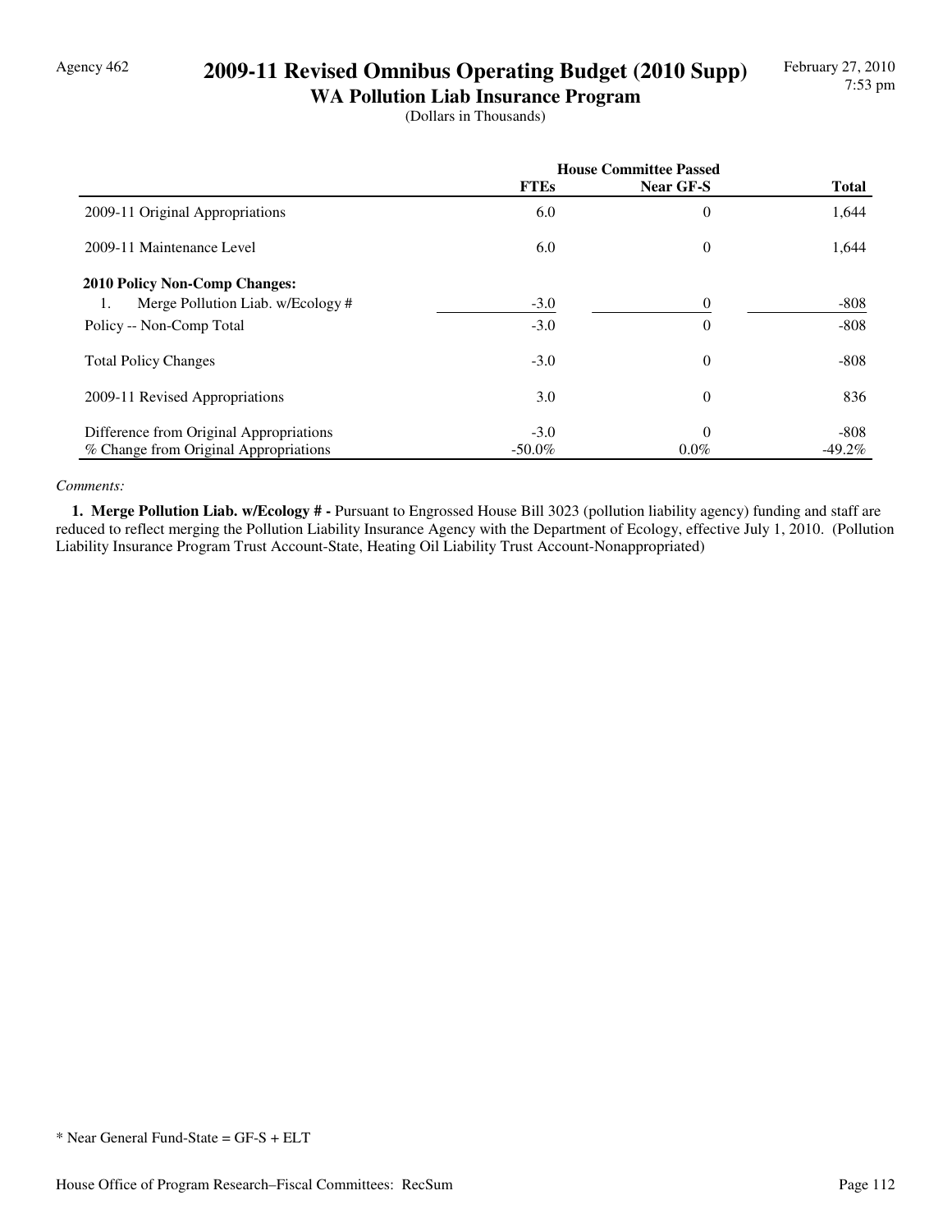Agency 462

# 2009-11 Revised Omnibus Operating Budget (2010 Supp)

## WA Pollution Liab Insurance Program

(Dollars in Thousands)

| | House Committee Passed | | |
|---|---|---|---|
| | FTEs | Near GF-S | Total |
| 2009-11 Original Appropriations | 6.0 | 0 | 1,644 |
| 2009-11 Maintenance Level | 6.0 | 0 | 1,644 |
| **2010 Policy Non-Comp Changes:** | | | |
| 1. Merge Pollution Liab. w/Ecology # | -3.0 | 0 | -808 |
| Policy -- Non-Comp Total | -3.0 | 0 | -808 |
| Total Policy Changes | -3.0 | 0 | -808 |
| 2009-11 Revised Appropriations | 3.0 | 0 | 836 |
| Difference from Original Appropriations | -3.0 | 0 | -808 |
| % Change from Original Appropriations | -50.0% | 0.0% | -49.2% |

*Comments:*

**1. Merge Pollution Liab. w/Ecology # -** Pursuant to Engrossed House Bill 3023 (pollution liability agency) funding and staff are reduced to reflect merging the Pollution Liability Insurance Agency with the Department of Ecology, effective July 1, 2010. (Pollution Liability Insurance Program Trust Account-State, Heating Oil Liability Trust Account-Nonappropriated)

* Near General Fund-State = GF-S + ELT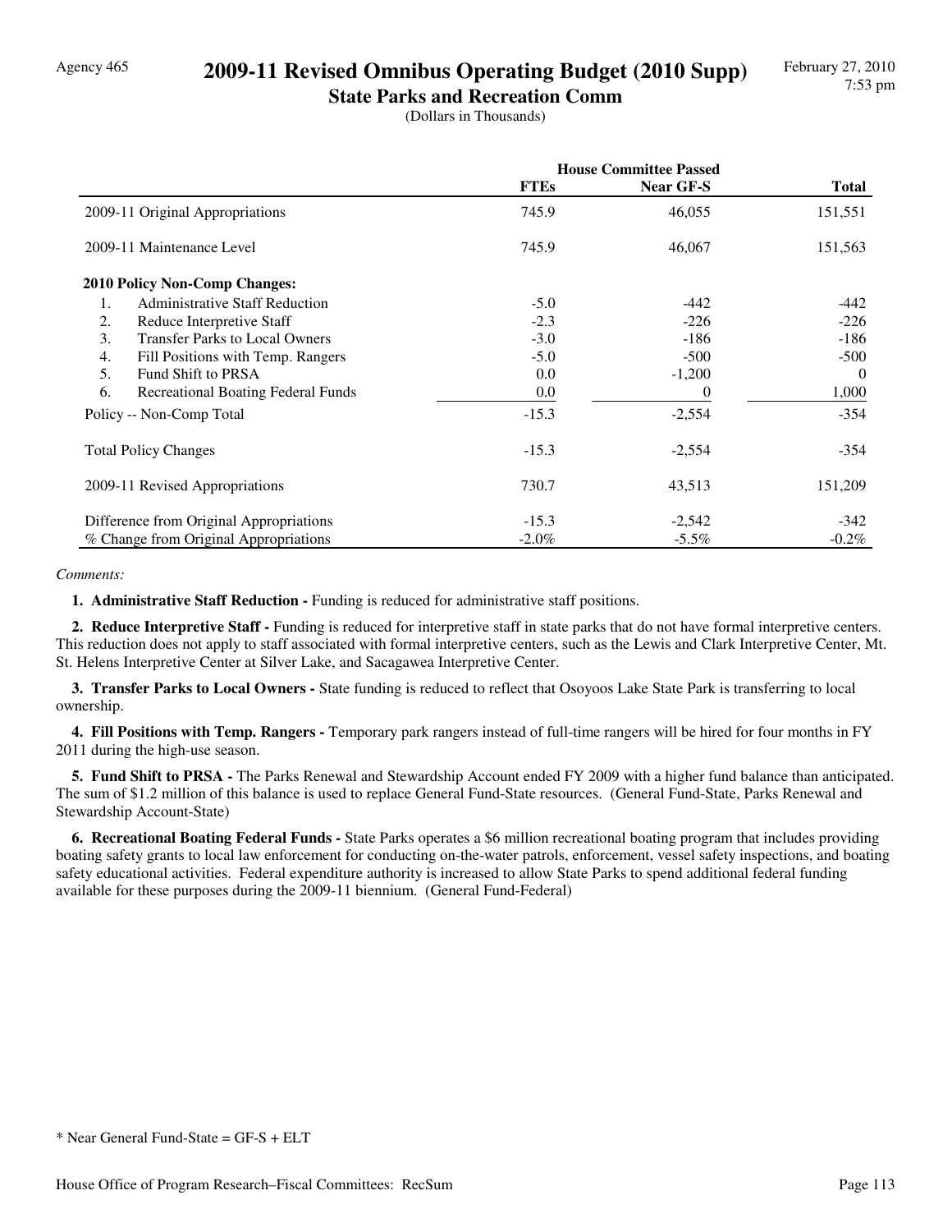Agency 465

# 2009-11 Revised Omnibus Operating Budget (2010 Supp)

## State Parks and Recreation Comm

(Dollars in Thousands)

| | House Committee Passed | | |
|---|---|---|---|
| | **FTEs** | **Near GF-S** | **Total** |
| 2009-11 Original Appropriations | 745.9 | 46,055 | 151,551 |
| 2009-11 Maintenance Level | 745.9 | 46,067 | 151,563 |
| **2010 Policy Non-Comp Changes:** | | | |
| 1. Administrative Staff Reduction | -5.0 | -442 | -442 |
| 2. Reduce Interpretive Staff | -2.3 | -226 | -226 |
| 3. Transfer Parks to Local Owners | -3.0 | -186 | -186 |
| 4. Fill Positions with Temp. Rangers | -5.0 | -500 | -500 |
| 5. Fund Shift to PRSA | 0.0 | -1,200 | 0 |
| 6. Recreational Boating Federal Funds | 0.0 | 0 | 1,000 |
| Policy -- Non-Comp Total | -15.3 | -2,554 | -354 |
| Total Policy Changes | -15.3 | -2,554 | -354 |
| 2009-11 Revised Appropriations | 730.7 | 43,513 | 151,209 |
| Difference from Original Appropriations | -15.3 | -2,542 | -342 |
| % Change from Original Appropriations | -2.0% | -5.5% | -0.2% |

*Comments:*

**1. Administrative Staff Reduction -** Funding is reduced for administrative staff positions.

**2. Reduce Interpretive Staff -** Funding is reduced for interpretive staff in state parks that do not have formal interpretive centers. This reduction does not apply to staff associated with formal interpretive centers, such as the Lewis and Clark Interpretive Center, Mt. St. Helens Interpretive Center at Silver Lake, and Sacagawea Interpretive Center.

**3. Transfer Parks to Local Owners -** State funding is reduced to reflect that Osoyoos Lake State Park is transferring to local ownership.

**4. Fill Positions with Temp. Rangers -** Temporary park rangers instead of full-time rangers will be hired for four months in FY 2011 during the high-use season.

**5. Fund Shift to PRSA -** The Parks Renewal and Stewardship Account ended FY 2009 with a higher fund balance than anticipated. The sum of $1.2 million of this balance is used to replace General Fund-State resources. (General Fund-State, Parks Renewal and Stewardship Account-State)

**6. Recreational Boating Federal Funds -** State Parks operates a $6 million recreational boating program that includes providing boating safety grants to local law enforcement for conducting on-the-water patrols, enforcement, vessel safety inspections, and boating safety educational activities. Federal expenditure authority is increased to allow State Parks to spend additional federal funding available for these purposes during the 2009-11 biennium. (General Fund-Federal)

* Near General Fund-State = GF-S + ELT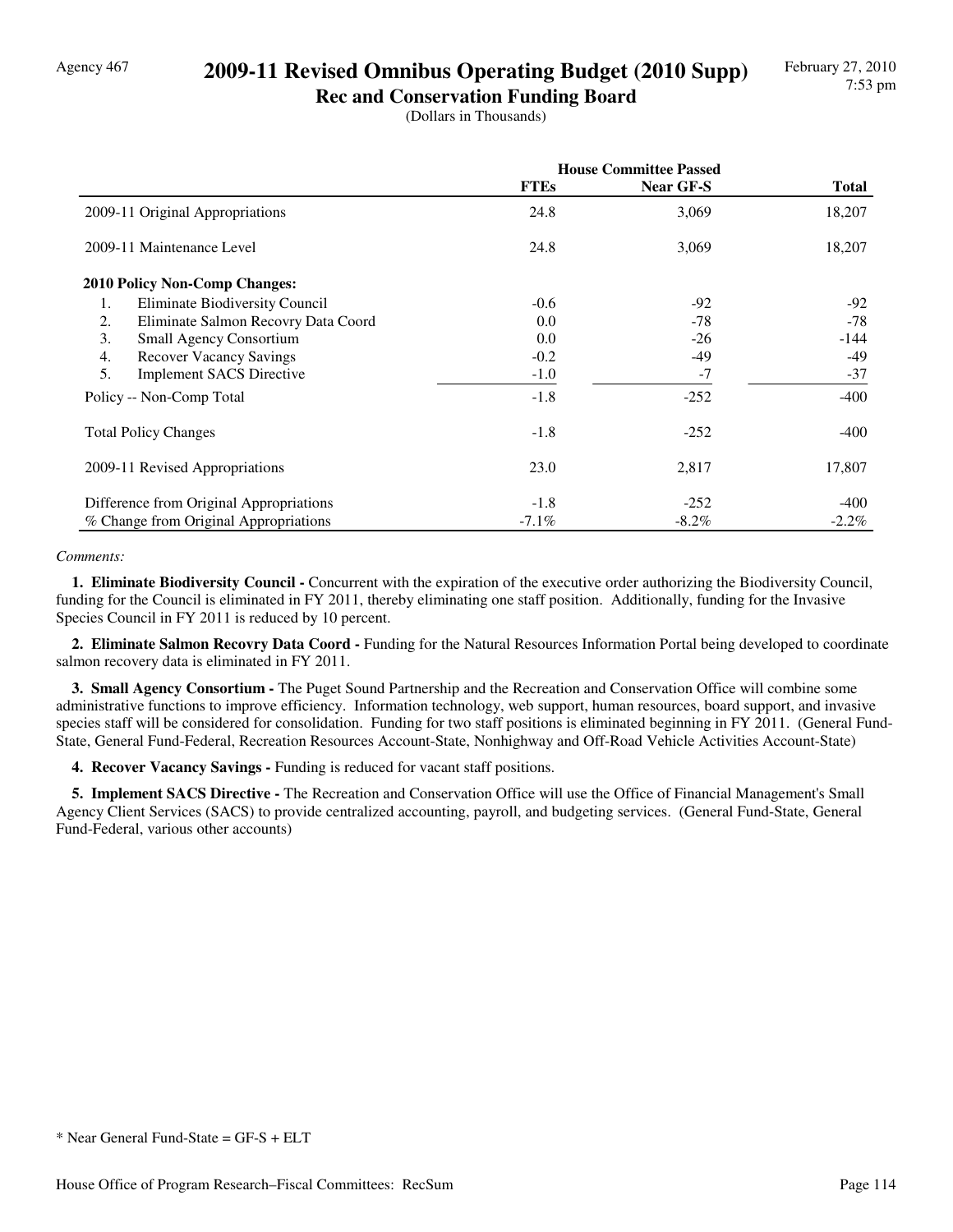Agency 467

# 2009-11 Revised Omnibus Operating Budget (2010 Supp)

## Rec and Conservation Funding Board

(Dollars in Thousands)

| | House Committee Passed | | |
|---|---|---|---|
| | **FTEs** | **Near GF-S** | **Total** |
| 2009-11 Original Appropriations | 24.8 | 3,069 | 18,207 |
| 2009-11 Maintenance Level | 24.8 | 3,069 | 18,207 |
| **2010 Policy Non-Comp Changes:** | | | |
| 1. Eliminate Biodiversity Council | -0.6 | -92 | -92 |
| 2. Eliminate Salmon Recovry Data Coord | 0.0 | -78 | -78 |
| 3. Small Agency Consortium | 0.0 | -26 | -144 |
| 4. Recover Vacancy Savings | -0.2 | -49 | -49 |
| 5. Implement SACS Directive | -1.0 | -7 | -37 |
| Policy -- Non-Comp Total | -1.8 | -252 | -400 |
| Total Policy Changes | -1.8 | -252 | -400 |
| 2009-11 Revised Appropriations | 23.0 | 2,817 | 17,807 |
| Difference from Original Appropriations | -1.8 | -252 | -400 |
| % Change from Original Appropriations | -7.1% | -8.2% | -2.2% |

*Comments:*

**1. Eliminate Biodiversity Council -** Concurrent with the expiration of the executive order authorizing the Biodiversity Council, funding for the Council is eliminated in FY 2011, thereby eliminating one staff position. Additionally, funding for the Invasive Species Council in FY 2011 is reduced by 10 percent.

**2. Eliminate Salmon Recovry Data Coord -** Funding for the Natural Resources Information Portal being developed to coordinate salmon recovery data is eliminated in FY 2011.

**3. Small Agency Consortium -** The Puget Sound Partnership and the Recreation and Conservation Office will combine some administrative functions to improve efficiency. Information technology, web support, human resources, board support, and invasive species staff will be considered for consolidation. Funding for two staff positions is eliminated beginning in FY 2011. (General Fund-State, General Fund-Federal, Recreation Resources Account-State, Nonhighway and Off-Road Vehicle Activities Account-State)

**4. Recover Vacancy Savings -** Funding is reduced for vacant staff positions.

**5. Implement SACS Directive -** The Recreation and Conservation Office will use the Office of Financial Management's Small Agency Client Services (SACS) to provide centralized accounting, payroll, and budgeting services. (General Fund-State, General Fund-Federal, various other accounts)

* Near General Fund-State = GF-S + ELT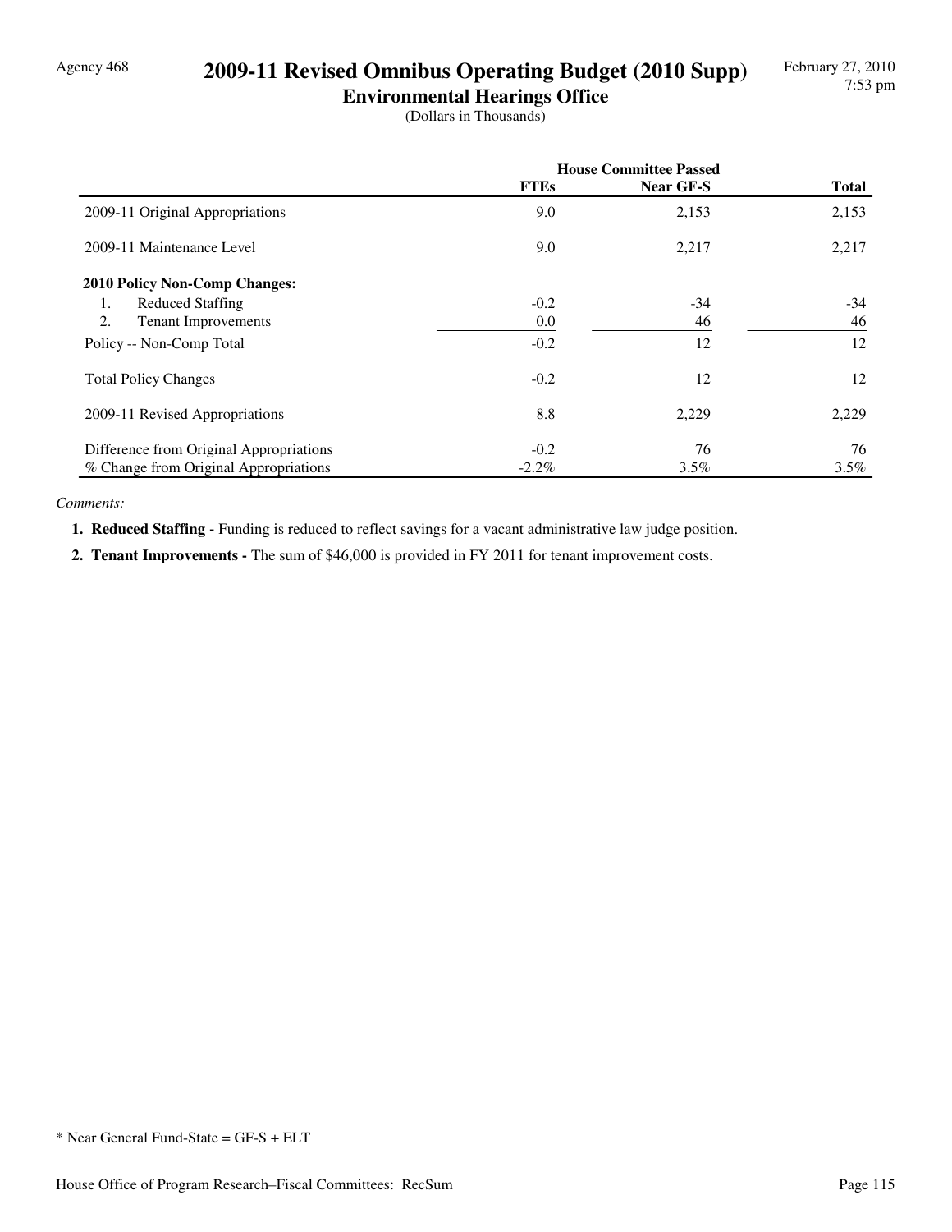Agency 468

# 2009-11 Revised Omnibus Operating Budget (2010 Supp)

## Environmental Hearings Office

(Dollars in Thousands)

| | House Committee Passed | | |
|---|---|---|---|
| | FTEs | Near GF-S | Total |
| 2009-11 Original Appropriations | 9.0 | 2,153 | 2,153 |
| 2009-11 Maintenance Level | 9.0 | 2,217 | 2,217 |
| **2010 Policy Non-Comp Changes:** | | | |
| 1. Reduced Staffing | -0.2 | -34 | -34 |
| 2. Tenant Improvements | 0.0 | 46 | 46 |
| Policy -- Non-Comp Total | -0.2 | 12 | 12 |
| Total Policy Changes | -0.2 | 12 | 12 |
| 2009-11 Revised Appropriations | 8.8 | 2,229 | 2,229 |
| Difference from Original Appropriations | -0.2 | 76 | 76 |
| % Change from Original Appropriations | -2.2% | 3.5% | 3.5% |

*Comments:*

1. **Reduced Staffing -** Funding is reduced to reflect savings for a vacant administrative law judge position.
2. **Tenant Improvements -** The sum of $46,000 is provided in FY 2011 for tenant improvement costs.

* Near General Fund-State = GF-S + ELT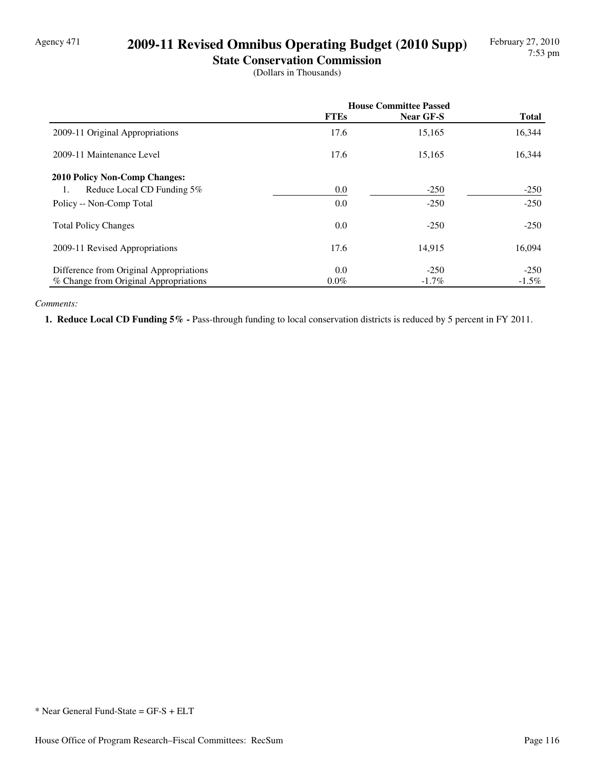Agency 471

# 2009-11 Revised Omnibus Operating Budget (2010 Supp)

## State Conservation Commission

(Dollars in Thousands)

| | House Committee Passed | | |
|---|---|---|---|
| | FTEs | Near GF-S | Total |
| 2009-11 Original Appropriations | 17.6 | 15,165 | 16,344 |
| 2009-11 Maintenance Level | 17.6 | 15,165 | 16,344 |
| **2010 Policy Non-Comp Changes:** | | | |
| 1. Reduce Local CD Funding 5% | 0.0 | -250 | -250 |
| Policy -- Non-Comp Total | 0.0 | -250 | -250 |
| Total Policy Changes | 0.0 | -250 | -250 |
| 2009-11 Revised Appropriations | 17.6 | 14,915 | 16,094 |
| Difference from Original Appropriations | 0.0 | -250 | -250 |
| % Change from Original Appropriations | 0.0% | -1.7% | -1.5% |

*Comments:*

**1. Reduce Local CD Funding 5% -** Pass-through funding to local conservation districts is reduced by 5 percent in FY 2011.

* Near General Fund-State = GF-S + ELT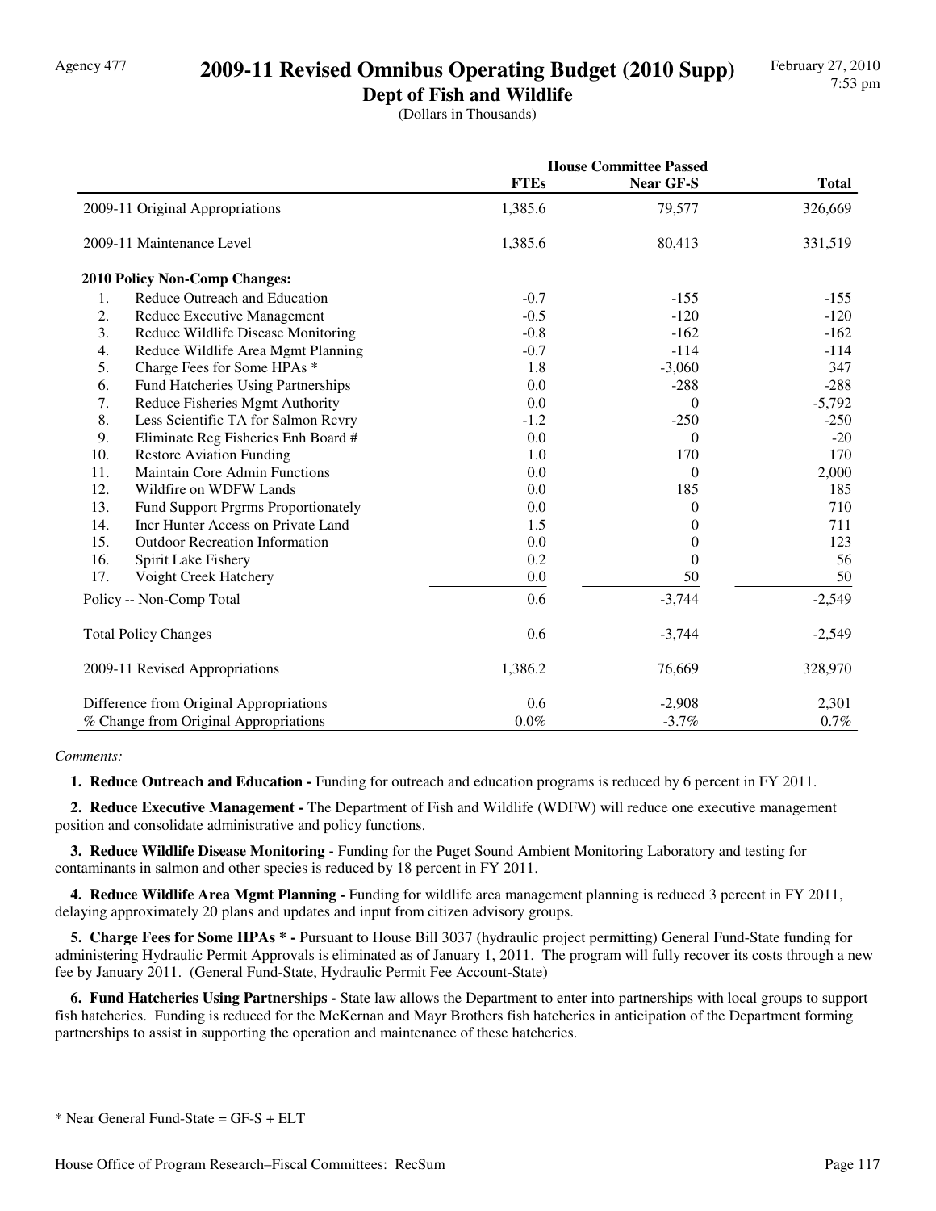Agency 477

# 2009-11 Revised Omnibus Operating Budget (2010 Supp)

## Dept of Fish and Wildlife

(Dollars in Thousands)

| | House Committee Passed | | |
|---|---|---|---|
| | **FTEs** | **Near GF-S** | **Total** |
| 2009-11 Original Appropriations | 1,385.6 | 79,577 | 326,669 |
| 2009-11 Maintenance Level | 1,385.6 | 80,413 | 331,519 |
| **2010 Policy Non-Comp Changes:** | | | |
| 1. Reduce Outreach and Education | -0.7 | -155 | -155 |
| 2. Reduce Executive Management | -0.5 | -120 | -120 |
| 3. Reduce Wildlife Disease Monitoring | -0.8 | -162 | -162 |
| 4. Reduce Wildlife Area Mgmt Planning | -0.7 | -114 | -114 |
| 5. Charge Fees for Some HPAs * | 1.8 | -3,060 | 347 |
| 6. Fund Hatcheries Using Partnerships | 0.0 | -288 | -288 |
| 7. Reduce Fisheries Mgmt Authority | 0.0 | 0 | -5,792 |
| 8. Less Scientific TA for Salmon Rcvry | -1.2 | -250 | -250 |
| 9. Eliminate Reg Fisheries Enh Board # | 0.0 | 0 | -20 |
| 10. Restore Aviation Funding | 1.0 | 170 | 170 |
| 11. Maintain Core Admin Functions | 0.0 | 0 | 2,000 |
| 12. Wildfire on WDFW Lands | 0.0 | 185 | 185 |
| 13. Fund Support Prgrms Proportionately | 0.0 | 0 | 710 |
| 14. Incr Hunter Access on Private Land | 1.5 | 0 | 711 |
| 15. Outdoor Recreation Information | 0.0 | 0 | 123 |
| 16. Spirit Lake Fishery | 0.2 | 0 | 56 |
| 17. Voight Creek Hatchery | 0.0 | 50 | 50 |
| Policy -- Non-Comp Total | 0.6 | -3,744 | -2,549 |
| Total Policy Changes | 0.6 | -3,744 | -2,549 |
| 2009-11 Revised Appropriations | 1,386.2 | 76,669 | 328,970 |
| Difference from Original Appropriations | 0.6 | -2,908 | 2,301 |
| % Change from Original Appropriations | 0.0% | -3.7% | 0.7% |

*Comments:*

**1. Reduce Outreach and Education -** Funding for outreach and education programs is reduced by 6 percent in FY 2011.

**2. Reduce Executive Management -** The Department of Fish and Wildlife (WDFW) will reduce one executive management position and consolidate administrative and policy functions.

**3. Reduce Wildlife Disease Monitoring -** Funding for the Puget Sound Ambient Monitoring Laboratory and testing for contaminants in salmon and other species is reduced by 18 percent in FY 2011.

**4. Reduce Wildlife Area Mgmt Planning -** Funding for wildlife area management planning is reduced 3 percent in FY 2011, delaying approximately 20 plans and updates and input from citizen advisory groups.

**5. Charge Fees for Some HPAs * -** Pursuant to House Bill 3037 (hydraulic project permitting) General Fund-State funding for administering Hydraulic Permit Approvals is eliminated as of January 1, 2011. The program will fully recover its costs through a new fee by January 2011. (General Fund-State, Hydraulic Permit Fee Account-State)

**6. Fund Hatcheries Using Partnerships -** State law allows the Department to enter into partnerships with local groups to support fish hatcheries. Funding is reduced for the McKernan and Mayr Brothers fish hatcheries in anticipation of the Department forming partnerships to assist in supporting the operation and maintenance of these hatcheries.

\* Near General Fund-State = GF-S + ELT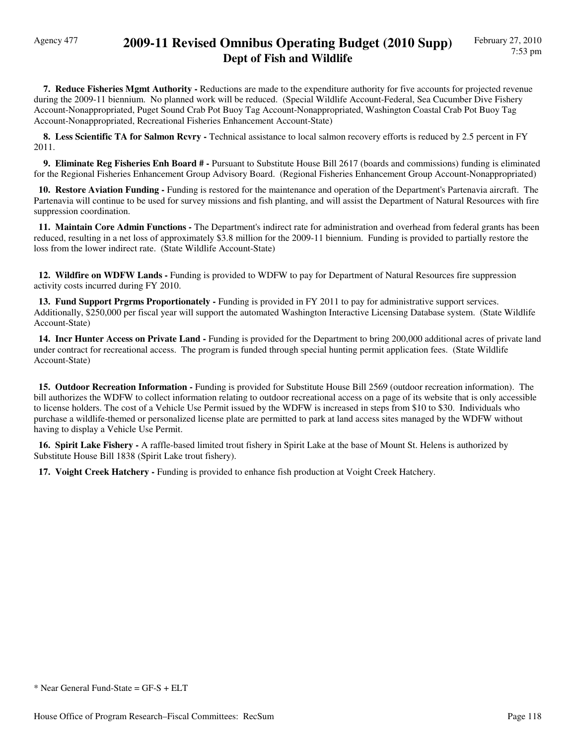**7. Reduce Fisheries Mgmt Authority -** Reductions are made to the expenditure authority for five accounts for projected revenue during the 2009-11 biennium. No planned work will be reduced. (Special Wildlife Account-Federal, Sea Cucumber Dive Fishery Account-Nonappropriated, Puget Sound Crab Pot Buoy Tag Account-Nonappropriated, Washington Coastal Crab Pot Buoy Tag Account-Nonappropriated, Recreational Fisheries Enhancement Account-State)

**8. Less Scientific TA for Salmon Rcvry -** Technical assistance to local salmon recovery efforts is reduced by 2.5 percent in FY 2011.

**9. Eliminate Reg Fisheries Enh Board # -** Pursuant to Substitute House Bill 2617 (boards and commissions) funding is eliminated for the Regional Fisheries Enhancement Group Advisory Board. (Regional Fisheries Enhancement Group Account-Nonappropriated)

**10. Restore Aviation Funding -** Funding is restored for the maintenance and operation of the Department's Partenavia aircraft. The Partenavia will continue to be used for survey missions and fish planting, and will assist the Department of Natural Resources with fire suppression coordination.

**11. Maintain Core Admin Functions -** The Department's indirect rate for administration and overhead from federal grants has been reduced, resulting in a net loss of approximately $3.8 million for the 2009-11 biennium. Funding is provided to partially restore the loss from the lower indirect rate. (State Wildlife Account-State)

**12. Wildfire on WDFW Lands -** Funding is provided to WDFW to pay for Department of Natural Resources fire suppression activity costs incurred during FY 2010.

**13. Fund Support Prgrms Proportionately -** Funding is provided in FY 2011 to pay for administrative support services. Additionally, $250,000 per fiscal year will support the automated Washington Interactive Licensing Database system. (State Wildlife Account-State)

**14. Incr Hunter Access on Private Land -** Funding is provided for the Department to bring 200,000 additional acres of private land under contract for recreational access. The program is funded through special hunting permit application fees. (State Wildlife Account-State)

**15. Outdoor Recreation Information -** Funding is provided for Substitute House Bill 2569 (outdoor recreation information). The bill authorizes the WDFW to collect information relating to outdoor recreational access on a page of its website that is only accessible to license holders. The cost of a Vehicle Use Permit issued by the WDFW is increased in steps from $10 to $30. Individuals who purchase a wildlife-themed or personalized license plate are permitted to park at land access sites managed by the WDFW without having to display a Vehicle Use Permit.

**16. Spirit Lake Fishery -** A raffle-based limited trout fishery in Spirit Lake at the base of Mount St. Helens is authorized by Substitute House Bill 1838 (Spirit Lake trout fishery).

**17. Voight Creek Hatchery -** Funding is provided to enhance fish production at Voight Creek Hatchery.

* Near General Fund-State = GF-S + ELT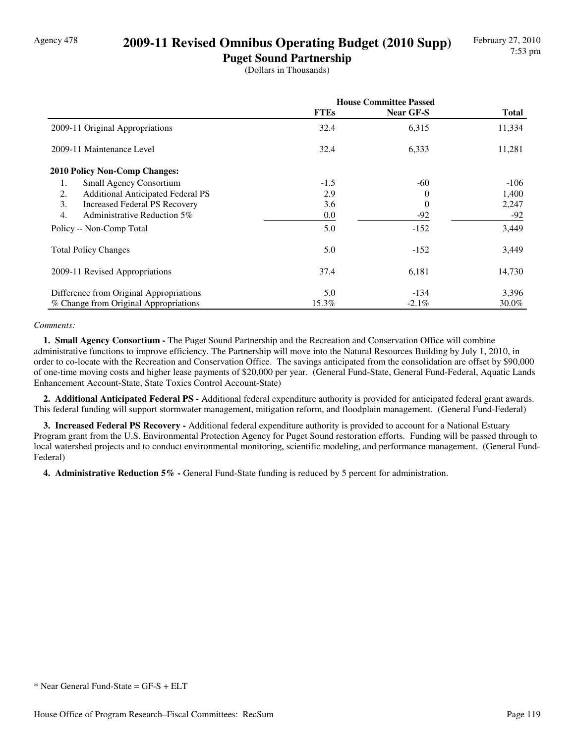Agency 478

# 2009-11 Revised Omnibus Operating Budget (2010 Supp)

## Puget Sound Partnership

(Dollars in Thousands)

| | House Committee Passed | | |
|---|---|---|---|
| | **FTEs** | **Near GF-S** | **Total** |
| 2009-11 Original Appropriations | 32.4 | 6,315 | 11,334 |
| 2009-11 Maintenance Level | 32.4 | 6,333 | 11,281 |
| **2010 Policy Non-Comp Changes:** | | | |
| 1. Small Agency Consortium | -1.5 | -60 | -106 |
| 2. Additional Anticipated Federal PS | 2.9 | 0 | 1,400 |
| 3. Increased Federal PS Recovery | 3.6 | 0 | 2,247 |
| 4. Administrative Reduction 5% | 0.0 | -92 | -92 |
| Policy -- Non-Comp Total | 5.0 | -152 | 3,449 |
| Total Policy Changes | 5.0 | -152 | 3,449 |
| 2009-11 Revised Appropriations | 37.4 | 6,181 | 14,730 |
| Difference from Original Appropriations | 5.0 | -134 | 3,396 |
| % Change from Original Appropriations | 15.3% | -2.1% | 30.0% |

*Comments:*

**1. Small Agency Consortium -** The Puget Sound Partnership and the Recreation and Conservation Office will combine administrative functions to improve efficiency. The Partnership will move into the Natural Resources Building by July 1, 2010, in order to co-locate with the Recreation and Conservation Office. The savings anticipated from the consolidation are offset by $90,000 of one-time moving costs and higher lease payments of $20,000 per year. (General Fund-State, General Fund-Federal, Aquatic Lands Enhancement Account-State, State Toxics Control Account-State)

**2. Additional Anticipated Federal PS -** Additional federal expenditure authority is provided for anticipated federal grant awards. This federal funding will support stormwater management, mitigation reform, and floodplain management. (General Fund-Federal)

**3. Increased Federal PS Recovery -** Additional federal expenditure authority is provided to account for a National Estuary Program grant from the U.S. Environmental Protection Agency for Puget Sound restoration efforts. Funding will be passed through to local watershed projects and to conduct environmental monitoring, scientific modeling, and performance management. (General Fund-Federal)

**4. Administrative Reduction 5% -** General Fund-State funding is reduced by 5 percent for administration.

* Near General Fund-State = GF-S + ELT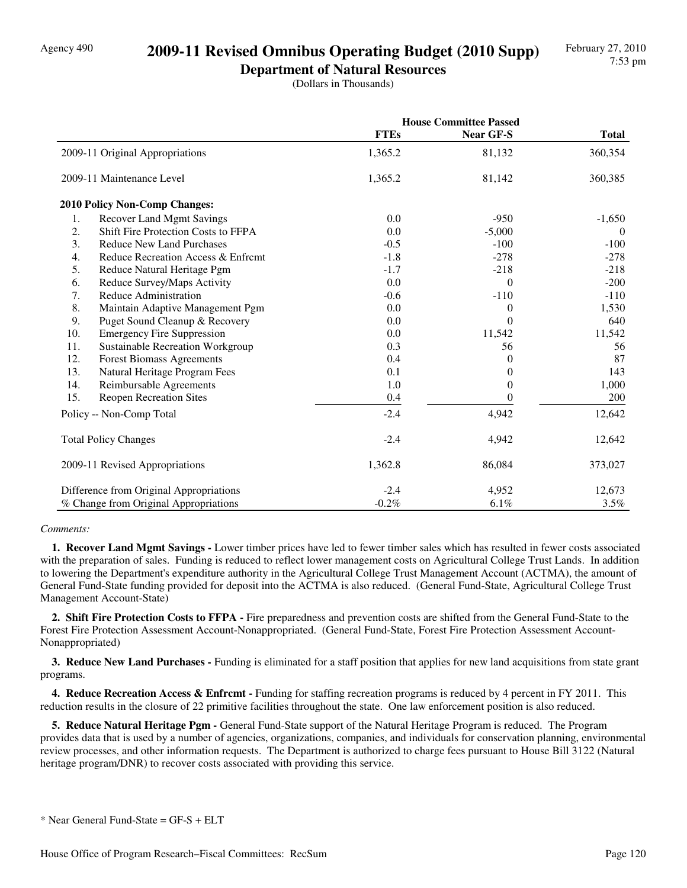Agency 490

# 2009-11 Revised Omnibus Operating Budget (2010 Supp)

## Department of Natural Resources

(Dollars in Thousands)

| | House Committee Passed | | |
|---|---|---|---|
| | **FTEs** | **Near GF-S** | **Total** |
| 2009-11 Original Appropriations | 1,365.2 | 81,132 | 360,354 |
| 2009-11 Maintenance Level | 1,365.2 | 81,142 | 360,385 |
| **2010 Policy Non-Comp Changes:** | | | |
| 1. Recover Land Mgmt Savings | 0.0 | -950 | -1,650 |
| 2. Shift Fire Protection Costs to FFPA | 0.0 | -5,000 | 0 |
| 3. Reduce New Land Purchases | -0.5 | -100 | -100 |
| 4. Reduce Recreation Access & Enfrcmt | -1.8 | -278 | -278 |
| 5. Reduce Natural Heritage Pgm | -1.7 | -218 | -218 |
| 6. Reduce Survey/Maps Activity | 0.0 | 0 | -200 |
| 7. Reduce Administration | -0.6 | -110 | -110 |
| 8. Maintain Adaptive Management Pgm | 0.0 | 0 | 1,530 |
| 9. Puget Sound Cleanup & Recovery | 0.0 | 0 | 640 |
| 10. Emergency Fire Suppression | 0.0 | 11,542 | 11,542 |
| 11. Sustainable Recreation Workgroup | 0.3 | 56 | 56 |
| 12. Forest Biomass Agreements | 0.4 | 0 | 87 |
| 13. Natural Heritage Program Fees | 0.1 | 0 | 143 |
| 14. Reimbursable Agreements | 1.0 | 0 | 1,000 |
| 15. Reopen Recreation Sites | 0.4 | 0 | 200 |
| Policy -- Non-Comp Total | -2.4 | 4,942 | 12,642 |
| Total Policy Changes | -2.4 | 4,942 | 12,642 |
| 2009-11 Revised Appropriations | 1,362.8 | 86,084 | 373,027 |
| Difference from Original Appropriations | -2.4 | 4,952 | 12,673 |
| % Change from Original Appropriations | -0.2% | 6.1% | 3.5% |

*Comments:*

**1. Recover Land Mgmt Savings -** Lower timber prices have led to fewer timber sales which has resulted in fewer costs associated with the preparation of sales. Funding is reduced to reflect lower management costs on Agricultural College Trust Lands. In addition to lowering the Department's expenditure authority in the Agricultural College Trust Management Account (ACTMA), the amount of General Fund-State funding provided for deposit into the ACTMA is also reduced. (General Fund-State, Agricultural College Trust Management Account-State)

**2. Shift Fire Protection Costs to FFPA -** Fire preparedness and prevention costs are shifted from the General Fund-State to the Forest Fire Protection Assessment Account-Nonappropriated. (General Fund-State, Forest Fire Protection Assessment Account-Nonappropriated)

**3. Reduce New Land Purchases -** Funding is eliminated for a staff position that applies for new land acquisitions from state grant programs.

**4. Reduce Recreation Access & Enfrcmt -** Funding for staffing recreation programs is reduced by 4 percent in FY 2011. This reduction results in the closure of 22 primitive facilities throughout the state. One law enforcement position is also reduced.

**5. Reduce Natural Heritage Pgm -** General Fund-State support of the Natural Heritage Program is reduced. The Program provides data that is used by a number of agencies, organizations, companies, and individuals for conservation planning, environmental review processes, and other information requests. The Department is authorized to charge fees pursuant to House Bill 3122 (Natural heritage program/DNR) to recover costs associated with providing this service.

\* Near General Fund-State = GF-S + ELT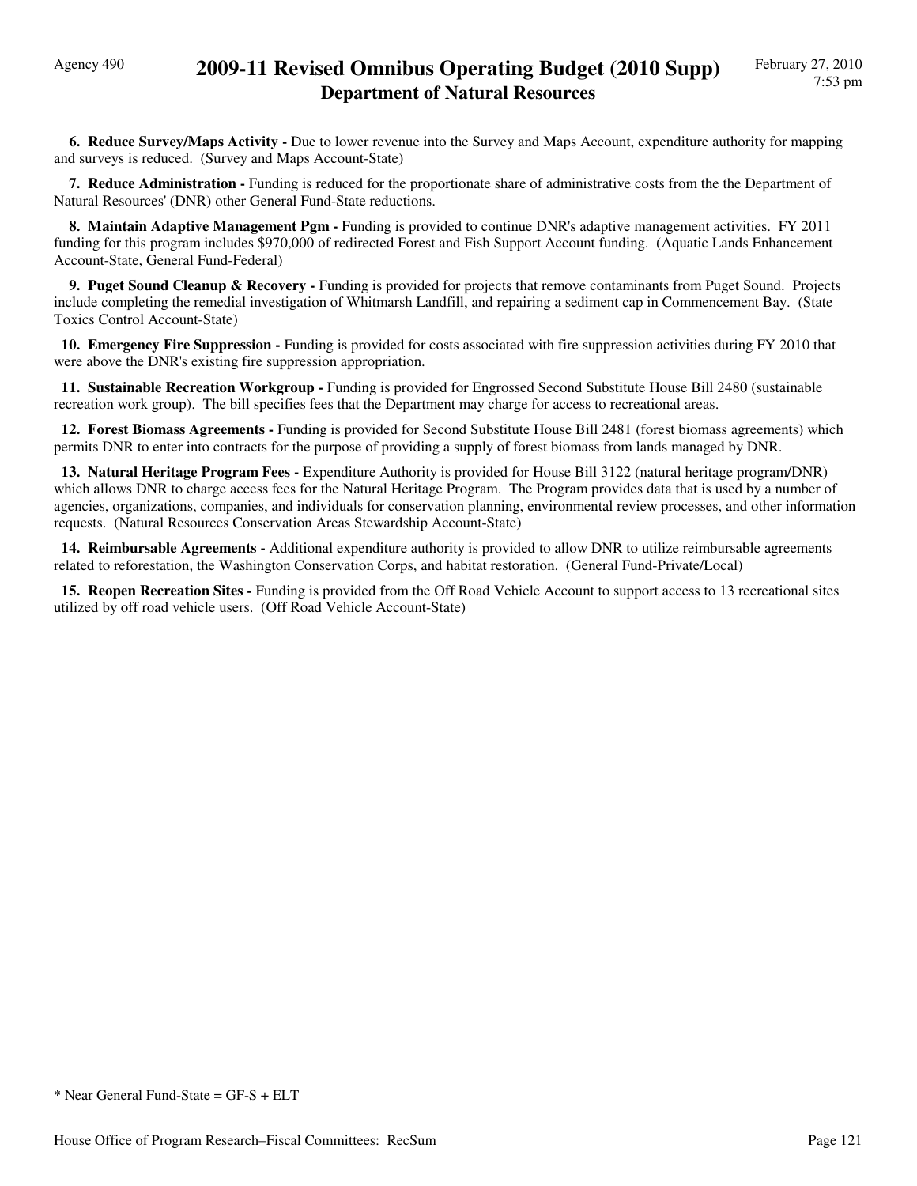**6. Reduce Survey/Maps Activity -** Due to lower revenue into the Survey and Maps Account, expenditure authority for mapping and surveys is reduced. (Survey and Maps Account-State)

**7. Reduce Administration -** Funding is reduced for the proportionate share of administrative costs from the the Department of Natural Resources' (DNR) other General Fund-State reductions.

**8. Maintain Adaptive Management Pgm -** Funding is provided to continue DNR's adaptive management activities. FY 2011 funding for this program includes $970,000 of redirected Forest and Fish Support Account funding. (Aquatic Lands Enhancement Account-State, General Fund-Federal)

**9. Puget Sound Cleanup & Recovery -** Funding is provided for projects that remove contaminants from Puget Sound. Projects include completing the remedial investigation of Whitmarsh Landfill, and repairing a sediment cap in Commencement Bay. (State Toxics Control Account-State)

**10. Emergency Fire Suppression -** Funding is provided for costs associated with fire suppression activities during FY 2010 that were above the DNR's existing fire suppression appropriation.

**11. Sustainable Recreation Workgroup -** Funding is provided for Engrossed Second Substitute House Bill 2480 (sustainable recreation work group). The bill specifies fees that the Department may charge for access to recreational areas.

**12. Forest Biomass Agreements -** Funding is provided for Second Substitute House Bill 2481 (forest biomass agreements) which permits DNR to enter into contracts for the purpose of providing a supply of forest biomass from lands managed by DNR.

**13. Natural Heritage Program Fees -** Expenditure Authority is provided for House Bill 3122 (natural heritage program/DNR) which allows DNR to charge access fees for the Natural Heritage Program. The Program provides data that is used by a number of agencies, organizations, companies, and individuals for conservation planning, environmental review processes, and other information requests. (Natural Resources Conservation Areas Stewardship Account-State)

**14. Reimbursable Agreements -** Additional expenditure authority is provided to allow DNR to utilize reimbursable agreements related to reforestation, the Washington Conservation Corps, and habitat restoration. (General Fund-Private/Local)

**15. Reopen Recreation Sites -** Funding is provided from the Off Road Vehicle Account to support access to 13 recreational sites utilized by off road vehicle users. (Off Road Vehicle Account-State)

* Near General Fund-State = GF-S + ELT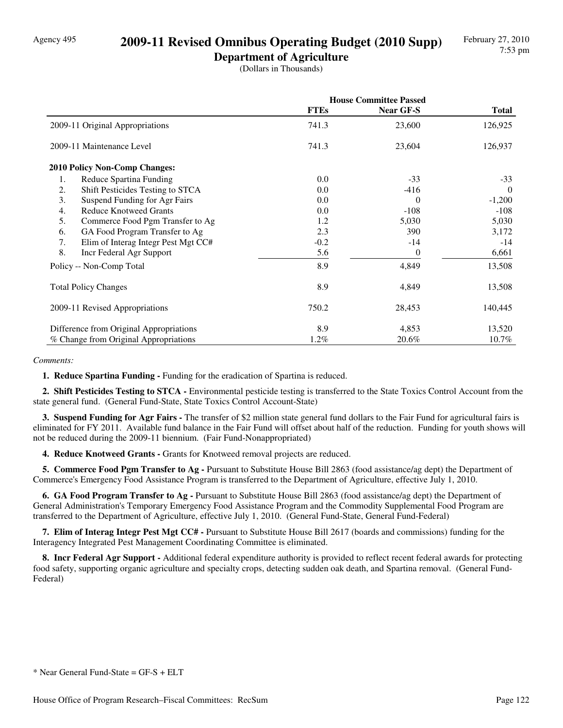Agency 495

# 2009-11 Revised Omnibus Operating Budget (2010 Supp)

## Department of Agriculture

(Dollars in Thousands)

| | House Committee Passed | | |
|---|---|---|---|
| | **FTEs** | **Near GF-S** | **Total** |
| 2009-11 Original Appropriations | 741.3 | 23,600 | 126,925 |
| 2009-11 Maintenance Level | 741.3 | 23,604 | 126,937 |
| **2010 Policy Non-Comp Changes:** | | | |
| 1. Reduce Spartina Funding | 0.0 | -33 | -33 |
| 2. Shift Pesticides Testing to STCA | 0.0 | -416 | 0 |
| 3. Suspend Funding for Agr Fairs | 0.0 | 0 | -1,200 |
| 4. Reduce Knotweed Grants | 0.0 | -108 | -108 |
| 5. Commerce Food Pgm Transfer to Ag | 1.2 | 5,030 | 5,030 |
| 6. GA Food Program Transfer to Ag | 2.3 | 390 | 3,172 |
| 7. Elim of Interag Integr Pest Mgt CC# | -0.2 | -14 | -14 |
| 8. Incr Federal Agr Support | 5.6 | 0 | 6,661 |
| Policy -- Non-Comp Total | 8.9 | 4,849 | 13,508 |
| Total Policy Changes | 8.9 | 4,849 | 13,508 |
| 2009-11 Revised Appropriations | 750.2 | 28,453 | 140,445 |
| Difference from Original Appropriations | 8.9 | 4,853 | 13,520 |
| % Change from Original Appropriations | 1.2% | 20.6% | 10.7% |

*Comments:*

**1. Reduce Spartina Funding -** Funding for the eradication of Spartina is reduced.

**2. Shift Pesticides Testing to STCA -** Environmental pesticide testing is transferred to the State Toxics Control Account from the state general fund. (General Fund-State, State Toxics Control Account-State)

**3. Suspend Funding for Agr Fairs -** The transfer of $2 million state general fund dollars to the Fair Fund for agricultural fairs is eliminated for FY 2011. Available fund balance in the Fair Fund will offset about half of the reduction. Funding for youth shows will not be reduced during the 2009-11 biennium. (Fair Fund-Nonappropriated)

**4. Reduce Knotweed Grants -** Grants for Knotweed removal projects are reduced.

**5. Commerce Food Pgm Transfer to Ag -** Pursuant to Substitute House Bill 2863 (food assistance/ag dept) the Department of Commerce's Emergency Food Assistance Program is transferred to the Department of Agriculture, effective July 1, 2010.

**6. GA Food Program Transfer to Ag -** Pursuant to Substitute House Bill 2863 (food assistance/ag dept) the Department of General Administration's Temporary Emergency Food Assistance Program and the Commodity Supplemental Food Program are transferred to the Department of Agriculture, effective July 1, 2010. (General Fund-State, General Fund-Federal)

**7. Elim of Interag Integr Pest Mgt CC# -** Pursuant to Substitute House Bill 2617 (boards and commissions) funding for the Interagency Integrated Pest Management Coordinating Committee is eliminated.

**8. Incr Federal Agr Support -** Additional federal expenditure authority is provided to reflect recent federal awards for protecting food safety, supporting organic agriculture and specialty crops, detecting sudden oak death, and Spartina removal. (General Fund-Federal)

* Near General Fund-State = GF-S + ELT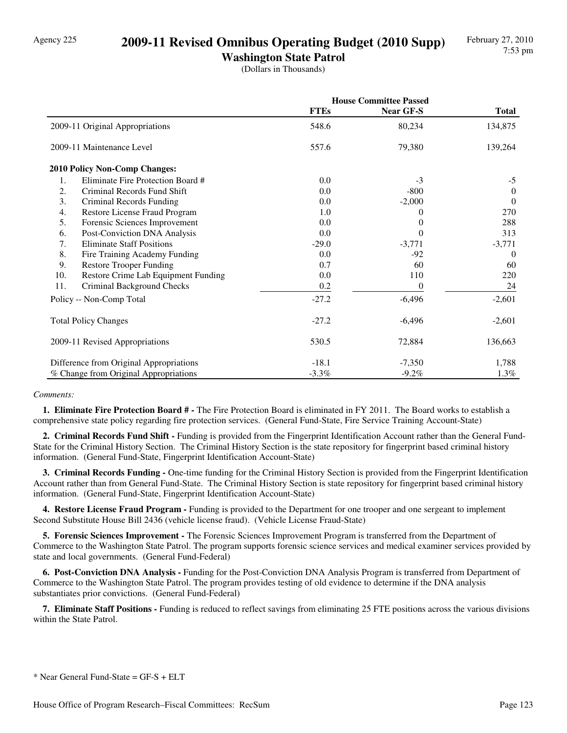Agency 225

# 2009-11 Revised Omnibus Operating Budget (2010 Supp)

## Washington State Patrol

(Dollars in Thousands)

February 27, 2010
7:53 pm

| | House Committee Passed | | |
|---|---|---|---|
| | **FTEs** | **Near GF-S** | **Total** |
| 2009-11 Original Appropriations | 548.6 | 80,234 | 134,875 |
| 2009-11 Maintenance Level | 557.6 | 79,380 | 139,264 |
| **2010 Policy Non-Comp Changes:** | | | |
| 1. Eliminate Fire Protection Board # | 0.0 | -3 | -5 |
| 2. Criminal Records Fund Shift | 0.0 | -800 | 0 |
| 3. Criminal Records Funding | 0.0 | -2,000 | 0 |
| 4. Restore License Fraud Program | 1.0 | 0 | 270 |
| 5. Forensic Sciences Improvement | 0.0 | 0 | 288 |
| 6. Post-Conviction DNA Analysis | 0.0 | 0 | 313 |
| 7. Eliminate Staff Positions | -29.0 | -3,771 | -3,771 |
| 8. Fire Training Academy Funding | 0.0 | -92 | 0 |
| 9. Restore Trooper Funding | 0.7 | 60 | 60 |
| 10. Restore Crime Lab Equipment Funding | 0.0 | 110 | 220 |
| 11. Criminal Background Checks | 0.2 | 0 | 24 |
| Policy -- Non-Comp Total | -27.2 | -6,496 | -2,601 |
| Total Policy Changes | -27.2 | -6,496 | -2,601 |
| 2009-11 Revised Appropriations | 530.5 | 72,884 | 136,663 |
| Difference from Original Appropriations | -18.1 | -7,350 | 1,788 |
| % Change from Original Appropriations | -3.3% | -9.2% | 1.3% |

*Comments:*

**1. Eliminate Fire Protection Board # -** The Fire Protection Board is eliminated in FY 2011. The Board works to establish a comprehensive state policy regarding fire protection services. (General Fund-State, Fire Service Training Account-State)

**2. Criminal Records Fund Shift -** Funding is provided from the Fingerprint Identification Account rather than the General Fund-State for the Criminal History Section. The Criminal History Section is the state repository for fingerprint based criminal history information. (General Fund-State, Fingerprint Identification Account-State)

**3. Criminal Records Funding -** One-time funding for the Criminal History Section is provided from the Fingerprint Identification Account rather than from General Fund-State. The Criminal History Section is state repository for fingerprint based criminal history information. (General Fund-State, Fingerprint Identification Account-State)

**4. Restore License Fraud Program -** Funding is provided to the Department for one trooper and one sergeant to implement Second Substitute House Bill 2436 (vehicle license fraud). (Vehicle License Fraud-State)

**5. Forensic Sciences Improvement -** The Forensic Sciences Improvement Program is transferred from the Department of Commerce to the Washington State Patrol. The program supports forensic science services and medical examiner services provided by state and local governments. (General Fund-Federal)

**6. Post-Conviction DNA Analysis -** Funding for the Post-Conviction DNA Analysis Program is transferred from Department of Commerce to the Washington State Patrol. The program provides testing of old evidence to determine if the DNA analysis substantiates prior convictions. (General Fund-Federal)

**7. Eliminate Staff Positions -** Funding is reduced to reflect savings from eliminating 25 FTE positions across the various divisions within the State Patrol.

* Near General Fund-State = GF-S + ELT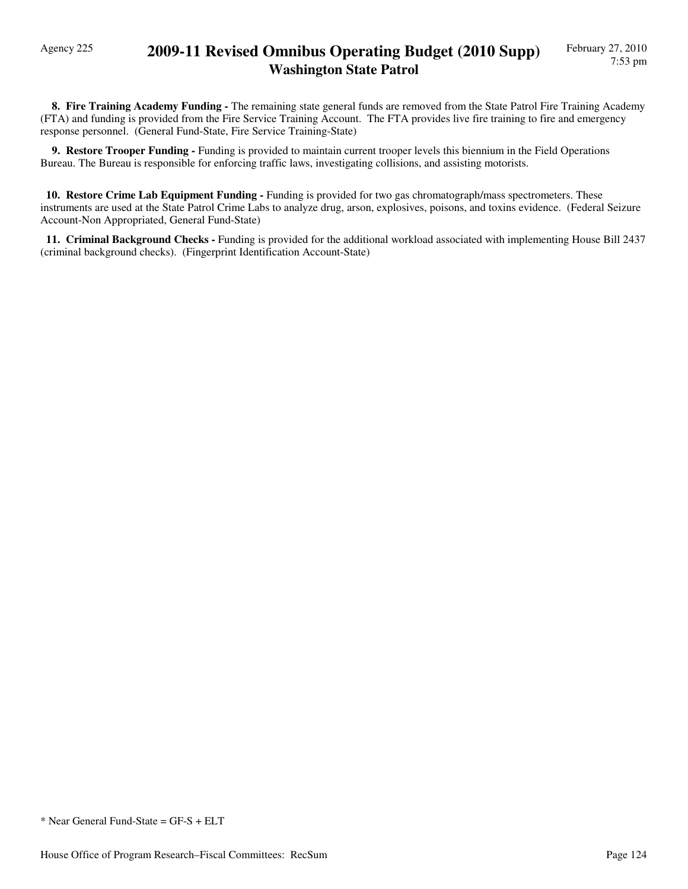**8. Fire Training Academy Funding -** The remaining state general funds are removed from the State Patrol Fire Training Academy (FTA) and funding is provided from the Fire Service Training Account. The FTA provides live fire training to fire and emergency response personnel. (General Fund-State, Fire Service Training-State)

**9. Restore Trooper Funding -** Funding is provided to maintain current trooper levels this biennium in the Field Operations Bureau. The Bureau is responsible for enforcing traffic laws, investigating collisions, and assisting motorists.

**10. Restore Crime Lab Equipment Funding -** Funding is provided for two gas chromatograph/mass spectrometers. These instruments are used at the State Patrol Crime Labs to analyze drug, arson, explosives, poisons, and toxins evidence. (Federal Seizure Account-Non Appropriated, General Fund-State)

**11. Criminal Background Checks -** Funding is provided for the additional workload associated with implementing House Bill 2437 (criminal background checks). (Fingerprint Identification Account-State)

* Near General Fund-State = GF-S + ELT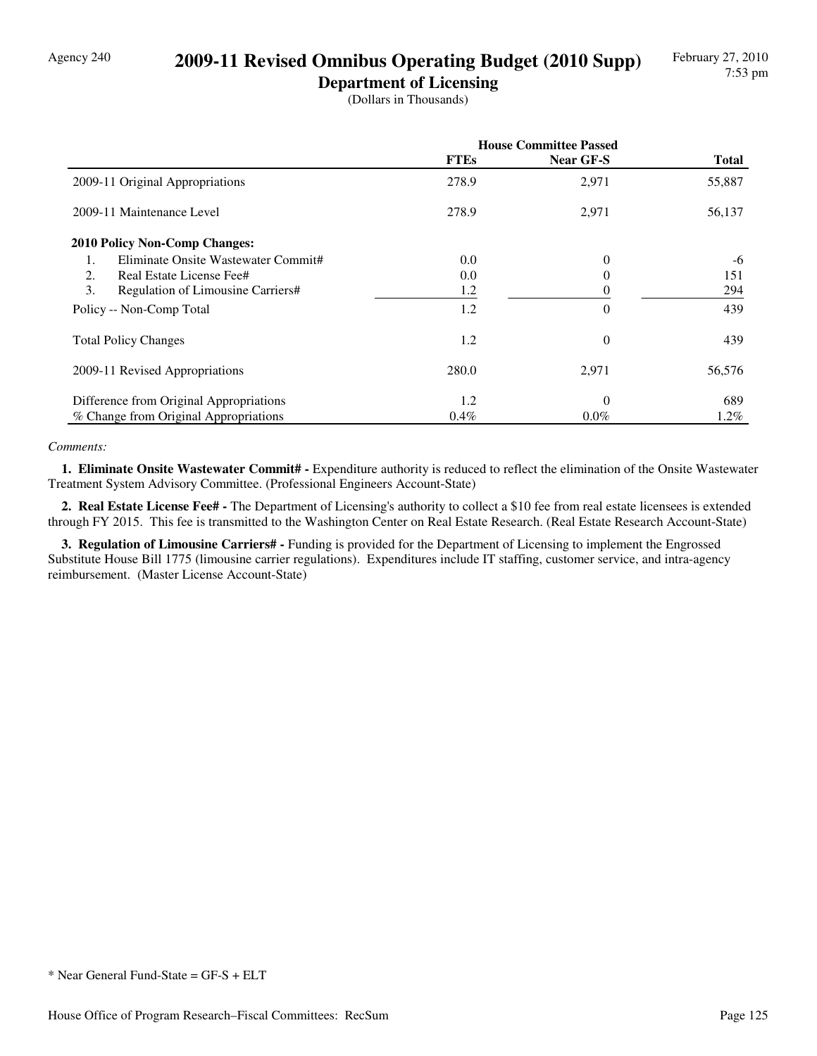Agency 240

# 2009-11 Revised Omnibus Operating Budget (2010 Supp)

## Department of Licensing

(Dollars in Thousands)

| | House Committee Passed | | |
|---|---|---|---|
| | **FTEs** | **Near GF-S** | **Total** |
| 2009-11 Original Appropriations | 278.9 | 2,971 | 55,887 |
| 2009-11 Maintenance Level | 278.9 | 2,971 | 56,137 |
| **2010 Policy Non-Comp Changes:** | | | |
| 1. Eliminate Onsite Wastewater Commit# | 0.0 | 0 | -6 |
| 2. Real Estate License Fee# | 0.0 | 0 | 151 |
| 3. Regulation of Limousine Carriers# | 1.2 | 0 | 294 |
| Policy -- Non-Comp Total | 1.2 | 0 | 439 |
| Total Policy Changes | 1.2 | 0 | 439 |
| 2009-11 Revised Appropriations | 280.0 | 2,971 | 56,576 |
| Difference from Original Appropriations | 1.2 | 0 | 689 |
| % Change from Original Appropriations | 0.4% | 0.0% | 1.2% |

*Comments:*

**1. Eliminate Onsite Wastewater Commit# -** Expenditure authority is reduced to reflect the elimination of the Onsite Wastewater Treatment System Advisory Committee. (Professional Engineers Account-State)

**2. Real Estate License Fee# -** The Department of Licensing's authority to collect a $10 fee from real estate licensees is extended through FY 2015. This fee is transmitted to the Washington Center on Real Estate Research. (Real Estate Research Account-State)

**3. Regulation of Limousine Carriers# -** Funding is provided for the Department of Licensing to implement the Engrossed Substitute House Bill 1775 (limousine carrier regulations). Expenditures include IT staffing, customer service, and intra-agency reimbursement. (Master License Account-State)

* Near General Fund-State = GF-S + ELT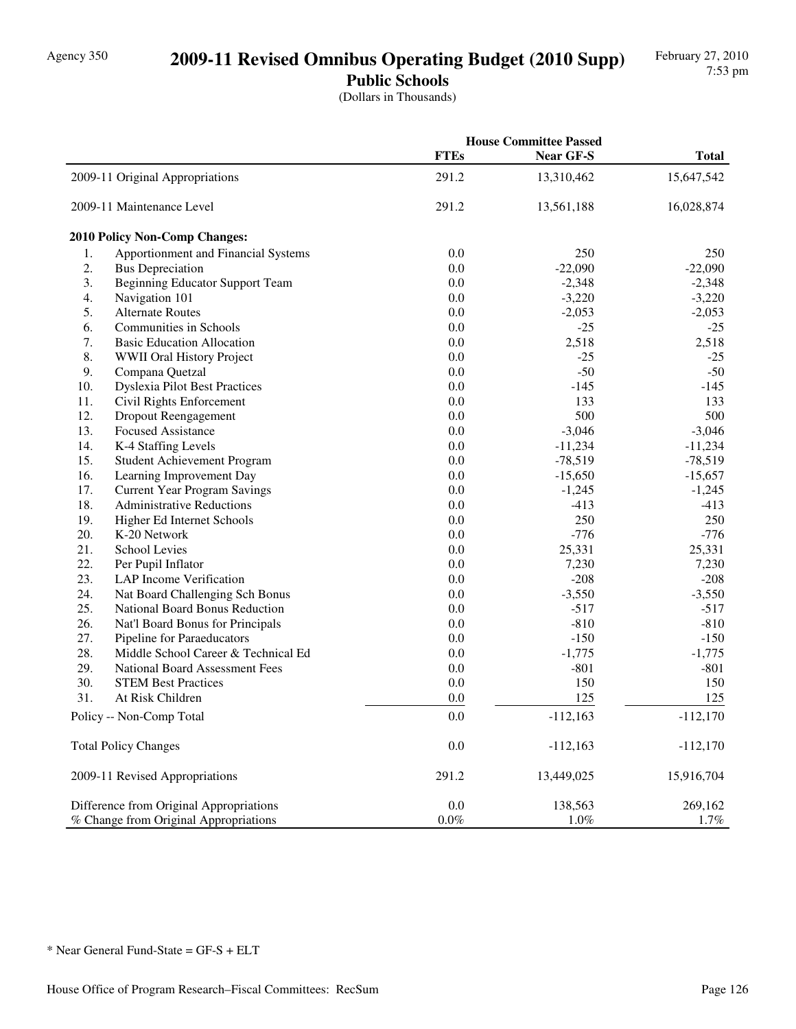# 2009-11 Revised Omnibus Operating Budget (2010 Supp)

## Public Schools

(Dollars in Thousands)

| | | House Committee Passed | |
|---|---|---|---|
| | **FTEs** | **Near GF-S** | **Total** |
| 2009-11 Original Appropriations | 291.2 | 13,310,462 | 15,647,542 |
| 2009-11 Maintenance Level | 291.2 | 13,561,188 | 16,028,874 |
| **2010 Policy Non-Comp Changes:** | | | |
| 1. Apportionment and Financial Systems | 0.0 | 250 | 250 |
| 2. Bus Depreciation | 0.0 | -22,090 | -22,090 |
| 3. Beginning Educator Support Team | 0.0 | -2,348 | -2,348 |
| 4. Navigation 101 | 0.0 | -3,220 | -3,220 |
| 5. Alternate Routes | 0.0 | -2,053 | -2,053 |
| 6. Communities in Schools | 0.0 | -25 | -25 |
| 7. Basic Education Allocation | 0.0 | 2,518 | 2,518 |
| 8. WWII Oral History Project | 0.0 | -25 | -25 |
| 9. Compana Quetzal | 0.0 | -50 | -50 |
| 10. Dyslexia Pilot Best Practices | 0.0 | -145 | -145 |
| 11. Civil Rights Enforcement | 0.0 | 133 | 133 |
| 12. Dropout Reengagement | 0.0 | 500 | 500 |
| 13. Focused Assistance | 0.0 | -3,046 | -3,046 |
| 14. K-4 Staffing Levels | 0.0 | -11,234 | -11,234 |
| 15. Student Achievement Program | 0.0 | -78,519 | -78,519 |
| 16. Learning Improvement Day | 0.0 | -15,650 | -15,657 |
| 17. Current Year Program Savings | 0.0 | -1,245 | -1,245 |
| 18. Administrative Reductions | 0.0 | -413 | -413 |
| 19. Higher Ed Internet Schools | 0.0 | 250 | 250 |
| 20. K-20 Network | 0.0 | -776 | -776 |
| 21. School Levies | 0.0 | 25,331 | 25,331 |
| 22. Per Pupil Inflator | 0.0 | 7,230 | 7,230 |
| 23. LAP Income Verification | 0.0 | -208 | -208 |
| 24. Nat Board Challenging Sch Bonus | 0.0 | -3,550 | -3,550 |
| 25. National Board Bonus Reduction | 0.0 | -517 | -517 |
| 26. Nat'l Board Bonus for Principals | 0.0 | -810 | -810 |
| 27. Pipeline for Paraeducators | 0.0 | -150 | -150 |
| 28. Middle School Career & Technical Ed | 0.0 | -1,775 | -1,775 |
| 29. National Board Assessment Fees | 0.0 | -801 | -801 |
| 30. STEM Best Practices | 0.0 | 150 | 150 |
| 31. At Risk Children | 0.0 | 125 | 125 |
| Policy -- Non-Comp Total | 0.0 | -112,163 | -112,170 |
| Total Policy Changes | 0.0 | -112,163 | -112,170 |
| 2009-11 Revised Appropriations | 291.2 | 13,449,025 | 15,916,704 |
| Difference from Original Appropriations | 0.0 | 138,563 | 269,162 |
| % Change from Original Appropriations | 0.0% | 1.0% | 1.7% |

* Near General Fund-State = GF-S + ELT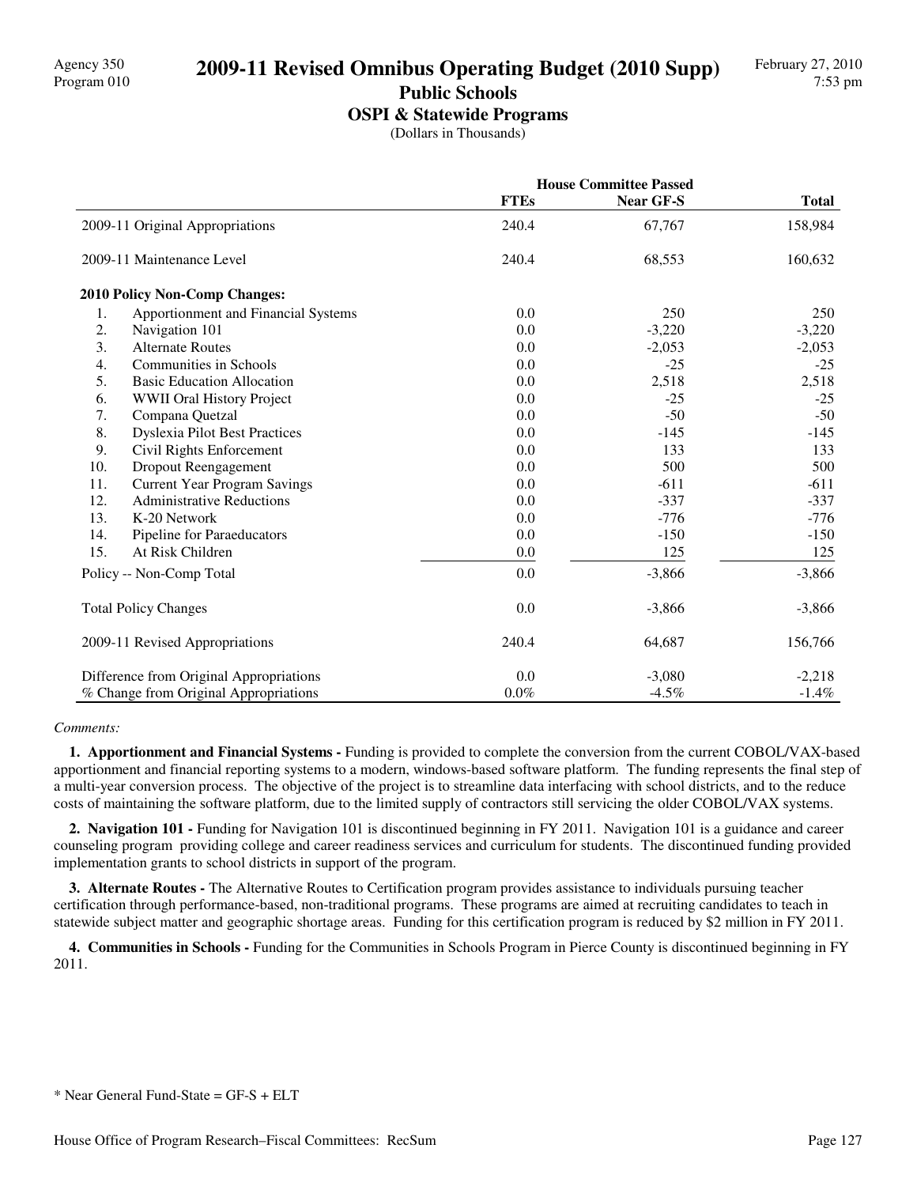Agency 350
Program 010

# 2009-11 Revised Omnibus Operating Budget (2010 Supp)

## Public Schools

### OSPI & Statewide Programs

(Dollars in Thousands)

| | House Committee Passed | | |
|---|---|---|---|
| | FTEs | Near GF-S | Total |
| 2009-11 Original Appropriations | 240.4 | 67,767 | 158,984 |
| 2009-11 Maintenance Level | 240.4 | 68,553 | 160,632 |
| **2010 Policy Non-Comp Changes:** | | | |
| 1. Apportionment and Financial Systems | 0.0 | 250 | 250 |
| 2. Navigation 101 | 0.0 | -3,220 | -3,220 |
| 3. Alternate Routes | 0.0 | -2,053 | -2,053 |
| 4. Communities in Schools | 0.0 | -25 | -25 |
| 5. Basic Education Allocation | 0.0 | 2,518 | 2,518 |
| 6. WWII Oral History Project | 0.0 | -25 | -25 |
| 7. Compana Quetzal | 0.0 | -50 | -50 |
| 8. Dyslexia Pilot Best Practices | 0.0 | -145 | -145 |
| 9. Civil Rights Enforcement | 0.0 | 133 | 133 |
| 10. Dropout Reengagement | 0.0 | 500 | 500 |
| 11. Current Year Program Savings | 0.0 | -611 | -611 |
| 12. Administrative Reductions | 0.0 | -337 | -337 |
| 13. K-20 Network | 0.0 | -776 | -776 |
| 14. Pipeline for Paraeducators | 0.0 | -150 | -150 |
| 15. At Risk Children | 0.0 | 125 | 125 |
| Policy -- Non-Comp Total | 0.0 | -3,866 | -3,866 |
| Total Policy Changes | 0.0 | -3,866 | -3,866 |
| 2009-11 Revised Appropriations | 240.4 | 64,687 | 156,766 |
| Difference from Original Appropriations | 0.0 | -3,080 | -2,218 |
| % Change from Original Appropriations | 0.0% | -4.5% | -1.4% |

*Comments:*

**1. Apportionment and Financial Systems -** Funding is provided to complete the conversion from the current COBOL/VAX-based apportionment and financial reporting systems to a modern, windows-based software platform. The funding represents the final step of a multi-year conversion process. The objective of the project is to streamline data interfacing with school districts, and to the reduce costs of maintaining the software platform, due to the limited supply of contractors still servicing the older COBOL/VAX systems.

**2. Navigation 101 -** Funding for Navigation 101 is discontinued beginning in FY 2011. Navigation 101 is a guidance and career counseling program providing college and career readiness services and curriculum for students. The discontinued funding provided implementation grants to school districts in support of the program.

**3. Alternate Routes -** The Alternative Routes to Certification program provides assistance to individuals pursuing teacher certification through performance-based, non-traditional programs. These programs are aimed at recruiting candidates to teach in statewide subject matter and geographic shortage areas. Funding for this certification program is reduced by $2 million in FY 2011.

**4. Communities in Schools -** Funding for the Communities in Schools Program in Pierce County is discontinued beginning in FY 2011.

* Near General Fund-State = GF-S + ELT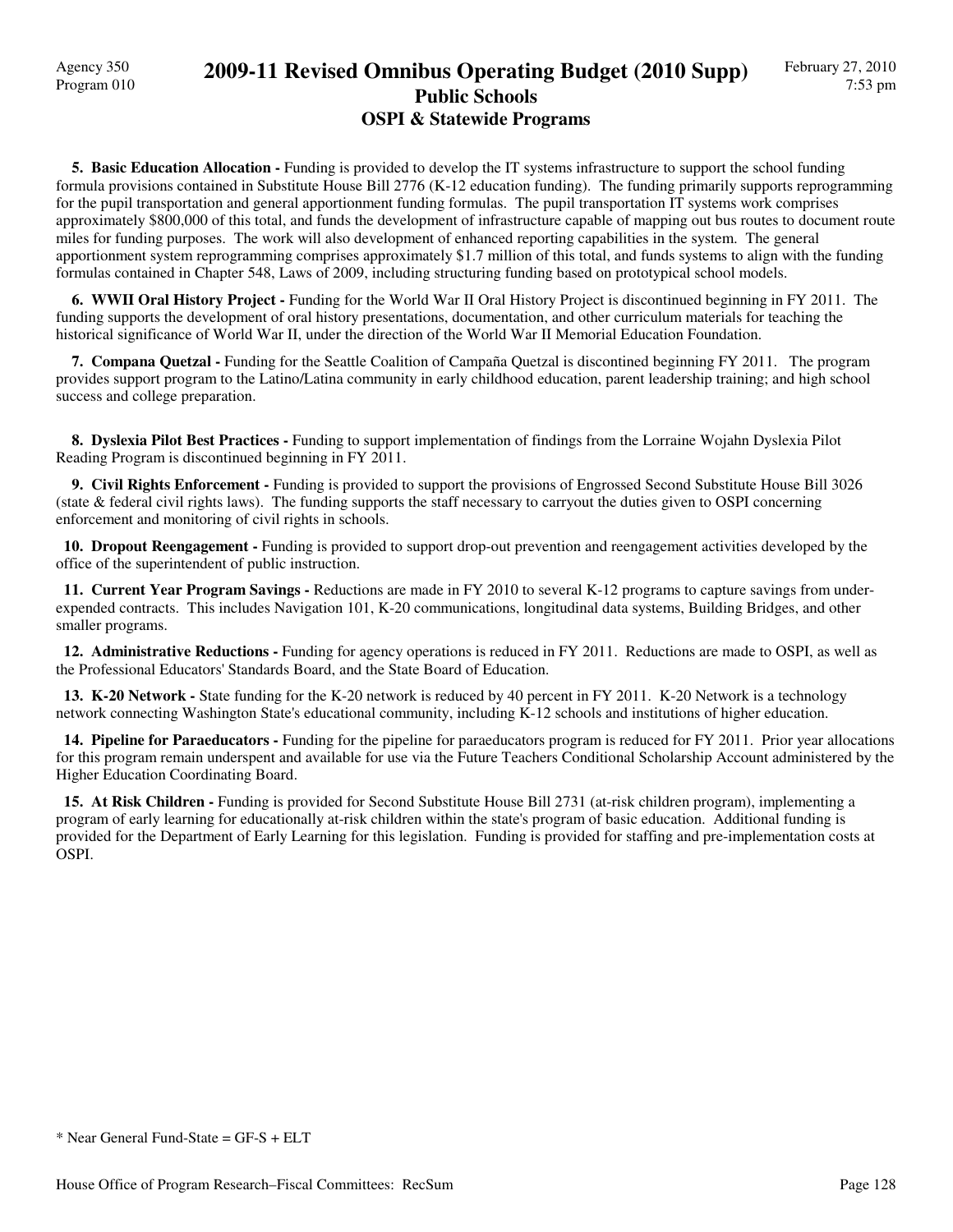**5. Basic Education Allocation -** Funding is provided to develop the IT systems infrastructure to support the school funding formula provisions contained in Substitute House Bill 2776 (K-12 education funding). The funding primarily supports reprogramming for the pupil transportation and general apportionment funding formulas. The pupil transportation IT systems work comprises approximately $800,000 of this total, and funds the development of infrastructure capable of mapping out bus routes to document route miles for funding purposes. The work will also development of enhanced reporting capabilities in the system. The general apportionment system reprogramming comprises approximately $1.7 million of this total, and funds systems to align with the funding formulas contained in Chapter 548, Laws of 2009, including structuring funding based on prototypical school models.

**6. WWII Oral History Project -** Funding for the World War II Oral History Project is discontinued beginning in FY 2011. The funding supports the development of oral history presentations, documentation, and other curriculum materials for teaching the historical significance of World War II, under the direction of the World War II Memorial Education Foundation.

**7. Compana Quetzal -** Funding for the Seattle Coalition of Campaña Quetzal is discontined beginning FY 2011. The program provides support program to the Latino/Latina community in early childhood education, parent leadership training; and high school success and college preparation.

**8. Dyslexia Pilot Best Practices -** Funding to support implementation of findings from the Lorraine Wojahn Dyslexia Pilot Reading Program is discontinued beginning in FY 2011.

**9. Civil Rights Enforcement -** Funding is provided to support the provisions of Engrossed Second Substitute House Bill 3026 (state & federal civil rights laws). The funding supports the staff necessary to carryout the duties given to OSPI concerning enforcement and monitoring of civil rights in schools.

**10. Dropout Reengagement -** Funding is provided to support drop-out prevention and reengagement activities developed by the office of the superintendent of public instruction.

**11. Current Year Program Savings -** Reductions are made in FY 2010 to several K-12 programs to capture savings from under-expended contracts. This includes Navigation 101, K-20 communications, longitudinal data systems, Building Bridges, and other smaller programs.

**12. Administrative Reductions -** Funding for agency operations is reduced in FY 2011. Reductions are made to OSPI, as well as the Professional Educators' Standards Board, and the State Board of Education.

**13. K-20 Network -** State funding for the K-20 network is reduced by 40 percent in FY 2011. K-20 Network is a technology network connecting Washington State's educational community, including K-12 schools and institutions of higher education.

**14. Pipeline for Paraeducators -** Funding for the pipeline for paraeducators program is reduced for FY 2011. Prior year allocations for this program remain underspent and available for use via the Future Teachers Conditional Scholarship Account administered by the Higher Education Coordinating Board.

**15. At Risk Children -** Funding is provided for Second Substitute House Bill 2731 (at-risk children program), implementing a program of early learning for educationally at-risk children within the state's program of basic education. Additional funding is provided for the Department of Early Learning for this legislation. Funding is provided for staffing and pre-implementation costs at OSPI.

* Near General Fund-State = GF-S + ELT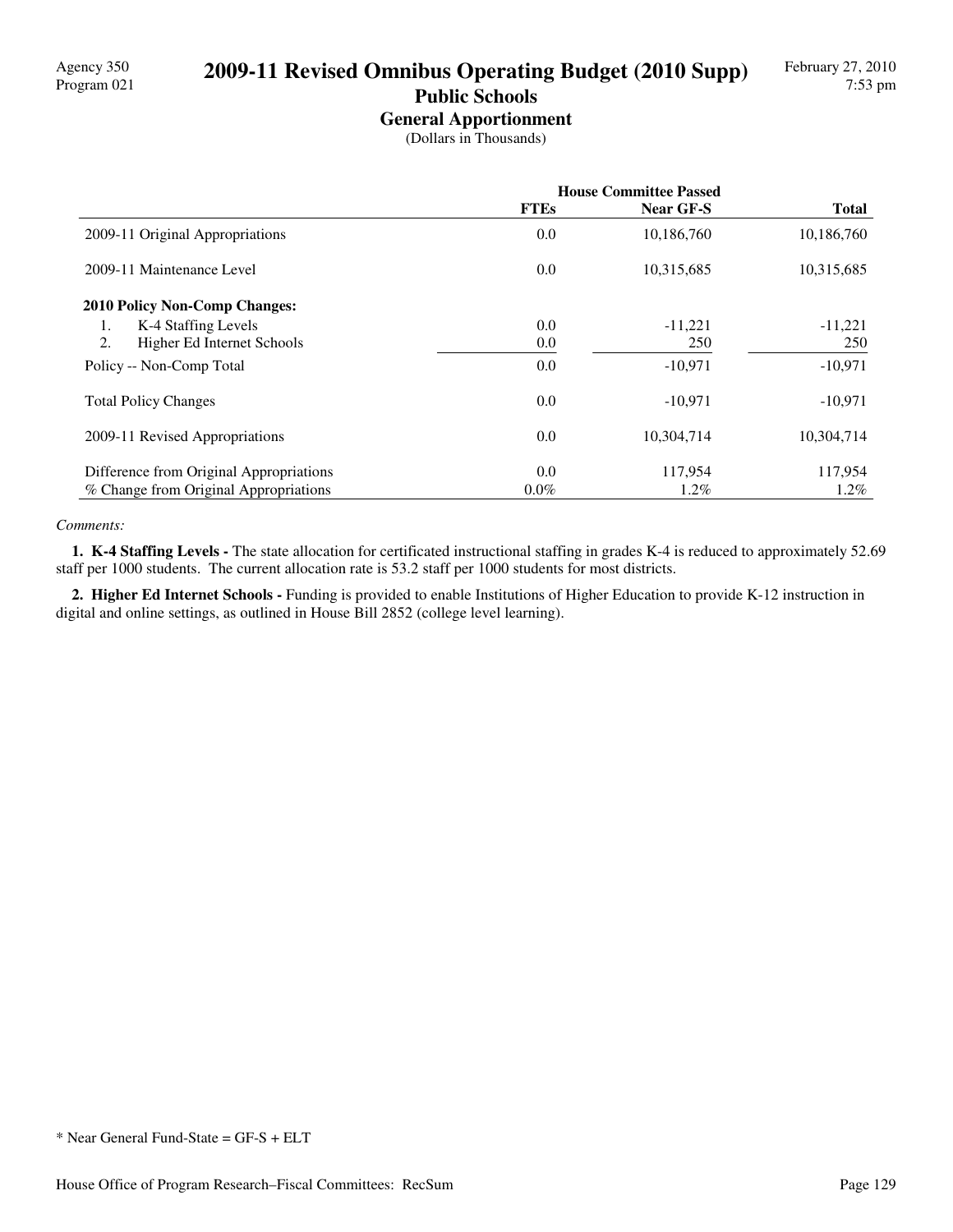# 2009-11 Revised Omnibus Operating Budget (2010 Supp)

## Public Schools

### General Apportionment

(Dollars in Thousands)

| | House Committee Passed | | |
|---|---|---|---|
| | FTEs | Near GF-S | Total |
| 2009-11 Original Appropriations | 0.0 | 10,186,760 | 10,186,760 |
| 2009-11 Maintenance Level | 0.0 | 10,315,685 | 10,315,685 |
| **2010 Policy Non-Comp Changes:** | | | |
| 1. K-4 Staffing Levels | 0.0 | -11,221 | -11,221 |
| 2. Higher Ed Internet Schools | 0.0 | 250 | 250 |
| Policy -- Non-Comp Total | 0.0 | -10,971 | -10,971 |
| Total Policy Changes | 0.0 | -10,971 | -10,971 |
| 2009-11 Revised Appropriations | 0.0 | 10,304,714 | 10,304,714 |
| Difference from Original Appropriations | 0.0 | 117,954 | 117,954 |
| % Change from Original Appropriations | 0.0% | 1.2% | 1.2% |

*Comments:*

**1. K-4 Staffing Levels -** The state allocation for certificated instructional staffing in grades K-4 is reduced to approximately 52.69 staff per 1000 students. The current allocation rate is 53.2 staff per 1000 students for most districts.

**2. Higher Ed Internet Schools -** Funding is provided to enable Institutions of Higher Education to provide K-12 instruction in digital and online settings, as outlined in House Bill 2852 (college level learning).

* Near General Fund-State = GF-S + ELT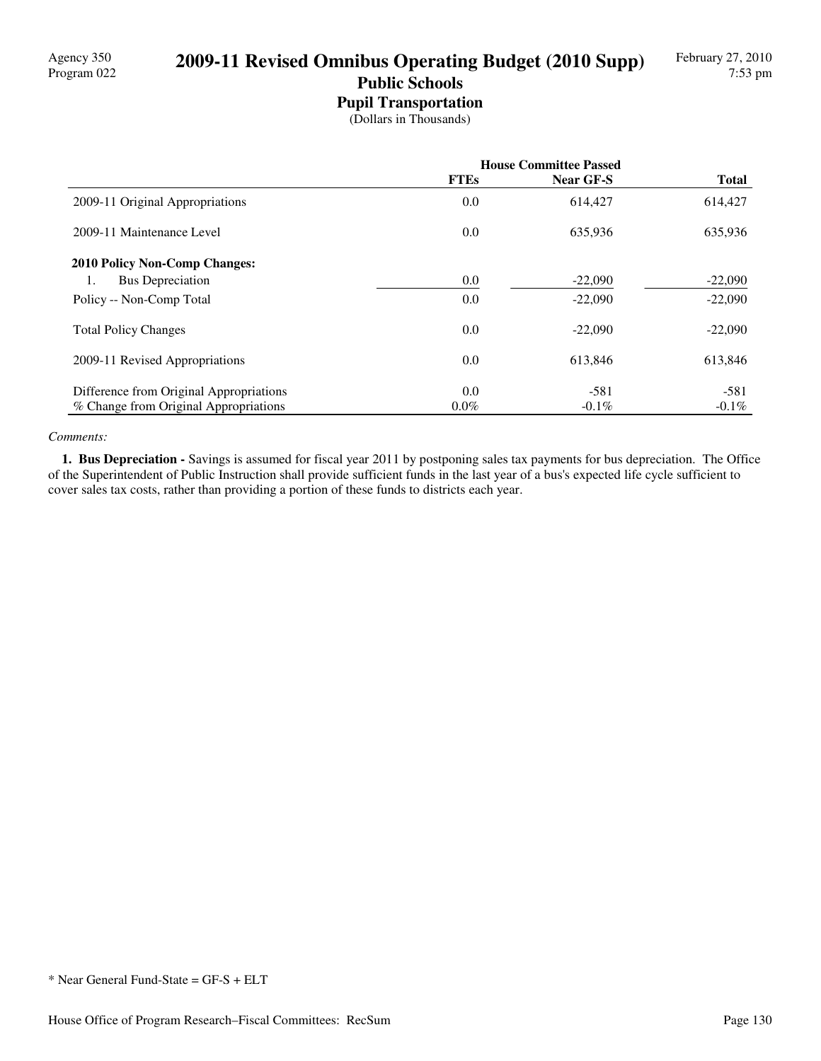Agency 350
Program 022

# 2009-11 Revised Omnibus Operating Budget (2010 Supp)

## Public Schools

### Pupil Transportation

(Dollars in Thousands)

| | House Committee Passed | | |
|---|---|---|---|
| | **FTEs** | **Near GF-S** | **Total** |
| 2009-11 Original Appropriations | 0.0 | 614,427 | 614,427 |
| 2009-11 Maintenance Level | 0.0 | 635,936 | 635,936 |
| **2010 Policy Non-Comp Changes:** | | | |
| 1. Bus Depreciation | 0.0 | -22,090 | -22,090 |
| Policy -- Non-Comp Total | 0.0 | -22,090 | -22,090 |
| Total Policy Changes | 0.0 | -22,090 | -22,090 |
| 2009-11 Revised Appropriations | 0.0 | 613,846 | 613,846 |
| Difference from Original Appropriations | 0.0 | -581 | -581 |
| % Change from Original Appropriations | 0.0% | -0.1% | -0.1% |

*Comments:*

**1. Bus Depreciation -** Savings is assumed for fiscal year 2011 by postponing sales tax payments for bus depreciation. The Office of the Superintendent of Public Instruction shall provide sufficient funds in the last year of a bus's expected life cycle sufficient to cover sales tax costs, rather than providing a portion of these funds to districts each year.

* Near General Fund-State = GF-S + ELT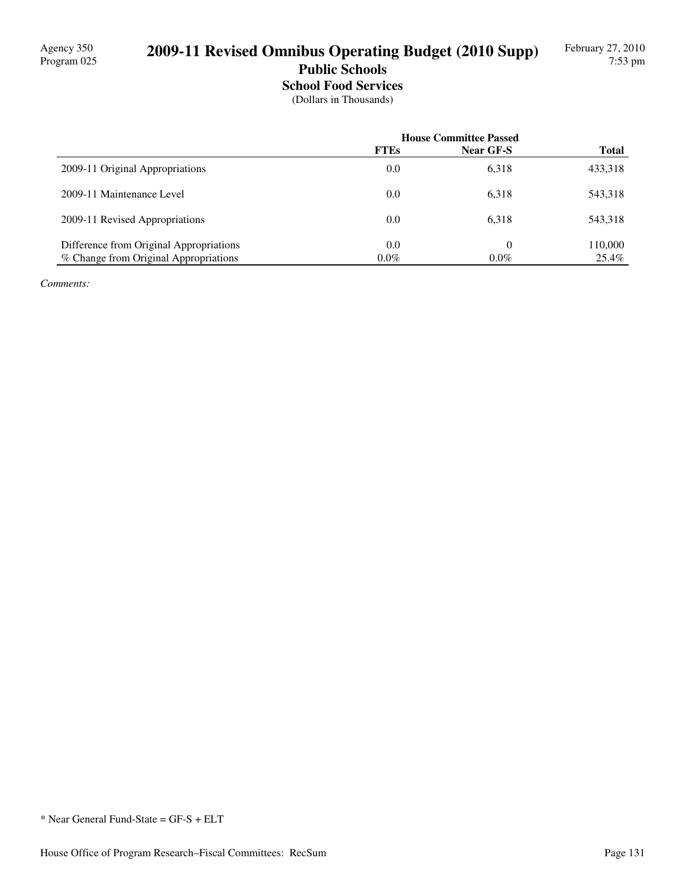Agency 350
Program 025

# 2009-11 Revised Omnibus Operating Budget (2010 Supp)

## Public Schools

### School Food Services

(Dollars in Thousands)

| | House Committee Passed | | |
|---|---|---|---|
| | FTEs | Near GF-S | Total |
| 2009-11 Original Appropriations | 0.0 | 6,318 | 433,318 |
| 2009-11 Maintenance Level | 0.0 | 6,318 | 543,318 |
| 2009-11 Revised Appropriations | 0.0 | 6,318 | 543,318 |
| Difference from Original Appropriations | 0.0 | 0 | 110,000 |
| % Change from Original Appropriations | 0.0% | 0.0% | 25.4% |

*Comments:*

* Near General Fund-State = GF-S + ELT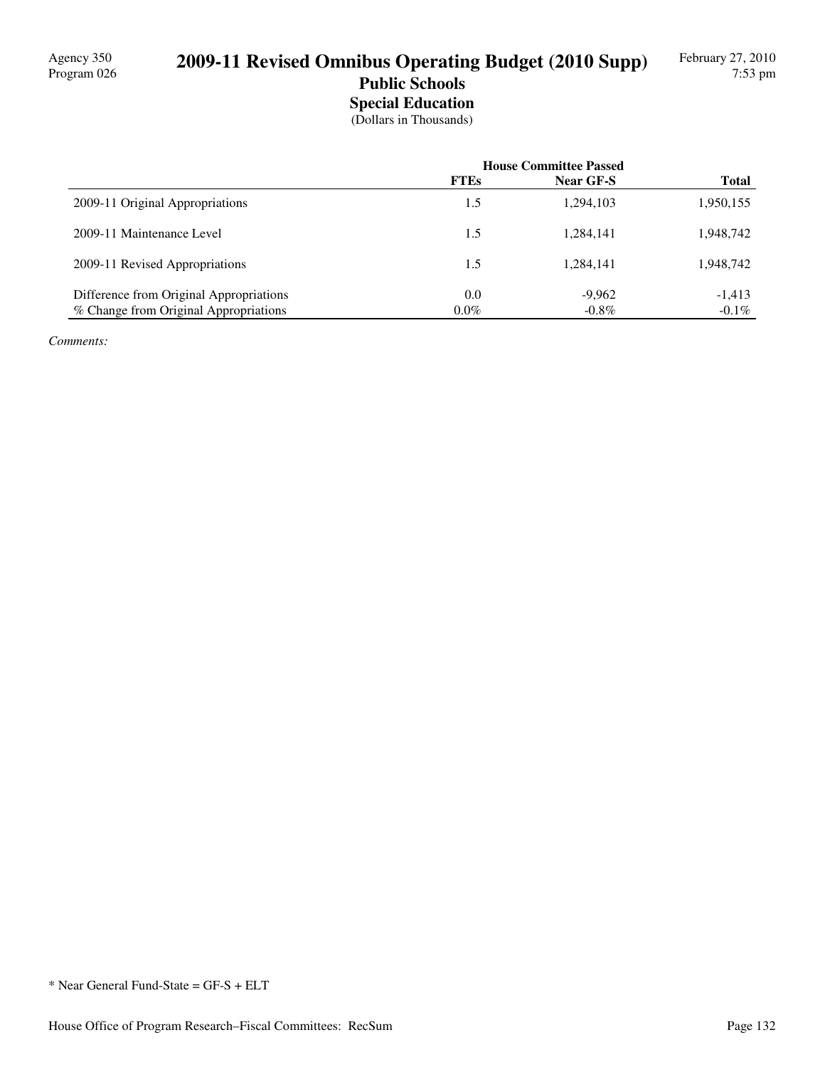Agency 350
Program 026

# 2009-11 Revised Omnibus Operating Budget (2010 Supp)

## Public Schools

### Special Education

(Dollars in Thousands)

| | House Committee Passed | | |
|---|---|---|---|
| | **FTEs** | **Near GF-S** | **Total** |
| 2009-11 Original Appropriations | 1.5 | 1,294,103 | 1,950,155 |
| 2009-11 Maintenance Level | 1.5 | 1,284,141 | 1,948,742 |
| 2009-11 Revised Appropriations | 1.5 | 1,284,141 | 1,948,742 |
| Difference from Original Appropriations | 0.0 | -9,962 | -1,413 |
| % Change from Original Appropriations | 0.0% | -0.8% | -0.1% |

*Comments:*

* Near General Fund-State = GF-S + ELT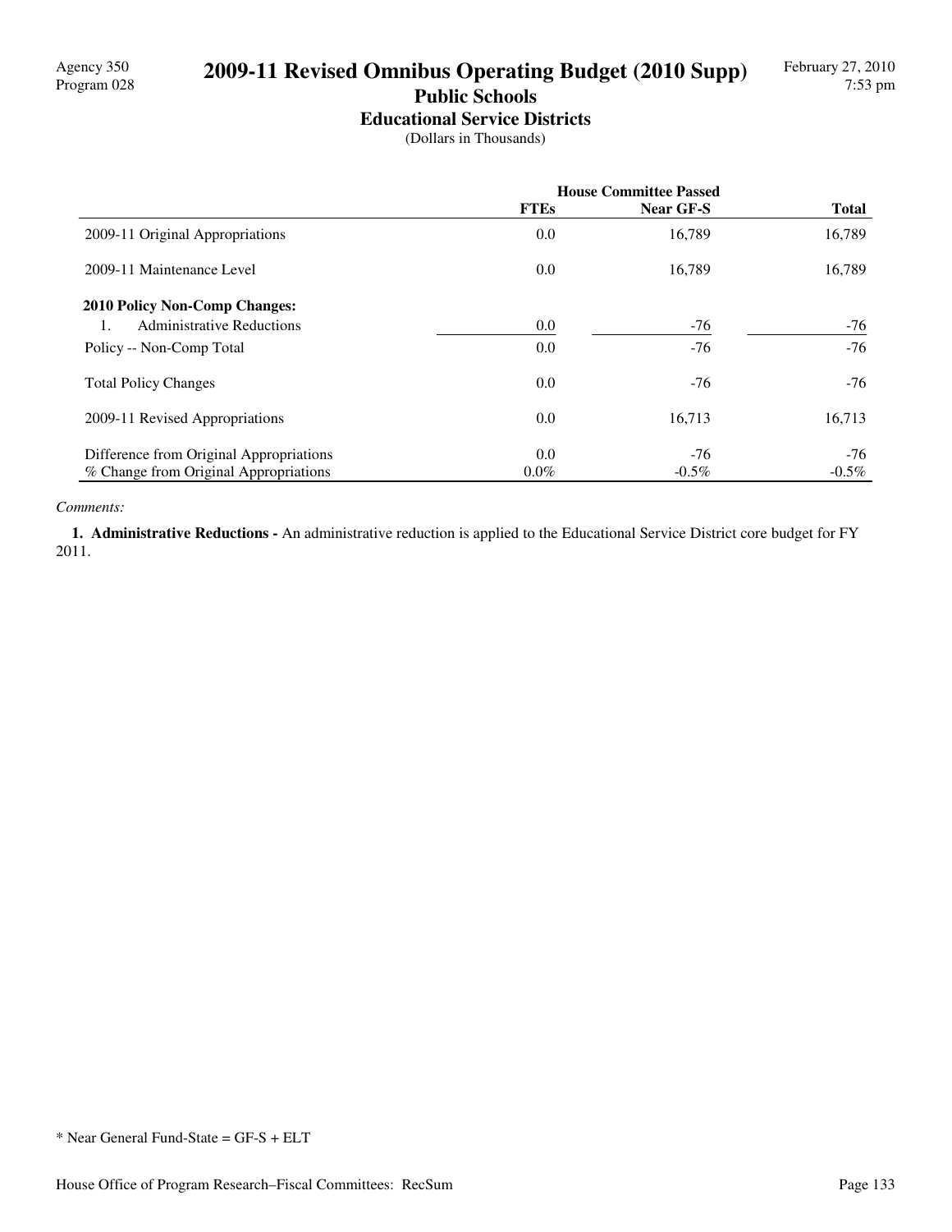Agency 350
Program 028

# 2009-11 Revised Omnibus Operating Budget (2010 Supp)

February 27, 2010
7:53 pm

## Public Schools

### Educational Service Districts

(Dollars in Thousands)

| | House Committee Passed | | |
|---|---|---|---|
| | FTEs | Near GF-S | Total |
| 2009-11 Original Appropriations | 0.0 | 16,789 | 16,789 |
| 2009-11 Maintenance Level | 0.0 | 16,789 | 16,789 |
| **2010 Policy Non-Comp Changes:** | | | |
| 1. Administrative Reductions | 0.0 | -76 | -76 |
| Policy -- Non-Comp Total | 0.0 | -76 | -76 |
| Total Policy Changes | 0.0 | -76 | -76 |
| 2009-11 Revised Appropriations | 0.0 | 16,713 | 16,713 |
| Difference from Original Appropriations | 0.0 | -76 | -76 |
| % Change from Original Appropriations | 0.0% | -0.5% | -0.5% |

*Comments:*

**1. Administrative Reductions -** An administrative reduction is applied to the Educational Service District core budget for FY 2011.

* Near General Fund-State = GF-S + ELT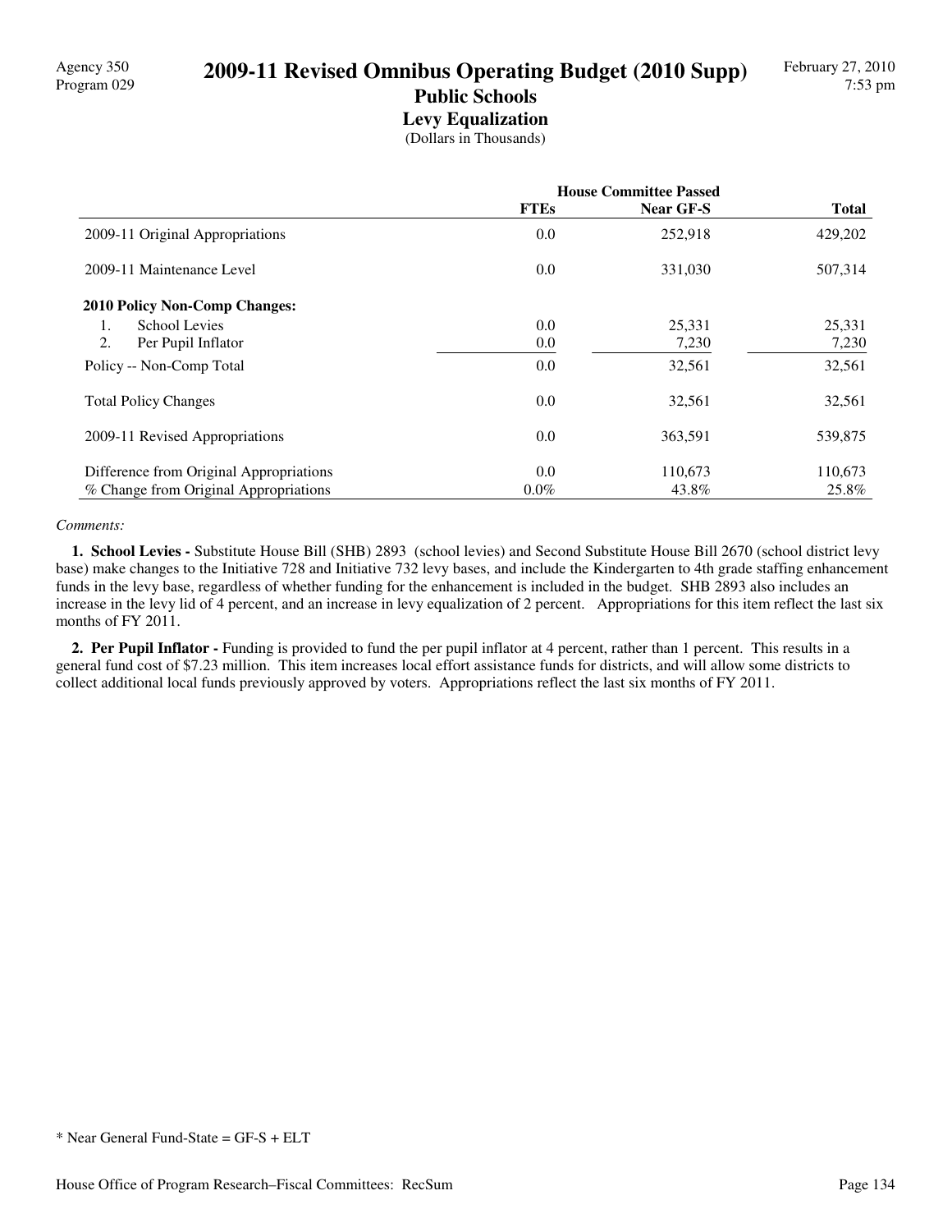# 2009-11 Revised Omnibus Operating Budget (2010 Supp)

## Public Schools

### Levy Equalization

(Dollars in Thousands)

| | House Committee Passed | | |
|---|---|---|---|
| | **FTEs** | **Near GF-S** | **Total** |
| 2009-11 Original Appropriations | 0.0 | 252,918 | 429,202 |
| 2009-11 Maintenance Level | 0.0 | 331,030 | 507,314 |
| **2010 Policy Non-Comp Changes:** | | | |
| 1. School Levies | 0.0 | 25,331 | 25,331 |
| 2. Per Pupil Inflator | 0.0 | 7,230 | 7,230 |
| Policy -- Non-Comp Total | 0.0 | 32,561 | 32,561 |
| Total Policy Changes | 0.0 | 32,561 | 32,561 |
| 2009-11 Revised Appropriations | 0.0 | 363,591 | 539,875 |
| Difference from Original Appropriations | 0.0 | 110,673 | 110,673 |
| % Change from Original Appropriations | 0.0% | 43.8% | 25.8% |

*Comments:*

**1. School Levies -** Substitute House Bill (SHB) 2893 (school levies) and Second Substitute House Bill 2670 (school district levy base) make changes to the Initiative 728 and Initiative 732 levy bases, and include the Kindergarten to 4th grade staffing enhancement funds in the levy base, regardless of whether funding for the enhancement is included in the budget. SHB 2893 also includes an increase in the levy lid of 4 percent, and an increase in levy equalization of 2 percent. Appropriations for this item reflect the last six months of FY 2011.

**2. Per Pupil Inflator -** Funding is provided to fund the per pupil inflator at 4 percent, rather than 1 percent. This results in a general fund cost of $7.23 million. This item increases local effort assistance funds for districts, and will allow some districts to collect additional local funds previously approved by voters. Appropriations reflect the last six months of FY 2011.

* Near General Fund-State = GF-S + ELT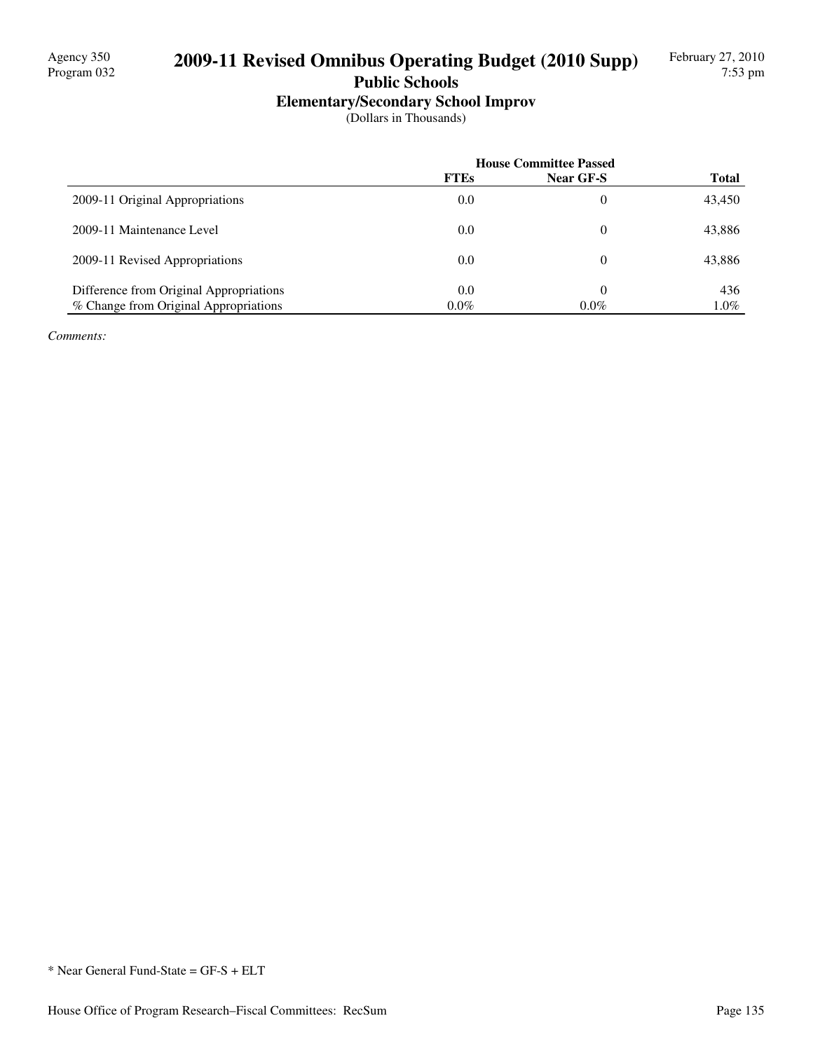# 2009-11 Revised Omnibus Operating Budget (2010 Supp)

## Public Schools

### Elementary/Secondary School Improv

(Dollars in Thousands)

| | House Committee Passed | | |
|---|---|---|---|
| | **FTEs** | **Near GF-S** | **Total** |
| 2009-11 Original Appropriations | 0.0 | 0 | 43,450 |
| 2009-11 Maintenance Level | 0.0 | 0 | 43,886 |
| 2009-11 Revised Appropriations | 0.0 | 0 | 43,886 |
| Difference from Original Appropriations | 0.0 | 0 | 436 |
| % Change from Original Appropriations | 0.0% | 0.0% | 1.0% |

*Comments:*

* Near General Fund-State = GF-S + ELT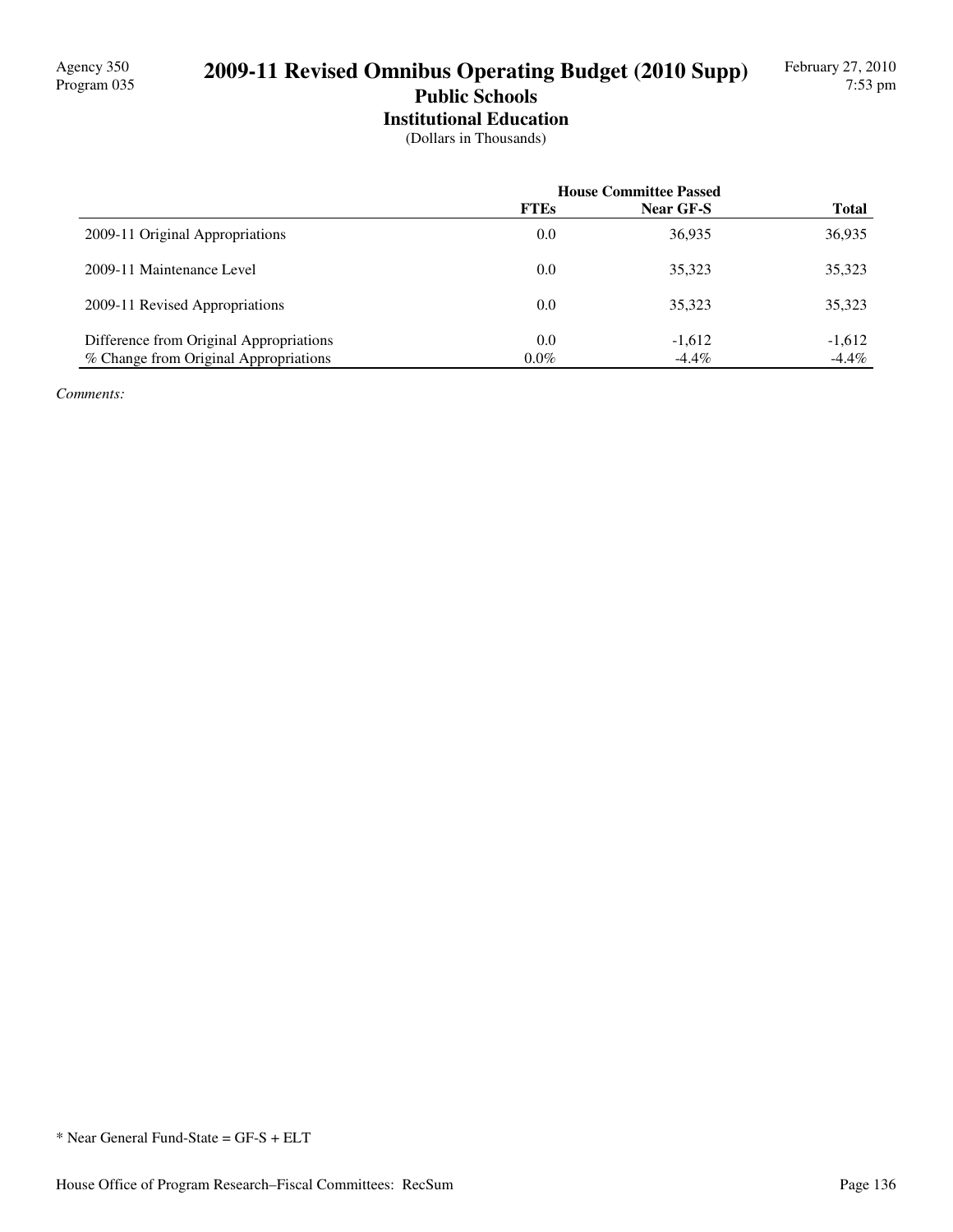Agency 350
Program 035

# 2009-11 Revised Omnibus Operating Budget (2010 Supp)

## Public Schools

### Institutional Education

(Dollars in Thousands)

| | House Committee Passed | | |
|---|---|---|---|
| | **FTEs** | **Near GF-S** | **Total** |
| 2009-11 Original Appropriations | 0.0 | 36,935 | 36,935 |
| 2009-11 Maintenance Level | 0.0 | 35,323 | 35,323 |
| 2009-11 Revised Appropriations | 0.0 | 35,323 | 35,323 |
| Difference from Original Appropriations | 0.0 | -1,612 | -1,612 |
| % Change from Original Appropriations | 0.0% | -4.4% | -4.4% |

*Comments:*

* Near General Fund-State = GF-S + ELT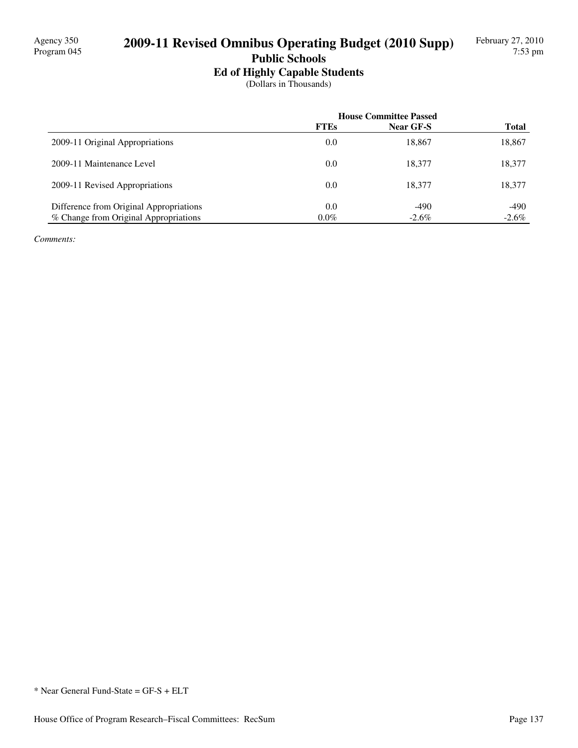# 2009-11 Revised Omnibus Operating Budget (2010 Supp)

Agency 350
Program 045

February 27, 2010
7:53 pm

## Public Schools

### Ed of Highly Capable Students

(Dollars in Thousands)

| | House Committee Passed | | |
|---|---|---|---|
| | **FTEs** | **Near GF-S** | **Total** |
| 2009-11 Original Appropriations | 0.0 | 18,867 | 18,867 |
| 2009-11 Maintenance Level | 0.0 | 18,377 | 18,377 |
| 2009-11 Revised Appropriations | 0.0 | 18,377 | 18,377 |
| Difference from Original Appropriations | 0.0 | -490 | -490 |
| % Change from Original Appropriations | 0.0% | -2.6% | -2.6% |

*Comments:*

* Near General Fund-State = GF-S + ELT

House Office of Program Research–Fiscal Committees: RecSum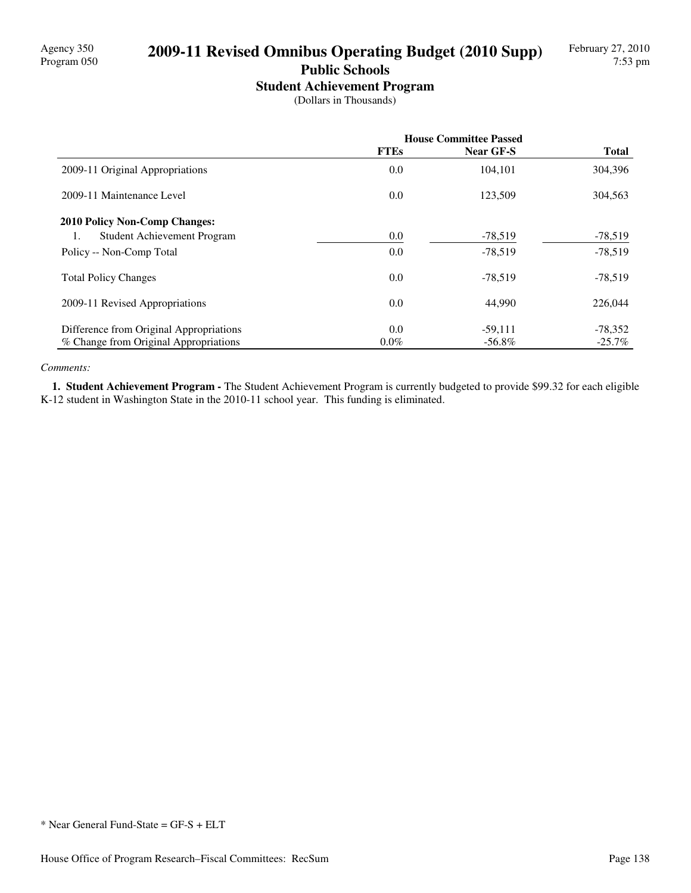# 2009-11 Revised Omnibus Operating Budget (2010 Supp)

## Public Schools

### Student Achievement Program

(Dollars in Thousands)

| | House Committee Passed | | |
|---|---|---|---|
| | **FTEs** | **Near GF-S** | **Total** |
| 2009-11 Original Appropriations | 0.0 | 104,101 | 304,396 |
| 2009-11 Maintenance Level | 0.0 | 123,509 | 304,563 |
| **2010 Policy Non-Comp Changes:** | | | |
| 1. Student Achievement Program | 0.0 | -78,519 | -78,519 |
| Policy -- Non-Comp Total | 0.0 | -78,519 | -78,519 |
| Total Policy Changes | 0.0 | -78,519 | -78,519 |
| 2009-11 Revised Appropriations | 0.0 | 44,990 | 226,044 |
| Difference from Original Appropriations | 0.0 | -59,111 | -78,352 |
| % Change from Original Appropriations | 0.0% | -56.8% | -25.7% |

*Comments:*

**1. Student Achievement Program -** The Student Achievement Program is currently budgeted to provide $99.32 for each eligible K-12 student in Washington State in the 2010-11 school year. This funding is eliminated.

* Near General Fund-State = GF-S + ELT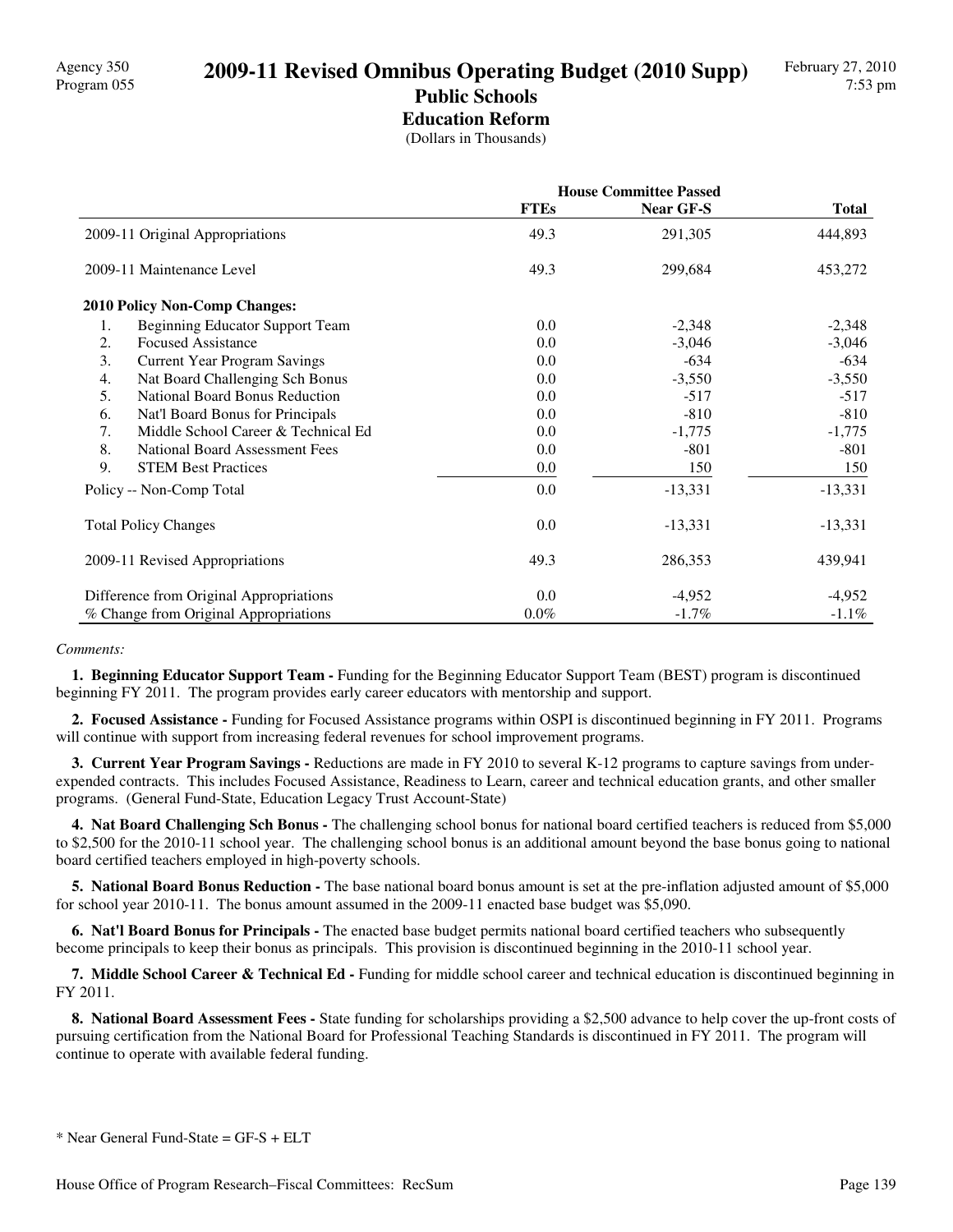Agency 350
Program 055

# 2009-11 Revised Omnibus Operating Budget (2010 Supp)

## Public Schools

### Education Reform

(Dollars in Thousands)

| | House Committee Passed | | |
|---|---|---|---|
| | FTEs | Near GF-S | Total |
| 2009-11 Original Appropriations | 49.3 | 291,305 | 444,893 |
| 2009-11 Maintenance Level | 49.3 | 299,684 | 453,272 |
| **2010 Policy Non-Comp Changes:** | | | |
| 1. Beginning Educator Support Team | 0.0 | -2,348 | -2,348 |
| 2. Focused Assistance | 0.0 | -3,046 | -3,046 |
| 3. Current Year Program Savings | 0.0 | -634 | -634 |
| 4. Nat Board Challenging Sch Bonus | 0.0 | -3,550 | -3,550 |
| 5. National Board Bonus Reduction | 0.0 | -517 | -517 |
| 6. Nat'l Board Bonus for Principals | 0.0 | -810 | -810 |
| 7. Middle School Career & Technical Ed | 0.0 | -1,775 | -1,775 |
| 8. National Board Assessment Fees | 0.0 | -801 | -801 |
| 9. STEM Best Practices | 0.0 | 150 | 150 |
| Policy -- Non-Comp Total | 0.0 | -13,331 | -13,331 |
| Total Policy Changes | 0.0 | -13,331 | -13,331 |
| 2009-11 Revised Appropriations | 49.3 | 286,353 | 439,941 |
| Difference from Original Appropriations | 0.0 | -4,952 | -4,952 |
| % Change from Original Appropriations | 0.0% | -1.7% | -1.1% |

*Comments:*

**1. Beginning Educator Support Team -** Funding for the Beginning Educator Support Team (BEST) program is discontinued beginning FY 2011. The program provides early career educators with mentorship and support.

**2. Focused Assistance -** Funding for Focused Assistance programs within OSPI is discontinued beginning in FY 2011. Programs will continue with support from increasing federal revenues for school improvement programs.

**3. Current Year Program Savings -** Reductions are made in FY 2010 to several K-12 programs to capture savings from under-expended contracts. This includes Focused Assistance, Readiness to Learn, career and technical education grants, and other smaller programs. (General Fund-State, Education Legacy Trust Account-State)

**4. Nat Board Challenging Sch Bonus -** The challenging school bonus for national board certified teachers is reduced from $5,000 to $2,500 for the 2010-11 school year. The challenging school bonus is an additional amount beyond the base bonus going to national board certified teachers employed in high-poverty schools.

**5. National Board Bonus Reduction -** The base national board bonus amount is set at the pre-inflation adjusted amount of $5,000 for school year 2010-11. The bonus amount assumed in the 2009-11 enacted base budget was $5,090.

**6. Nat'l Board Bonus for Principals -** The enacted base budget permits national board certified teachers who subsequently become principals to keep their bonus as principals. This provision is discontinued beginning in the 2010-11 school year.

**7. Middle School Career & Technical Ed -** Funding for middle school career and technical education is discontinued beginning in FY 2011.

**8. National Board Assessment Fees -** State funding for scholarships providing a $2,500 advance to help cover the up-front costs of pursuing certification from the National Board for Professional Teaching Standards is discontinued in FY 2011. The program will continue to operate with available federal funding.

* Near General Fund-State = GF-S + ELT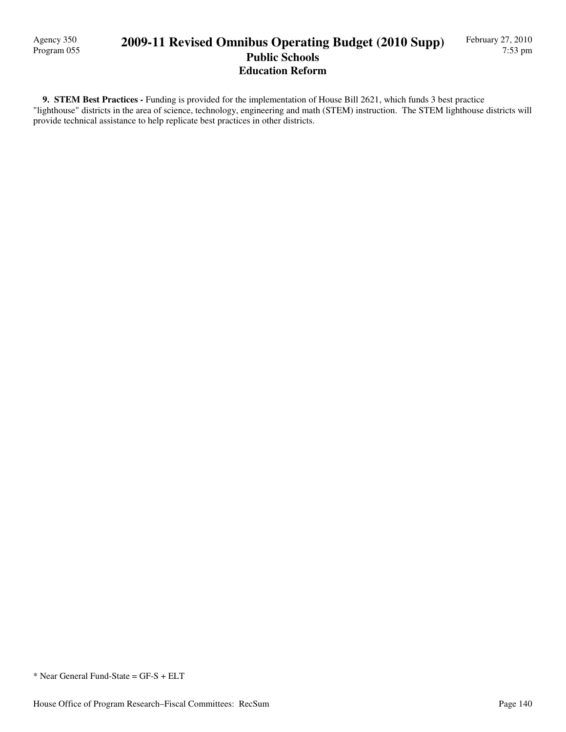**9. STEM Best Practices -** Funding is provided for the implementation of House Bill 2621, which funds 3 best practice "lighthouse" districts in the area of science, technology, engineering and math (STEM) instruction. The STEM lighthouse districts will provide technical assistance to help replicate best practices in other districts.

* Near General Fund-State = GF-S + ELT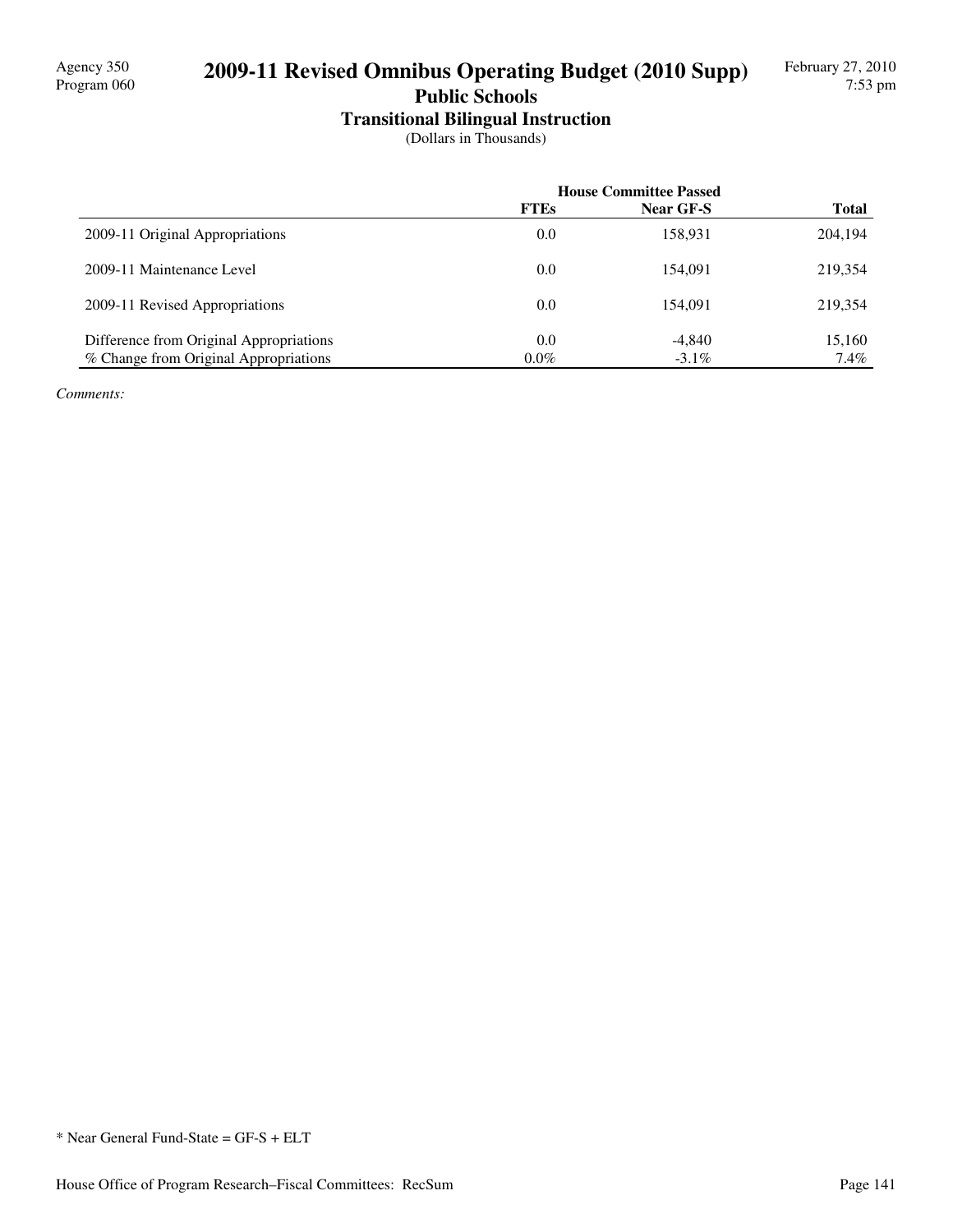Agency 350
Program 060

# 2009-11 Revised Omnibus Operating Budget (2010 Supp)

## Public Schools

### Transitional Bilingual Instruction

(Dollars in Thousands)

| | House Committee Passed | | |
|---|---|---|---|
| | **FTEs** | **Near GF-S** | **Total** |
| 2009-11 Original Appropriations | 0.0 | 158,931 | 204,194 |
| 2009-11 Maintenance Level | 0.0 | 154,091 | 219,354 |
| 2009-11 Revised Appropriations | 0.0 | 154,091 | 219,354 |
| Difference from Original Appropriations | 0.0 | -4,840 | 15,160 |
| % Change from Original Appropriations | 0.0% | -3.1% | 7.4% |

*Comments:*

* Near General Fund-State = GF-S + ELT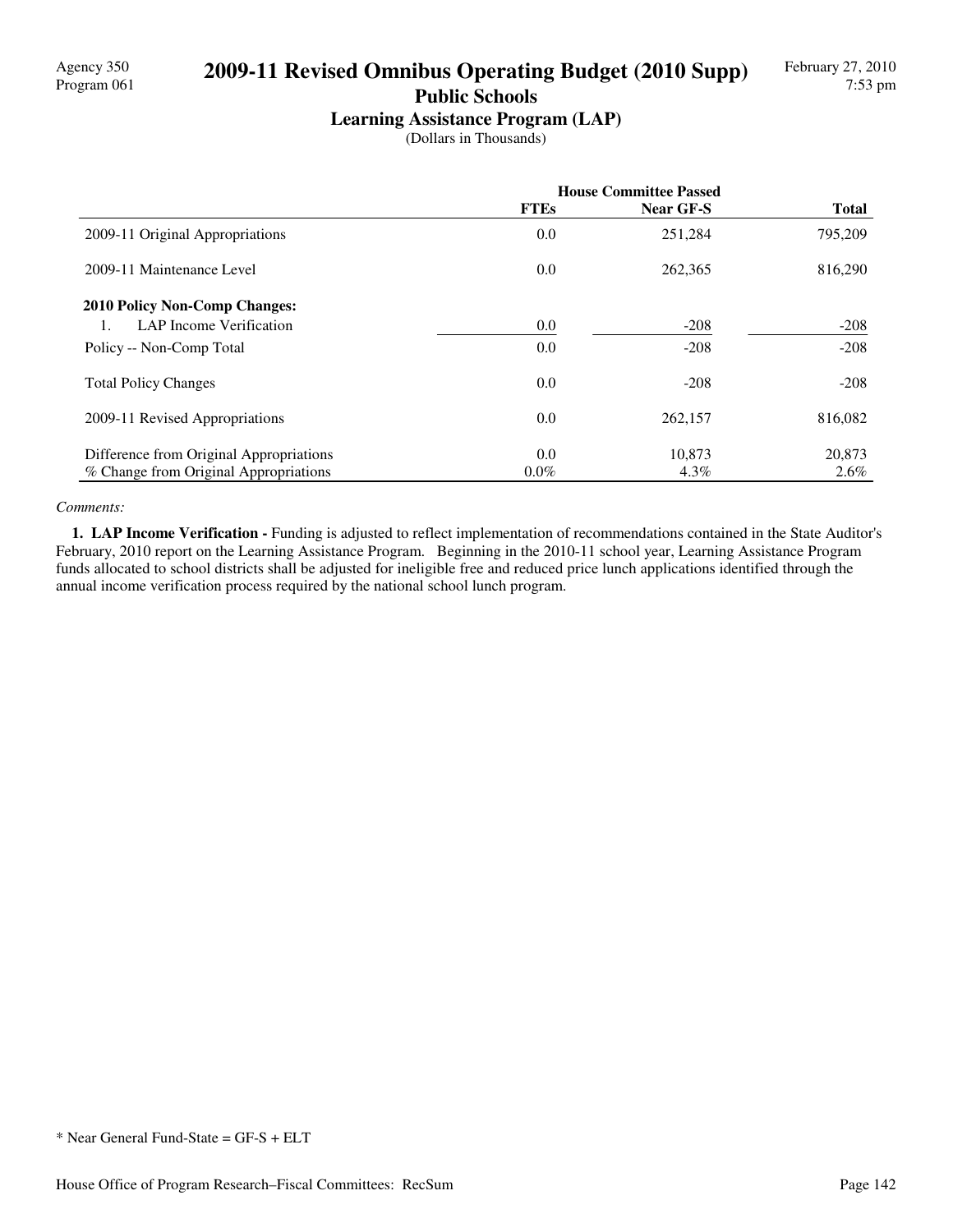Agency 350
Program 061

# 2009-11 Revised Omnibus Operating Budget (2010 Supp)

## Public Schools

### Learning Assistance Program (LAP)

(Dollars in Thousands)

| | House Committee Passed | | |
|---|---|---|---|
| | FTEs | Near GF-S | Total |
| 2009-11 Original Appropriations | 0.0 | 251,284 | 795,209 |
| 2009-11 Maintenance Level | 0.0 | 262,365 | 816,290 |
| **2010 Policy Non-Comp Changes:** | | | |
| 1. LAP Income Verification | 0.0 | -208 | -208 |
| Policy -- Non-Comp Total | 0.0 | -208 | -208 |
| Total Policy Changes | 0.0 | -208 | -208 |
| 2009-11 Revised Appropriations | 0.0 | 262,157 | 816,082 |
| Difference from Original Appropriations | 0.0 | 10,873 | 20,873 |
| % Change from Original Appropriations | 0.0% | 4.3% | 2.6% |

*Comments:*

**1. LAP Income Verification -** Funding is adjusted to reflect implementation of recommendations contained in the State Auditor's February, 2010 report on the Learning Assistance Program. Beginning in the 2010-11 school year, Learning Assistance Program funds allocated to school districts shall be adjusted for ineligible free and reduced price lunch applications identified through the annual income verification process required by the national school lunch program.

* Near General Fund-State = GF-S + ELT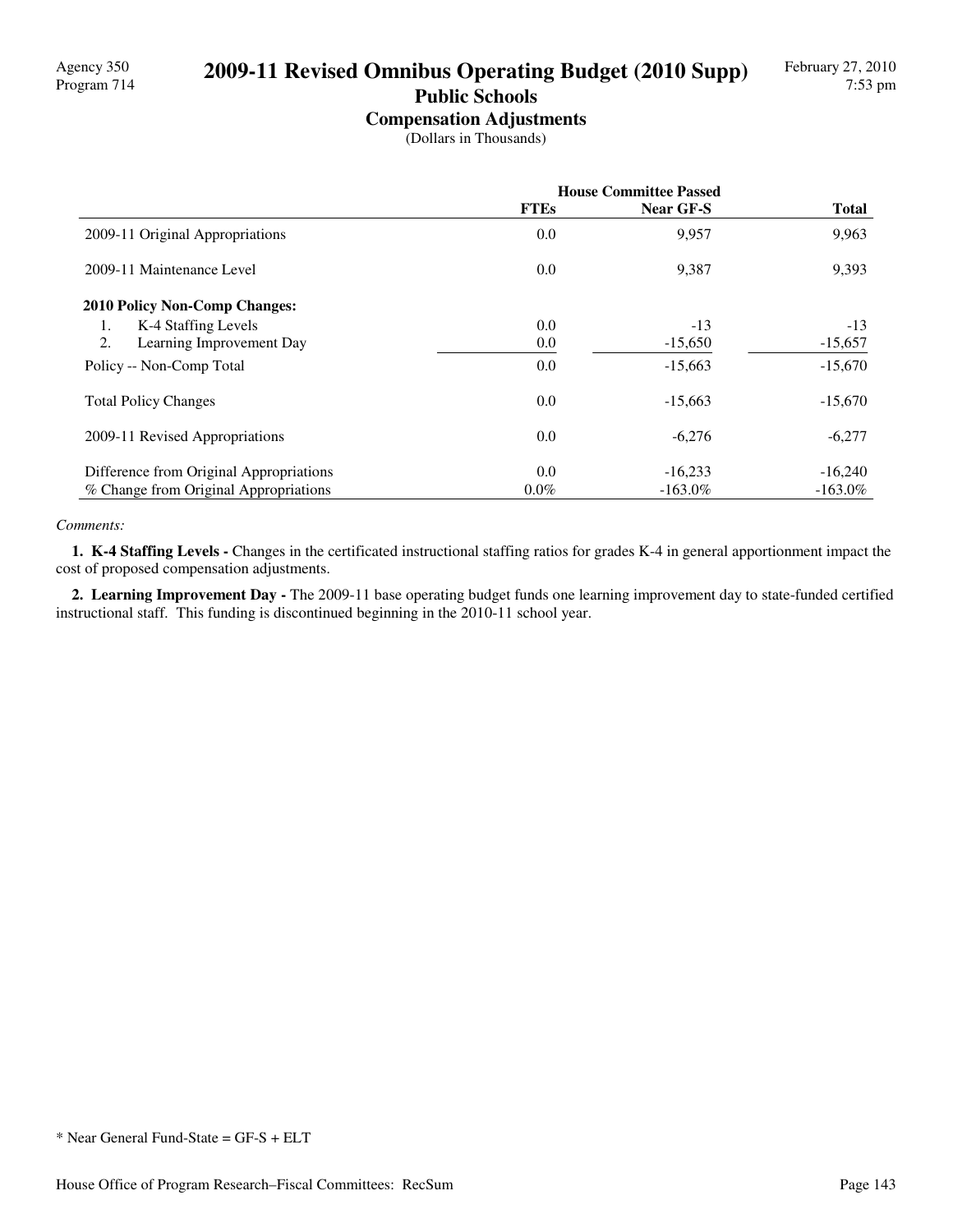Agency 350
Program 714

# 2009-11 Revised Omnibus Operating Budget (2010 Supp)

## Public Schools

### Compensation Adjustments

(Dollars in Thousands)

| | House Committee Passed | | |
|---|---|---|---|
| | **FTEs** | **Near GF-S** | **Total** |
| 2009-11 Original Appropriations | 0.0 | 9,957 | 9,963 |
| 2009-11 Maintenance Level | 0.0 | 9,387 | 9,393 |
| **2010 Policy Non-Comp Changes:** | | | |
| 1. K-4 Staffing Levels | 0.0 | -13 | -13 |
| 2. Learning Improvement Day | 0.0 | -15,650 | -15,657 |
| Policy -- Non-Comp Total | 0.0 | -15,663 | -15,670 |
| Total Policy Changes | 0.0 | -15,663 | -15,670 |
| 2009-11 Revised Appropriations | 0.0 | -6,276 | -6,277 |
| Difference from Original Appropriations | 0.0 | -16,233 | -16,240 |
| % Change from Original Appropriations | 0.0% | -163.0% | -163.0% |

*Comments:*

**1. K-4 Staffing Levels -** Changes in the certificated instructional staffing ratios for grades K-4 in general apportionment impact the cost of proposed compensation adjustments.

**2. Learning Improvement Day -** The 2009-11 base operating budget funds one learning improvement day to state-funded certified instructional staff. This funding is discontinued beginning in the 2010-11 school year.

\* Near General Fund-State = GF-S + ELT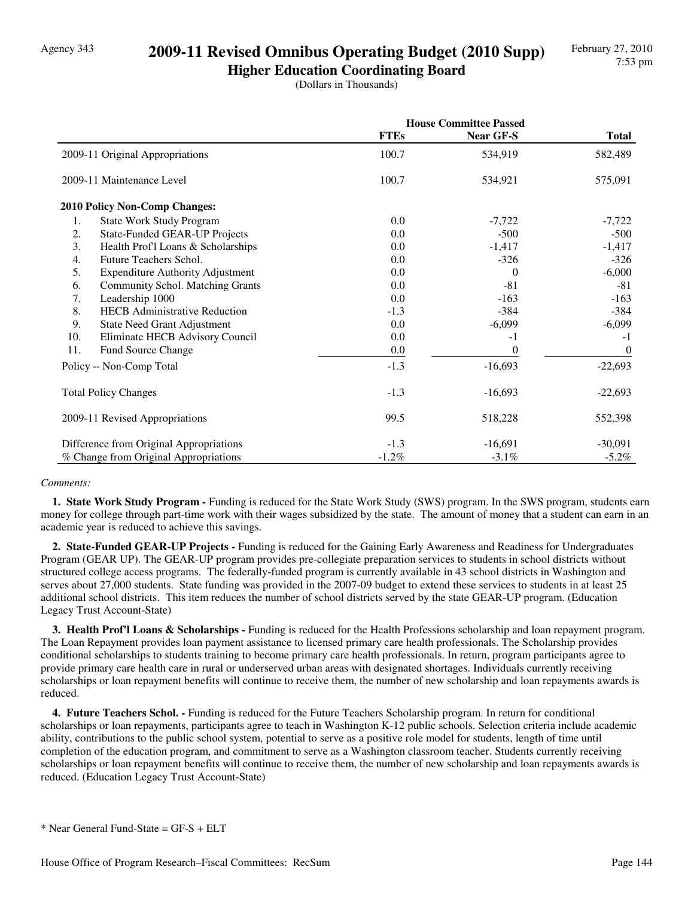Agency 343

# 2009-11 Revised Omnibus Operating Budget (2010 Supp)

## Higher Education Coordinating Board

(Dollars in Thousands)

February 27, 2010
7:53 pm

| | House Committee Passed | | |
|---|---|---|---|
| | **FTEs** | **Near GF-S** | **Total** |
| 2009-11 Original Appropriations | 100.7 | 534,919 | 582,489 |
| 2009-11 Maintenance Level | 100.7 | 534,921 | 575,091 |
| **2010 Policy Non-Comp Changes:** | | | |
| 1. State Work Study Program | 0.0 | -7,722 | -7,722 |
| 2. State-Funded GEAR-UP Projects | 0.0 | -500 | -500 |
| 3. Health Prof'l Loans & Scholarships | 0.0 | -1,417 | -1,417 |
| 4. Future Teachers Schol. | 0.0 | -326 | -326 |
| 5. Expenditure Authority Adjustment | 0.0 | 0 | -6,000 |
| 6. Community Schol. Matching Grants | 0.0 | -81 | -81 |
| 7. Leadership 1000 | 0.0 | -163 | -163 |
| 8. HECB Administrative Reduction | -1.3 | -384 | -384 |
| 9. State Need Grant Adjustment | 0.0 | -6,099 | -6,099 |
| 10. Eliminate HECB Advisory Council | 0.0 | -1 | -1 |
| 11. Fund Source Change | 0.0 | 0 | 0 |
| Policy -- Non-Comp Total | -1.3 | -16,693 | -22,693 |
| Total Policy Changes | -1.3 | -16,693 | -22,693 |
| 2009-11 Revised Appropriations | 99.5 | 518,228 | 552,398 |
| Difference from Original Appropriations | -1.3 | -16,691 | -30,091 |
| % Change from Original Appropriations | -1.2% | -3.1% | -5.2% |

*Comments:*

**1. State Work Study Program -** Funding is reduced for the State Work Study (SWS) program. In the SWS program, students earn money for college through part-time work with their wages subsidized by the state. The amount of money that a student can earn in an academic year is reduced to achieve this savings.

**2. State-Funded GEAR-UP Projects -** Funding is reduced for the Gaining Early Awareness and Readiness for Undergraduates Program (GEAR UP). The GEAR-UP program provides pre-collegiate preparation services to students in school districts without structured college access programs. The federally-funded program is currently available in 43 school districts in Washington and serves about 27,000 students. State funding was provided in the 2007-09 budget to extend these services to students in at least 25 additional school districts. This item reduces the number of school districts served by the state GEAR-UP program. (Education Legacy Trust Account-State)

**3. Health Prof'l Loans & Scholarships -** Funding is reduced for the Health Professions scholarship and loan repayment program. The Loan Repayment provides loan payment assistance to licensed primary care health professionals. The Scholarship provides conditional scholarships to students training to become primary care health professionals. In return, program participants agree to provide primary care health care in rural or underserved urban areas with designated shortages. Individuals currently receiving scholarships or loan repayment benefits will continue to receive them, the number of new scholarship and loan repayments awards is reduced.

**4. Future Teachers Schol. -** Funding is reduced for the Future Teachers Scholarship program. In return for conditional scholarships or loan repayments, participants agree to teach in Washington K-12 public schools. Selection criteria include academic ability, contributions to the public school system, potential to serve as a positive role model for students, length of time until completion of the education program, and commitment to serve as a Washington classroom teacher. Students currently receiving scholarships or loan repayment benefits will continue to receive them, the number of new scholarship and loan repayments awards is reduced. (Education Legacy Trust Account-State)

\* Near General Fund-State = GF-S + ELT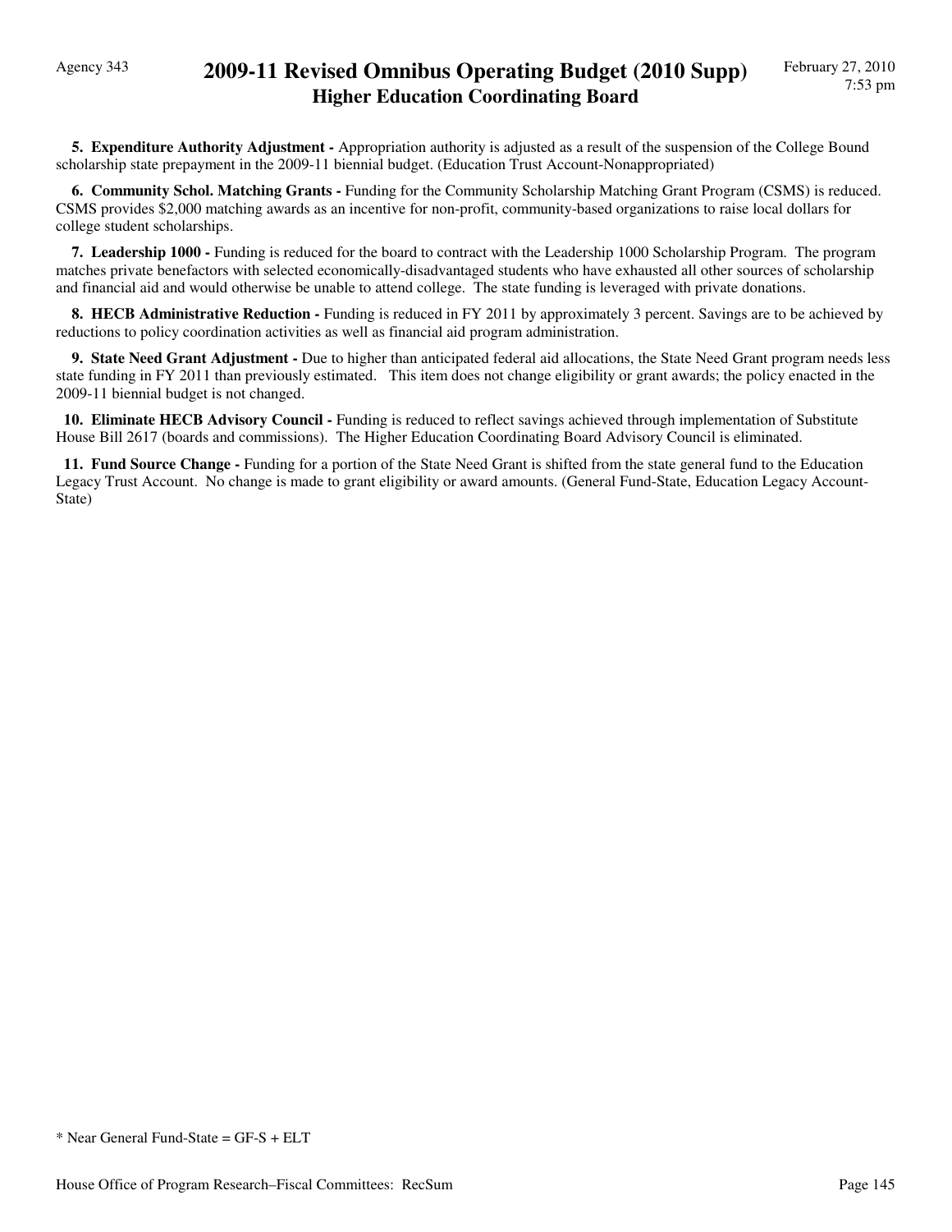**5. Expenditure Authority Adjustment -** Appropriation authority is adjusted as a result of the suspension of the College Bound scholarship state prepayment in the 2009-11 biennial budget. (Education Trust Account-Nonappropriated)

**6. Community Schol. Matching Grants -** Funding for the Community Scholarship Matching Grant Program (CSMS) is reduced. CSMS provides $2,000 matching awards as an incentive for non-profit, community-based organizations to raise local dollars for college student scholarships.

**7. Leadership 1000 -** Funding is reduced for the board to contract with the Leadership 1000 Scholarship Program. The program matches private benefactors with selected economically-disadvantaged students who have exhausted all other sources of scholarship and financial aid and would otherwise be unable to attend college. The state funding is leveraged with private donations.

**8. HECB Administrative Reduction -** Funding is reduced in FY 2011 by approximately 3 percent. Savings are to be achieved by reductions to policy coordination activities as well as financial aid program administration.

**9. State Need Grant Adjustment -** Due to higher than anticipated federal aid allocations, the State Need Grant program needs less state funding in FY 2011 than previously estimated. This item does not change eligibility or grant awards; the policy enacted in the 2009-11 biennial budget is not changed.

**10. Eliminate HECB Advisory Council -** Funding is reduced to reflect savings achieved through implementation of Substitute House Bill 2617 (boards and commissions). The Higher Education Coordinating Board Advisory Council is eliminated.

**11. Fund Source Change -** Funding for a portion of the State Need Grant is shifted from the state general fund to the Education Legacy Trust Account. No change is made to grant eligibility or award amounts. (General Fund-State, Education Legacy Account-State)

* Near General Fund-State = GF-S + ELT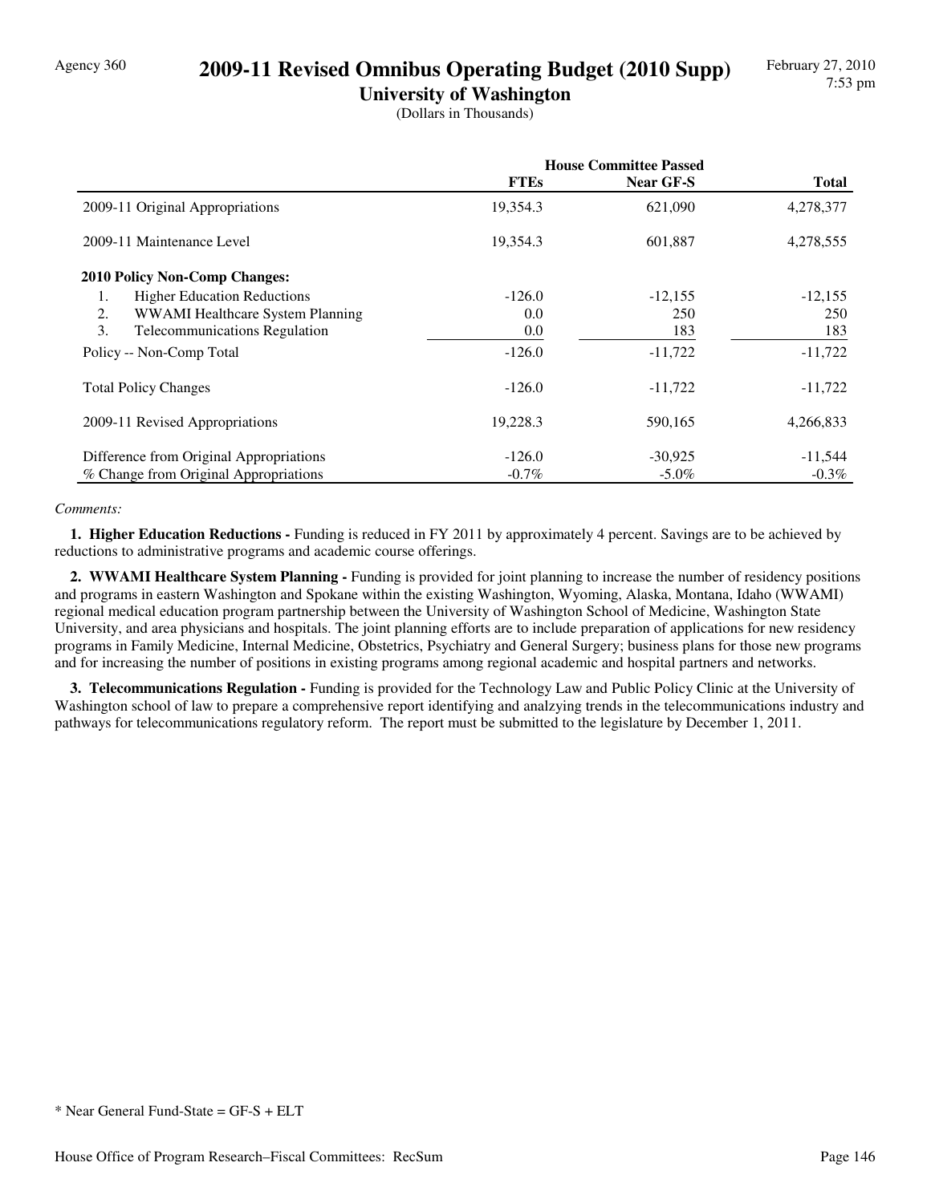Agency 360

# 2009-11 Revised Omnibus Operating Budget (2010 Supp)

## University of Washington

(Dollars in Thousands)

| | House Committee Passed | | |
|---|---|---|---|
| | **FTEs** | **Near GF-S** | **Total** |
| 2009-11 Original Appropriations | 19,354.3 | 621,090 | 4,278,377 |
| 2009-11 Maintenance Level | 19,354.3 | 601,887 | 4,278,555 |
| **2010 Policy Non-Comp Changes:** | | | |
| 1. Higher Education Reductions | -126.0 | -12,155 | -12,155 |
| 2. WWAMI Healthcare System Planning | 0.0 | 250 | 250 |
| 3. Telecommunications Regulation | 0.0 | 183 | 183 |
| Policy -- Non-Comp Total | -126.0 | -11,722 | -11,722 |
| Total Policy Changes | -126.0 | -11,722 | -11,722 |
| 2009-11 Revised Appropriations | 19,228.3 | 590,165 | 4,266,833 |
| Difference from Original Appropriations | -126.0 | -30,925 | -11,544 |
| % Change from Original Appropriations | -0.7% | -5.0% | -0.3% |

*Comments:*

**1. Higher Education Reductions -** Funding is reduced in FY 2011 by approximately 4 percent. Savings are to be achieved by reductions to administrative programs and academic course offerings.

**2. WWAMI Healthcare System Planning -** Funding is provided for joint planning to increase the number of residency positions and programs in eastern Washington and Spokane within the existing Washington, Wyoming, Alaska, Montana, Idaho (WWAMI) regional medical education program partnership between the University of Washington School of Medicine, Washington State University, and area physicians and hospitals. The joint planning efforts are to include preparation of applications for new residency programs in Family Medicine, Internal Medicine, Obstetrics, Psychiatry and General Surgery; business plans for those new programs and for increasing the number of positions in existing programs among regional academic and hospital partners and networks.

**3. Telecommunications Regulation -** Funding is provided for the Technology Law and Public Policy Clinic at the University of Washington school of law to prepare a comprehensive report identifying and analzying trends in the telecommunications industry and pathways for telecommunications regulatory reform. The report must be submitted to the legislature by December 1, 2011.

* Near General Fund-State = GF-S + ELT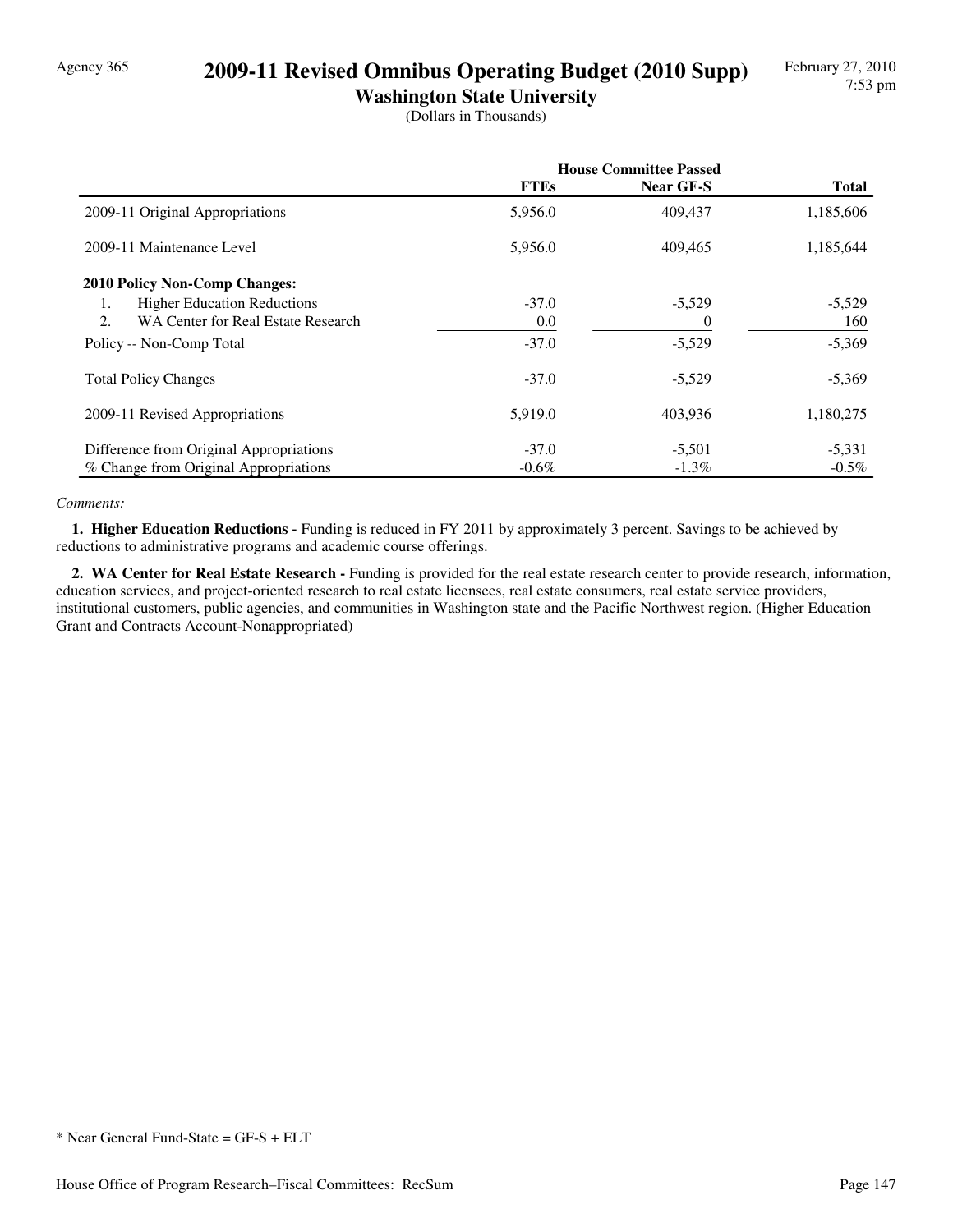# 2009-11 Revised Omnibus Operating Budget (2010 Supp)

## Washington State University

(Dollars in Thousands)

| | House Committee Passed | | |
|---|---|---|---|
| | **FTEs** | **Near GF-S** | **Total** |
| 2009-11 Original Appropriations | 5,956.0 | 409,437 | 1,185,606 |
| 2009-11 Maintenance Level | 5,956.0 | 409,465 | 1,185,644 |
| **2010 Policy Non-Comp Changes:** | | | |
| 1. Higher Education Reductions | -37.0 | -5,529 | -5,529 |
| 2. WA Center for Real Estate Research | 0.0 | 0 | 160 |
| Policy -- Non-Comp Total | -37.0 | -5,529 | -5,369 |
| Total Policy Changes | -37.0 | -5,529 | -5,369 |
| 2009-11 Revised Appropriations | 5,919.0 | 403,936 | 1,180,275 |
| Difference from Original Appropriations | -37.0 | -5,501 | -5,331 |
| % Change from Original Appropriations | -0.6% | -1.3% | -0.5% |

*Comments:*

**1. Higher Education Reductions -** Funding is reduced in FY 2011 by approximately 3 percent. Savings to be achieved by reductions to administrative programs and academic course offerings.

**2. WA Center for Real Estate Research -** Funding is provided for the real estate research center to provide research, information, education services, and project-oriented research to real estate licensees, real estate consumers, real estate service providers, institutional customers, public agencies, and communities in Washington state and the Pacific Northwest region. (Higher Education Grant and Contracts Account-Nonappropriated)

\* Near General Fund-State = GF-S + ELT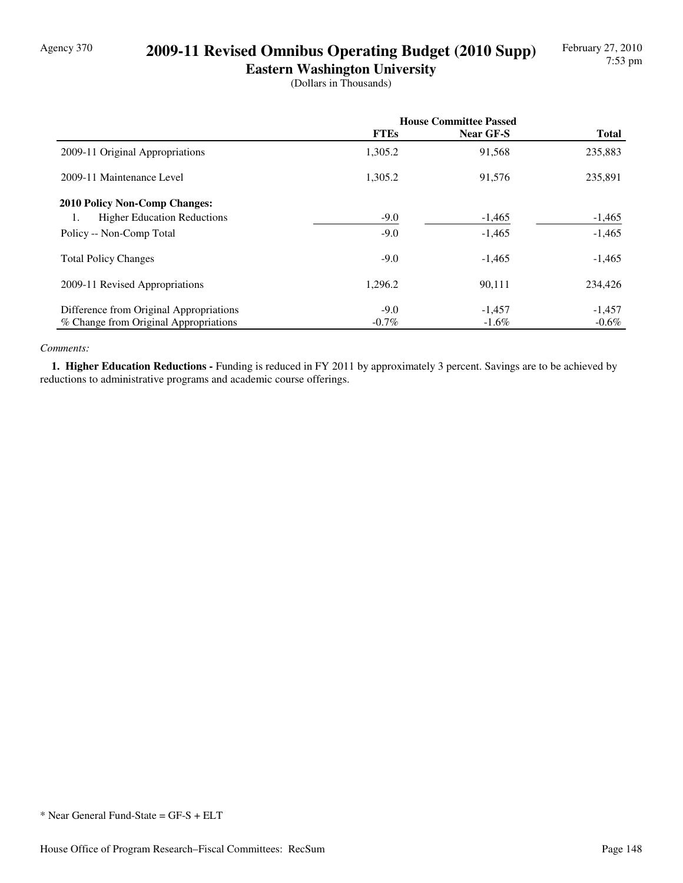# 2009-11 Revised Omnibus Operating Budget (2010 Supp)

## Eastern Washington University

(Dollars in Thousands)

| | House Committee Passed | | |
|---|---|---|---|
| | **FTEs** | **Near GF-S** | **Total** |
| 2009-11 Original Appropriations | 1,305.2 | 91,568 | 235,883 |
| 2009-11 Maintenance Level | 1,305.2 | 91,576 | 235,891 |
| **2010 Policy Non-Comp Changes:** | | | |
| 1. Higher Education Reductions | -9.0 | -1,465 | -1,465 |
| Policy -- Non-Comp Total | -9.0 | -1,465 | -1,465 |
| Total Policy Changes | -9.0 | -1,465 | -1,465 |
| 2009-11 Revised Appropriations | 1,296.2 | 90,111 | 234,426 |
| Difference from Original Appropriations | -9.0 | -1,457 | -1,457 |
| % Change from Original Appropriations | -0.7% | -1.6% | -0.6% |

*Comments:*

**1. Higher Education Reductions -** Funding is reduced in FY 2011 by approximately 3 percent. Savings are to be achieved by reductions to administrative programs and academic course offerings.

* Near General Fund-State = GF-S + ELT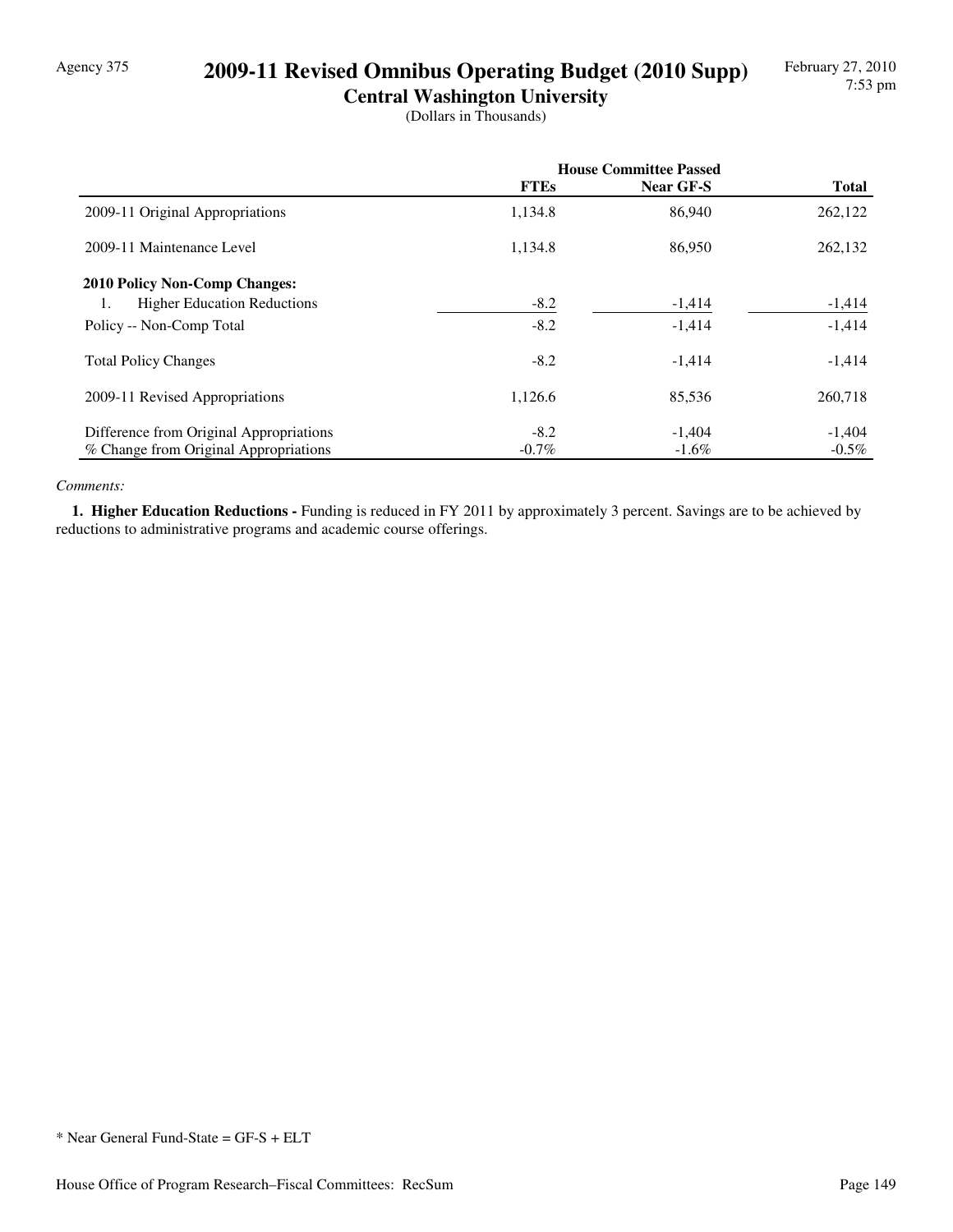Agency 375

# 2009-11 Revised Omnibus Operating Budget (2010 Supp)

## Central Washington University

(Dollars in Thousands)

| | House Committee Passed | | |
|---|---|---|---|
| | **FTEs** | **Near GF-S** | **Total** |
| 2009-11 Original Appropriations | 1,134.8 | 86,940 | 262,122 |
| 2009-11 Maintenance Level | 1,134.8 | 86,950 | 262,132 |
| **2010 Policy Non-Comp Changes:** | | | |
| 1. Higher Education Reductions | -8.2 | -1,414 | -1,414 |
| Policy -- Non-Comp Total | -8.2 | -1,414 | -1,414 |
| Total Policy Changes | -8.2 | -1,414 | -1,414 |
| 2009-11 Revised Appropriations | 1,126.6 | 85,536 | 260,718 |
| Difference from Original Appropriations | -8.2 | -1,404 | -1,404 |
| % Change from Original Appropriations | -0.7% | -1.6% | -0.5% |

*Comments:*

**1. Higher Education Reductions -** Funding is reduced in FY 2011 by approximately 3 percent. Savings are to be achieved by reductions to administrative programs and academic course offerings.

\* Near General Fund-State = GF-S + ELT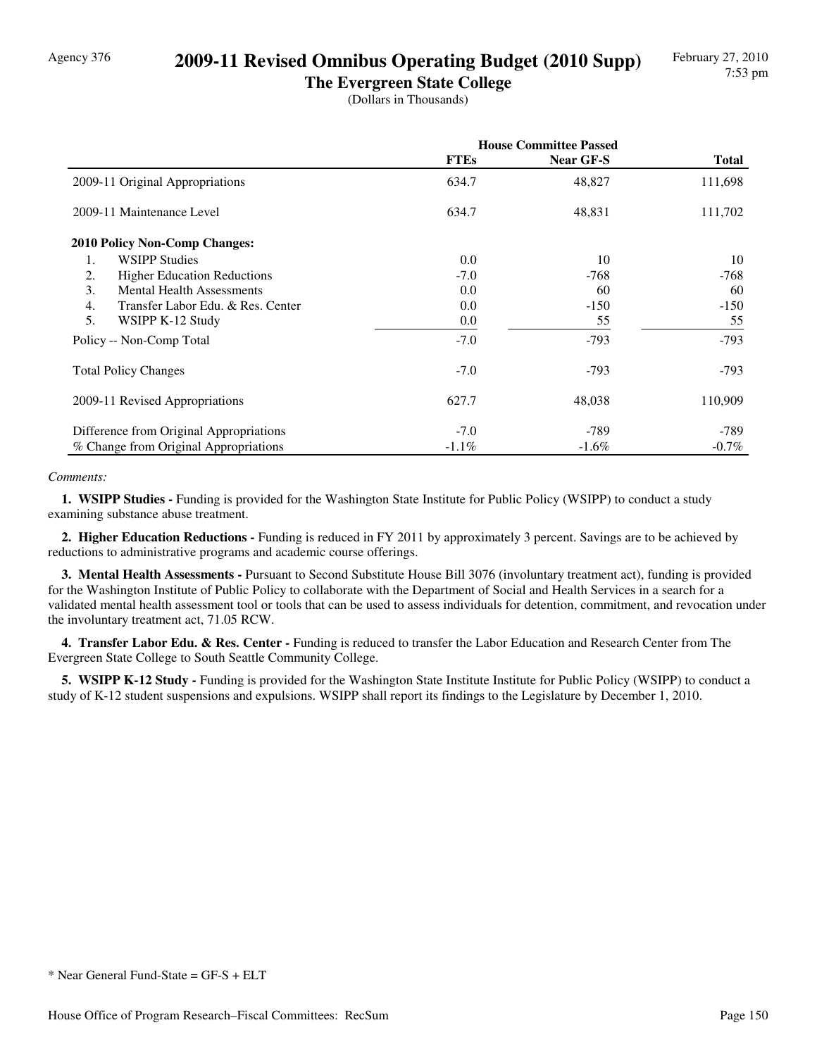# 2009-11 Revised Omnibus Operating Budget (2010 Supp)

## The Evergreen State College

(Dollars in Thousands)

| | House Committee Passed | | |
|---|---|---|---|
| | **FTEs** | **Near GF-S** | **Total** |
| 2009-11 Original Appropriations | 634.7 | 48,827 | 111,698 |
| 2009-11 Maintenance Level | 634.7 | 48,831 | 111,702 |
| **2010 Policy Non-Comp Changes:** | | | |
| 1. WSIPP Studies | 0.0 | 10 | 10 |
| 2. Higher Education Reductions | -7.0 | -768 | -768 |
| 3. Mental Health Assessments | 0.0 | 60 | 60 |
| 4. Transfer Labor Edu. & Res. Center | 0.0 | -150 | -150 |
| 5. WSIPP K-12 Study | 0.0 | 55 | 55 |
| Policy -- Non-Comp Total | -7.0 | -793 | -793 |
| Total Policy Changes | -7.0 | -793 | -793 |
| 2009-11 Revised Appropriations | 627.7 | 48,038 | 110,909 |
| Difference from Original Appropriations | -7.0 | -789 | -789 |
| % Change from Original Appropriations | -1.1% | -1.6% | -0.7% |

*Comments:*

**1. WSIPP Studies -** Funding is provided for the Washington State Institute for Public Policy (WSIPP) to conduct a study examining substance abuse treatment.

**2. Higher Education Reductions -** Funding is reduced in FY 2011 by approximately 3 percent. Savings are to be achieved by reductions to administrative programs and academic course offerings.

**3. Mental Health Assessments -** Pursuant to Second Substitute House Bill 3076 (involuntary treatment act), funding is provided for the Washington Institute of Public Policy to collaborate with the Department of Social and Health Services in a search for a validated mental health assessment tool or tools that can be used to assess individuals for detention, commitment, and revocation under the involuntary treatment act, 71.05 RCW.

**4. Transfer Labor Edu. & Res. Center -** Funding is reduced to transfer the Labor Education and Research Center from The Evergreen State College to South Seattle Community College.

**5. WSIPP K-12 Study -** Funding is provided for the Washington State Institute Institute for Public Policy (WSIPP) to conduct a study of K-12 student suspensions and expulsions. WSIPP shall report its findings to the Legislature by December 1, 2010.

\* Near General Fund-State = GF-S + ELT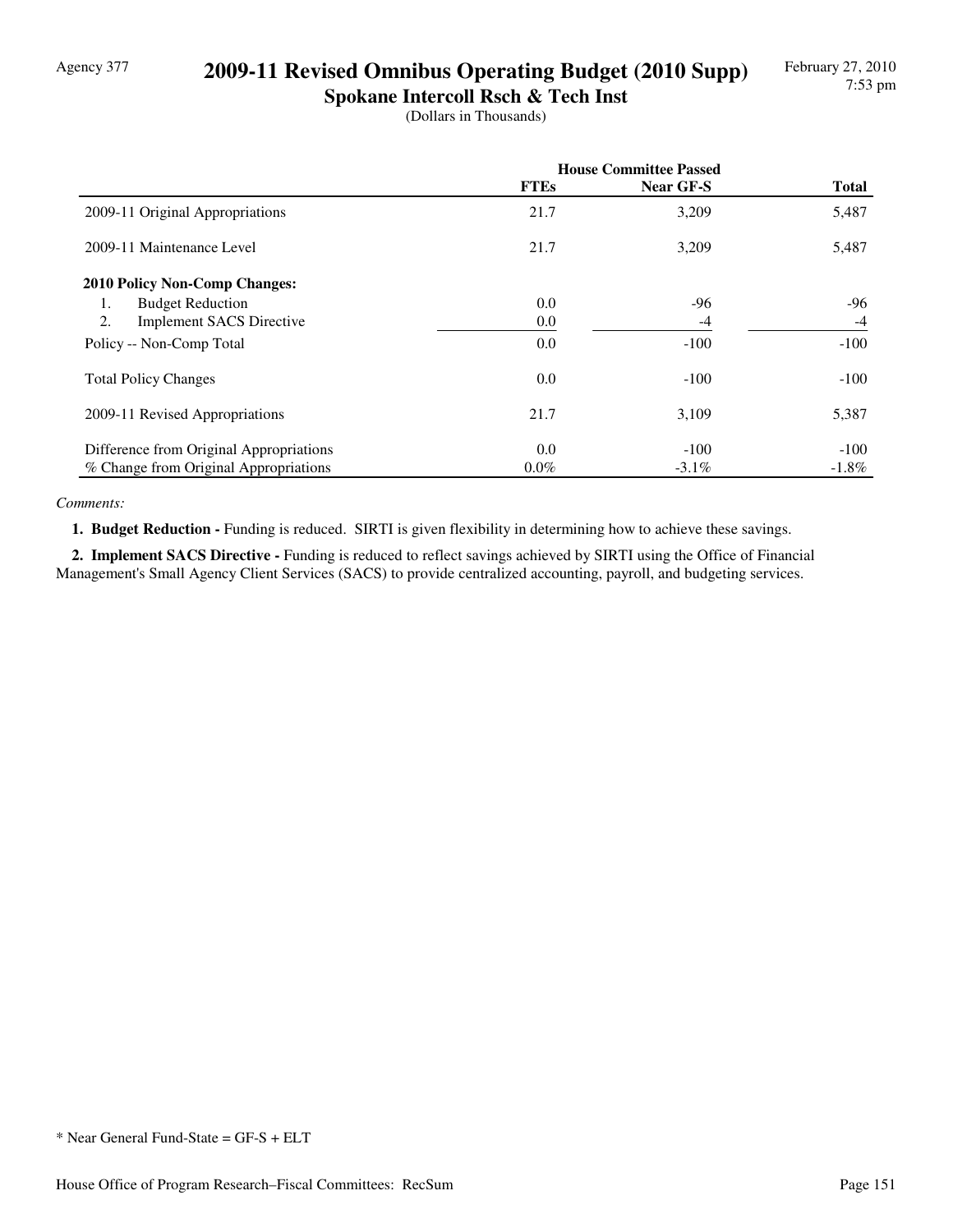Agency 377

# 2009-11 Revised Omnibus Operating Budget (2010 Supp)

## Spokane Intercoll Rsch & Tech Inst

(Dollars in Thousands)

| | House Committee Passed | | |
|---|---|---|---|
| | FTEs | Near GF-S | Total |
| 2009-11 Original Appropriations | 21.7 | 3,209 | 5,487 |
| 2009-11 Maintenance Level | 21.7 | 3,209 | 5,487 |
| **2010 Policy Non-Comp Changes:** | | | |
| 1. Budget Reduction | 0.0 | -96 | -96 |
| 2. Implement SACS Directive | 0.0 | -4 | -4 |
| Policy -- Non-Comp Total | 0.0 | -100 | -100 |
| Total Policy Changes | 0.0 | -100 | -100 |
| 2009-11 Revised Appropriations | 21.7 | 3,109 | 5,387 |
| Difference from Original Appropriations | 0.0 | -100 | -100 |
| % Change from Original Appropriations | 0.0% | -3.1% | -1.8% |

*Comments:*

**1. Budget Reduction -** Funding is reduced. SIRTI is given flexibility in determining how to achieve these savings.

**2. Implement SACS Directive -** Funding is reduced to reflect savings achieved by SIRTI using the Office of Financial Management's Small Agency Client Services (SACS) to provide centralized accounting, payroll, and budgeting services.

* Near General Fund-State = GF-S + ELT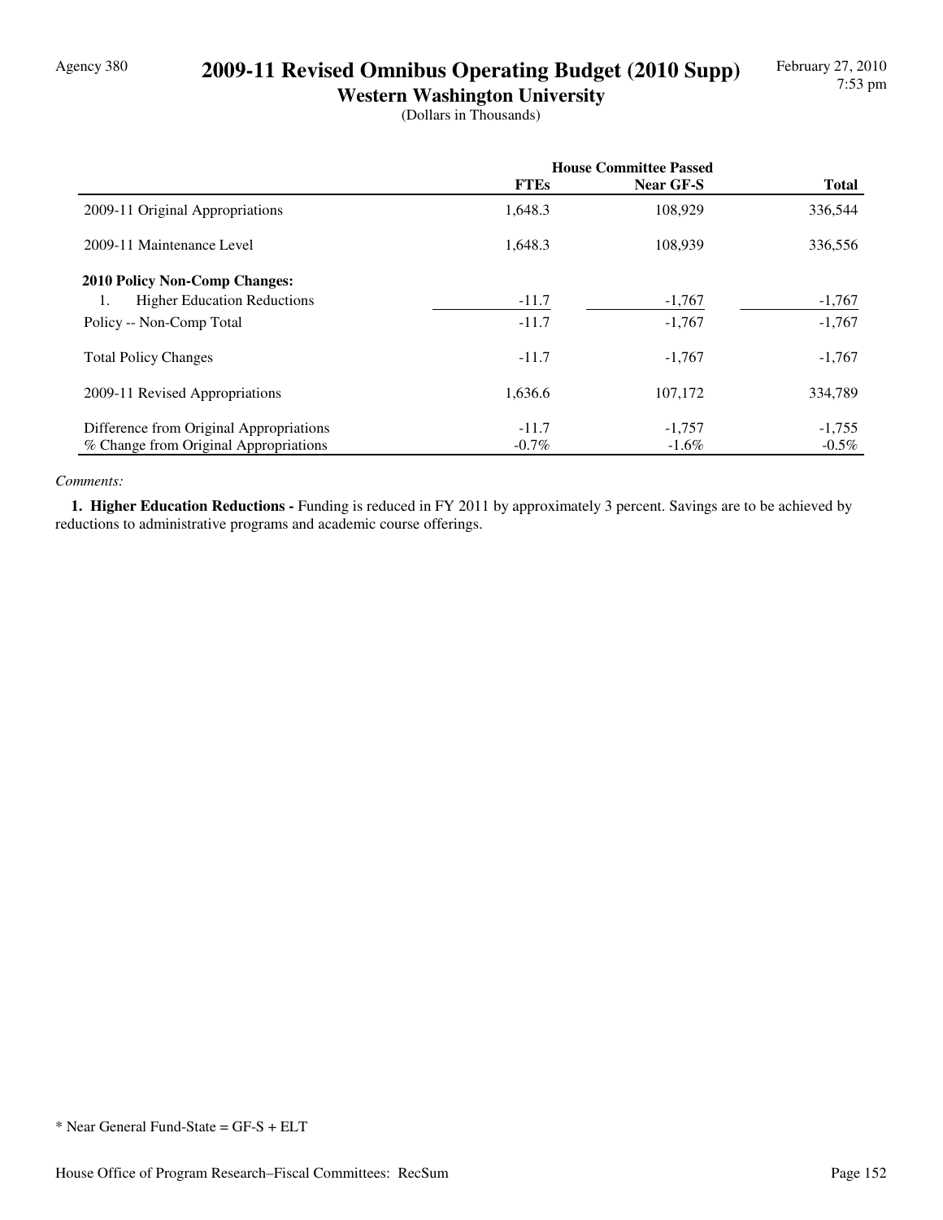Agency 380

# 2009-11 Revised Omnibus Operating Budget (2010 Supp)

## Western Washington University

(Dollars in Thousands)

| | House Committee Passed | | |
|---|---|---|---|
| | **FTEs** | **Near GF-S** | **Total** |
| 2009-11 Original Appropriations | 1,648.3 | 108,929 | 336,544 |
| 2009-11 Maintenance Level | 1,648.3 | 108,939 | 336,556 |
| **2010 Policy Non-Comp Changes:** | | | |
| 1. Higher Education Reductions | -11.7 | -1,767 | -1,767 |
| Policy -- Non-Comp Total | -11.7 | -1,767 | -1,767 |
| Total Policy Changes | -11.7 | -1,767 | -1,767 |
| 2009-11 Revised Appropriations | 1,636.6 | 107,172 | 334,789 |
| Difference from Original Appropriations | -11.7 | -1,757 | -1,755 |
| % Change from Original Appropriations | -0.7% | -1.6% | -0.5% |

*Comments:*

**1. Higher Education Reductions -** Funding is reduced in FY 2011 by approximately 3 percent. Savings are to be achieved by reductions to administrative programs and academic course offerings.

* Near General Fund-State = GF-S + ELT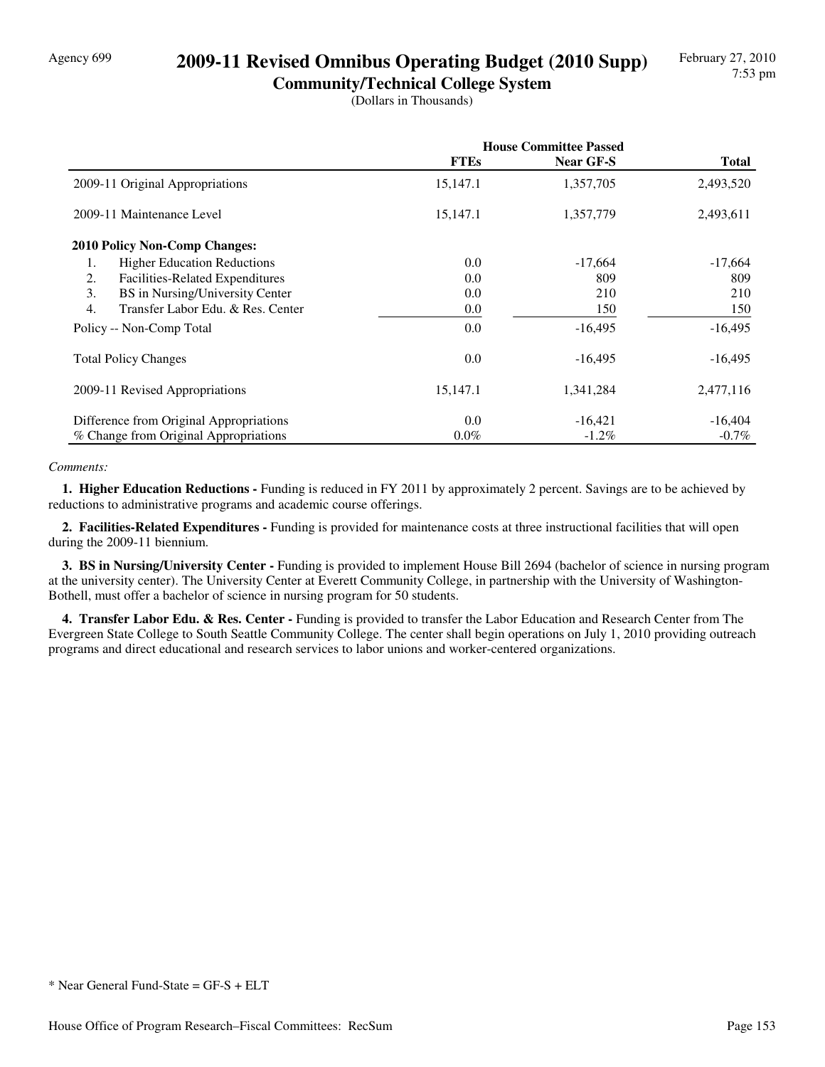Agency 699

# 2009-11 Revised Omnibus Operating Budget (2010 Supp)

## Community/Technical College System

(Dollars in Thousands)

| | House Committee Passed | | |
|---|---|---|---|
| | **FTEs** | **Near GF-S** | **Total** |
| 2009-11 Original Appropriations | 15,147.1 | 1,357,705 | 2,493,520 |
| 2009-11 Maintenance Level | 15,147.1 | 1,357,779 | 2,493,611 |
| **2010 Policy Non-Comp Changes:** | | | |
| 1. Higher Education Reductions | 0.0 | -17,664 | -17,664 |
| 2. Facilities-Related Expenditures | 0.0 | 809 | 809 |
| 3. BS in Nursing/University Center | 0.0 | 210 | 210 |
| 4. Transfer Labor Edu. & Res. Center | 0.0 | 150 | 150 |
| Policy -- Non-Comp Total | 0.0 | -16,495 | -16,495 |
| Total Policy Changes | 0.0 | -16,495 | -16,495 |
| 2009-11 Revised Appropriations | 15,147.1 | 1,341,284 | 2,477,116 |
| Difference from Original Appropriations | 0.0 | -16,421 | -16,404 |
| % Change from Original Appropriations | 0.0% | -1.2% | -0.7% |

*Comments:*

**1. Higher Education Reductions -** Funding is reduced in FY 2011 by approximately 2 percent. Savings are to be achieved by reductions to administrative programs and academic course offerings.

**2. Facilities-Related Expenditures -** Funding is provided for maintenance costs at three instructional facilities that will open during the 2009-11 biennium.

**3. BS in Nursing/University Center -** Funding is provided to implement House Bill 2694 (bachelor of science in nursing program at the university center). The University Center at Everett Community College, in partnership with the University of Washington-Bothell, must offer a bachelor of science in nursing program for 50 students.

**4. Transfer Labor Edu. & Res. Center -** Funding is provided to transfer the Labor Education and Research Center from The Evergreen State College to South Seattle Community College. The center shall begin operations on July 1, 2010 providing outreach programs and direct educational and research services to labor unions and worker-centered organizations.

* Near General Fund-State = GF-S + ELT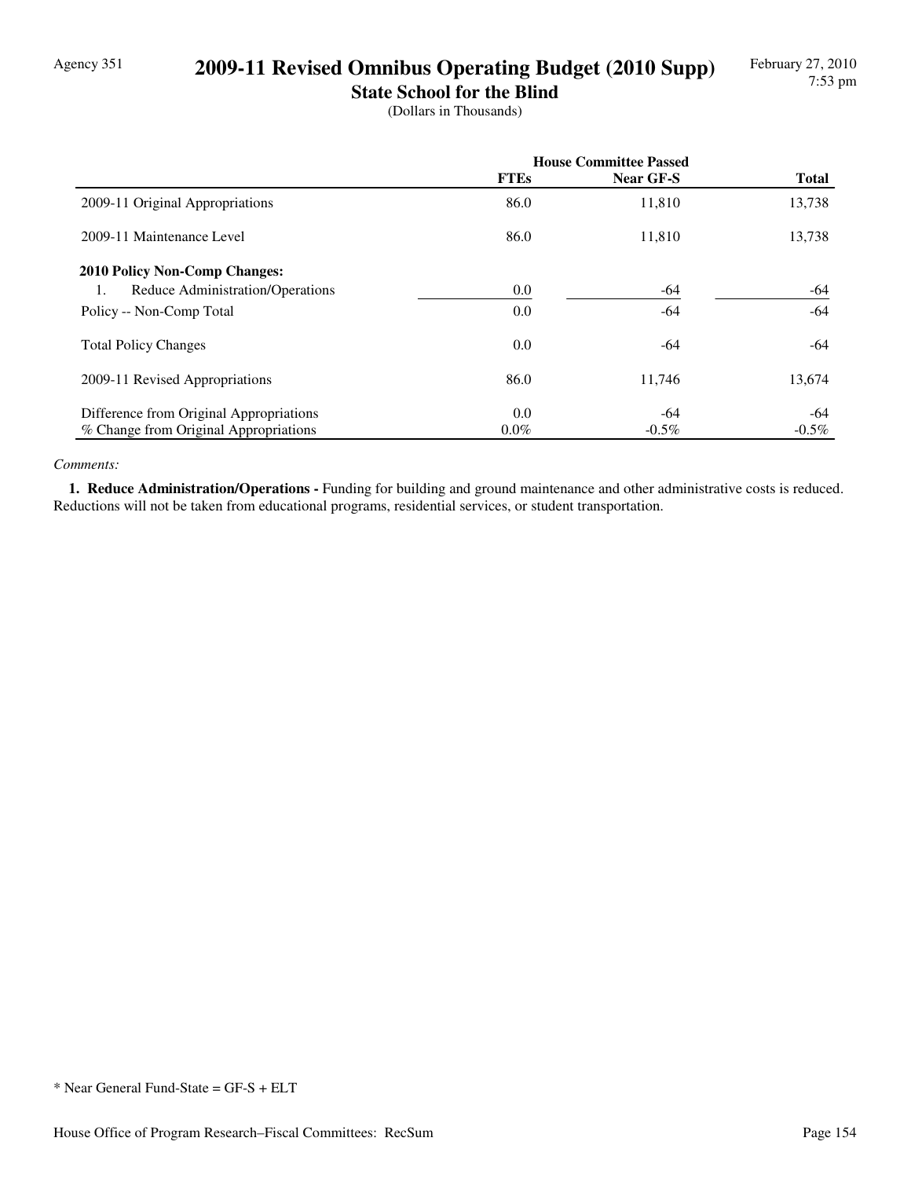Agency 351

# 2009-11 Revised Omnibus Operating Budget (2010 Supp)

## State School for the Blind

(Dollars in Thousands)

| | House Committee Passed | | |
|---|---|---|---|
| | FTEs | Near GF-S | Total |
| 2009-11 Original Appropriations | 86.0 | 11,810 | 13,738 |
| 2009-11 Maintenance Level | 86.0 | 11,810 | 13,738 |
| **2010 Policy Non-Comp Changes:** | | | |
| 1. Reduce Administration/Operations | 0.0 | -64 | -64 |
| Policy -- Non-Comp Total | 0.0 | -64 | -64 |
| Total Policy Changes | 0.0 | -64 | -64 |
| 2009-11 Revised Appropriations | 86.0 | 11,746 | 13,674 |
| Difference from Original Appropriations | 0.0 | -64 | -64 |
| % Change from Original Appropriations | 0.0% | -0.5% | -0.5% |

*Comments:*

**1. Reduce Administration/Operations -** Funding for building and ground maintenance and other administrative costs is reduced. Reductions will not be taken from educational programs, residential services, or student transportation.

* Near General Fund-State = GF-S + ELT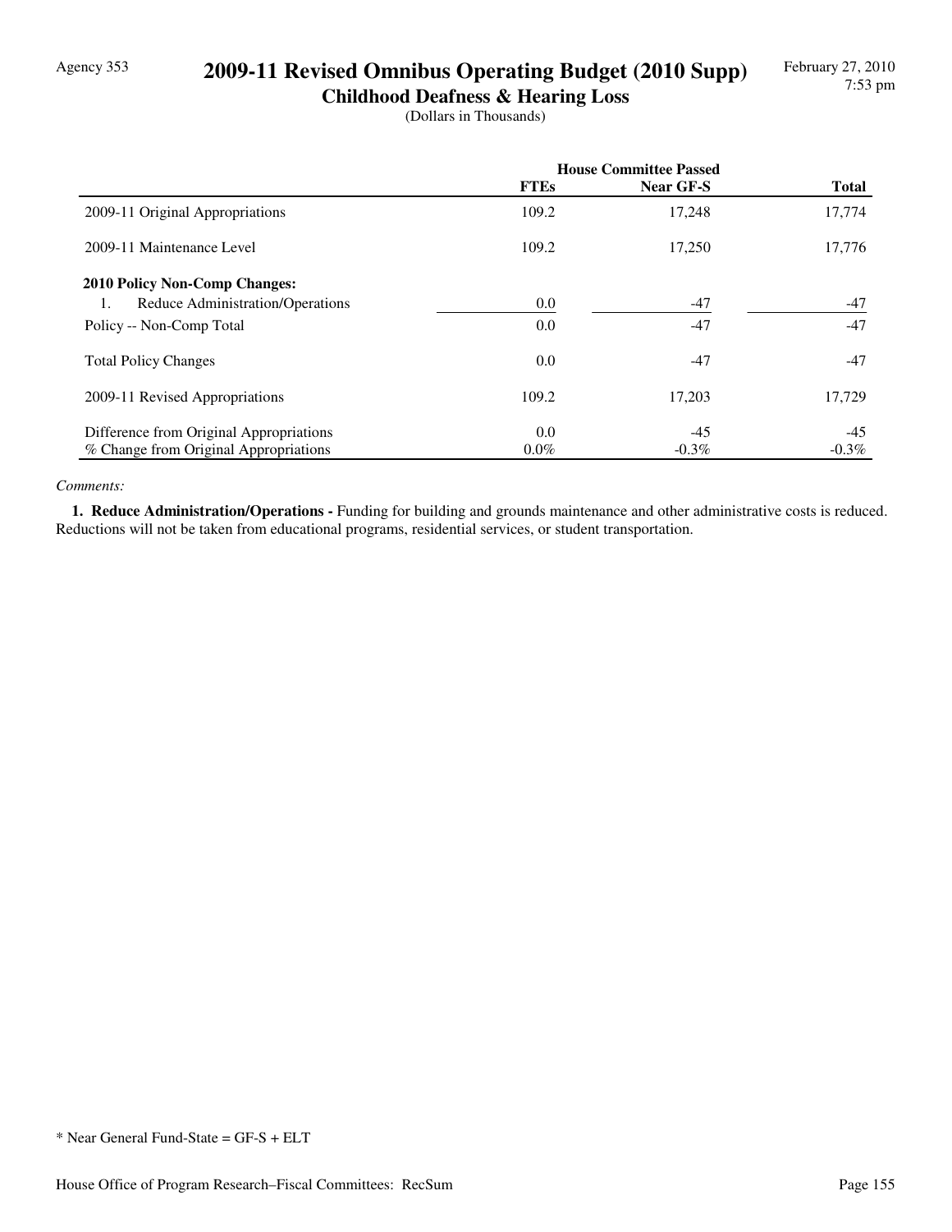Agency 353

# 2009-11 Revised Omnibus Operating Budget (2010 Supp)

## Childhood Deafness & Hearing Loss

(Dollars in Thousands)

| | House Committee Passed | | |
|---|---|---|---|
| | **FTEs** | **Near GF-S** | **Total** |
| 2009-11 Original Appropriations | 109.2 | 17,248 | 17,774 |
| 2009-11 Maintenance Level | 109.2 | 17,250 | 17,776 |
| **2010 Policy Non-Comp Changes:** | | | |
| 1. Reduce Administration/Operations | 0.0 | -47 | -47 |
| Policy -- Non-Comp Total | 0.0 | -47 | -47 |
| Total Policy Changes | 0.0 | -47 | -47 |
| 2009-11 Revised Appropriations | 109.2 | 17,203 | 17,729 |
| Difference from Original Appropriations | 0.0 | -45 | -45 |
| % Change from Original Appropriations | 0.0% | -0.3% | -0.3% |

*Comments:*

**1. Reduce Administration/Operations -** Funding for building and grounds maintenance and other administrative costs is reduced. Reductions will not be taken from educational programs, residential services, or student transportation.

* Near General Fund-State = GF-S + ELT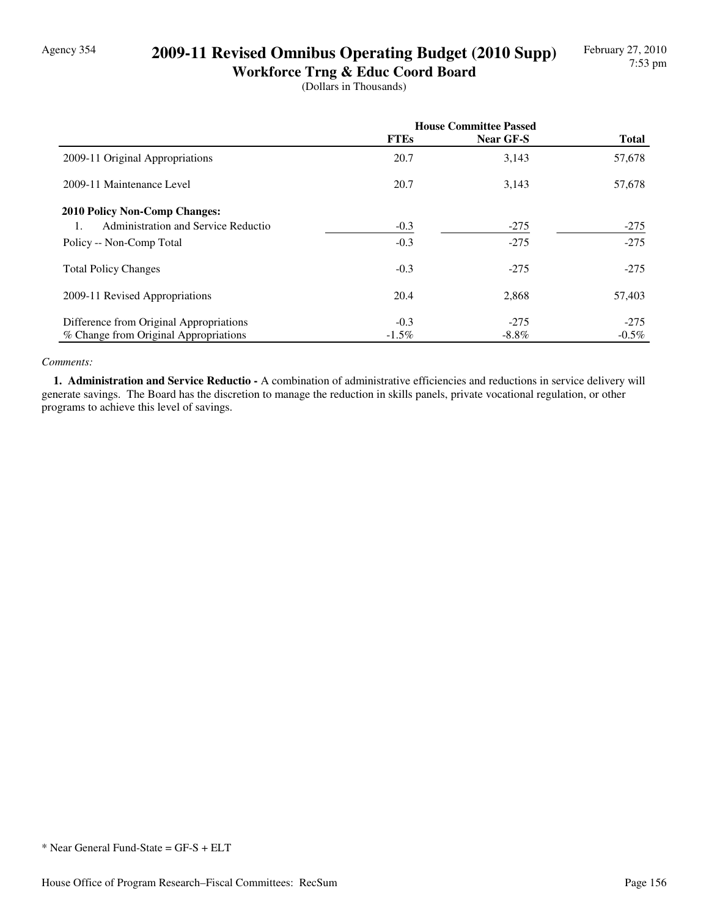Agency 354

# 2009-11 Revised Omnibus Operating Budget (2010 Supp)

## Workforce Trng & Educ Coord Board

(Dollars in Thousands)

| | House Committee Passed | | |
|---|---|---|---|
| | FTEs | Near GF-S | Total |
| 2009-11 Original Appropriations | 20.7 | 3,143 | 57,678 |
| 2009-11 Maintenance Level | 20.7 | 3,143 | 57,678 |
| **2010 Policy Non-Comp Changes:** | | | |
| 1. Administration and Service Reductio | -0.3 | -275 | -275 |
| Policy -- Non-Comp Total | -0.3 | -275 | -275 |
| Total Policy Changes | -0.3 | -275 | -275 |
| 2009-11 Revised Appropriations | 20.4 | 2,868 | 57,403 |
| Difference from Original Appropriations | -0.3 | -275 | -275 |
| % Change from Original Appropriations | -1.5% | -8.8% | -0.5% |

*Comments:*

**1. Administration and Service Reductio -** A combination of administrative efficiencies and reductions in service delivery will generate savings. The Board has the discretion to manage the reduction in skills panels, private vocational regulation, or other programs to achieve this level of savings.

* Near General Fund-State = GF-S + ELT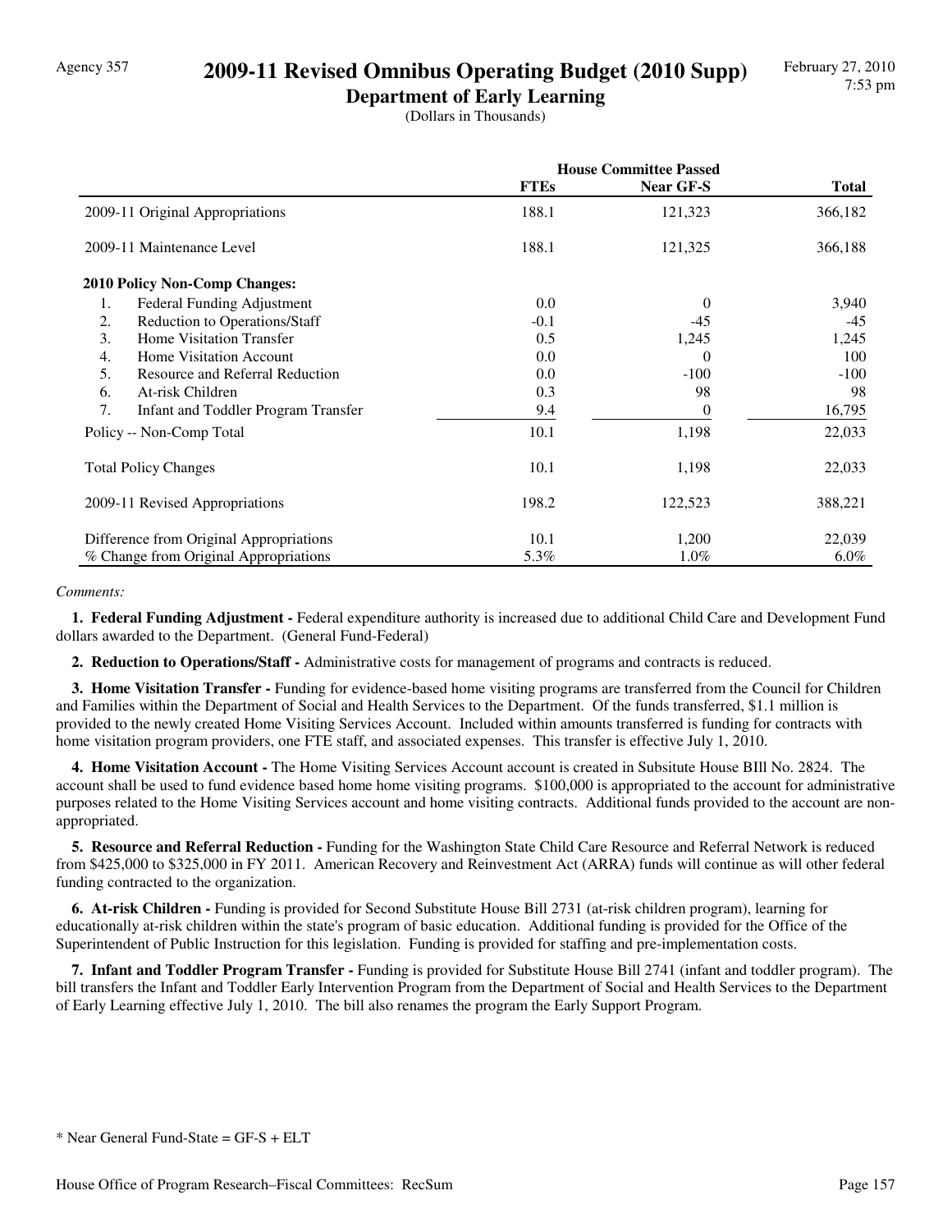Agency 357

# 2009-11 Revised Omnibus Operating Budget (2010 Supp)

## Department of Early Learning

(Dollars in Thousands)

| | House Committee Passed | | |
|---|---|---|---|
| | FTEs | Near GF-S | Total |
| 2009-11 Original Appropriations | 188.1 | 121,323 | 366,182 |
| 2009-11 Maintenance Level | 188.1 | 121,325 | 366,188 |
| **2010 Policy Non-Comp Changes:** | | | |
| 1. Federal Funding Adjustment | 0.0 | 0 | 3,940 |
| 2. Reduction to Operations/Staff | -0.1 | -45 | -45 |
| 3. Home Visitation Transfer | 0.5 | 1,245 | 1,245 |
| 4. Home Visitation Account | 0.0 | 0 | 100 |
| 5. Resource and Referral Reduction | 0.0 | -100 | -100 |
| 6. At-risk Children | 0.3 | 98 | 98 |
| 7. Infant and Toddler Program Transfer | 9.4 | 0 | 16,795 |
| Policy -- Non-Comp Total | 10.1 | 1,198 | 22,033 |
| Total Policy Changes | 10.1 | 1,198 | 22,033 |
| 2009-11 Revised Appropriations | 198.2 | 122,523 | 388,221 |
| Difference from Original Appropriations | 10.1 | 1,200 | 22,039 |
| % Change from Original Appropriations | 5.3% | 1.0% | 6.0% |

*Comments:*

**1. Federal Funding Adjustment -** Federal expenditure authority is increased due to additional Child Care and Development Fund dollars awarded to the Department. (General Fund-Federal)

**2. Reduction to Operations/Staff -** Administrative costs for management of programs and contracts is reduced.

**3. Home Visitation Transfer -** Funding for evidence-based home visiting programs are transferred from the Council for Children and Families within the Department of Social and Health Services to the Department. Of the funds transferred, $1.1 million is provided to the newly created Home Visiting Services Account. Included within amounts transferred is funding for contracts with home visitation program providers, one FTE staff, and associated expenses. This transfer is effective July 1, 2010.

**4. Home Visitation Account -** The Home Visiting Services Account account is created in Subsitute House BIll No. 2824. The account shall be used to fund evidence based home home visiting programs. $100,000 is appropriated to the account for administrative purposes related to the Home Visiting Services account and home visiting contracts. Additional funds provided to the account are non-appropriated.

**5. Resource and Referral Reduction -** Funding for the Washington State Child Care Resource and Referral Network is reduced from $425,000 to $325,000 in FY 2011. American Recovery and Reinvestment Act (ARRA) funds will continue as will other federal funding contracted to the organization.

**6. At-risk Children -** Funding is provided for Second Substitute House Bill 2731 (at-risk children program), learning for educationally at-risk children within the state's program of basic education. Additional funding is provided for the Office of the Superintendent of Public Instruction for this legislation. Funding is provided for staffing and pre-implementation costs.

**7. Infant and Toddler Program Transfer -** Funding is provided for Substitute House Bill 2741 (infant and toddler program). The bill transfers the Infant and Toddler Early Intervention Program from the Department of Social and Health Services to the Department of Early Learning effective July 1, 2010. The bill also renames the program the Early Support Program.

\* Near General Fund-State = GF-S + ELT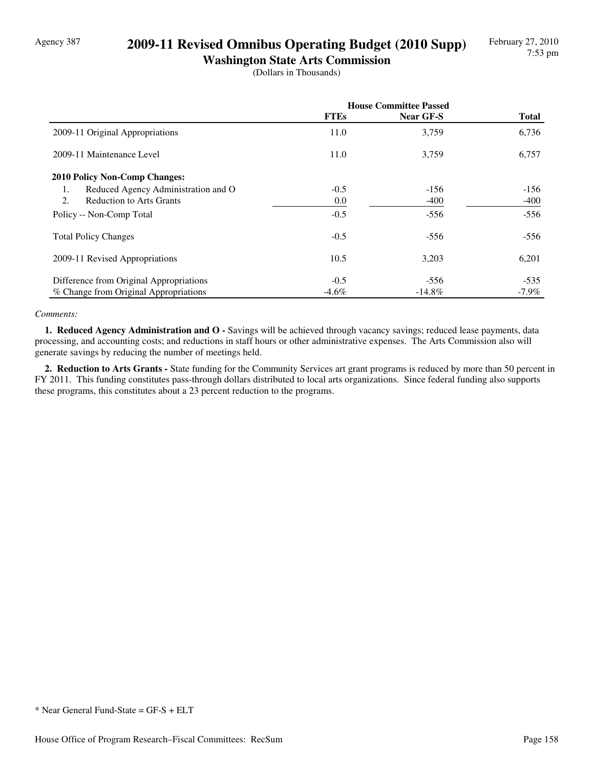Agency 387

# 2009-11 Revised Omnibus Operating Budget (2010 Supp)

## Washington State Arts Commission

(Dollars in Thousands)

| | House Committee Passed | | |
|---|---|---|---|
| | FTEs | Near GF-S | Total |
| 2009-11 Original Appropriations | 11.0 | 3,759 | 6,736 |
| 2009-11 Maintenance Level | 11.0 | 3,759 | 6,757 |
| **2010 Policy Non-Comp Changes:** | | | |
| 1. Reduced Agency Administration and O | -0.5 | -156 | -156 |
| 2. Reduction to Arts Grants | 0.0 | -400 | -400 |
| Policy -- Non-Comp Total | -0.5 | -556 | -556 |
| Total Policy Changes | -0.5 | -556 | -556 |
| 2009-11 Revised Appropriations | 10.5 | 3,203 | 6,201 |
| Difference from Original Appropriations | -0.5 | -556 | -535 |
| % Change from Original Appropriations | -4.6% | -14.8% | -7.9% |

*Comments:*

**1. Reduced Agency Administration and O -** Savings will be achieved through vacancy savings; reduced lease payments, data processing, and accounting costs; and reductions in staff hours or other administrative expenses. The Arts Commission also will generate savings by reducing the number of meetings held.

**2. Reduction to Arts Grants -** State funding for the Community Services art grant programs is reduced by more than 50 percent in FY 2011. This funding constitutes pass-through dollars distributed to local arts organizations. Since federal funding also supports these programs, this constitutes about a 23 percent reduction to the programs.

* Near General Fund-State = GF-S + ELT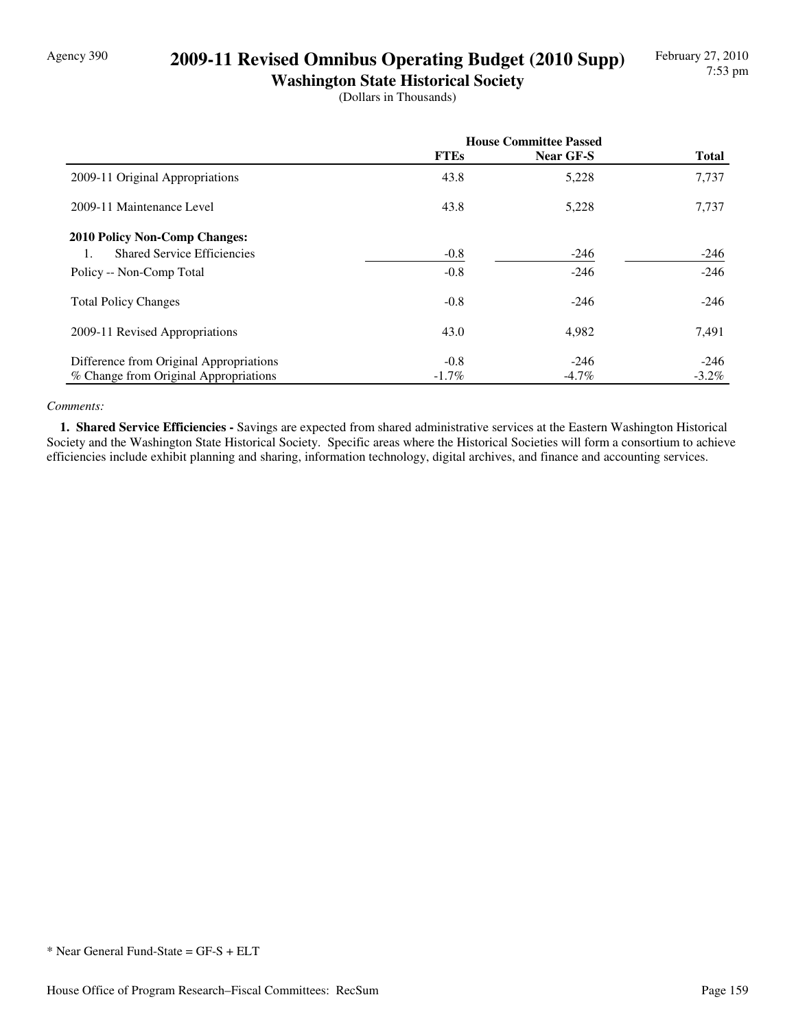Agency 390

# 2009-11 Revised Omnibus Operating Budget (2010 Supp)

## Washington State Historical Society

(Dollars in Thousands)

| | House Committee Passed | | |
|---|---|---|---|
| | FTEs | Near GF-S | Total |
| 2009-11 Original Appropriations | 43.8 | 5,228 | 7,737 |
| 2009-11 Maintenance Level | 43.8 | 5,228 | 7,737 |
| **2010 Policy Non-Comp Changes:** | | | |
| 1. Shared Service Efficiencies | -0.8 | -246 | -246 |
| Policy -- Non-Comp Total | -0.8 | -246 | -246 |
| Total Policy Changes | -0.8 | -246 | -246 |
| 2009-11 Revised Appropriations | 43.0 | 4,982 | 7,491 |
| Difference from Original Appropriations | -0.8 | -246 | -246 |
| % Change from Original Appropriations | -1.7% | -4.7% | -3.2% |

*Comments:*

**1. Shared Service Efficiencies -** Savings are expected from shared administrative services at the Eastern Washington Historical Society and the Washington State Historical Society. Specific areas where the Historical Societies will form a consortium to achieve efficiencies include exhibit planning and sharing, information technology, digital archives, and finance and accounting services.

* Near General Fund-State = GF-S + ELT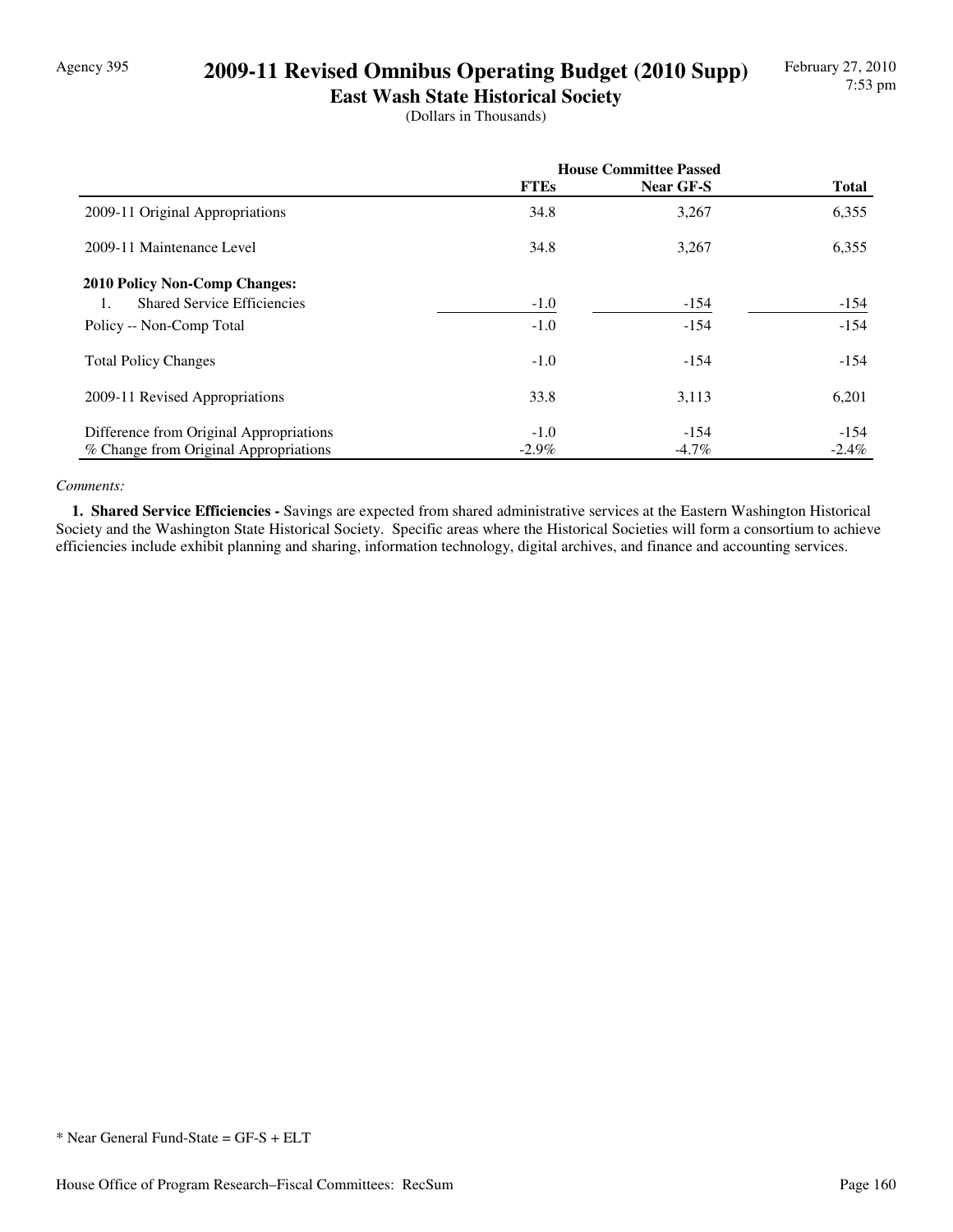# 2009-11 Revised Omnibus Operating Budget (2010 Supp)

## East Wash State Historical Society

(Dollars in Thousands)

| | House Committee Passed | | |
|---|---|---|---|
| | FTEs | Near GF-S | Total |
| 2009-11 Original Appropriations | 34.8 | 3,267 | 6,355 |
| 2009-11 Maintenance Level | 34.8 | 3,267 | 6,355 |
| **2010 Policy Non-Comp Changes:** | | | |
| 1. Shared Service Efficiencies | -1.0 | -154 | -154 |
| Policy -- Non-Comp Total | -1.0 | -154 | -154 |
| Total Policy Changes | -1.0 | -154 | -154 |
| 2009-11 Revised Appropriations | 33.8 | 3,113 | 6,201 |
| Difference from Original Appropriations | -1.0 | -154 | -154 |
| % Change from Original Appropriations | -2.9% | -4.7% | -2.4% |

*Comments:*

**1. Shared Service Efficiencies -** Savings are expected from shared administrative services at the Eastern Washington Historical Society and the Washington State Historical Society. Specific areas where the Historical Societies will form a consortium to achieve efficiencies include exhibit planning and sharing, information technology, digital archives, and finance and accounting services.

* Near General Fund-State = GF-S + ELT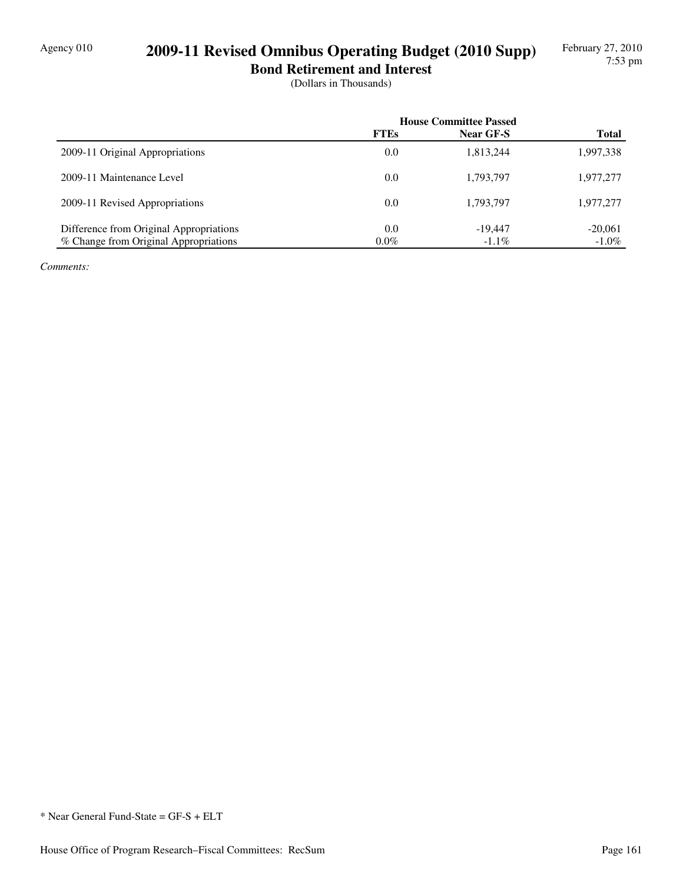Agency 010

# 2009-11 Revised Omnibus Operating Budget (2010 Supp)

## Bond Retirement and Interest

(Dollars in Thousands)

| | House Committee Passed | | |
|---|---|---|---|
| | **FTEs** | **Near GF-S** | **Total** |
| 2009-11 Original Appropriations | 0.0 | 1,813,244 | 1,997,338 |
| 2009-11 Maintenance Level | 0.0 | 1,793,797 | 1,977,277 |
| 2009-11 Revised Appropriations | 0.0 | 1,793,797 | 1,977,277 |
| Difference from Original Appropriations | 0.0 | -19,447 | -20,061 |
| % Change from Original Appropriations | 0.0% | -1.1% | -1.0% |

*Comments:*

\* Near General Fund-State = GF-S + ELT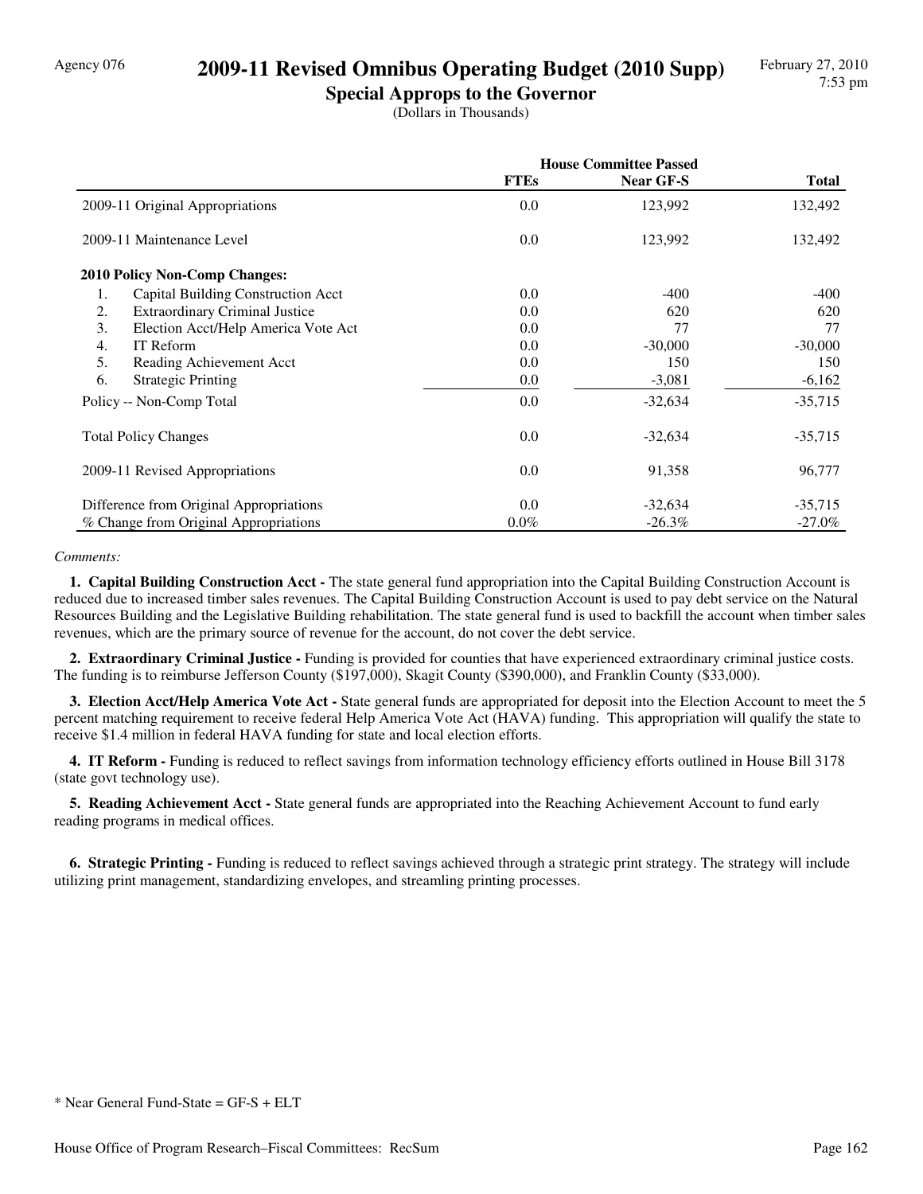Agency 076

# 2009-11 Revised Omnibus Operating Budget (2010 Supp)

## Special Approps to the Governor

(Dollars in Thousands)

| | House Committee Passed | | |
|---|---|---|---|
| | FTEs | Near GF-S | Total |
| 2009-11 Original Appropriations | 0.0 | 123,992 | 132,492 |
| 2009-11 Maintenance Level | 0.0 | 123,992 | 132,492 |
| **2010 Policy Non-Comp Changes:** | | | |
| 1. Capital Building Construction Acct | 0.0 | -400 | -400 |
| 2. Extraordinary Criminal Justice | 0.0 | 620 | 620 |
| 3. Election Acct/Help America Vote Act | 0.0 | 77 | 77 |
| 4. IT Reform | 0.0 | -30,000 | -30,000 |
| 5. Reading Achievement Acct | 0.0 | 150 | 150 |
| 6. Strategic Printing | 0.0 | -3,081 | -6,162 |
| Policy -- Non-Comp Total | 0.0 | -32,634 | -35,715 |
| Total Policy Changes | 0.0 | -32,634 | -35,715 |
| 2009-11 Revised Appropriations | 0.0 | 91,358 | 96,777 |
| Difference from Original Appropriations | 0.0 | -32,634 | -35,715 |
| % Change from Original Appropriations | 0.0% | -26.3% | -27.0% |

*Comments:*

**1. Capital Building Construction Acct -** The state general fund appropriation into the Capital Building Construction Account is reduced due to increased timber sales revenues. The Capital Building Construction Account is used to pay debt service on the Natural Resources Building and the Legislative Building rehabilitation. The state general fund is used to backfill the account when timber sales revenues, which are the primary source of revenue for the account, do not cover the debt service.

**2. Extraordinary Criminal Justice -** Funding is provided for counties that have experienced extraordinary criminal justice costs. The funding is to reimburse Jefferson County ($197,000), Skagit County ($390,000), and Franklin County ($33,000).

**3. Election Acct/Help America Vote Act -** State general funds are appropriated for deposit into the Election Account to meet the 5 percent matching requirement to receive federal Help America Vote Act (HAVA) funding. This appropriation will qualify the state to receive $1.4 million in federal HAVA funding for state and local election efforts.

**4. IT Reform -** Funding is reduced to reflect savings from information technology efficiency efforts outlined in House Bill 3178 (state govt technology use).

**5. Reading Achievement Acct -** State general funds are appropriated into the Reaching Achievement Account to fund early reading programs in medical offices.

**6. Strategic Printing -** Funding is reduced to reflect savings achieved through a strategic print strategy. The strategy will include utilizing print management, standardizing envelopes, and streamling printing processes.

\* Near General Fund-State = GF-S + ELT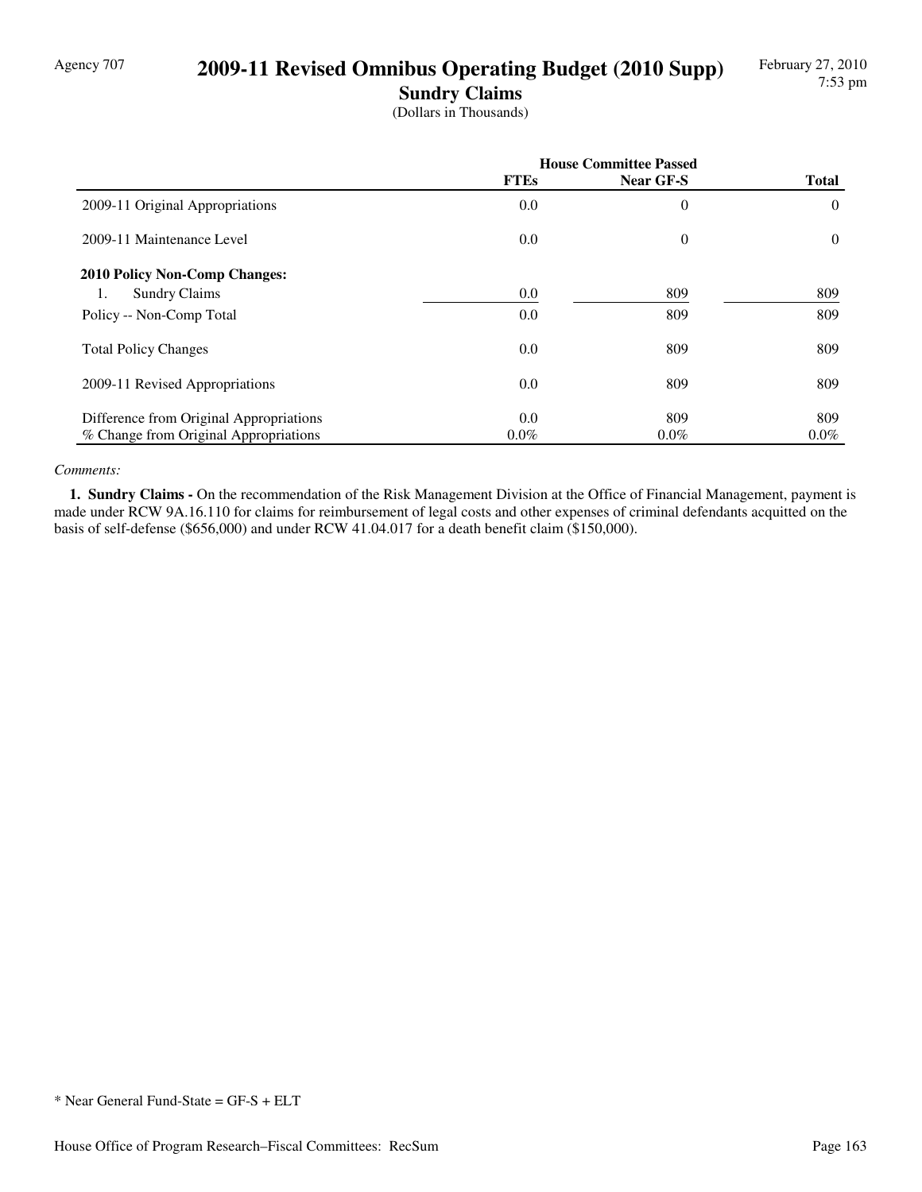# 2009-11 Revised Omnibus Operating Budget (2010 Supp)

## Sundry Claims

(Dollars in Thousands)

| | House Committee Passed | | |
|---|---|---|---|
| | **FTEs** | **Near GF-S** | **Total** |
| 2009-11 Original Appropriations | 0.0 | 0 | 0 |
| 2009-11 Maintenance Level | 0.0 | 0 | 0 |
| **2010 Policy Non-Comp Changes:** | | | |
| 1. Sundry Claims | 0.0 | 809 | 809 |
| Policy -- Non-Comp Total | 0.0 | 809 | 809 |
| Total Policy Changes | 0.0 | 809 | 809 |
| 2009-11 Revised Appropriations | 0.0 | 809 | 809 |
| Difference from Original Appropriations | 0.0 | 809 | 809 |
| % Change from Original Appropriations | 0.0% | 0.0% | 0.0% |

*Comments:*

**1. Sundry Claims -** On the recommendation of the Risk Management Division at the Office of Financial Management, payment is made under RCW 9A.16.110 for claims for reimbursement of legal costs and other expenses of criminal defendants acquitted on the basis of self-defense ($656,000) and under RCW 41.04.017 for a death benefit claim ($150,000).

* Near General Fund-State = GF-S + ELT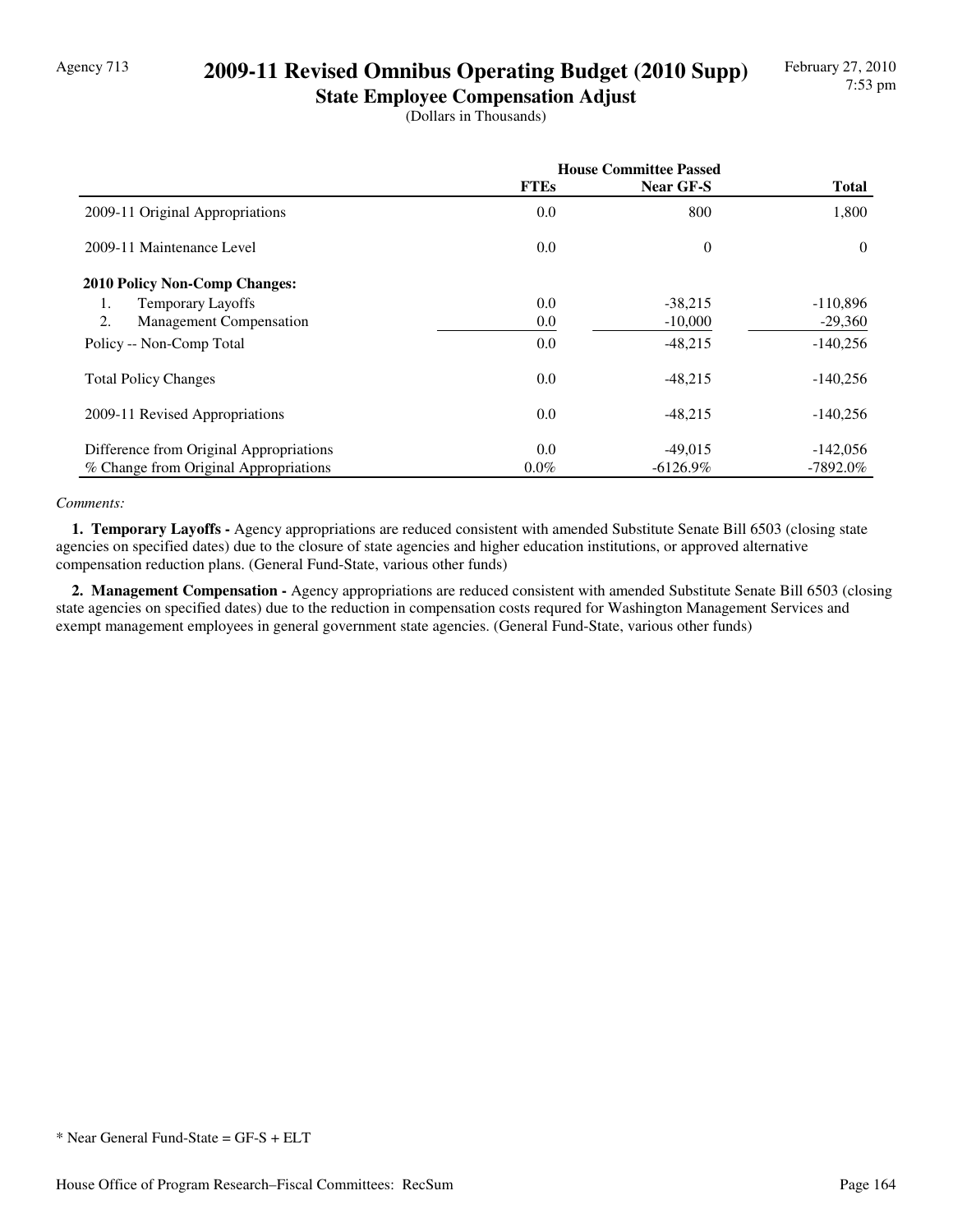Agency 713

# 2009-11 Revised Omnibus Operating Budget (2010 Supp)

## State Employee Compensation Adjust

(Dollars in Thousands)

| | House Committee Passed | | |
|---|---|---|---|
| | **FTEs** | **Near GF-S** | **Total** |
| 2009-11 Original Appropriations | 0.0 | 800 | 1,800 |
| 2009-11 Maintenance Level | 0.0 | 0 | 0 |
| **2010 Policy Non-Comp Changes:** | | | |
| 1. Temporary Layoffs | 0.0 | -38,215 | -110,896 |
| 2. Management Compensation | 0.0 | -10,000 | -29,360 |
| Policy -- Non-Comp Total | 0.0 | -48,215 | -140,256 |
| Total Policy Changes | 0.0 | -48,215 | -140,256 |
| 2009-11 Revised Appropriations | 0.0 | -48,215 | -140,256 |
| Difference from Original Appropriations | 0.0 | -49,015 | -142,056 |
| % Change from Original Appropriations | 0.0% | -6126.9% | -7892.0% |

*Comments:*

**1. Temporary Layoffs -** Agency appropriations are reduced consistent with amended Substitute Senate Bill 6503 (closing state agencies on specified dates) due to the closure of state agencies and higher education institutions, or approved alternative compensation reduction plans. (General Fund-State, various other funds)

**2. Management Compensation -** Agency appropriations are reduced consistent with amended Substitute Senate Bill 6503 (closing state agencies on specified dates) due to the reduction in compensation costs requred for Washington Management Services and exempt management employees in general government state agencies. (General Fund-State, various other funds)

* Near General Fund-State = GF-S + ELT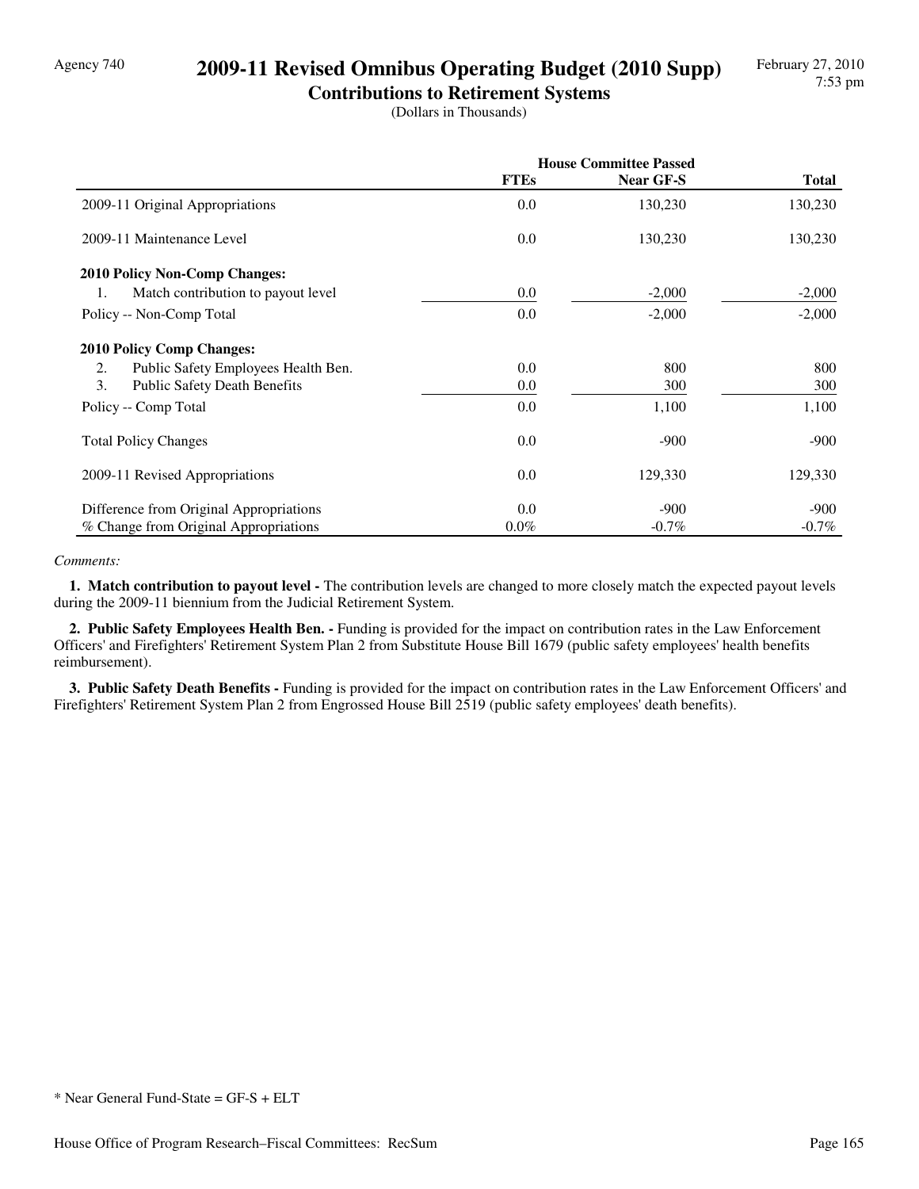Agency 740

# 2009-11 Revised Omnibus Operating Budget (2010 Supp)

## Contributions to Retirement Systems

(Dollars in Thousands)

| | House Committee Passed | | |
|---|---|---|---|
| | FTEs | Near GF-S | Total |
| 2009-11 Original Appropriations | 0.0 | 130,230 | 130,230 |
| 2009-11 Maintenance Level | 0.0 | 130,230 | 130,230 |
| **2010 Policy Non-Comp Changes:** | | | |
| 1. Match contribution to payout level | 0.0 | -2,000 | -2,000 |
| Policy -- Non-Comp Total | 0.0 | -2,000 | -2,000 |
| **2010 Policy Comp Changes:** | | | |
| 2. Public Safety Employees Health Ben. | 0.0 | 800 | 800 |
| 3. Public Safety Death Benefits | 0.0 | 300 | 300 |
| Policy -- Comp Total | 0.0 | 1,100 | 1,100 |
| Total Policy Changes | 0.0 | -900 | -900 |
| 2009-11 Revised Appropriations | 0.0 | 129,330 | 129,330 |
| Difference from Original Appropriations | 0.0 | -900 | -900 |
| % Change from Original Appropriations | 0.0% | -0.7% | -0.7% |

*Comments:*

**1. Match contribution to payout level -** The contribution levels are changed to more closely match the expected payout levels during the 2009-11 biennium from the Judicial Retirement System.

**2. Public Safety Employees Health Ben. -** Funding is provided for the impact on contribution rates in the Law Enforcement Officers' and Firefighters' Retirement System Plan 2 from Substitute House Bill 1679 (public safety employees' health benefits reimbursement).

**3. Public Safety Death Benefits -** Funding is provided for the impact on contribution rates in the Law Enforcement Officers' and Firefighters' Retirement System Plan 2 from Engrossed House Bill 2519 (public safety employees' death benefits).

* Near General Fund-State = GF-S + ELT